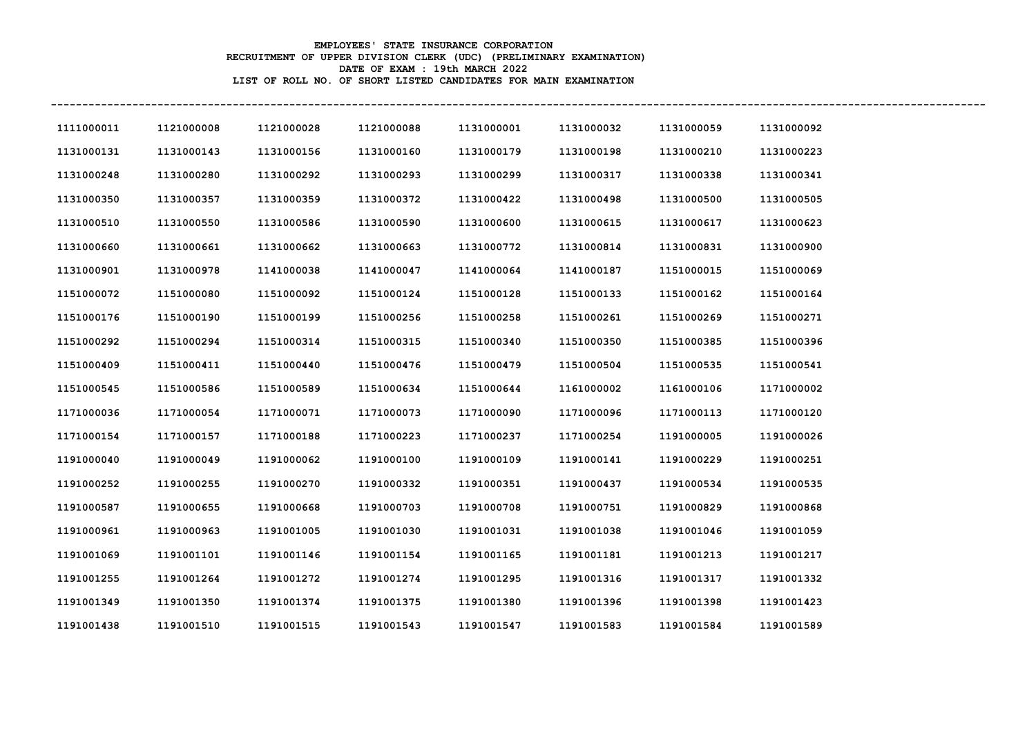**EMPLOYEES' STATE INSURANCE CORPORATION**
**RECRUITMENT OF UPPER DIVISION CLERK (UDC) (PRELIMINARY EXAMINATION)**
**DATE OF EXAM : 19th MARCH 2022**
**LIST OF ROLL NO. OF SHORT LISTED CANDIDATES FOR MAIN EXAMINATION**

---

| | | | | | | | |
|---|---|---|---|---|---|---|---|
| 1111000011 | 1121000008 | 1121000028 | 1121000088 | 1131000001 | 1131000032 | 1131000059 | 1131000092 |
| 1131000131 | 1131000143 | 1131000156 | 1131000160 | 1131000179 | 1131000198 | 1131000210 | 1131000223 |
| 1131000248 | 1131000280 | 1131000292 | 1131000293 | 1131000299 | 1131000317 | 1131000338 | 1131000341 |
| 1131000350 | 1131000357 | 1131000359 | 1131000372 | 1131000422 | 1131000498 | 1131000500 | 1131000505 |
| 1131000510 | 1131000550 | 1131000586 | 1131000590 | 1131000600 | 1131000615 | 1131000617 | 1131000623 |
| 1131000660 | 1131000661 | 1131000662 | 1131000663 | 1131000772 | 1131000814 | 1131000831 | 1131000900 |
| 1131000901 | 1131000978 | 1141000038 | 1141000047 | 1141000064 | 1141000187 | 1151000015 | 1151000069 |
| 1151000072 | 1151000080 | 1151000092 | 1151000124 | 1151000128 | 1151000133 | 1151000162 | 1151000164 |
| 1151000176 | 1151000190 | 1151000199 | 1151000256 | 1151000258 | 1151000261 | 1151000269 | 1151000271 |
| 1151000292 | 1151000294 | 1151000314 | 1151000315 | 1151000340 | 1151000350 | 1151000385 | 1151000396 |
| 1151000409 | 1151000411 | 1151000440 | 1151000476 | 1151000479 | 1151000504 | 1151000535 | 1151000541 |
| 1151000545 | 1151000586 | 1151000589 | 1151000634 | 1151000644 | 1161000002 | 1161000106 | 1171000002 |
| 1171000036 | 1171000054 | 1171000071 | 1171000073 | 1171000090 | 1171000096 | 1171000113 | 1171000120 |
| 1171000154 | 1171000157 | 1171000188 | 1171000223 | 1171000237 | 1171000254 | 1191000005 | 1191000026 |
| 1191000040 | 1191000049 | 1191000062 | 1191000100 | 1191000109 | 1191000141 | 1191000229 | 1191000251 |
| 1191000252 | 1191000255 | 1191000270 | 1191000332 | 1191000351 | 1191000437 | 1191000534 | 1191000535 |
| 1191000587 | 1191000655 | 1191000668 | 1191000703 | 1191000708 | 1191000751 | 1191000829 | 1191000868 |
| 1191000961 | 1191000963 | 1191001005 | 1191001030 | 1191001031 | 1191001038 | 1191001046 | 1191001059 |
| 1191001069 | 1191001101 | 1191001146 | 1191001154 | 1191001165 | 1191001181 | 1191001213 | 1191001217 |
| 1191001255 | 1191001264 | 1191001272 | 1191001274 | 1191001295 | 1191001316 | 1191001317 | 1191001332 |
| 1191001349 | 1191001350 | 1191001374 | 1191001375 | 1191001380 | 1191001396 | 1191001398 | 1191001423 |
| 1191001438 | 1191001510 | 1191001515 | 1191001543 | 1191001547 | 1191001583 | 1191001584 | 1191001589 |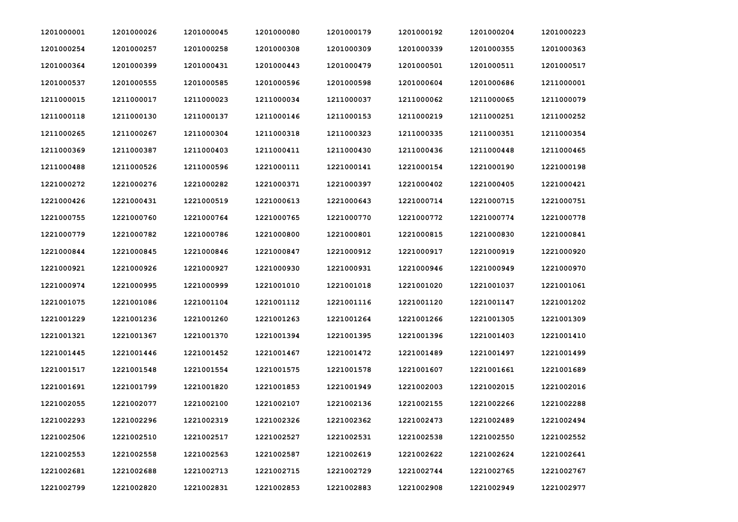| 1201000001 | 1201000026 | 1201000045 | 1201000080 | 1201000179 | 1201000192 | 1201000204 | 1201000223 |
|---|---|---|---|---|---|---|---|
| 1201000254 | 1201000257 | 1201000258 | 1201000308 | 1201000309 | 1201000339 | 1201000355 | 1201000363 |
| 1201000364 | 1201000399 | 1201000431 | 1201000443 | 1201000479 | 1201000501 | 1201000511 | 1201000517 |
| 1201000537 | 1201000555 | 1201000585 | 1201000596 | 1201000598 | 1201000604 | 1201000686 | 1211000001 |
| 1211000015 | 1211000017 | 1211000023 | 1211000034 | 1211000037 | 1211000062 | 1211000065 | 1211000079 |
| 1211000118 | 1211000130 | 1211000137 | 1211000146 | 1211000153 | 1211000219 | 1211000251 | 1211000252 |
| 1211000265 | 1211000267 | 1211000304 | 1211000318 | 1211000323 | 1211000335 | 1211000351 | 1211000354 |
| 1211000369 | 1211000387 | 1211000403 | 1211000411 | 1211000430 | 1211000436 | 1211000448 | 1211000465 |
| 1211000488 | 1211000526 | 1211000596 | 1221000111 | 1221000141 | 1221000154 | 1221000190 | 1221000198 |
| 1221000272 | 1221000276 | 1221000282 | 1221000371 | 1221000397 | 1221000402 | 1221000405 | 1221000421 |
| 1221000426 | 1221000431 | 1221000519 | 1221000613 | 1221000643 | 1221000714 | 1221000715 | 1221000751 |
| 1221000755 | 1221000760 | 1221000764 | 1221000765 | 1221000770 | 1221000772 | 1221000774 | 1221000778 |
| 1221000779 | 1221000782 | 1221000786 | 1221000800 | 1221000801 | 1221000815 | 1221000830 | 1221000841 |
| 1221000844 | 1221000845 | 1221000846 | 1221000847 | 1221000912 | 1221000917 | 1221000919 | 1221000920 |
| 1221000921 | 1221000926 | 1221000927 | 1221000930 | 1221000931 | 1221000946 | 1221000949 | 1221000970 |
| 1221000974 | 1221000995 | 1221000999 | 1221001010 | 1221001018 | 1221001020 | 1221001037 | 1221001061 |
| 1221001075 | 1221001086 | 1221001104 | 1221001112 | 1221001116 | 1221001120 | 1221001147 | 1221001202 |
| 1221001229 | 1221001236 | 1221001260 | 1221001263 | 1221001264 | 1221001266 | 1221001305 | 1221001309 |
| 1221001321 | 1221001367 | 1221001370 | 1221001394 | 1221001395 | 1221001396 | 1221001403 | 1221001410 |
| 1221001445 | 1221001446 | 1221001452 | 1221001467 | 1221001472 | 1221001489 | 1221001497 | 1221001499 |
| 1221001517 | 1221001548 | 1221001554 | 1221001575 | 1221001578 | 1221001607 | 1221001661 | 1221001689 |
| 1221001691 | 1221001799 | 1221001820 | 1221001853 | 1221001949 | 1221002003 | 1221002015 | 1221002016 |
| 1221002055 | 1221002077 | 1221002100 | 1221002107 | 1221002136 | 1221002155 | 1221002266 | 1221002288 |
| 1221002293 | 1221002296 | 1221002319 | 1221002326 | 1221002362 | 1221002473 | 1221002489 | 1221002494 |
| 1221002506 | 1221002510 | 1221002517 | 1221002527 | 1221002531 | 1221002538 | 1221002550 | 1221002552 |
| 1221002553 | 1221002558 | 1221002563 | 1221002587 | 1221002619 | 1221002622 | 1221002624 | 1221002641 |
| 1221002681 | 1221002688 | 1221002713 | 1221002715 | 1221002729 | 1221002744 | 1221002765 | 1221002767 |
| 1221002799 | 1221002820 | 1221002831 | 1221002853 | 1221002883 | 1221002908 | 1221002949 | 1221002977 |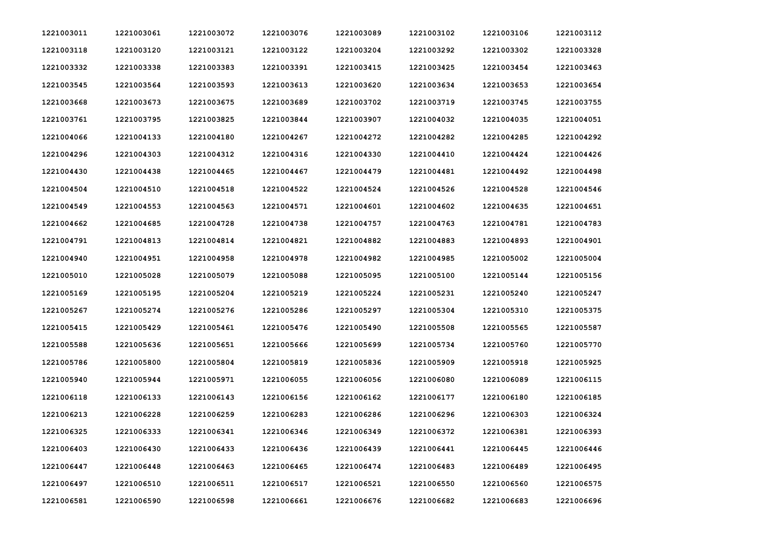| | | | | | | | |
|---|---|---|---|---|---|---|---|
| 1221003011 | 1221003061 | 1221003072 | 1221003076 | 1221003089 | 1221003102 | 1221003106 | 1221003112 |
| 1221003118 | 1221003120 | 1221003121 | 1221003122 | 1221003204 | 1221003292 | 1221003302 | 1221003328 |
| 1221003332 | 1221003338 | 1221003383 | 1221003391 | 1221003415 | 1221003425 | 1221003454 | 1221003463 |
| 1221003545 | 1221003564 | 1221003593 | 1221003613 | 1221003620 | 1221003634 | 1221003653 | 1221003654 |
| 1221003668 | 1221003673 | 1221003675 | 1221003689 | 1221003702 | 1221003719 | 1221003745 | 1221003755 |
| 1221003761 | 1221003795 | 1221003825 | 1221003844 | 1221003907 | 1221004032 | 1221004035 | 1221004051 |
| 1221004066 | 1221004133 | 1221004180 | 1221004267 | 1221004272 | 1221004282 | 1221004285 | 1221004292 |
| 1221004296 | 1221004303 | 1221004312 | 1221004316 | 1221004330 | 1221004410 | 1221004424 | 1221004426 |
| 1221004430 | 1221004438 | 1221004465 | 1221004467 | 1221004479 | 1221004481 | 1221004492 | 1221004498 |
| 1221004504 | 1221004510 | 1221004518 | 1221004522 | 1221004524 | 1221004526 | 1221004528 | 1221004546 |
| 1221004549 | 1221004553 | 1221004563 | 1221004571 | 1221004601 | 1221004602 | 1221004635 | 1221004651 |
| 1221004662 | 1221004685 | 1221004728 | 1221004738 | 1221004757 | 1221004763 | 1221004781 | 1221004783 |
| 1221004791 | 1221004813 | 1221004814 | 1221004821 | 1221004882 | 1221004883 | 1221004893 | 1221004901 |
| 1221004940 | 1221004951 | 1221004958 | 1221004978 | 1221004982 | 1221004985 | 1221005002 | 1221005004 |
| 1221005010 | 1221005028 | 1221005079 | 1221005088 | 1221005095 | 1221005100 | 1221005144 | 1221005156 |
| 1221005169 | 1221005195 | 1221005204 | 1221005219 | 1221005224 | 1221005231 | 1221005240 | 1221005247 |
| 1221005267 | 1221005274 | 1221005276 | 1221005286 | 1221005297 | 1221005304 | 1221005310 | 1221005375 |
| 1221005415 | 1221005429 | 1221005461 | 1221005476 | 1221005490 | 1221005508 | 1221005565 | 1221005587 |
| 1221005588 | 1221005636 | 1221005651 | 1221005666 | 1221005699 | 1221005734 | 1221005760 | 1221005770 |
| 1221005786 | 1221005800 | 1221005804 | 1221005819 | 1221005836 | 1221005909 | 1221005918 | 1221005925 |
| 1221005940 | 1221005944 | 1221005971 | 1221006055 | 1221006056 | 1221006080 | 1221006089 | 1221006115 |
| 1221006118 | 1221006133 | 1221006143 | 1221006156 | 1221006162 | 1221006177 | 1221006180 | 1221006185 |
| 1221006213 | 1221006228 | 1221006259 | 1221006283 | 1221006286 | 1221006296 | 1221006303 | 1221006324 |
| 1221006325 | 1221006333 | 1221006341 | 1221006346 | 1221006349 | 1221006372 | 1221006381 | 1221006393 |
| 1221006403 | 1221006430 | 1221006433 | 1221006436 | 1221006439 | 1221006441 | 1221006445 | 1221006446 |
| 1221006447 | 1221006448 | 1221006463 | 1221006465 | 1221006474 | 1221006483 | 1221006489 | 1221006495 |
| 1221006497 | 1221006510 | 1221006511 | 1221006517 | 1221006521 | 1221006550 | 1221006560 | 1221006575 |
| 1221006581 | 1221006590 | 1221006598 | 1221006661 | 1221006676 | 1221006682 | 1221006683 | 1221006696 |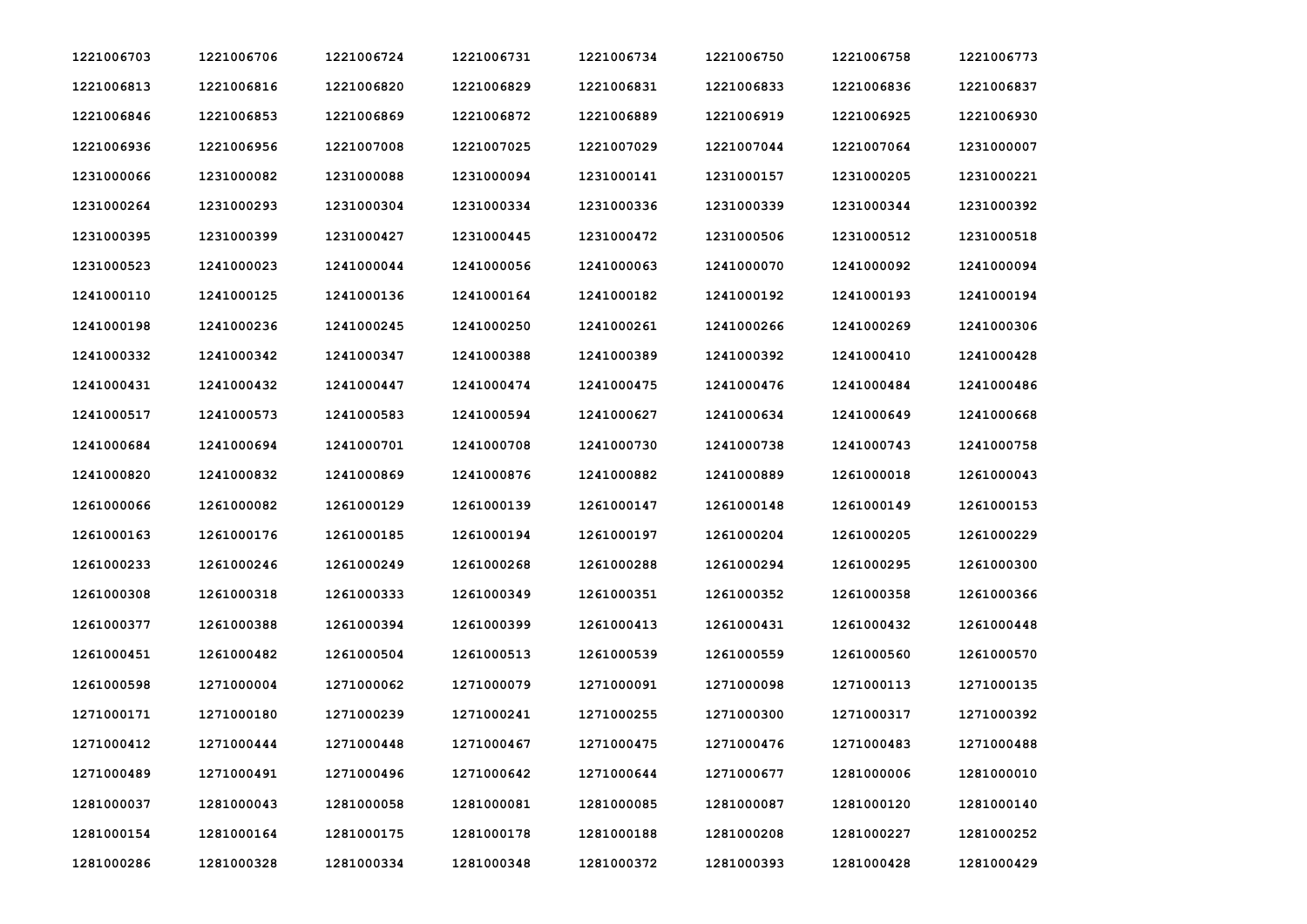| | | | | | | | |
|---|---|---|---|---|---|---|---|
| 1221006703 | 1221006706 | 1221006724 | 1221006731 | 1221006734 | 1221006750 | 1221006758 | 1221006773 |
| 1221006813 | 1221006816 | 1221006820 | 1221006829 | 1221006831 | 1221006833 | 1221006836 | 1221006837 |
| 1221006846 | 1221006853 | 1221006869 | 1221006872 | 1221006889 | 1221006919 | 1221006925 | 1221006930 |
| 1221006936 | 1221006956 | 1221007008 | 1221007025 | 1221007029 | 1221007044 | 1221007064 | 1231000007 |
| 1231000066 | 1231000082 | 1231000088 | 1231000094 | 1231000141 | 1231000157 | 1231000205 | 1231000221 |
| 1231000264 | 1231000293 | 1231000304 | 1231000334 | 1231000336 | 1231000339 | 1231000344 | 1231000392 |
| 1231000395 | 1231000399 | 1231000427 | 1231000445 | 1231000472 | 1231000506 | 1231000512 | 1231000518 |
| 1231000523 | 1241000023 | 1241000044 | 1241000056 | 1241000063 | 1241000070 | 1241000092 | 1241000094 |
| 1241000110 | 1241000125 | 1241000136 | 1241000164 | 1241000182 | 1241000192 | 1241000193 | 1241000194 |
| 1241000198 | 1241000236 | 1241000245 | 1241000250 | 1241000261 | 1241000266 | 1241000269 | 1241000306 |
| 1241000332 | 1241000342 | 1241000347 | 1241000388 | 1241000389 | 1241000392 | 1241000410 | 1241000428 |
| 1241000431 | 1241000432 | 1241000447 | 1241000474 | 1241000475 | 1241000476 | 1241000484 | 1241000486 |
| 1241000517 | 1241000573 | 1241000583 | 1241000594 | 1241000627 | 1241000634 | 1241000649 | 1241000668 |
| 1241000684 | 1241000694 | 1241000701 | 1241000708 | 1241000730 | 1241000738 | 1241000743 | 1241000758 |
| 1241000820 | 1241000832 | 1241000869 | 1241000876 | 1241000882 | 1241000889 | 1261000018 | 1261000043 |
| 1261000066 | 1261000082 | 1261000129 | 1261000139 | 1261000147 | 1261000148 | 1261000149 | 1261000153 |
| 1261000163 | 1261000176 | 1261000185 | 1261000194 | 1261000197 | 1261000204 | 1261000205 | 1261000229 |
| 1261000233 | 1261000246 | 1261000249 | 1261000268 | 1261000288 | 1261000294 | 1261000295 | 1261000300 |
| 1261000308 | 1261000318 | 1261000333 | 1261000349 | 1261000351 | 1261000352 | 1261000358 | 1261000366 |
| 1261000377 | 1261000388 | 1261000394 | 1261000399 | 1261000413 | 1261000431 | 1261000432 | 1261000448 |
| 1261000451 | 1261000482 | 1261000504 | 1261000513 | 1261000539 | 1261000559 | 1261000560 | 1261000570 |
| 1261000598 | 1271000004 | 1271000062 | 1271000079 | 1271000091 | 1271000098 | 1271000113 | 1271000135 |
| 1271000171 | 1271000180 | 1271000239 | 1271000241 | 1271000255 | 1271000300 | 1271000317 | 1271000392 |
| 1271000412 | 1271000444 | 1271000448 | 1271000467 | 1271000475 | 1271000476 | 1271000483 | 1271000488 |
| 1271000489 | 1271000491 | 1271000496 | 1271000642 | 1271000644 | 1271000677 | 1281000006 | 1281000010 |
| 1281000037 | 1281000043 | 1281000058 | 1281000081 | 1281000085 | 1281000087 | 1281000120 | 1281000140 |
| 1281000154 | 1281000164 | 1281000175 | 1281000178 | 1281000188 | 1281000208 | 1281000227 | 1281000252 |
| 1281000286 | 1281000328 | 1281000334 | 1281000348 | 1281000372 | 1281000393 | 1281000428 | 1281000429 |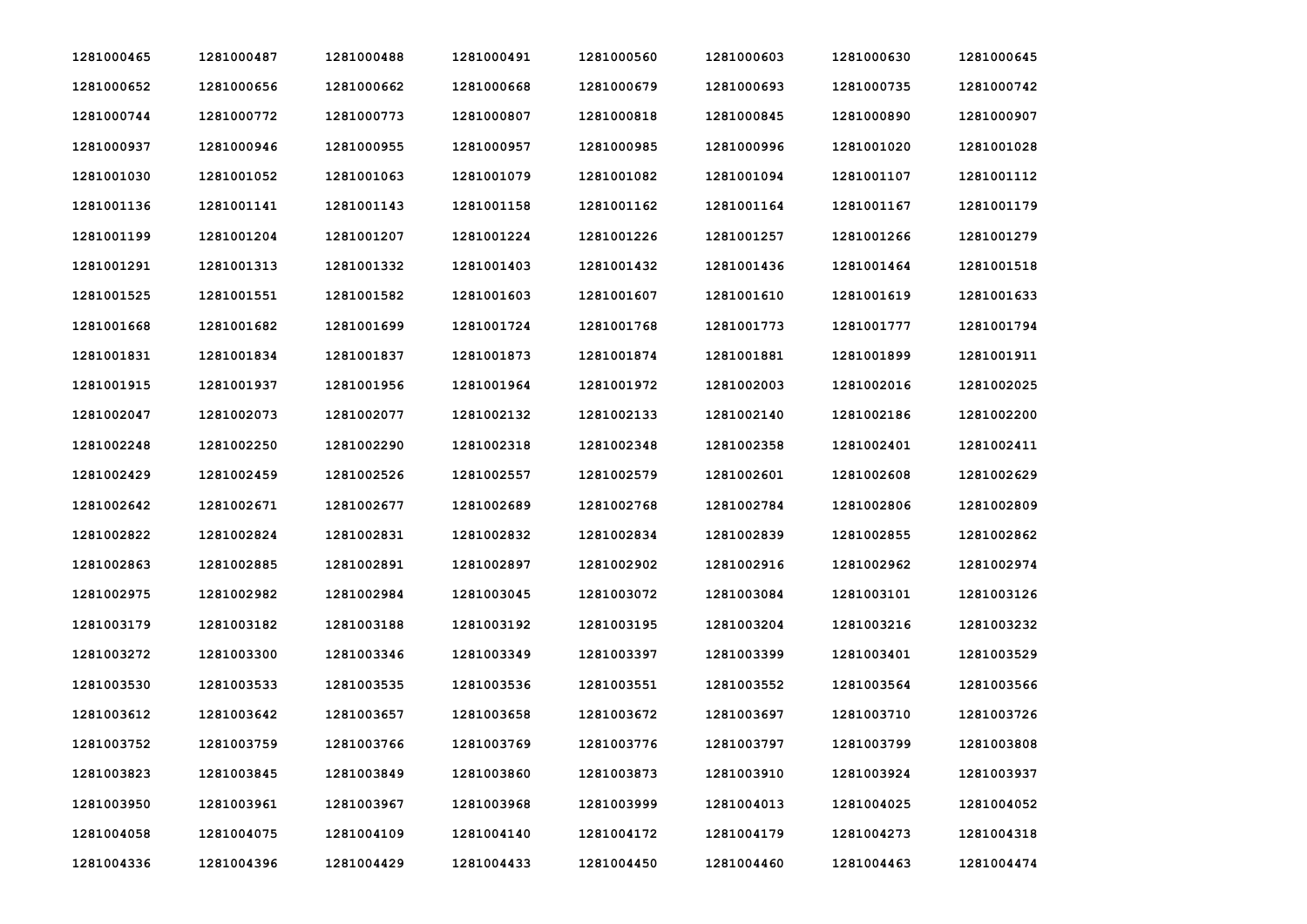| | | | | | | | |
|---|---|---|---|---|---|---|---|
| 1281000465 | 1281000487 | 1281000488 | 1281000491 | 1281000560 | 1281000603 | 1281000630 | 1281000645 |
| 1281000652 | 1281000656 | 1281000662 | 1281000668 | 1281000679 | 1281000693 | 1281000735 | 1281000742 |
| 1281000744 | 1281000772 | 1281000773 | 1281000807 | 1281000818 | 1281000845 | 1281000890 | 1281000907 |
| 1281000937 | 1281000946 | 1281000955 | 1281000957 | 1281000985 | 1281000996 | 1281001020 | 1281001028 |
| 1281001030 | 1281001052 | 1281001063 | 1281001079 | 1281001082 | 1281001094 | 1281001107 | 1281001112 |
| 1281001136 | 1281001141 | 1281001143 | 1281001158 | 1281001162 | 1281001164 | 1281001167 | 1281001179 |
| 1281001199 | 1281001204 | 1281001207 | 1281001224 | 1281001226 | 1281001257 | 1281001266 | 1281001279 |
| 1281001291 | 1281001313 | 1281001332 | 1281001403 | 1281001432 | 1281001436 | 1281001464 | 1281001518 |
| 1281001525 | 1281001551 | 1281001582 | 1281001603 | 1281001607 | 1281001610 | 1281001619 | 1281001633 |
| 1281001668 | 1281001682 | 1281001699 | 1281001724 | 1281001768 | 1281001773 | 1281001777 | 1281001794 |
| 1281001831 | 1281001834 | 1281001837 | 1281001873 | 1281001874 | 1281001881 | 1281001899 | 1281001911 |
| 1281001915 | 1281001937 | 1281001956 | 1281001964 | 1281001972 | 1281002003 | 1281002016 | 1281002025 |
| 1281002047 | 1281002073 | 1281002077 | 1281002132 | 1281002133 | 1281002140 | 1281002186 | 1281002200 |
| 1281002248 | 1281002250 | 1281002290 | 1281002318 | 1281002348 | 1281002358 | 1281002401 | 1281002411 |
| 1281002429 | 1281002459 | 1281002526 | 1281002557 | 1281002579 | 1281002601 | 1281002608 | 1281002629 |
| 1281002642 | 1281002671 | 1281002677 | 1281002689 | 1281002768 | 1281002784 | 1281002806 | 1281002809 |
| 1281002822 | 1281002824 | 1281002831 | 1281002832 | 1281002834 | 1281002839 | 1281002855 | 1281002862 |
| 1281002863 | 1281002885 | 1281002891 | 1281002897 | 1281002902 | 1281002916 | 1281002962 | 1281002974 |
| 1281002975 | 1281002982 | 1281002984 | 1281003045 | 1281003072 | 1281003084 | 1281003101 | 1281003126 |
| 1281003179 | 1281003182 | 1281003188 | 1281003192 | 1281003195 | 1281003204 | 1281003216 | 1281003232 |
| 1281003272 | 1281003300 | 1281003346 | 1281003349 | 1281003397 | 1281003399 | 1281003401 | 1281003529 |
| 1281003530 | 1281003533 | 1281003535 | 1281003536 | 1281003551 | 1281003552 | 1281003564 | 1281003566 |
| 1281003612 | 1281003642 | 1281003657 | 1281003658 | 1281003672 | 1281003697 | 1281003710 | 1281003726 |
| 1281003752 | 1281003759 | 1281003766 | 1281003769 | 1281003776 | 1281003797 | 1281003799 | 1281003808 |
| 1281003823 | 1281003845 | 1281003849 | 1281003860 | 1281003873 | 1281003910 | 1281003924 | 1281003937 |
| 1281003950 | 1281003961 | 1281003967 | 1281003968 | 1281003999 | 1281004013 | 1281004025 | 1281004052 |
| 1281004058 | 1281004075 | 1281004109 | 1281004140 | 1281004172 | 1281004179 | 1281004273 | 1281004318 |
| 1281004336 | 1281004396 | 1281004429 | 1281004433 | 1281004450 | 1281004460 | 1281004463 | 1281004474 |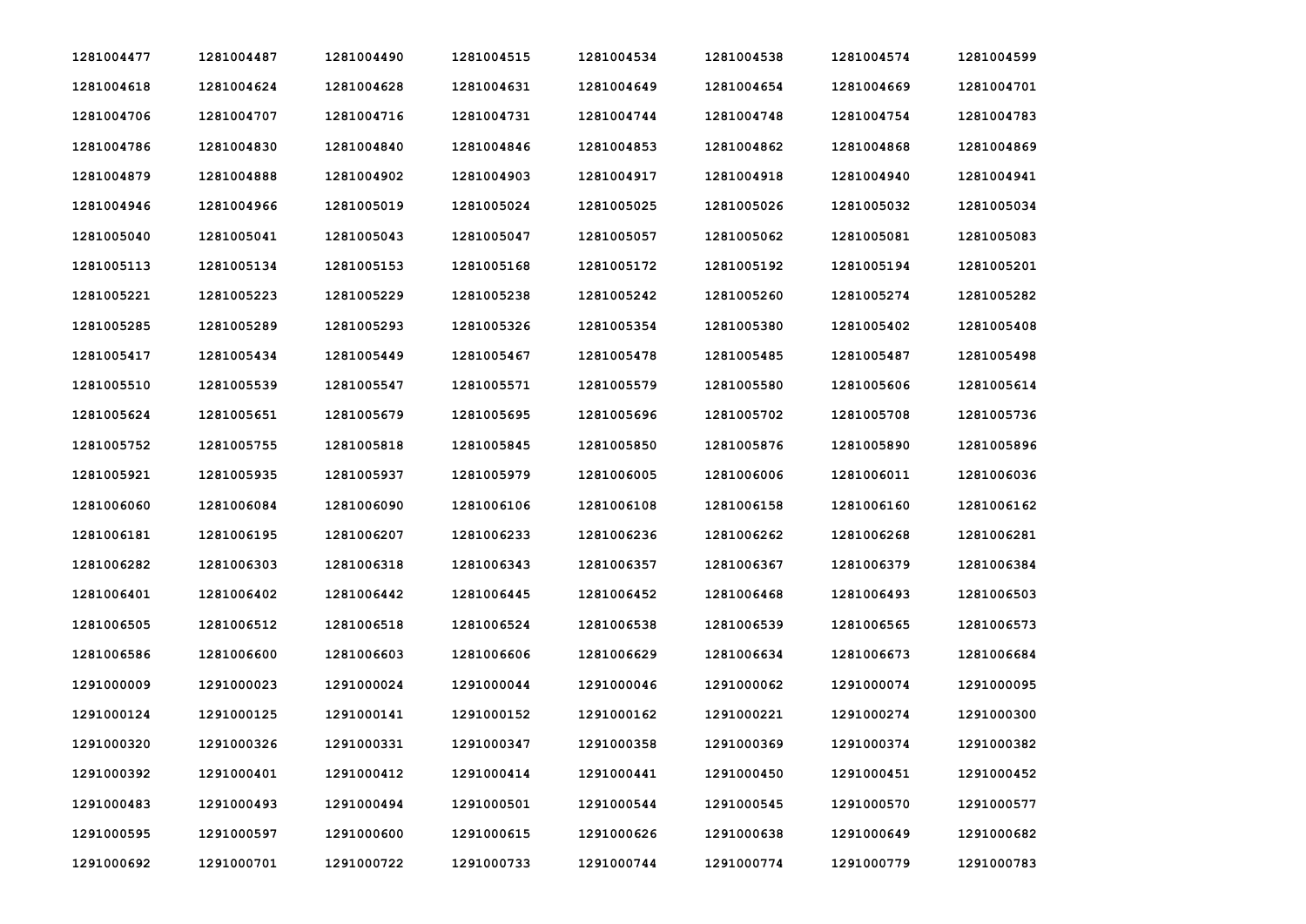| 1281004477 | 1281004487 | 1281004490 | 1281004515 | 1281004534 | 1281004538 | 1281004574 | 1281004599 |
|---|---|---|---|---|---|---|---|
| 1281004618 | 1281004624 | 1281004628 | 1281004631 | 1281004649 | 1281004654 | 1281004669 | 1281004701 |
| 1281004706 | 1281004707 | 1281004716 | 1281004731 | 1281004744 | 1281004748 | 1281004754 | 1281004783 |
| 1281004786 | 1281004830 | 1281004840 | 1281004846 | 1281004853 | 1281004862 | 1281004868 | 1281004869 |
| 1281004879 | 1281004888 | 1281004902 | 1281004903 | 1281004917 | 1281004918 | 1281004940 | 1281004941 |
| 1281004946 | 1281004966 | 1281005019 | 1281005024 | 1281005025 | 1281005026 | 1281005032 | 1281005034 |
| 1281005040 | 1281005041 | 1281005043 | 1281005047 | 1281005057 | 1281005062 | 1281005081 | 1281005083 |
| 1281005113 | 1281005134 | 1281005153 | 1281005168 | 1281005172 | 1281005192 | 1281005194 | 1281005201 |
| 1281005221 | 1281005223 | 1281005229 | 1281005238 | 1281005242 | 1281005260 | 1281005274 | 1281005282 |
| 1281005285 | 1281005289 | 1281005293 | 1281005326 | 1281005354 | 1281005380 | 1281005402 | 1281005408 |
| 1281005417 | 1281005434 | 1281005449 | 1281005467 | 1281005478 | 1281005485 | 1281005487 | 1281005498 |
| 1281005510 | 1281005539 | 1281005547 | 1281005571 | 1281005579 | 1281005580 | 1281005606 | 1281005614 |
| 1281005624 | 1281005651 | 1281005679 | 1281005695 | 1281005696 | 1281005702 | 1281005708 | 1281005736 |
| 1281005752 | 1281005755 | 1281005818 | 1281005845 | 1281005850 | 1281005876 | 1281005890 | 1281005896 |
| 1281005921 | 1281005935 | 1281005937 | 1281005979 | 1281006005 | 1281006006 | 1281006011 | 1281006036 |
| 1281006060 | 1281006084 | 1281006090 | 1281006106 | 1281006108 | 1281006158 | 1281006160 | 1281006162 |
| 1281006181 | 1281006195 | 1281006207 | 1281006233 | 1281006236 | 1281006262 | 1281006268 | 1281006281 |
| 1281006282 | 1281006303 | 1281006318 | 1281006343 | 1281006357 | 1281006367 | 1281006379 | 1281006384 |
| 1281006401 | 1281006402 | 1281006442 | 1281006445 | 1281006452 | 1281006468 | 1281006493 | 1281006503 |
| 1281006505 | 1281006512 | 1281006518 | 1281006524 | 1281006538 | 1281006539 | 1281006565 | 1281006573 |
| 1281006586 | 1281006600 | 1281006603 | 1281006606 | 1281006629 | 1281006634 | 1281006673 | 1281006684 |
| 1291000009 | 1291000023 | 1291000024 | 1291000044 | 1291000046 | 1291000062 | 1291000074 | 1291000095 |
| 1291000124 | 1291000125 | 1291000141 | 1291000152 | 1291000162 | 1291000221 | 1291000274 | 1291000300 |
| 1291000320 | 1291000326 | 1291000331 | 1291000347 | 1291000358 | 1291000369 | 1291000374 | 1291000382 |
| 1291000392 | 1291000401 | 1291000412 | 1291000414 | 1291000441 | 1291000450 | 1291000451 | 1291000452 |
| 1291000483 | 1291000493 | 1291000494 | 1291000501 | 1291000544 | 1291000545 | 1291000570 | 1291000577 |
| 1291000595 | 1291000597 | 1291000600 | 1291000615 | 1291000626 | 1291000638 | 1291000649 | 1291000682 |
| 1291000692 | 1291000701 | 1291000722 | 1291000733 | 1291000744 | 1291000774 | 1291000779 | 1291000783 |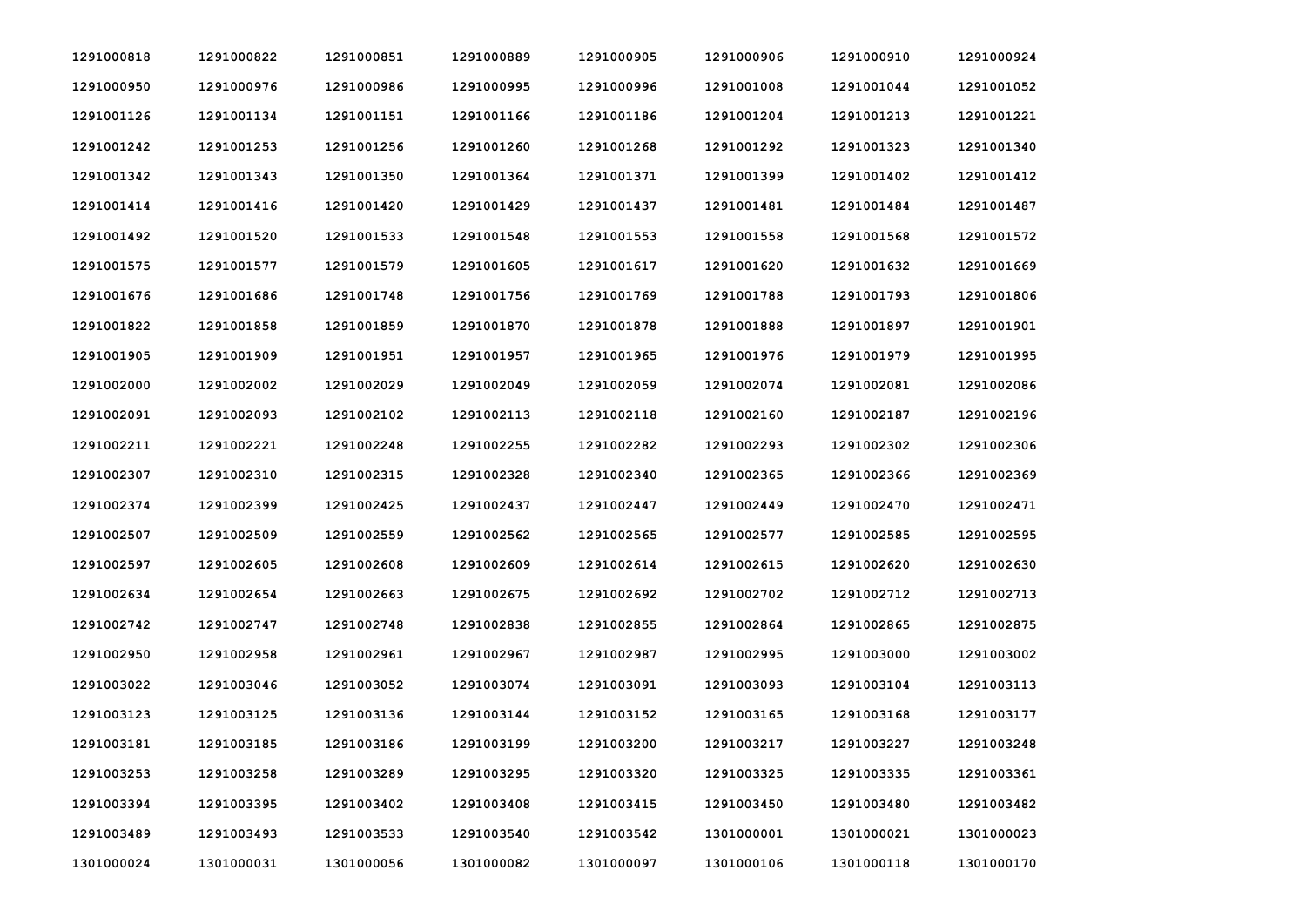| | | | | | | | |
|---|---|---|---|---|---|---|---|
| 1291000818 | 1291000822 | 1291000851 | 1291000889 | 1291000905 | 1291000906 | 1291000910 | 1291000924 |
| 1291000950 | 1291000976 | 1291000986 | 1291000995 | 1291000996 | 1291001008 | 1291001044 | 1291001052 |
| 1291001126 | 1291001134 | 1291001151 | 1291001166 | 1291001186 | 1291001204 | 1291001213 | 1291001221 |
| 1291001242 | 1291001253 | 1291001256 | 1291001260 | 1291001268 | 1291001292 | 1291001323 | 1291001340 |
| 1291001342 | 1291001343 | 1291001350 | 1291001364 | 1291001371 | 1291001399 | 1291001402 | 1291001412 |
| 1291001414 | 1291001416 | 1291001420 | 1291001429 | 1291001437 | 1291001481 | 1291001484 | 1291001487 |
| 1291001492 | 1291001520 | 1291001533 | 1291001548 | 1291001553 | 1291001558 | 1291001568 | 1291001572 |
| 1291001575 | 1291001577 | 1291001579 | 1291001605 | 1291001617 | 1291001620 | 1291001632 | 1291001669 |
| 1291001676 | 1291001686 | 1291001748 | 1291001756 | 1291001769 | 1291001788 | 1291001793 | 1291001806 |
| 1291001822 | 1291001858 | 1291001859 | 1291001870 | 1291001878 | 1291001888 | 1291001897 | 1291001901 |
| 1291001905 | 1291001909 | 1291001951 | 1291001957 | 1291001965 | 1291001976 | 1291001979 | 1291001995 |
| 1291002000 | 1291002002 | 1291002029 | 1291002049 | 1291002059 | 1291002074 | 1291002081 | 1291002086 |
| 1291002091 | 1291002093 | 1291002102 | 1291002113 | 1291002118 | 1291002160 | 1291002187 | 1291002196 |
| 1291002211 | 1291002221 | 1291002248 | 1291002255 | 1291002282 | 1291002293 | 1291002302 | 1291002306 |
| 1291002307 | 1291002310 | 1291002315 | 1291002328 | 1291002340 | 1291002365 | 1291002366 | 1291002369 |
| 1291002374 | 1291002399 | 1291002425 | 1291002437 | 1291002447 | 1291002449 | 1291002470 | 1291002471 |
| 1291002507 | 1291002509 | 1291002559 | 1291002562 | 1291002565 | 1291002577 | 1291002585 | 1291002595 |
| 1291002597 | 1291002605 | 1291002608 | 1291002609 | 1291002614 | 1291002615 | 1291002620 | 1291002630 |
| 1291002634 | 1291002654 | 1291002663 | 1291002675 | 1291002692 | 1291002702 | 1291002712 | 1291002713 |
| 1291002742 | 1291002747 | 1291002748 | 1291002838 | 1291002855 | 1291002864 | 1291002865 | 1291002875 |
| 1291002950 | 1291002958 | 1291002961 | 1291002967 | 1291002987 | 1291002995 | 1291003000 | 1291003002 |
| 1291003022 | 1291003046 | 1291003052 | 1291003074 | 1291003091 | 1291003093 | 1291003104 | 1291003113 |
| 1291003123 | 1291003125 | 1291003136 | 1291003144 | 1291003152 | 1291003165 | 1291003168 | 1291003177 |
| 1291003181 | 1291003185 | 1291003186 | 1291003199 | 1291003200 | 1291003217 | 1291003227 | 1291003248 |
| 1291003253 | 1291003258 | 1291003289 | 1291003295 | 1291003320 | 1291003325 | 1291003335 | 1291003361 |
| 1291003394 | 1291003395 | 1291003402 | 1291003408 | 1291003415 | 1291003450 | 1291003480 | 1291003482 |
| 1291003489 | 1291003493 | 1291003533 | 1291003540 | 1291003542 | 1301000001 | 1301000021 | 1301000023 |
| 1301000024 | 1301000031 | 1301000056 | 1301000082 | 1301000097 | 1301000106 | 1301000118 | 1301000170 |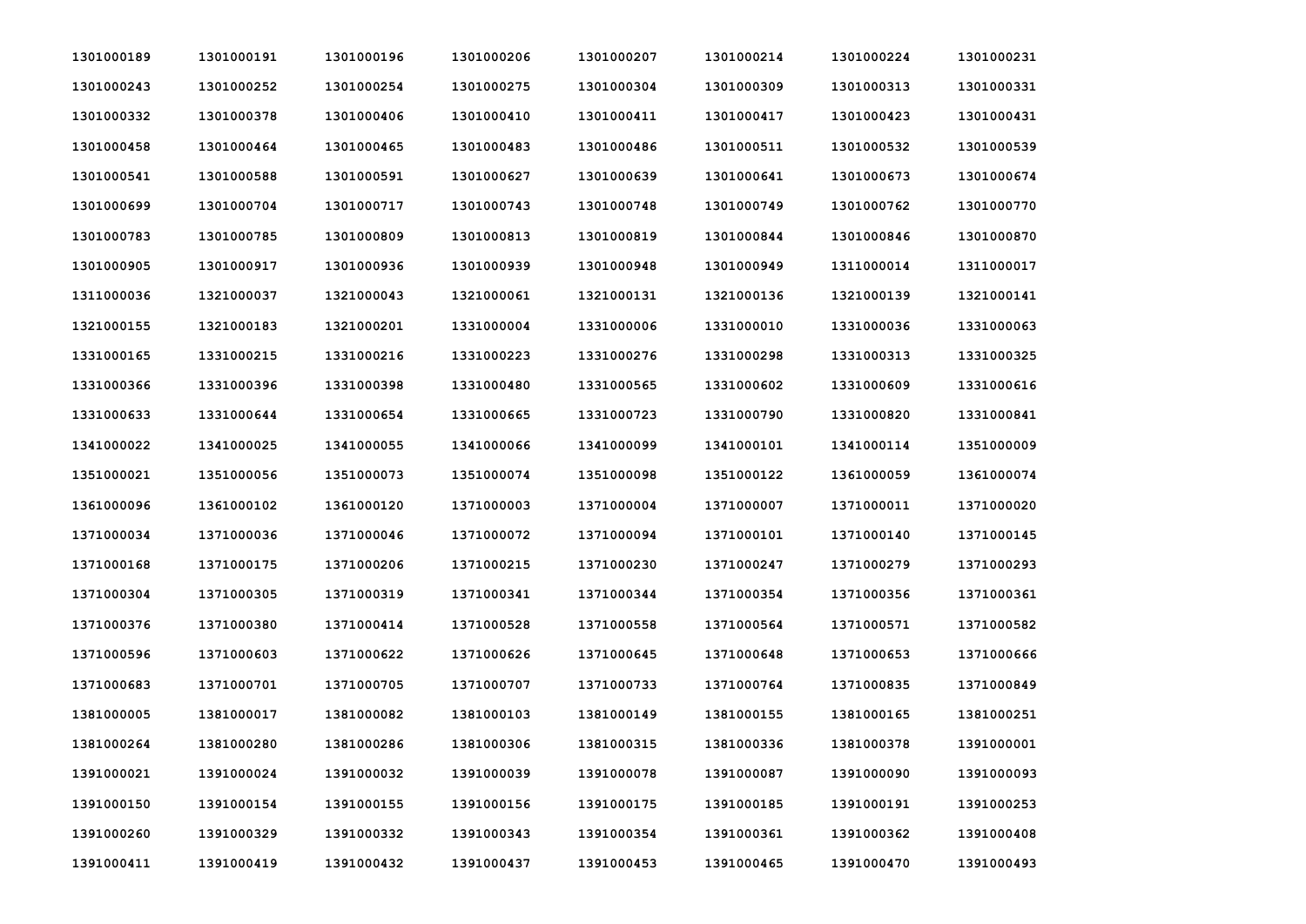| | | | | | | | |
|---|---|---|---|---|---|---|---|
| 1301000189 | 1301000191 | 1301000196 | 1301000206 | 1301000207 | 1301000214 | 1301000224 | 1301000231 |
| 1301000243 | 1301000252 | 1301000254 | 1301000275 | 1301000304 | 1301000309 | 1301000313 | 1301000331 |
| 1301000332 | 1301000378 | 1301000406 | 1301000410 | 1301000411 | 1301000417 | 1301000423 | 1301000431 |
| 1301000458 | 1301000464 | 1301000465 | 1301000483 | 1301000486 | 1301000511 | 1301000532 | 1301000539 |
| 1301000541 | 1301000588 | 1301000591 | 1301000627 | 1301000639 | 1301000641 | 1301000673 | 1301000674 |
| 1301000699 | 1301000704 | 1301000717 | 1301000743 | 1301000748 | 1301000749 | 1301000762 | 1301000770 |
| 1301000783 | 1301000785 | 1301000809 | 1301000813 | 1301000819 | 1301000844 | 1301000846 | 1301000870 |
| 1301000905 | 1301000917 | 1301000936 | 1301000939 | 1301000948 | 1301000949 | 1311000014 | 1311000017 |
| 1311000036 | 1321000037 | 1321000043 | 1321000061 | 1321000131 | 1321000136 | 1321000139 | 1321000141 |
| 1321000155 | 1321000183 | 1321000201 | 1331000004 | 1331000006 | 1331000010 | 1331000036 | 1331000063 |
| 1331000165 | 1331000215 | 1331000216 | 1331000223 | 1331000276 | 1331000298 | 1331000313 | 1331000325 |
| 1331000366 | 1331000396 | 1331000398 | 1331000480 | 1331000565 | 1331000602 | 1331000609 | 1331000616 |
| 1331000633 | 1331000644 | 1331000654 | 1331000665 | 1331000723 | 1331000790 | 1331000820 | 1331000841 |
| 1341000022 | 1341000025 | 1341000055 | 1341000066 | 1341000099 | 1341000101 | 1341000114 | 1351000009 |
| 1351000021 | 1351000056 | 1351000073 | 1351000074 | 1351000098 | 1351000122 | 1361000059 | 1361000074 |
| 1361000096 | 1361000102 | 1361000120 | 1371000003 | 1371000004 | 1371000007 | 1371000011 | 1371000020 |
| 1371000034 | 1371000036 | 1371000046 | 1371000072 | 1371000094 | 1371000101 | 1371000140 | 1371000145 |
| 1371000168 | 1371000175 | 1371000206 | 1371000215 | 1371000230 | 1371000247 | 1371000279 | 1371000293 |
| 1371000304 | 1371000305 | 1371000319 | 1371000341 | 1371000344 | 1371000354 | 1371000356 | 1371000361 |
| 1371000376 | 1371000380 | 1371000414 | 1371000528 | 1371000558 | 1371000564 | 1371000571 | 1371000582 |
| 1371000596 | 1371000603 | 1371000622 | 1371000626 | 1371000645 | 1371000648 | 1371000653 | 1371000666 |
| 1371000683 | 1371000701 | 1371000705 | 1371000707 | 1371000733 | 1371000764 | 1371000835 | 1371000849 |
| 1381000005 | 1381000017 | 1381000082 | 1381000103 | 1381000149 | 1381000155 | 1381000165 | 1381000251 |
| 1381000264 | 1381000280 | 1381000286 | 1381000306 | 1381000315 | 1381000336 | 1381000378 | 1391000001 |
| 1391000021 | 1391000024 | 1391000032 | 1391000039 | 1391000078 | 1391000087 | 1391000090 | 1391000093 |
| 1391000150 | 1391000154 | 1391000155 | 1391000156 | 1391000175 | 1391000185 | 1391000191 | 1391000253 |
| 1391000260 | 1391000329 | 1391000332 | 1391000343 | 1391000354 | 1391000361 | 1391000362 | 1391000408 |
| 1391000411 | 1391000419 | 1391000432 | 1391000437 | 1391000453 | 1391000465 | 1391000470 | 1391000493 |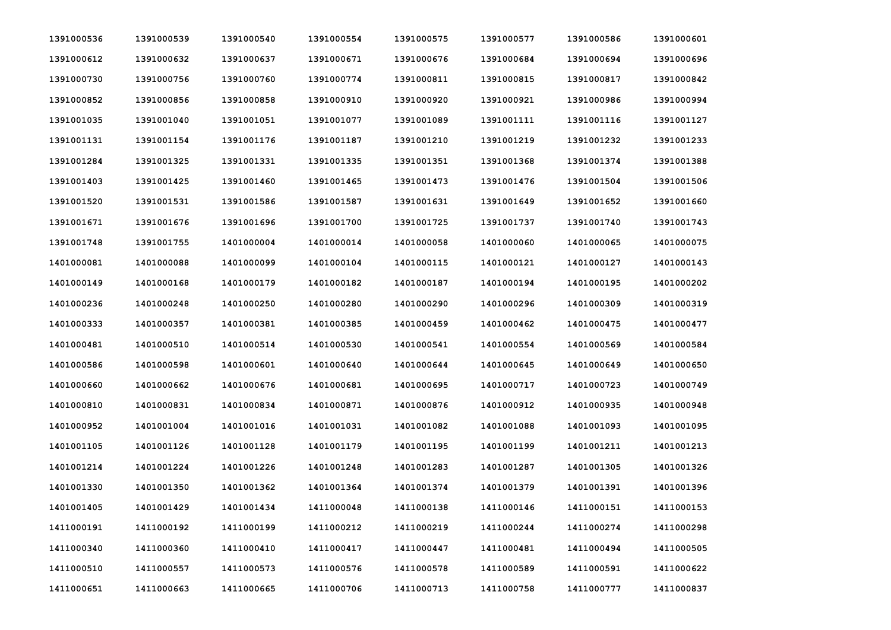| 1391000536 | 1391000539 | 1391000540 | 1391000554 | 1391000575 | 1391000577 | 1391000586 | 1391000601 |
|---|---|---|---|---|---|---|---|
| 1391000612 | 1391000632 | 1391000637 | 1391000671 | 1391000676 | 1391000684 | 1391000694 | 1391000696 |
| 1391000730 | 1391000756 | 1391000760 | 1391000774 | 1391000811 | 1391000815 | 1391000817 | 1391000842 |
| 1391000852 | 1391000856 | 1391000858 | 1391000910 | 1391000920 | 1391000921 | 1391000986 | 1391000994 |
| 1391001035 | 1391001040 | 1391001051 | 1391001077 | 1391001089 | 1391001111 | 1391001116 | 1391001127 |
| 1391001131 | 1391001154 | 1391001176 | 1391001187 | 1391001210 | 1391001219 | 1391001232 | 1391001233 |
| 1391001284 | 1391001325 | 1391001331 | 1391001335 | 1391001351 | 1391001368 | 1391001374 | 1391001388 |
| 1391001403 | 1391001425 | 1391001460 | 1391001465 | 1391001473 | 1391001476 | 1391001504 | 1391001506 |
| 1391001520 | 1391001531 | 1391001586 | 1391001587 | 1391001631 | 1391001649 | 1391001652 | 1391001660 |
| 1391001671 | 1391001676 | 1391001696 | 1391001700 | 1391001725 | 1391001737 | 1391001740 | 1391001743 |
| 1391001748 | 1391001755 | 1401000004 | 1401000014 | 1401000058 | 1401000060 | 1401000065 | 1401000075 |
| 1401000081 | 1401000088 | 1401000099 | 1401000104 | 1401000115 | 1401000121 | 1401000127 | 1401000143 |
| 1401000149 | 1401000168 | 1401000179 | 1401000182 | 1401000187 | 1401000194 | 1401000195 | 1401000202 |
| 1401000236 | 1401000248 | 1401000250 | 1401000280 | 1401000290 | 1401000296 | 1401000309 | 1401000319 |
| 1401000333 | 1401000357 | 1401000381 | 1401000385 | 1401000459 | 1401000462 | 1401000475 | 1401000477 |
| 1401000481 | 1401000510 | 1401000514 | 1401000530 | 1401000541 | 1401000554 | 1401000569 | 1401000584 |
| 1401000586 | 1401000598 | 1401000601 | 1401000640 | 1401000644 | 1401000645 | 1401000649 | 1401000650 |
| 1401000660 | 1401000662 | 1401000676 | 1401000681 | 1401000695 | 1401000717 | 1401000723 | 1401000749 |
| 1401000810 | 1401000831 | 1401000834 | 1401000871 | 1401000876 | 1401000912 | 1401000935 | 1401000948 |
| 1401000952 | 1401001004 | 1401001016 | 1401001031 | 1401001082 | 1401001088 | 1401001093 | 1401001095 |
| 1401001105 | 1401001126 | 1401001128 | 1401001179 | 1401001195 | 1401001199 | 1401001211 | 1401001213 |
| 1401001214 | 1401001224 | 1401001226 | 1401001248 | 1401001283 | 1401001287 | 1401001305 | 1401001326 |
| 1401001330 | 1401001350 | 1401001362 | 1401001364 | 1401001374 | 1401001379 | 1401001391 | 1401001396 |
| 1401001405 | 1401001429 | 1401001434 | 1411000048 | 1411000138 | 1411000146 | 1411000151 | 1411000153 |
| 1411000191 | 1411000192 | 1411000199 | 1411000212 | 1411000219 | 1411000244 | 1411000274 | 1411000298 |
| 1411000340 | 1411000360 | 1411000410 | 1411000417 | 1411000447 | 1411000481 | 1411000494 | 1411000505 |
| 1411000510 | 1411000557 | 1411000573 | 1411000576 | 1411000578 | 1411000589 | 1411000591 | 1411000622 |
| 1411000651 | 1411000663 | 1411000665 | 1411000706 | 1411000713 | 1411000758 | 1411000777 | 1411000837 |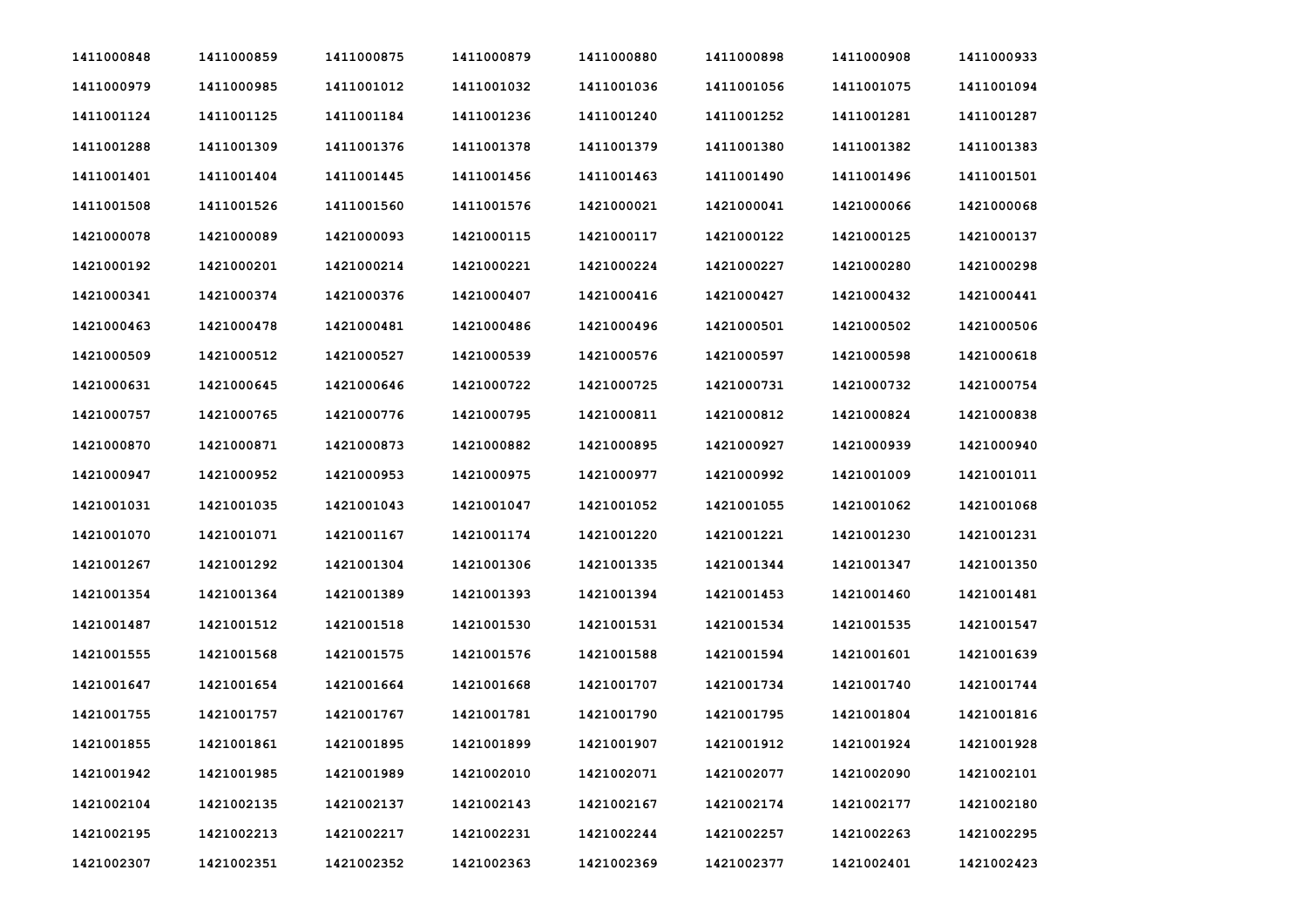| | | | | | | | |
|---|---|---|---|---|---|---|---|
| 1411000848 | 1411000859 | 1411000875 | 1411000879 | 1411000880 | 1411000898 | 1411000908 | 1411000933 |
| 1411000979 | 1411000985 | 1411001012 | 1411001032 | 1411001036 | 1411001056 | 1411001075 | 1411001094 |
| 1411001124 | 1411001125 | 1411001184 | 1411001236 | 1411001240 | 1411001252 | 1411001281 | 1411001287 |
| 1411001288 | 1411001309 | 1411001376 | 1411001378 | 1411001379 | 1411001380 | 1411001382 | 1411001383 |
| 1411001401 | 1411001404 | 1411001445 | 1411001456 | 1411001463 | 1411001490 | 1411001496 | 1411001501 |
| 1411001508 | 1411001526 | 1411001560 | 1411001576 | 1421000021 | 1421000041 | 1421000066 | 1421000068 |
| 1421000078 | 1421000089 | 1421000093 | 1421000115 | 1421000117 | 1421000122 | 1421000125 | 1421000137 |
| 1421000192 | 1421000201 | 1421000214 | 1421000221 | 1421000224 | 1421000227 | 1421000280 | 1421000298 |
| 1421000341 | 1421000374 | 1421000376 | 1421000407 | 1421000416 | 1421000427 | 1421000432 | 1421000441 |
| 1421000463 | 1421000478 | 1421000481 | 1421000486 | 1421000496 | 1421000501 | 1421000502 | 1421000506 |
| 1421000509 | 1421000512 | 1421000527 | 1421000539 | 1421000576 | 1421000597 | 1421000598 | 1421000618 |
| 1421000631 | 1421000645 | 1421000646 | 1421000722 | 1421000725 | 1421000731 | 1421000732 | 1421000754 |
| 1421000757 | 1421000765 | 1421000776 | 1421000795 | 1421000811 | 1421000812 | 1421000824 | 1421000838 |
| 1421000870 | 1421000871 | 1421000873 | 1421000882 | 1421000895 | 1421000927 | 1421000939 | 1421000940 |
| 1421000947 | 1421000952 | 1421000953 | 1421000975 | 1421000977 | 1421000992 | 1421001009 | 1421001011 |
| 1421001031 | 1421001035 | 1421001043 | 1421001047 | 1421001052 | 1421001055 | 1421001062 | 1421001068 |
| 1421001070 | 1421001071 | 1421001167 | 1421001174 | 1421001220 | 1421001221 | 1421001230 | 1421001231 |
| 1421001267 | 1421001292 | 1421001304 | 1421001306 | 1421001335 | 1421001344 | 1421001347 | 1421001350 |
| 1421001354 | 1421001364 | 1421001389 | 1421001393 | 1421001394 | 1421001453 | 1421001460 | 1421001481 |
| 1421001487 | 1421001512 | 1421001518 | 1421001530 | 1421001531 | 1421001534 | 1421001535 | 1421001547 |
| 1421001555 | 1421001568 | 1421001575 | 1421001576 | 1421001588 | 1421001594 | 1421001601 | 1421001639 |
| 1421001647 | 1421001654 | 1421001664 | 1421001668 | 1421001707 | 1421001734 | 1421001740 | 1421001744 |
| 1421001755 | 1421001757 | 1421001767 | 1421001781 | 1421001790 | 1421001795 | 1421001804 | 1421001816 |
| 1421001855 | 1421001861 | 1421001895 | 1421001899 | 1421001907 | 1421001912 | 1421001924 | 1421001928 |
| 1421001942 | 1421001985 | 1421001989 | 1421002010 | 1421002071 | 1421002077 | 1421002090 | 1421002101 |
| 1421002104 | 1421002135 | 1421002137 | 1421002143 | 1421002167 | 1421002174 | 1421002177 | 1421002180 |
| 1421002195 | 1421002213 | 1421002217 | 1421002231 | 1421002244 | 1421002257 | 1421002263 | 1421002295 |
| 1421002307 | 1421002351 | 1421002352 | 1421002363 | 1421002369 | 1421002377 | 1421002401 | 1421002423 |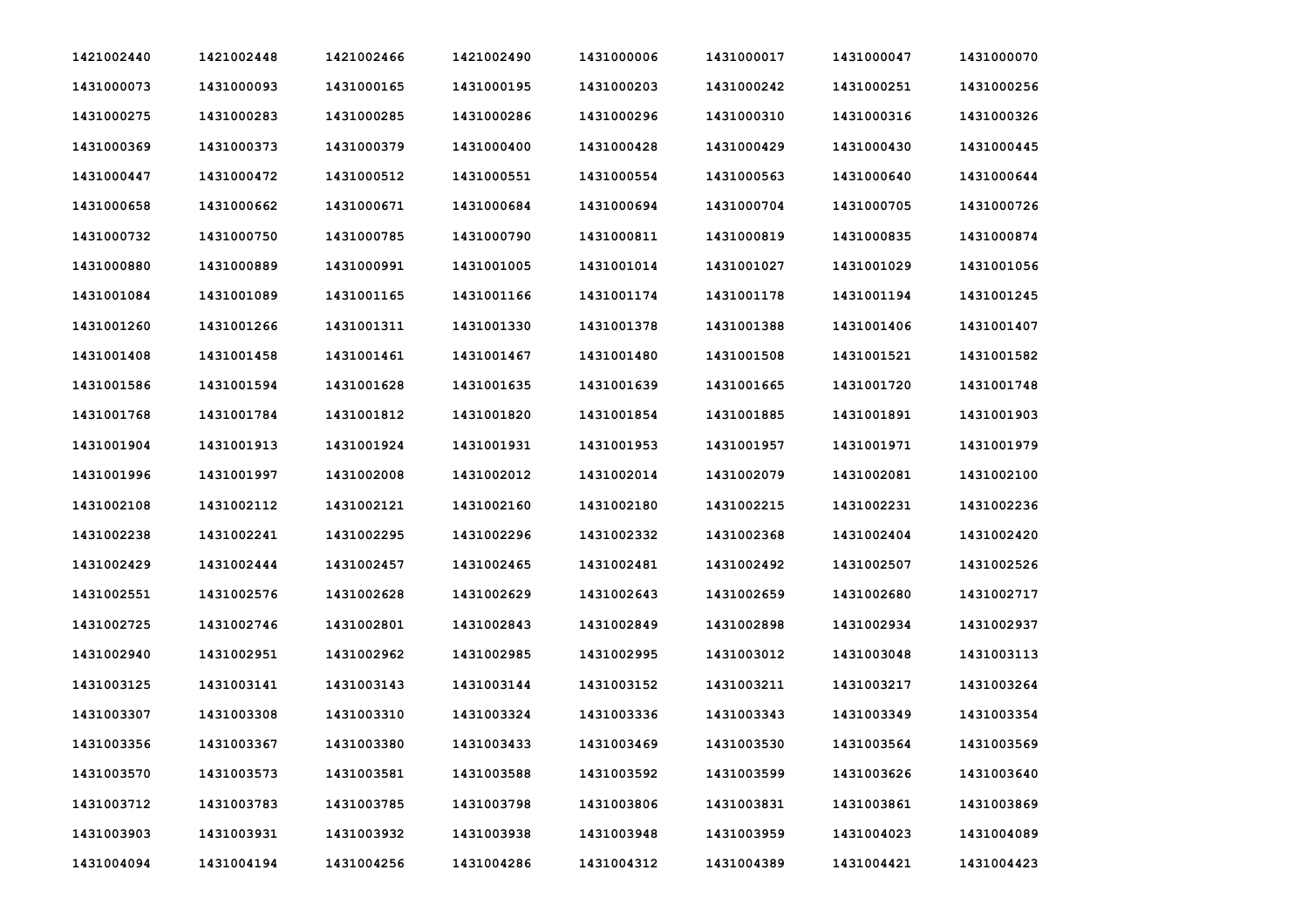| | | | | | | | |
|---|---|---|---|---|---|---|---|
| 1421002440 | 1421002448 | 1421002466 | 1421002490 | 1431000006 | 1431000017 | 1431000047 | 1431000070 |
| 1431000073 | 1431000093 | 1431000165 | 1431000195 | 1431000203 | 1431000242 | 1431000251 | 1431000256 |
| 1431000275 | 1431000283 | 1431000285 | 1431000286 | 1431000296 | 1431000310 | 1431000316 | 1431000326 |
| 1431000369 | 1431000373 | 1431000379 | 1431000400 | 1431000428 | 1431000429 | 1431000430 | 1431000445 |
| 1431000447 | 1431000472 | 1431000512 | 1431000551 | 1431000554 | 1431000563 | 1431000640 | 1431000644 |
| 1431000658 | 1431000662 | 1431000671 | 1431000684 | 1431000694 | 1431000704 | 1431000705 | 1431000726 |
| 1431000732 | 1431000750 | 1431000785 | 1431000790 | 1431000811 | 1431000819 | 1431000835 | 1431000874 |
| 1431000880 | 1431000889 | 1431000991 | 1431001005 | 1431001014 | 1431001027 | 1431001029 | 1431001056 |
| 1431001084 | 1431001089 | 1431001165 | 1431001166 | 1431001174 | 1431001178 | 1431001194 | 1431001245 |
| 1431001260 | 1431001266 | 1431001311 | 1431001330 | 1431001378 | 1431001388 | 1431001406 | 1431001407 |
| 1431001408 | 1431001458 | 1431001461 | 1431001467 | 1431001480 | 1431001508 | 1431001521 | 1431001582 |
| 1431001586 | 1431001594 | 1431001628 | 1431001635 | 1431001639 | 1431001665 | 1431001720 | 1431001748 |
| 1431001768 | 1431001784 | 1431001812 | 1431001820 | 1431001854 | 1431001885 | 1431001891 | 1431001903 |
| 1431001904 | 1431001913 | 1431001924 | 1431001931 | 1431001953 | 1431001957 | 1431001971 | 1431001979 |
| 1431001996 | 1431001997 | 1431002008 | 1431002012 | 1431002014 | 1431002079 | 1431002081 | 1431002100 |
| 1431002108 | 1431002112 | 1431002121 | 1431002160 | 1431002180 | 1431002215 | 1431002231 | 1431002236 |
| 1431002238 | 1431002241 | 1431002295 | 1431002296 | 1431002332 | 1431002368 | 1431002404 | 1431002420 |
| 1431002429 | 1431002444 | 1431002457 | 1431002465 | 1431002481 | 1431002492 | 1431002507 | 1431002526 |
| 1431002551 | 1431002576 | 1431002628 | 1431002629 | 1431002643 | 1431002659 | 1431002680 | 1431002717 |
| 1431002725 | 1431002746 | 1431002801 | 1431002843 | 1431002849 | 1431002898 | 1431002934 | 1431002937 |
| 1431002940 | 1431002951 | 1431002962 | 1431002985 | 1431002995 | 1431003012 | 1431003048 | 1431003113 |
| 1431003125 | 1431003141 | 1431003143 | 1431003144 | 1431003152 | 1431003211 | 1431003217 | 1431003264 |
| 1431003307 | 1431003308 | 1431003310 | 1431003324 | 1431003336 | 1431003343 | 1431003349 | 1431003354 |
| 1431003356 | 1431003367 | 1431003380 | 1431003433 | 1431003469 | 1431003530 | 1431003564 | 1431003569 |
| 1431003570 | 1431003573 | 1431003581 | 1431003588 | 1431003592 | 1431003599 | 1431003626 | 1431003640 |
| 1431003712 | 1431003783 | 1431003785 | 1431003798 | 1431003806 | 1431003831 | 1431003861 | 1431003869 |
| 1431003903 | 1431003931 | 1431003932 | 1431003938 | 1431003948 | 1431003959 | 1431004023 | 1431004089 |
| 1431004094 | 1431004194 | 1431004256 | 1431004286 | 1431004312 | 1431004389 | 1431004421 | 1431004423 |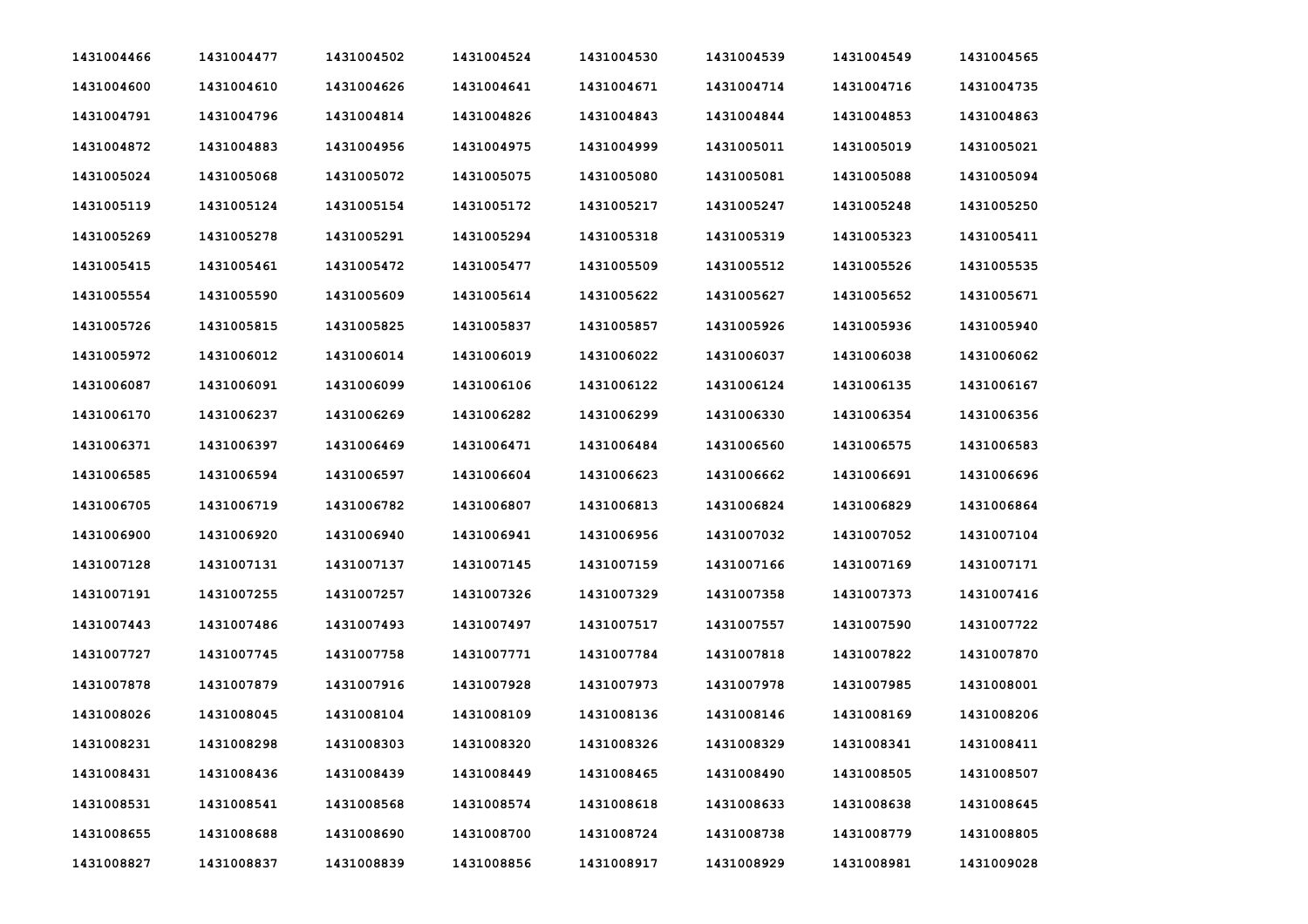| | | | | | | | |
|---|---|---|---|---|---|---|---|
| 1431004466 | 1431004477 | 1431004502 | 1431004524 | 1431004530 | 1431004539 | 1431004549 | 1431004565 |
| 1431004600 | 1431004610 | 1431004626 | 1431004641 | 1431004671 | 1431004714 | 1431004716 | 1431004735 |
| 1431004791 | 1431004796 | 1431004814 | 1431004826 | 1431004843 | 1431004844 | 1431004853 | 1431004863 |
| 1431004872 | 1431004883 | 1431004956 | 1431004975 | 1431004999 | 1431005011 | 1431005019 | 1431005021 |
| 1431005024 | 1431005068 | 1431005072 | 1431005075 | 1431005080 | 1431005081 | 1431005088 | 1431005094 |
| 1431005119 | 1431005124 | 1431005154 | 1431005172 | 1431005217 | 1431005247 | 1431005248 | 1431005250 |
| 1431005269 | 1431005278 | 1431005291 | 1431005294 | 1431005318 | 1431005319 | 1431005323 | 1431005411 |
| 1431005415 | 1431005461 | 1431005472 | 1431005477 | 1431005509 | 1431005512 | 1431005526 | 1431005535 |
| 1431005554 | 1431005590 | 1431005609 | 1431005614 | 1431005622 | 1431005627 | 1431005652 | 1431005671 |
| 1431005726 | 1431005815 | 1431005825 | 1431005837 | 1431005857 | 1431005926 | 1431005936 | 1431005940 |
| 1431005972 | 1431006012 | 1431006014 | 1431006019 | 1431006022 | 1431006037 | 1431006038 | 1431006062 |
| 1431006087 | 1431006091 | 1431006099 | 1431006106 | 1431006122 | 1431006124 | 1431006135 | 1431006167 |
| 1431006170 | 1431006237 | 1431006269 | 1431006282 | 1431006299 | 1431006330 | 1431006354 | 1431006356 |
| 1431006371 | 1431006397 | 1431006469 | 1431006471 | 1431006484 | 1431006560 | 1431006575 | 1431006583 |
| 1431006585 | 1431006594 | 1431006597 | 1431006604 | 1431006623 | 1431006662 | 1431006691 | 1431006696 |
| 1431006705 | 1431006719 | 1431006782 | 1431006807 | 1431006813 | 1431006824 | 1431006829 | 1431006864 |
| 1431006900 | 1431006920 | 1431006940 | 1431006941 | 1431006956 | 1431007032 | 1431007052 | 1431007104 |
| 1431007128 | 1431007131 | 1431007137 | 1431007145 | 1431007159 | 1431007166 | 1431007169 | 1431007171 |
| 1431007191 | 1431007255 | 1431007257 | 1431007326 | 1431007329 | 1431007358 | 1431007373 | 1431007416 |
| 1431007443 | 1431007486 | 1431007493 | 1431007497 | 1431007517 | 1431007557 | 1431007590 | 1431007722 |
| 1431007727 | 1431007745 | 1431007758 | 1431007771 | 1431007784 | 1431007818 | 1431007822 | 1431007870 |
| 1431007878 | 1431007879 | 1431007916 | 1431007928 | 1431007973 | 1431007978 | 1431007985 | 1431008001 |
| 1431008026 | 1431008045 | 1431008104 | 1431008109 | 1431008136 | 1431008146 | 1431008169 | 1431008206 |
| 1431008231 | 1431008298 | 1431008303 | 1431008320 | 1431008326 | 1431008329 | 1431008341 | 1431008411 |
| 1431008431 | 1431008436 | 1431008439 | 1431008449 | 1431008465 | 1431008490 | 1431008505 | 1431008507 |
| 1431008531 | 1431008541 | 1431008568 | 1431008574 | 1431008618 | 1431008633 | 1431008638 | 1431008645 |
| 1431008655 | 1431008688 | 1431008690 | 1431008700 | 1431008724 | 1431008738 | 1431008779 | 1431008805 |
| 1431008827 | 1431008837 | 1431008839 | 1431008856 | 1431008917 | 1431008929 | 1431008981 | 1431009028 |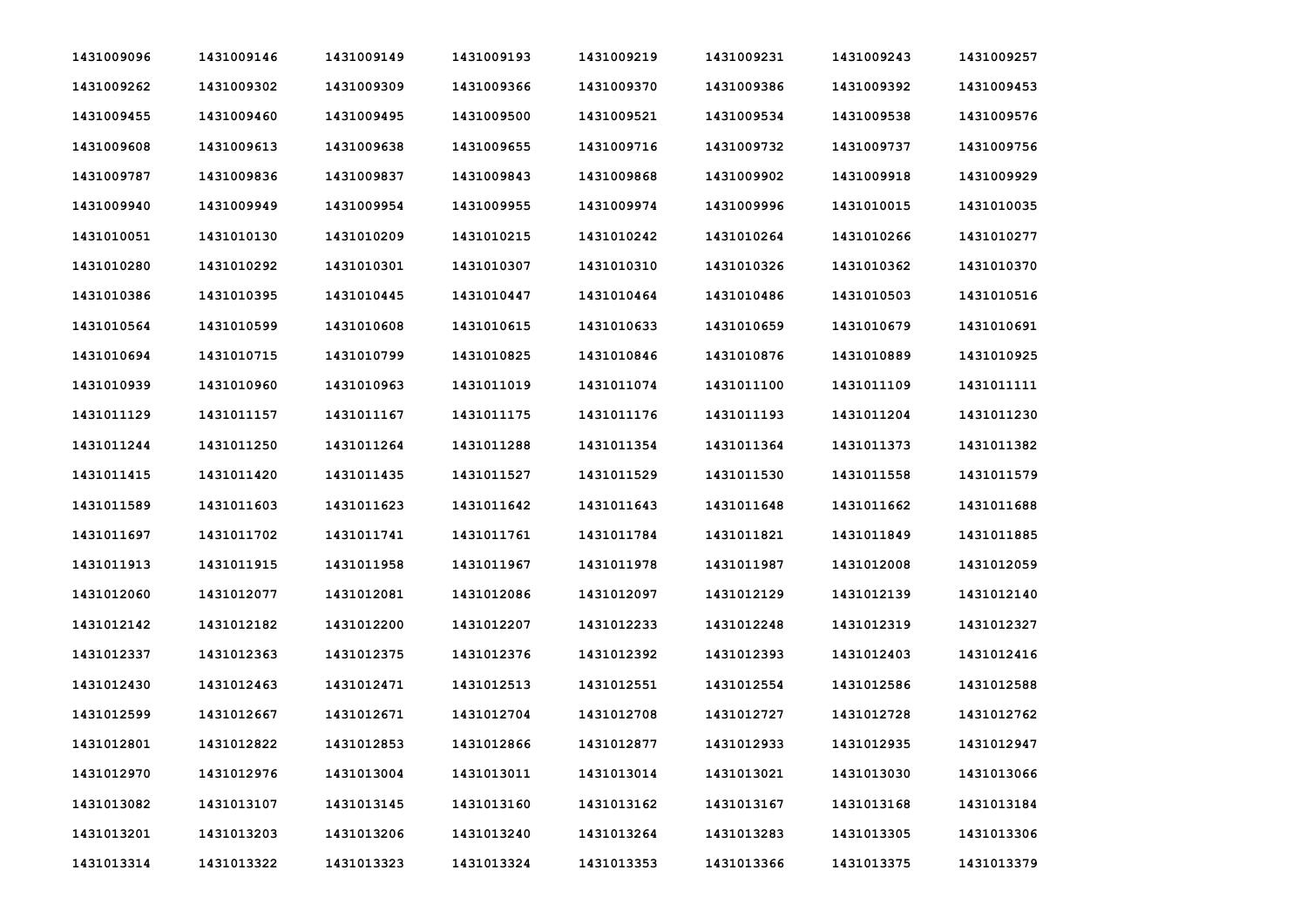| | | | | | | | |
|---|---|---|---|---|---|---|---|
| **1431009096** | **1431009146** | **1431009149** | **1431009193** | **1431009219** | **1431009231** | **1431009243** | **1431009257** |
| **1431009262** | **1431009302** | **1431009309** | **1431009366** | **1431009370** | **1431009386** | **1431009392** | **1431009453** |
| **1431009455** | **1431009460** | **1431009495** | **1431009500** | **1431009521** | **1431009534** | **1431009538** | **1431009576** |
| **1431009608** | **1431009613** | **1431009638** | **1431009655** | **1431009716** | **1431009732** | **1431009737** | **1431009756** |
| **1431009787** | **1431009836** | **1431009837** | **1431009843** | **1431009868** | **1431009902** | **1431009918** | **1431009929** |
| **1431009940** | **1431009949** | **1431009954** | **1431009955** | **1431009974** | **1431009996** | **1431010015** | **1431010035** |
| **1431010051** | **1431010130** | **1431010209** | **1431010215** | **1431010242** | **1431010264** | **1431010266** | **1431010277** |
| **1431010280** | **1431010292** | **1431010301** | **1431010307** | **1431010310** | **1431010326** | **1431010362** | **1431010370** |
| **1431010386** | **1431010395** | **1431010445** | **1431010447** | **1431010464** | **1431010486** | **1431010503** | **1431010516** |
| **1431010564** | **1431010599** | **1431010608** | **1431010615** | **1431010633** | **1431010659** | **1431010679** | **1431010691** |
| **1431010694** | **1431010715** | **1431010799** | **1431010825** | **1431010846** | **1431010876** | **1431010889** | **1431010925** |
| **1431010939** | **1431010960** | **1431010963** | **1431011019** | **1431011074** | **1431011100** | **1431011109** | **1431011111** |
| **1431011129** | **1431011157** | **1431011167** | **1431011175** | **1431011176** | **1431011193** | **1431011204** | **1431011230** |
| **1431011244** | **1431011250** | **1431011264** | **1431011288** | **1431011354** | **1431011364** | **1431011373** | **1431011382** |
| **1431011415** | **1431011420** | **1431011435** | **1431011527** | **1431011529** | **1431011530** | **1431011558** | **1431011579** |
| **1431011589** | **1431011603** | **1431011623** | **1431011642** | **1431011643** | **1431011648** | **1431011662** | **1431011688** |
| **1431011697** | **1431011702** | **1431011741** | **1431011761** | **1431011784** | **1431011821** | **1431011849** | **1431011885** |
| **1431011913** | **1431011915** | **1431011958** | **1431011967** | **1431011978** | **1431011987** | **1431012008** | **1431012059** |
| **1431012060** | **1431012077** | **1431012081** | **1431012086** | **1431012097** | **1431012129** | **1431012139** | **1431012140** |
| **1431012142** | **1431012182** | **1431012200** | **1431012207** | **1431012233** | **1431012248** | **1431012319** | **1431012327** |
| **1431012337** | **1431012363** | **1431012375** | **1431012376** | **1431012392** | **1431012393** | **1431012403** | **1431012416** |
| **1431012430** | **1431012463** | **1431012471** | **1431012513** | **1431012551** | **1431012554** | **1431012586** | **1431012588** |
| **1431012599** | **1431012667** | **1431012671** | **1431012704** | **1431012708** | **1431012727** | **1431012728** | **1431012762** |
| **1431012801** | **1431012822** | **1431012853** | **1431012866** | **1431012877** | **1431012933** | **1431012935** | **1431012947** |
| **1431012970** | **1431012976** | **1431013004** | **1431013011** | **1431013014** | **1431013021** | **1431013030** | **1431013066** |
| **1431013082** | **1431013107** | **1431013145** | **1431013160** | **1431013162** | **1431013167** | **1431013168** | **1431013184** |
| **1431013201** | **1431013203** | **1431013206** | **1431013240** | **1431013264** | **1431013283** | **1431013305** | **1431013306** |
| **1431013314** | **1431013322** | **1431013323** | **1431013324** | **1431013353** | **1431013366** | **1431013375** | **1431013379** |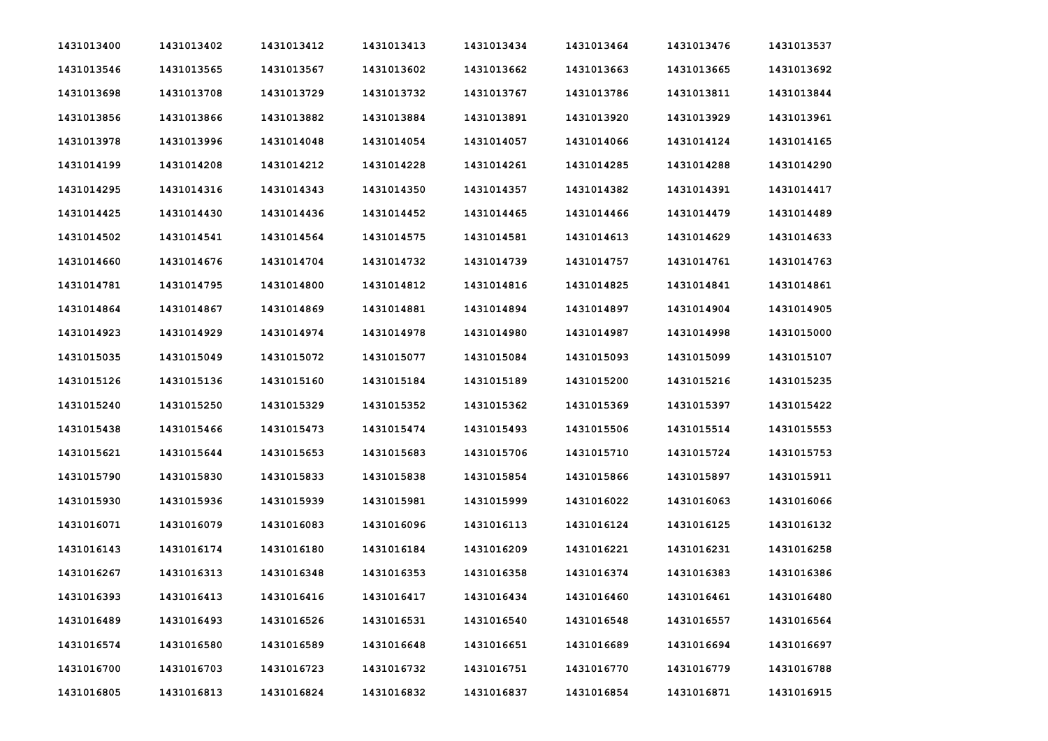| 1431013400 | 1431013402 | 1431013412 | 1431013413 | 1431013434 | 1431013464 | 1431013476 | 1431013537 |
|---|---|---|---|---|---|---|---|
| 1431013546 | 1431013565 | 1431013567 | 1431013602 | 1431013662 | 1431013663 | 1431013665 | 1431013692 |
| 1431013698 | 1431013708 | 1431013729 | 1431013732 | 1431013767 | 1431013786 | 1431013811 | 1431013844 |
| 1431013856 | 1431013866 | 1431013882 | 1431013884 | 1431013891 | 1431013920 | 1431013929 | 1431013961 |
| 1431013978 | 1431013996 | 1431014048 | 1431014054 | 1431014057 | 1431014066 | 1431014124 | 1431014165 |
| 1431014199 | 1431014208 | 1431014212 | 1431014228 | 1431014261 | 1431014285 | 1431014288 | 1431014290 |
| 1431014295 | 1431014316 | 1431014343 | 1431014350 | 1431014357 | 1431014382 | 1431014391 | 1431014417 |
| 1431014425 | 1431014430 | 1431014436 | 1431014452 | 1431014465 | 1431014466 | 1431014479 | 1431014489 |
| 1431014502 | 1431014541 | 1431014564 | 1431014575 | 1431014581 | 1431014613 | 1431014629 | 1431014633 |
| 1431014660 | 1431014676 | 1431014704 | 1431014732 | 1431014739 | 1431014757 | 1431014761 | 1431014763 |
| 1431014781 | 1431014795 | 1431014800 | 1431014812 | 1431014816 | 1431014825 | 1431014841 | 1431014861 |
| 1431014864 | 1431014867 | 1431014869 | 1431014881 | 1431014894 | 1431014897 | 1431014904 | 1431014905 |
| 1431014923 | 1431014929 | 1431014974 | 1431014978 | 1431014980 | 1431014987 | 1431014998 | 1431015000 |
| 1431015035 | 1431015049 | 1431015072 | 1431015077 | 1431015084 | 1431015093 | 1431015099 | 1431015107 |
| 1431015126 | 1431015136 | 1431015160 | 1431015184 | 1431015189 | 1431015200 | 1431015216 | 1431015235 |
| 1431015240 | 1431015250 | 1431015329 | 1431015352 | 1431015362 | 1431015369 | 1431015397 | 1431015422 |
| 1431015438 | 1431015466 | 1431015473 | 1431015474 | 1431015493 | 1431015506 | 1431015514 | 1431015553 |
| 1431015621 | 1431015644 | 1431015653 | 1431015683 | 1431015706 | 1431015710 | 1431015724 | 1431015753 |
| 1431015790 | 1431015830 | 1431015833 | 1431015838 | 1431015854 | 1431015866 | 1431015897 | 1431015911 |
| 1431015930 | 1431015936 | 1431015939 | 1431015981 | 1431015999 | 1431016022 | 1431016063 | 1431016066 |
| 1431016071 | 1431016079 | 1431016083 | 1431016096 | 1431016113 | 1431016124 | 1431016125 | 1431016132 |
| 1431016143 | 1431016174 | 1431016180 | 1431016184 | 1431016209 | 1431016221 | 1431016231 | 1431016258 |
| 1431016267 | 1431016313 | 1431016348 | 1431016353 | 1431016358 | 1431016374 | 1431016383 | 1431016386 |
| 1431016393 | 1431016413 | 1431016416 | 1431016417 | 1431016434 | 1431016460 | 1431016461 | 1431016480 |
| 1431016489 | 1431016493 | 1431016526 | 1431016531 | 1431016540 | 1431016548 | 1431016557 | 1431016564 |
| 1431016574 | 1431016580 | 1431016589 | 1431016648 | 1431016651 | 1431016689 | 1431016694 | 1431016697 |
| 1431016700 | 1431016703 | 1431016723 | 1431016732 | 1431016751 | 1431016770 | 1431016779 | 1431016788 |
| 1431016805 | 1431016813 | 1431016824 | 1431016832 | 1431016837 | 1431016854 | 1431016871 | 1431016915 |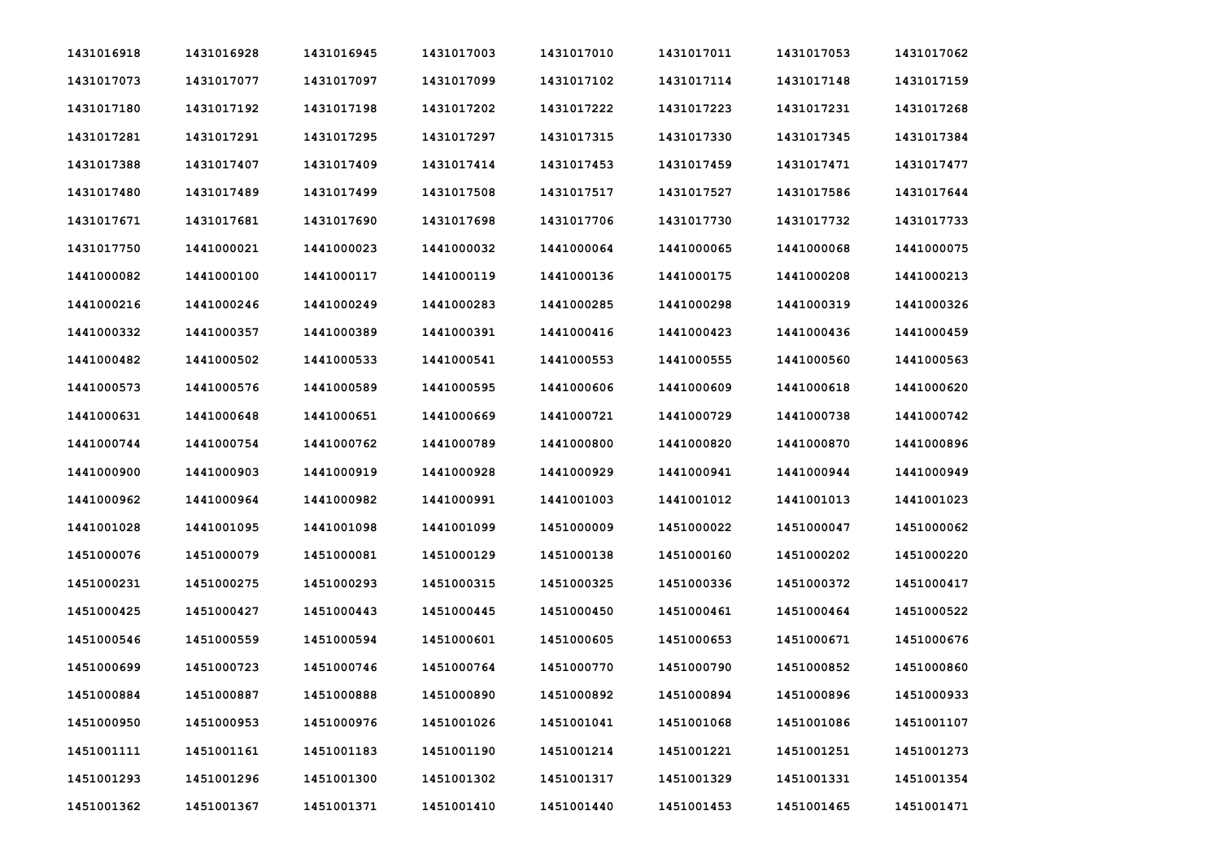| | | | | | | | |
|---|---|---|---|---|---|---|---|
| **1431016918** | **1431016928** | **1431016945** | **1431017003** | **1431017010** | **1431017011** | **1431017053** | **1431017062** |
| **1431017073** | **1431017077** | **1431017097** | **1431017099** | **1431017102** | **1431017114** | **1431017148** | **1431017159** |
| **1431017180** | **1431017192** | **1431017198** | **1431017202** | **1431017222** | **1431017223** | **1431017231** | **1431017268** |
| **1431017281** | **1431017291** | **1431017295** | **1431017297** | **1431017315** | **1431017330** | **1431017345** | **1431017384** |
| **1431017388** | **1431017407** | **1431017409** | **1431017414** | **1431017453** | **1431017459** | **1431017471** | **1431017477** |
| **1431017480** | **1431017489** | **1431017499** | **1431017508** | **1431017517** | **1431017527** | **1431017586** | **1431017644** |
| **1431017671** | **1431017681** | **1431017690** | **1431017698** | **1431017706** | **1431017730** | **1431017732** | **1431017733** |
| **1431017750** | **1441000021** | **1441000023** | **1441000032** | **1441000064** | **1441000065** | **1441000068** | **1441000075** |
| **1441000082** | **1441000100** | **1441000117** | **1441000119** | **1441000136** | **1441000175** | **1441000208** | **1441000213** |
| **1441000216** | **1441000246** | **1441000249** | **1441000283** | **1441000285** | **1441000298** | **1441000319** | **1441000326** |
| **1441000332** | **1441000357** | **1441000389** | **1441000391** | **1441000416** | **1441000423** | **1441000436** | **1441000459** |
| **1441000482** | **1441000502** | **1441000533** | **1441000541** | **1441000553** | **1441000555** | **1441000560** | **1441000563** |
| **1441000573** | **1441000576** | **1441000589** | **1441000595** | **1441000606** | **1441000609** | **1441000618** | **1441000620** |
| **1441000631** | **1441000648** | **1441000651** | **1441000669** | **1441000721** | **1441000729** | **1441000738** | **1441000742** |
| **1441000744** | **1441000754** | **1441000762** | **1441000789** | **1441000800** | **1441000820** | **1441000870** | **1441000896** |
| **1441000900** | **1441000903** | **1441000919** | **1441000928** | **1441000929** | **1441000941** | **1441000944** | **1441000949** |
| **1441000962** | **1441000964** | **1441000982** | **1441000991** | **1441001003** | **1441001012** | **1441001013** | **1441001023** |
| **1441001028** | **1441001095** | **1441001098** | **1441001099** | **1451000009** | **1451000022** | **1451000047** | **1451000062** |
| **1451000076** | **1451000079** | **1451000081** | **1451000129** | **1451000138** | **1451000160** | **1451000202** | **1451000220** |
| **1451000231** | **1451000275** | **1451000293** | **1451000315** | **1451000325** | **1451000336** | **1451000372** | **1451000417** |
| **1451000425** | **1451000427** | **1451000443** | **1451000445** | **1451000450** | **1451000461** | **1451000464** | **1451000522** |
| **1451000546** | **1451000559** | **1451000594** | **1451000601** | **1451000605** | **1451000653** | **1451000671** | **1451000676** |
| **1451000699** | **1451000723** | **1451000746** | **1451000764** | **1451000770** | **1451000790** | **1451000852** | **1451000860** |
| **1451000884** | **1451000887** | **1451000888** | **1451000890** | **1451000892** | **1451000894** | **1451000896** | **1451000933** |
| **1451000950** | **1451000953** | **1451000976** | **1451001026** | **1451001041** | **1451001068** | **1451001086** | **1451001107** |
| **1451001111** | **1451001161** | **1451001183** | **1451001190** | **1451001214** | **1451001221** | **1451001251** | **1451001273** |
| **1451001293** | **1451001296** | **1451001300** | **1451001302** | **1451001317** | **1451001329** | **1451001331** | **1451001354** |
| **1451001362** | **1451001367** | **1451001371** | **1451001410** | **1451001440** | **1451001453** | **1451001465** | **1451001471** |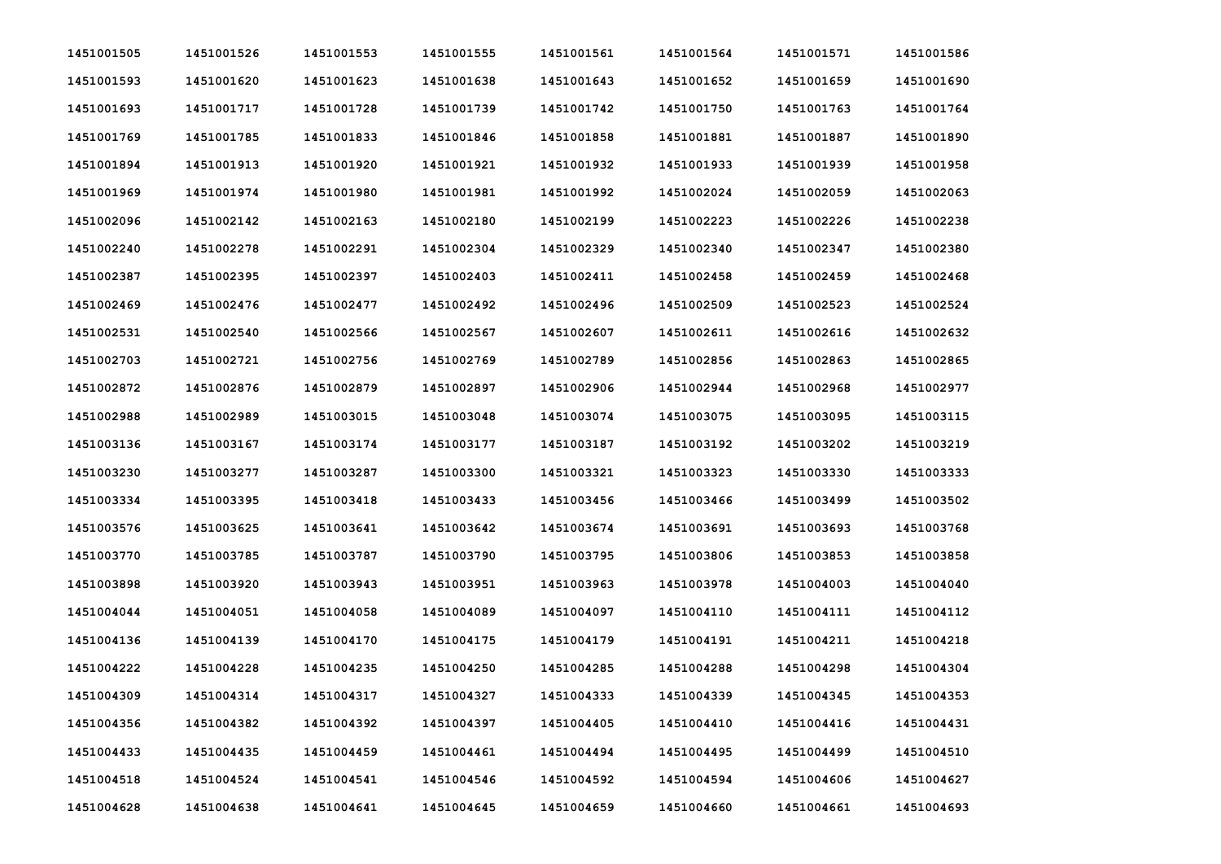| | | | | | | | |
|---|---|---|---|---|---|---|---|
| 1451001505 | 1451001526 | 1451001553 | 1451001555 | 1451001561 | 1451001564 | 1451001571 | 1451001586 |
| 1451001593 | 1451001620 | 1451001623 | 1451001638 | 1451001643 | 1451001652 | 1451001659 | 1451001690 |
| 1451001693 | 1451001717 | 1451001728 | 1451001739 | 1451001742 | 1451001750 | 1451001763 | 1451001764 |
| 1451001769 | 1451001785 | 1451001833 | 1451001846 | 1451001858 | 1451001881 | 1451001887 | 1451001890 |
| 1451001894 | 1451001913 | 1451001920 | 1451001921 | 1451001932 | 1451001933 | 1451001939 | 1451001958 |
| 1451001969 | 1451001974 | 1451001980 | 1451001981 | 1451001992 | 1451002024 | 1451002059 | 1451002063 |
| 1451002096 | 1451002142 | 1451002163 | 1451002180 | 1451002199 | 1451002223 | 1451002226 | 1451002238 |
| 1451002240 | 1451002278 | 1451002291 | 1451002304 | 1451002329 | 1451002340 | 1451002347 | 1451002380 |
| 1451002387 | 1451002395 | 1451002397 | 1451002403 | 1451002411 | 1451002458 | 1451002459 | 1451002468 |
| 1451002469 | 1451002476 | 1451002477 | 1451002492 | 1451002496 | 1451002509 | 1451002523 | 1451002524 |
| 1451002531 | 1451002540 | 1451002566 | 1451002567 | 1451002607 | 1451002611 | 1451002616 | 1451002632 |
| 1451002703 | 1451002721 | 1451002756 | 1451002769 | 1451002789 | 1451002856 | 1451002863 | 1451002865 |
| 1451002872 | 1451002876 | 1451002879 | 1451002897 | 1451002906 | 1451002944 | 1451002968 | 1451002977 |
| 1451002988 | 1451002989 | 1451003015 | 1451003048 | 1451003074 | 1451003075 | 1451003095 | 1451003115 |
| 1451003136 | 1451003167 | 1451003174 | 1451003177 | 1451003187 | 1451003192 | 1451003202 | 1451003219 |
| 1451003230 | 1451003277 | 1451003287 | 1451003300 | 1451003321 | 1451003323 | 1451003330 | 1451003333 |
| 1451003334 | 1451003395 | 1451003418 | 1451003433 | 1451003456 | 1451003466 | 1451003499 | 1451003502 |
| 1451003576 | 1451003625 | 1451003641 | 1451003642 | 1451003674 | 1451003691 | 1451003693 | 1451003768 |
| 1451003770 | 1451003785 | 1451003787 | 1451003790 | 1451003795 | 1451003806 | 1451003853 | 1451003858 |
| 1451003898 | 1451003920 | 1451003943 | 1451003951 | 1451003963 | 1451003978 | 1451004003 | 1451004040 |
| 1451004044 | 1451004051 | 1451004058 | 1451004089 | 1451004097 | 1451004110 | 1451004111 | 1451004112 |
| 1451004136 | 1451004139 | 1451004170 | 1451004175 | 1451004179 | 1451004191 | 1451004211 | 1451004218 |
| 1451004222 | 1451004228 | 1451004235 | 1451004250 | 1451004285 | 1451004288 | 1451004298 | 1451004304 |
| 1451004309 | 1451004314 | 1451004317 | 1451004327 | 1451004333 | 1451004339 | 1451004345 | 1451004353 |
| 1451004356 | 1451004382 | 1451004392 | 1451004397 | 1451004405 | 1451004410 | 1451004416 | 1451004431 |
| 1451004433 | 1451004435 | 1451004459 | 1451004461 | 1451004494 | 1451004495 | 1451004499 | 1451004510 |
| 1451004518 | 1451004524 | 1451004541 | 1451004546 | 1451004592 | 1451004594 | 1451004606 | 1451004627 |
| 1451004628 | 1451004638 | 1451004641 | 1451004645 | 1451004659 | 1451004660 | 1451004661 | 1451004693 |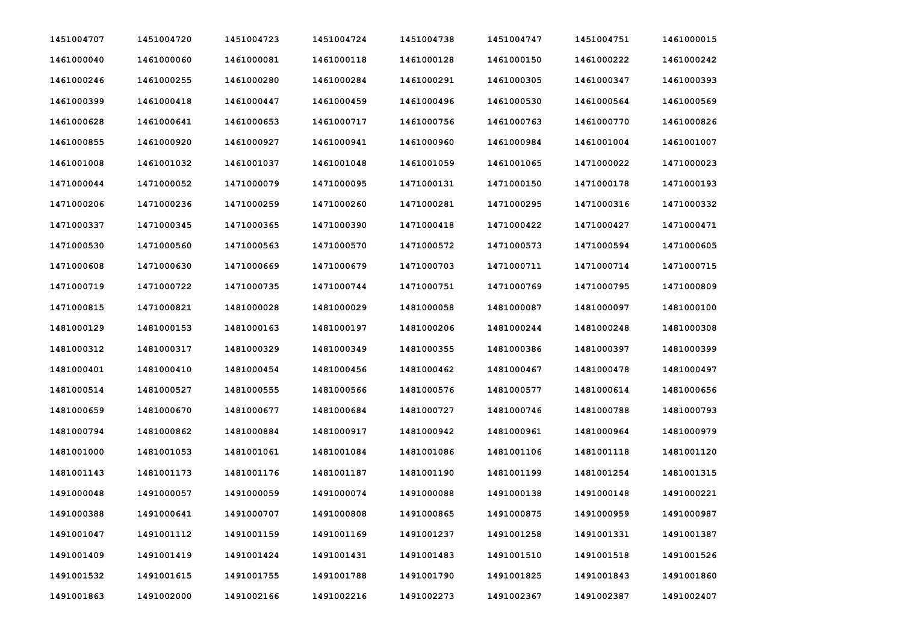| | | | | | | | |
|---|---|---|---|---|---|---|---|
| 1451004707 | 1451004720 | 1451004723 | 1451004724 | 1451004738 | 1451004747 | 1451004751 | 1461000015 |
| 1461000040 | 1461000060 | 1461000081 | 1461000118 | 1461000128 | 1461000150 | 1461000222 | 1461000242 |
| 1461000246 | 1461000255 | 1461000280 | 1461000284 | 1461000291 | 1461000305 | 1461000347 | 1461000393 |
| 1461000399 | 1461000418 | 1461000447 | 1461000459 | 1461000496 | 1461000530 | 1461000564 | 1461000569 |
| 1461000628 | 1461000641 | 1461000653 | 1461000717 | 1461000756 | 1461000763 | 1461000770 | 1461000826 |
| 1461000855 | 1461000920 | 1461000927 | 1461000941 | 1461000960 | 1461000984 | 1461001004 | 1461001007 |
| 1461001008 | 1461001032 | 1461001037 | 1461001048 | 1461001059 | 1461001065 | 1471000022 | 1471000023 |
| 1471000044 | 1471000052 | 1471000079 | 1471000095 | 1471000131 | 1471000150 | 1471000178 | 1471000193 |
| 1471000206 | 1471000236 | 1471000259 | 1471000260 | 1471000281 | 1471000295 | 1471000316 | 1471000332 |
| 1471000337 | 1471000345 | 1471000365 | 1471000390 | 1471000418 | 1471000422 | 1471000427 | 1471000471 |
| 1471000530 | 1471000560 | 1471000563 | 1471000570 | 1471000572 | 1471000573 | 1471000594 | 1471000605 |
| 1471000608 | 1471000630 | 1471000669 | 1471000679 | 1471000703 | 1471000711 | 1471000714 | 1471000715 |
| 1471000719 | 1471000722 | 1471000735 | 1471000744 | 1471000751 | 1471000769 | 1471000795 | 1471000809 |
| 1471000815 | 1471000821 | 1481000028 | 1481000029 | 1481000058 | 1481000087 | 1481000097 | 1481000100 |
| 1481000129 | 1481000153 | 1481000163 | 1481000197 | 1481000206 | 1481000244 | 1481000248 | 1481000308 |
| 1481000312 | 1481000317 | 1481000329 | 1481000349 | 1481000355 | 1481000386 | 1481000397 | 1481000399 |
| 1481000401 | 1481000410 | 1481000454 | 1481000456 | 1481000462 | 1481000467 | 1481000478 | 1481000497 |
| 1481000514 | 1481000527 | 1481000555 | 1481000566 | 1481000576 | 1481000577 | 1481000614 | 1481000656 |
| 1481000659 | 1481000670 | 1481000677 | 1481000684 | 1481000727 | 1481000746 | 1481000788 | 1481000793 |
| 1481000794 | 1481000862 | 1481000884 | 1481000917 | 1481000942 | 1481000961 | 1481000964 | 1481000979 |
| 1481001000 | 1481001053 | 1481001061 | 1481001084 | 1481001086 | 1481001106 | 1481001118 | 1481001120 |
| 1481001143 | 1481001173 | 1481001176 | 1481001187 | 1481001190 | 1481001199 | 1481001254 | 1481001315 |
| 1491000048 | 1491000057 | 1491000059 | 1491000074 | 1491000088 | 1491000138 | 1491000148 | 1491000221 |
| 1491000388 | 1491000641 | 1491000707 | 1491000808 | 1491000865 | 1491000875 | 1491000959 | 1491000987 |
| 1491001047 | 1491001112 | 1491001159 | 1491001169 | 1491001237 | 1491001258 | 1491001331 | 1491001387 |
| 1491001409 | 1491001419 | 1491001424 | 1491001431 | 1491001483 | 1491001510 | 1491001518 | 1491001526 |
| 1491001532 | 1491001615 | 1491001755 | 1491001788 | 1491001790 | 1491001825 | 1491001843 | 1491001860 |
| 1491001863 | 1491002000 | 1491002166 | 1491002216 | 1491002273 | 1491002367 | 1491002387 | 1491002407 |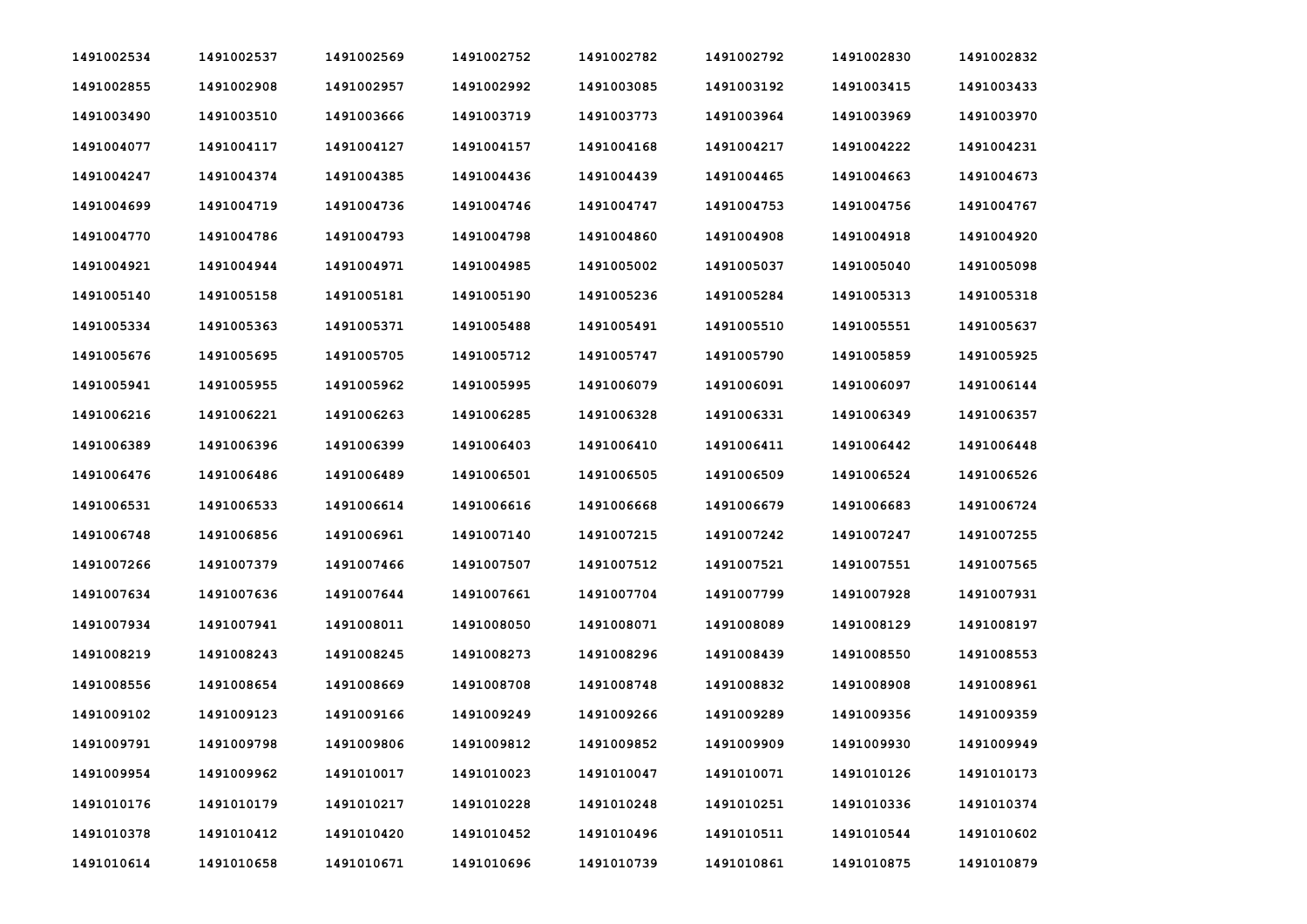| | | | | | | | |
|---|---|---|---|---|---|---|---|
| 1491002534 | 1491002537 | 1491002569 | 1491002752 | 1491002782 | 1491002792 | 1491002830 | 1491002832 |
| 1491002855 | 1491002908 | 1491002957 | 1491002992 | 1491003085 | 1491003192 | 1491003415 | 1491003433 |
| 1491003490 | 1491003510 | 1491003666 | 1491003719 | 1491003773 | 1491003964 | 1491003969 | 1491003970 |
| 1491004077 | 1491004117 | 1491004127 | 1491004157 | 1491004168 | 1491004217 | 1491004222 | 1491004231 |
| 1491004247 | 1491004374 | 1491004385 | 1491004436 | 1491004439 | 1491004465 | 1491004663 | 1491004673 |
| 1491004699 | 1491004719 | 1491004736 | 1491004746 | 1491004747 | 1491004753 | 1491004756 | 1491004767 |
| 1491004770 | 1491004786 | 1491004793 | 1491004798 | 1491004860 | 1491004908 | 1491004918 | 1491004920 |
| 1491004921 | 1491004944 | 1491004971 | 1491004985 | 1491005002 | 1491005037 | 1491005040 | 1491005098 |
| 1491005140 | 1491005158 | 1491005181 | 1491005190 | 1491005236 | 1491005284 | 1491005313 | 1491005318 |
| 1491005334 | 1491005363 | 1491005371 | 1491005488 | 1491005491 | 1491005510 | 1491005551 | 1491005637 |
| 1491005676 | 1491005695 | 1491005705 | 1491005712 | 1491005747 | 1491005790 | 1491005859 | 1491005925 |
| 1491005941 | 1491005955 | 1491005962 | 1491005995 | 1491006079 | 1491006091 | 1491006097 | 1491006144 |
| 1491006216 | 1491006221 | 1491006263 | 1491006285 | 1491006328 | 1491006331 | 1491006349 | 1491006357 |
| 1491006389 | 1491006396 | 1491006399 | 1491006403 | 1491006410 | 1491006411 | 1491006442 | 1491006448 |
| 1491006476 | 1491006486 | 1491006489 | 1491006501 | 1491006505 | 1491006509 | 1491006524 | 1491006526 |
| 1491006531 | 1491006533 | 1491006614 | 1491006616 | 1491006668 | 1491006679 | 1491006683 | 1491006724 |
| 1491006748 | 1491006856 | 1491006961 | 1491007140 | 1491007215 | 1491007242 | 1491007247 | 1491007255 |
| 1491007266 | 1491007379 | 1491007466 | 1491007507 | 1491007512 | 1491007521 | 1491007551 | 1491007565 |
| 1491007634 | 1491007636 | 1491007644 | 1491007661 | 1491007704 | 1491007799 | 1491007928 | 1491007931 |
| 1491007934 | 1491007941 | 1491008011 | 1491008050 | 1491008071 | 1491008089 | 1491008129 | 1491008197 |
| 1491008219 | 1491008243 | 1491008245 | 1491008273 | 1491008296 | 1491008439 | 1491008550 | 1491008553 |
| 1491008556 | 1491008654 | 1491008669 | 1491008708 | 1491008748 | 1491008832 | 1491008908 | 1491008961 |
| 1491009102 | 1491009123 | 1491009166 | 1491009249 | 1491009266 | 1491009289 | 1491009356 | 1491009359 |
| 1491009791 | 1491009798 | 1491009806 | 1491009812 | 1491009852 | 1491009909 | 1491009930 | 1491009949 |
| 1491009954 | 1491009962 | 1491010017 | 1491010023 | 1491010047 | 1491010071 | 1491010126 | 1491010173 |
| 1491010176 | 1491010179 | 1491010217 | 1491010228 | 1491010248 | 1491010251 | 1491010336 | 1491010374 |
| 1491010378 | 1491010412 | 1491010420 | 1491010452 | 1491010496 | 1491010511 | 1491010544 | 1491010602 |
| 1491010614 | 1491010658 | 1491010671 | 1491010696 | 1491010739 | 1491010861 | 1491010875 | 1491010879 |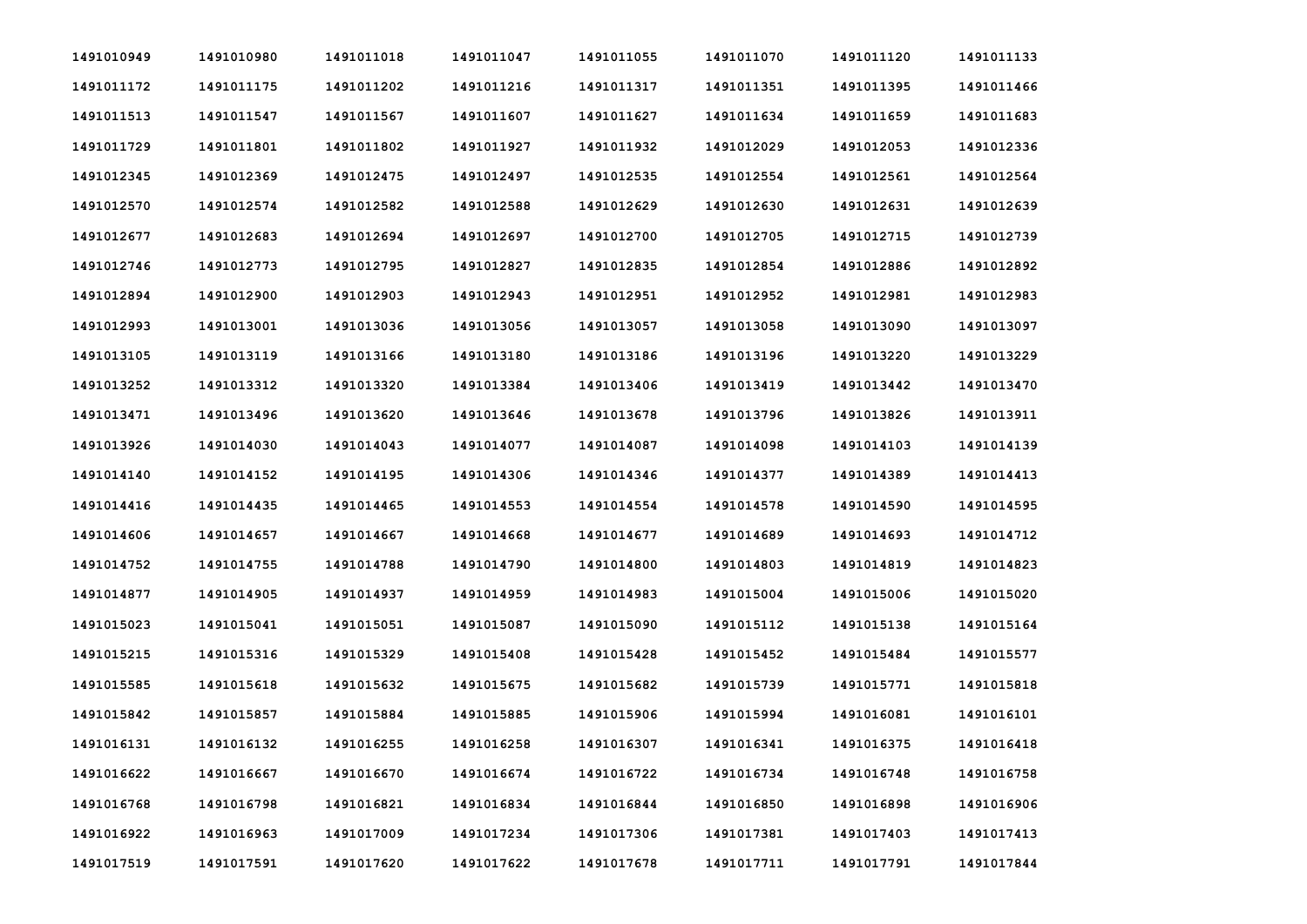| 1491010949 | 1491010980 | 1491011018 | 1491011047 | 1491011055 | 1491011070 | 1491011120 | 1491011133 |
|---|---|---|---|---|---|---|---|
| 1491011172 | 1491011175 | 1491011202 | 1491011216 | 1491011317 | 1491011351 | 1491011395 | 1491011466 |
| 1491011513 | 1491011547 | 1491011567 | 1491011607 | 1491011627 | 1491011634 | 1491011659 | 1491011683 |
| 1491011729 | 1491011801 | 1491011802 | 1491011927 | 1491011932 | 1491012029 | 1491012053 | 1491012336 |
| 1491012345 | 1491012369 | 1491012475 | 1491012497 | 1491012535 | 1491012554 | 1491012561 | 1491012564 |
| 1491012570 | 1491012574 | 1491012582 | 1491012588 | 1491012629 | 1491012630 | 1491012631 | 1491012639 |
| 1491012677 | 1491012683 | 1491012694 | 1491012697 | 1491012700 | 1491012705 | 1491012715 | 1491012739 |
| 1491012746 | 1491012773 | 1491012795 | 1491012827 | 1491012835 | 1491012854 | 1491012886 | 1491012892 |
| 1491012894 | 1491012900 | 1491012903 | 1491012943 | 1491012951 | 1491012952 | 1491012981 | 1491012983 |
| 1491012993 | 1491013001 | 1491013036 | 1491013056 | 1491013057 | 1491013058 | 1491013090 | 1491013097 |
| 1491013105 | 1491013119 | 1491013166 | 1491013180 | 1491013186 | 1491013196 | 1491013220 | 1491013229 |
| 1491013252 | 1491013312 | 1491013320 | 1491013384 | 1491013406 | 1491013419 | 1491013442 | 1491013470 |
| 1491013471 | 1491013496 | 1491013620 | 1491013646 | 1491013678 | 1491013796 | 1491013826 | 1491013911 |
| 1491013926 | 1491014030 | 1491014043 | 1491014077 | 1491014087 | 1491014098 | 1491014103 | 1491014139 |
| 1491014140 | 1491014152 | 1491014195 | 1491014306 | 1491014346 | 1491014377 | 1491014389 | 1491014413 |
| 1491014416 | 1491014435 | 1491014465 | 1491014553 | 1491014554 | 1491014578 | 1491014590 | 1491014595 |
| 1491014606 | 1491014657 | 1491014667 | 1491014668 | 1491014677 | 1491014689 | 1491014693 | 1491014712 |
| 1491014752 | 1491014755 | 1491014788 | 1491014790 | 1491014800 | 1491014803 | 1491014819 | 1491014823 |
| 1491014877 | 1491014905 | 1491014937 | 1491014959 | 1491014983 | 1491015004 | 1491015006 | 1491015020 |
| 1491015023 | 1491015041 | 1491015051 | 1491015087 | 1491015090 | 1491015112 | 1491015138 | 1491015164 |
| 1491015215 | 1491015316 | 1491015329 | 1491015408 | 1491015428 | 1491015452 | 1491015484 | 1491015577 |
| 1491015585 | 1491015618 | 1491015632 | 1491015675 | 1491015682 | 1491015739 | 1491015771 | 1491015818 |
| 1491015842 | 1491015857 | 1491015884 | 1491015885 | 1491015906 | 1491015994 | 1491016081 | 1491016101 |
| 1491016131 | 1491016132 | 1491016255 | 1491016258 | 1491016307 | 1491016341 | 1491016375 | 1491016418 |
| 1491016622 | 1491016667 | 1491016670 | 1491016674 | 1491016722 | 1491016734 | 1491016748 | 1491016758 |
| 1491016768 | 1491016798 | 1491016821 | 1491016834 | 1491016844 | 1491016850 | 1491016898 | 1491016906 |
| 1491016922 | 1491016963 | 1491017009 | 1491017234 | 1491017306 | 1491017381 | 1491017403 | 1491017413 |
| 1491017519 | 1491017591 | 1491017620 | 1491017622 | 1491017678 | 1491017711 | 1491017791 | 1491017844 |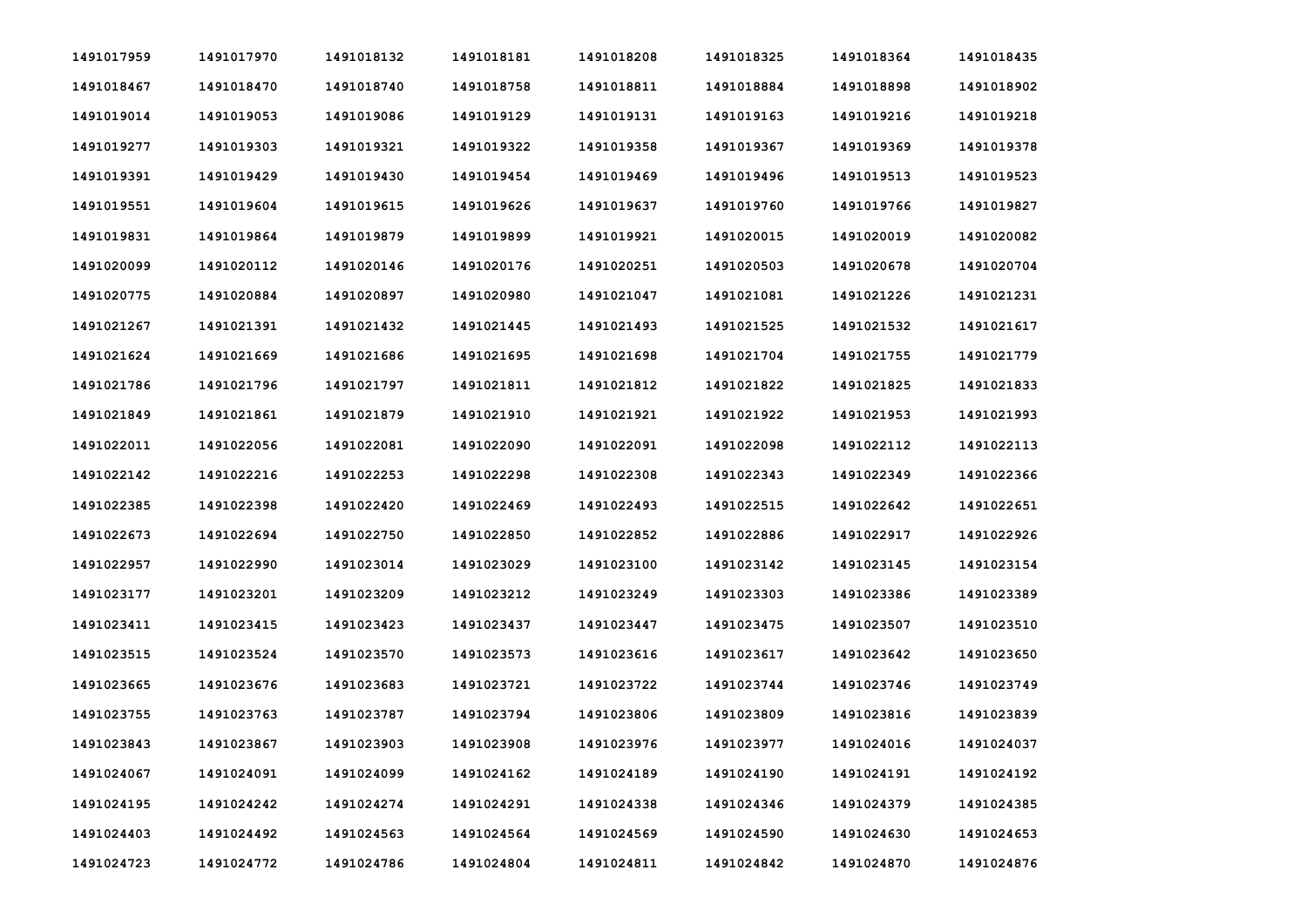| | | | | | | | |
|---|---|---|---|---|---|---|---|
| 1491017959 | 1491017970 | 1491018132 | 1491018181 | 1491018208 | 1491018325 | 1491018364 | 1491018435 |
| 1491018467 | 1491018470 | 1491018740 | 1491018758 | 1491018811 | 1491018884 | 1491018898 | 1491018902 |
| 1491019014 | 1491019053 | 1491019086 | 1491019129 | 1491019131 | 1491019163 | 1491019216 | 1491019218 |
| 1491019277 | 1491019303 | 1491019321 | 1491019322 | 1491019358 | 1491019367 | 1491019369 | 1491019378 |
| 1491019391 | 1491019429 | 1491019430 | 1491019454 | 1491019469 | 1491019496 | 1491019513 | 1491019523 |
| 1491019551 | 1491019604 | 1491019615 | 1491019626 | 1491019637 | 1491019760 | 1491019766 | 1491019827 |
| 1491019831 | 1491019864 | 1491019879 | 1491019899 | 1491019921 | 1491020015 | 1491020019 | 1491020082 |
| 1491020099 | 1491020112 | 1491020146 | 1491020176 | 1491020251 | 1491020503 | 1491020678 | 1491020704 |
| 1491020775 | 1491020884 | 1491020897 | 1491020980 | 1491021047 | 1491021081 | 1491021226 | 1491021231 |
| 1491021267 | 1491021391 | 1491021432 | 1491021445 | 1491021493 | 1491021525 | 1491021532 | 1491021617 |
| 1491021624 | 1491021669 | 1491021686 | 1491021695 | 1491021698 | 1491021704 | 1491021755 | 1491021779 |
| 1491021786 | 1491021796 | 1491021797 | 1491021811 | 1491021812 | 1491021822 | 1491021825 | 1491021833 |
| 1491021849 | 1491021861 | 1491021879 | 1491021910 | 1491021921 | 1491021922 | 1491021953 | 1491021993 |
| 1491022011 | 1491022056 | 1491022081 | 1491022090 | 1491022091 | 1491022098 | 1491022112 | 1491022113 |
| 1491022142 | 1491022216 | 1491022253 | 1491022298 | 1491022308 | 1491022343 | 1491022349 | 1491022366 |
| 1491022385 | 1491022398 | 1491022420 | 1491022469 | 1491022493 | 1491022515 | 1491022642 | 1491022651 |
| 1491022673 | 1491022694 | 1491022750 | 1491022850 | 1491022852 | 1491022886 | 1491022917 | 1491022926 |
| 1491022957 | 1491022990 | 1491023014 | 1491023029 | 1491023100 | 1491023142 | 1491023145 | 1491023154 |
| 1491023177 | 1491023201 | 1491023209 | 1491023212 | 1491023249 | 1491023303 | 1491023386 | 1491023389 |
| 1491023411 | 1491023415 | 1491023423 | 1491023437 | 1491023447 | 1491023475 | 1491023507 | 1491023510 |
| 1491023515 | 1491023524 | 1491023570 | 1491023573 | 1491023616 | 1491023617 | 1491023642 | 1491023650 |
| 1491023665 | 1491023676 | 1491023683 | 1491023721 | 1491023722 | 1491023744 | 1491023746 | 1491023749 |
| 1491023755 | 1491023763 | 1491023787 | 1491023794 | 1491023806 | 1491023809 | 1491023816 | 1491023839 |
| 1491023843 | 1491023867 | 1491023903 | 1491023908 | 1491023976 | 1491023977 | 1491024016 | 1491024037 |
| 1491024067 | 1491024091 | 1491024099 | 1491024162 | 1491024189 | 1491024190 | 1491024191 | 1491024192 |
| 1491024195 | 1491024242 | 1491024274 | 1491024291 | 1491024338 | 1491024346 | 1491024379 | 1491024385 |
| 1491024403 | 1491024492 | 1491024563 | 1491024564 | 1491024569 | 1491024590 | 1491024630 | 1491024653 |
| 1491024723 | 1491024772 | 1491024786 | 1491024804 | 1491024811 | 1491024842 | 1491024870 | 1491024876 |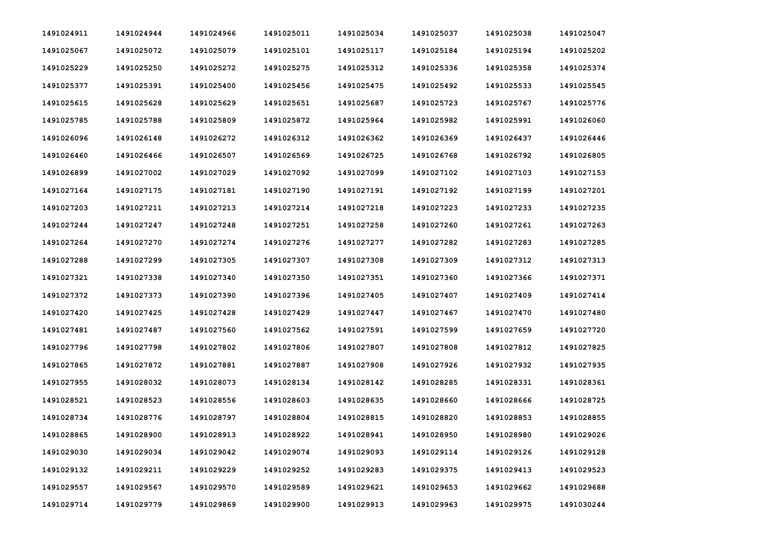| 1491024911 | 1491024944 | 1491024966 | 1491025011 | 1491025034 | 1491025037 | 1491025038 | 1491025047 |
|---|---|---|---|---|---|---|---|
| 1491025067 | 1491025072 | 1491025079 | 1491025101 | 1491025117 | 1491025184 | 1491025194 | 1491025202 |
| 1491025229 | 1491025250 | 1491025272 | 1491025275 | 1491025312 | 1491025336 | 1491025358 | 1491025374 |
| 1491025377 | 1491025391 | 1491025400 | 1491025456 | 1491025475 | 1491025492 | 1491025533 | 1491025545 |
| 1491025615 | 1491025628 | 1491025629 | 1491025651 | 1491025687 | 1491025723 | 1491025767 | 1491025776 |
| 1491025785 | 1491025788 | 1491025809 | 1491025872 | 1491025964 | 1491025982 | 1491025991 | 1491026060 |
| 1491026096 | 1491026148 | 1491026272 | 1491026312 | 1491026362 | 1491026369 | 1491026437 | 1491026446 |
| 1491026460 | 1491026466 | 1491026507 | 1491026569 | 1491026725 | 1491026768 | 1491026792 | 1491026805 |
| 1491026899 | 1491027002 | 1491027029 | 1491027092 | 1491027099 | 1491027102 | 1491027103 | 1491027153 |
| 1491027164 | 1491027175 | 1491027181 | 1491027190 | 1491027191 | 1491027192 | 1491027199 | 1491027201 |
| 1491027203 | 1491027211 | 1491027213 | 1491027214 | 1491027218 | 1491027223 | 1491027233 | 1491027235 |
| 1491027244 | 1491027247 | 1491027248 | 1491027251 | 1491027258 | 1491027260 | 1491027261 | 1491027263 |
| 1491027264 | 1491027270 | 1491027274 | 1491027276 | 1491027277 | 1491027282 | 1491027283 | 1491027285 |
| 1491027288 | 1491027299 | 1491027305 | 1491027307 | 1491027308 | 1491027309 | 1491027312 | 1491027313 |
| 1491027321 | 1491027338 | 1491027340 | 1491027350 | 1491027351 | 1491027360 | 1491027366 | 1491027371 |
| 1491027372 | 1491027373 | 1491027390 | 1491027396 | 1491027405 | 1491027407 | 1491027409 | 1491027414 |
| 1491027420 | 1491027425 | 1491027428 | 1491027429 | 1491027447 | 1491027467 | 1491027470 | 1491027480 |
| 1491027481 | 1491027487 | 1491027560 | 1491027562 | 1491027591 | 1491027599 | 1491027659 | 1491027720 |
| 1491027796 | 1491027798 | 1491027802 | 1491027806 | 1491027807 | 1491027808 | 1491027812 | 1491027825 |
| 1491027865 | 1491027872 | 1491027881 | 1491027887 | 1491027908 | 1491027926 | 1491027932 | 1491027935 |
| 1491027955 | 1491028032 | 1491028073 | 1491028134 | 1491028142 | 1491028285 | 1491028331 | 1491028361 |
| 1491028521 | 1491028523 | 1491028556 | 1491028603 | 1491028635 | 1491028660 | 1491028666 | 1491028725 |
| 1491028734 | 1491028776 | 1491028797 | 1491028804 | 1491028815 | 1491028820 | 1491028853 | 1491028855 |
| 1491028865 | 1491028900 | 1491028913 | 1491028922 | 1491028941 | 1491028950 | 1491028980 | 1491029026 |
| 1491029030 | 1491029034 | 1491029042 | 1491029074 | 1491029093 | 1491029114 | 1491029126 | 1491029128 |
| 1491029132 | 1491029211 | 1491029229 | 1491029252 | 1491029283 | 1491029375 | 1491029413 | 1491029523 |
| 1491029557 | 1491029567 | 1491029570 | 1491029589 | 1491029621 | 1491029653 | 1491029662 | 1491029688 |
| 1491029714 | 1491029779 | 1491029869 | 1491029900 | 1491029913 | 1491029963 | 1491029975 | 1491030244 |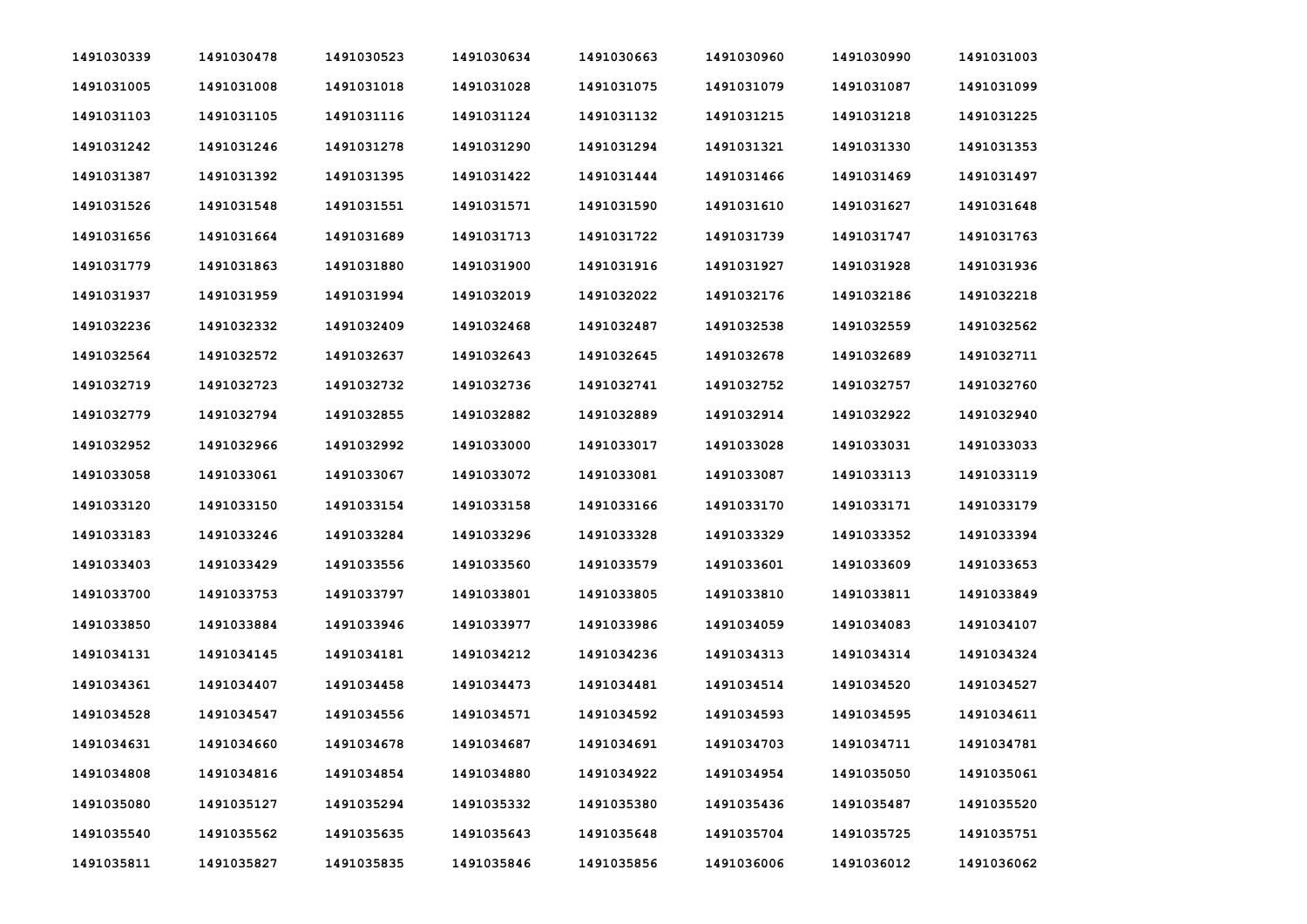| | | | | | | | |
|---|---|---|---|---|---|---|---|
| 1491030339 | 1491030478 | 1491030523 | 1491030634 | 1491030663 | 1491030960 | 1491030990 | 1491031003 |
| 1491031005 | 1491031008 | 1491031018 | 1491031028 | 1491031075 | 1491031079 | 1491031087 | 1491031099 |
| 1491031103 | 1491031105 | 1491031116 | 1491031124 | 1491031132 | 1491031215 | 1491031218 | 1491031225 |
| 1491031242 | 1491031246 | 1491031278 | 1491031290 | 1491031294 | 1491031321 | 1491031330 | 1491031353 |
| 1491031387 | 1491031392 | 1491031395 | 1491031422 | 1491031444 | 1491031466 | 1491031469 | 1491031497 |
| 1491031526 | 1491031548 | 1491031551 | 1491031571 | 1491031590 | 1491031610 | 1491031627 | 1491031648 |
| 1491031656 | 1491031664 | 1491031689 | 1491031713 | 1491031722 | 1491031739 | 1491031747 | 1491031763 |
| 1491031779 | 1491031863 | 1491031880 | 1491031900 | 1491031916 | 1491031927 | 1491031928 | 1491031936 |
| 1491031937 | 1491031959 | 1491031994 | 1491032019 | 1491032022 | 1491032176 | 1491032186 | 1491032218 |
| 1491032236 | 1491032332 | 1491032409 | 1491032468 | 1491032487 | 1491032538 | 1491032559 | 1491032562 |
| 1491032564 | 1491032572 | 1491032637 | 1491032643 | 1491032645 | 1491032678 | 1491032689 | 1491032711 |
| 1491032719 | 1491032723 | 1491032732 | 1491032736 | 1491032741 | 1491032752 | 1491032757 | 1491032760 |
| 1491032779 | 1491032794 | 1491032855 | 1491032882 | 1491032889 | 1491032914 | 1491032922 | 1491032940 |
| 1491032952 | 1491032966 | 1491032992 | 1491033000 | 1491033017 | 1491033028 | 1491033031 | 1491033033 |
| 1491033058 | 1491033061 | 1491033067 | 1491033072 | 1491033081 | 1491033087 | 1491033113 | 1491033119 |
| 1491033120 | 1491033150 | 1491033154 | 1491033158 | 1491033166 | 1491033170 | 1491033171 | 1491033179 |
| 1491033183 | 1491033246 | 1491033284 | 1491033296 | 1491033328 | 1491033329 | 1491033352 | 1491033394 |
| 1491033403 | 1491033429 | 1491033556 | 1491033560 | 1491033579 | 1491033601 | 1491033609 | 1491033653 |
| 1491033700 | 1491033753 | 1491033797 | 1491033801 | 1491033805 | 1491033810 | 1491033811 | 1491033849 |
| 1491033850 | 1491033884 | 1491033946 | 1491033977 | 1491033986 | 1491034059 | 1491034083 | 1491034107 |
| 1491034131 | 1491034145 | 1491034181 | 1491034212 | 1491034236 | 1491034313 | 1491034314 | 1491034324 |
| 1491034361 | 1491034407 | 1491034458 | 1491034473 | 1491034481 | 1491034514 | 1491034520 | 1491034527 |
| 1491034528 | 1491034547 | 1491034556 | 1491034571 | 1491034592 | 1491034593 | 1491034595 | 1491034611 |
| 1491034631 | 1491034660 | 1491034678 | 1491034687 | 1491034691 | 1491034703 | 1491034711 | 1491034781 |
| 1491034808 | 1491034816 | 1491034854 | 1491034880 | 1491034922 | 1491034954 | 1491035050 | 1491035061 |
| 1491035080 | 1491035127 | 1491035294 | 1491035332 | 1491035380 | 1491035436 | 1491035487 | 1491035520 |
| 1491035540 | 1491035562 | 1491035635 | 1491035643 | 1491035648 | 1491035704 | 1491035725 | 1491035751 |
| 1491035811 | 1491035827 | 1491035835 | 1491035846 | 1491035856 | 1491036006 | 1491036012 | 1491036062 |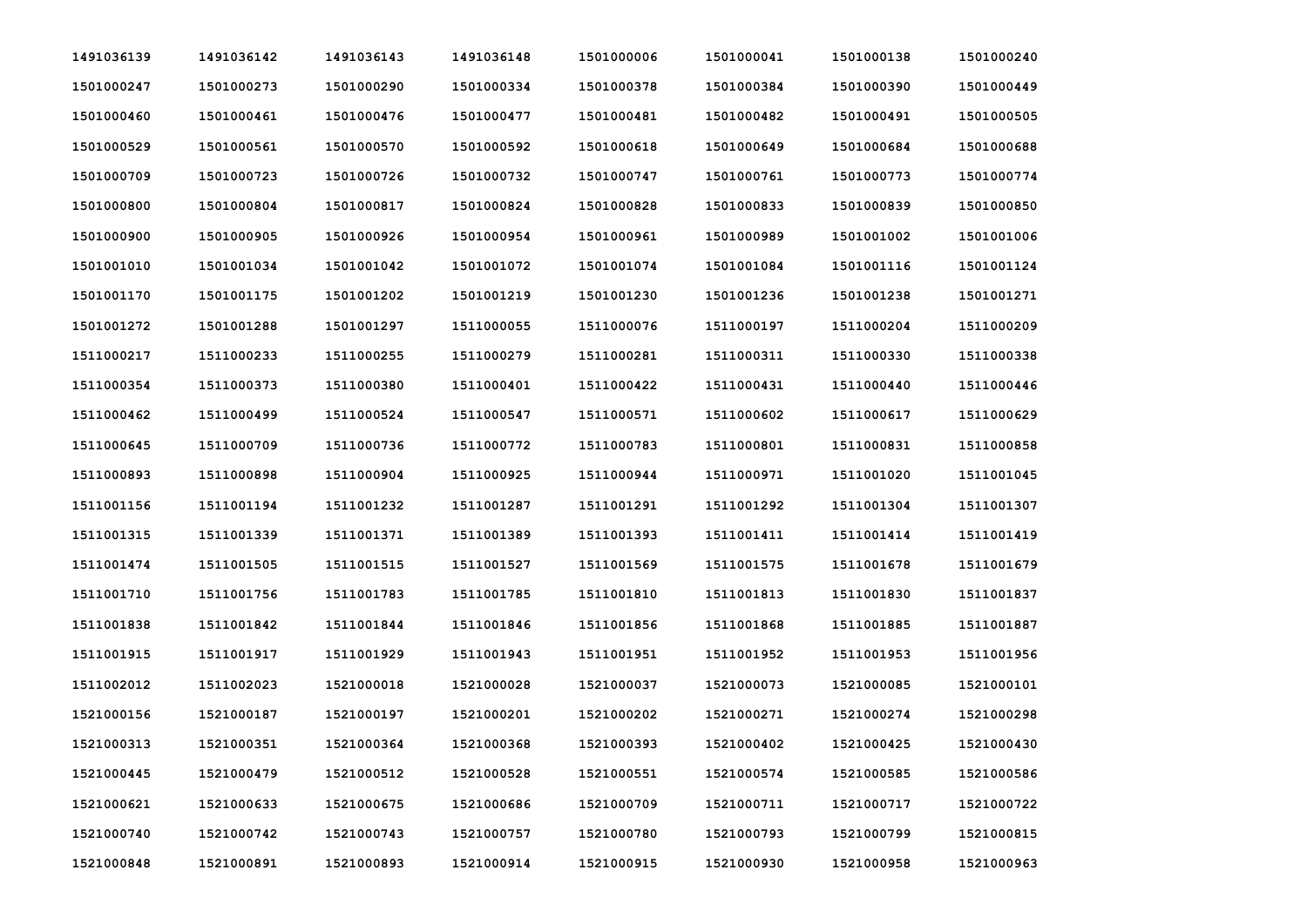| | | | | | | | |
|---|---|---|---|---|---|---|---|
| 1491036139 | 1491036142 | 1491036143 | 1491036148 | 1501000006 | 1501000041 | 1501000138 | 1501000240 |
| 1501000247 | 1501000273 | 1501000290 | 1501000334 | 1501000378 | 1501000384 | 1501000390 | 1501000449 |
| 1501000460 | 1501000461 | 1501000476 | 1501000477 | 1501000481 | 1501000482 | 1501000491 | 1501000505 |
| 1501000529 | 1501000561 | 1501000570 | 1501000592 | 1501000618 | 1501000649 | 1501000684 | 1501000688 |
| 1501000709 | 1501000723 | 1501000726 | 1501000732 | 1501000747 | 1501000761 | 1501000773 | 1501000774 |
| 1501000800 | 1501000804 | 1501000817 | 1501000824 | 1501000828 | 1501000833 | 1501000839 | 1501000850 |
| 1501000900 | 1501000905 | 1501000926 | 1501000954 | 1501000961 | 1501000989 | 1501001002 | 1501001006 |
| 1501001010 | 1501001034 | 1501001042 | 1501001072 | 1501001074 | 1501001084 | 1501001116 | 1501001124 |
| 1501001170 | 1501001175 | 1501001202 | 1501001219 | 1501001230 | 1501001236 | 1501001238 | 1501001271 |
| 1501001272 | 1501001288 | 1501001297 | 1511000055 | 1511000076 | 1511000197 | 1511000204 | 1511000209 |
| 1511000217 | 1511000233 | 1511000255 | 1511000279 | 1511000281 | 1511000311 | 1511000330 | 1511000338 |
| 1511000354 | 1511000373 | 1511000380 | 1511000401 | 1511000422 | 1511000431 | 1511000440 | 1511000446 |
| 1511000462 | 1511000499 | 1511000524 | 1511000547 | 1511000571 | 1511000602 | 1511000617 | 1511000629 |
| 1511000645 | 1511000709 | 1511000736 | 1511000772 | 1511000783 | 1511000801 | 1511000831 | 1511000858 |
| 1511000893 | 1511000898 | 1511000904 | 1511000925 | 1511000944 | 1511000971 | 1511001020 | 1511001045 |
| 1511001156 | 1511001194 | 1511001232 | 1511001287 | 1511001291 | 1511001292 | 1511001304 | 1511001307 |
| 1511001315 | 1511001339 | 1511001371 | 1511001389 | 1511001393 | 1511001411 | 1511001414 | 1511001419 |
| 1511001474 | 1511001505 | 1511001515 | 1511001527 | 1511001569 | 1511001575 | 1511001678 | 1511001679 |
| 1511001710 | 1511001756 | 1511001783 | 1511001785 | 1511001810 | 1511001813 | 1511001830 | 1511001837 |
| 1511001838 | 1511001842 | 1511001844 | 1511001846 | 1511001856 | 1511001868 | 1511001885 | 1511001887 |
| 1511001915 | 1511001917 | 1511001929 | 1511001943 | 1511001951 | 1511001952 | 1511001953 | 1511001956 |
| 1511002012 | 1511002023 | 1521000018 | 1521000028 | 1521000037 | 1521000073 | 1521000085 | 1521000101 |
| 1521000156 | 1521000187 | 1521000197 | 1521000201 | 1521000202 | 1521000271 | 1521000274 | 1521000298 |
| 1521000313 | 1521000351 | 1521000364 | 1521000368 | 1521000393 | 1521000402 | 1521000425 | 1521000430 |
| 1521000445 | 1521000479 | 1521000512 | 1521000528 | 1521000551 | 1521000574 | 1521000585 | 1521000586 |
| 1521000621 | 1521000633 | 1521000675 | 1521000686 | 1521000709 | 1521000711 | 1521000717 | 1521000722 |
| 1521000740 | 1521000742 | 1521000743 | 1521000757 | 1521000780 | 1521000793 | 1521000799 | 1521000815 |
| 1521000848 | 1521000891 | 1521000893 | 1521000914 | 1521000915 | 1521000930 | 1521000958 | 1521000963 |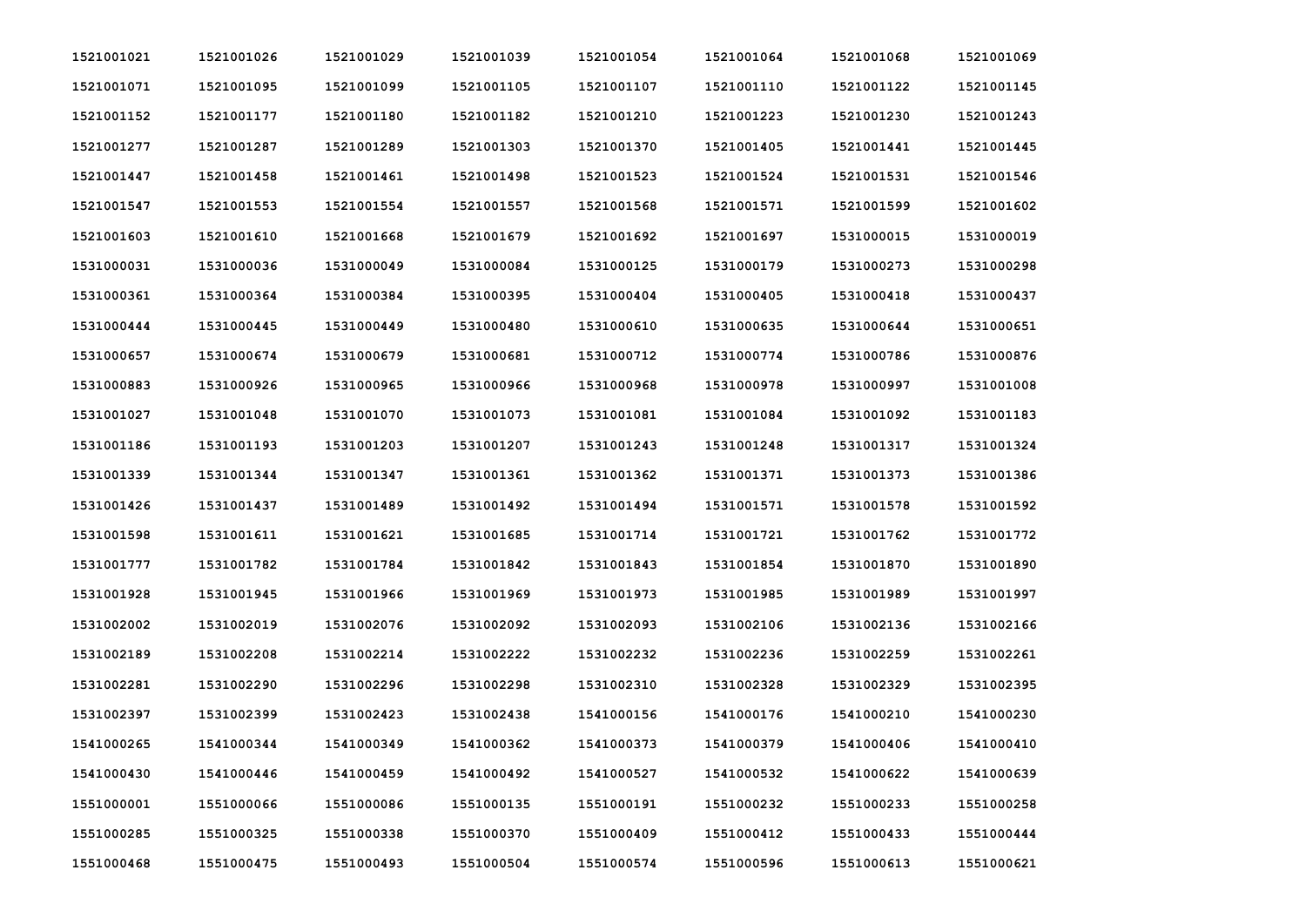| | | | | | | | |
|---|---|---|---|---|---|---|---|
| 1521001021 | 1521001026 | 1521001029 | 1521001039 | 1521001054 | 1521001064 | 1521001068 | 1521001069 |
| 1521001071 | 1521001095 | 1521001099 | 1521001105 | 1521001107 | 1521001110 | 1521001122 | 1521001145 |
| 1521001152 | 1521001177 | 1521001180 | 1521001182 | 1521001210 | 1521001223 | 1521001230 | 1521001243 |
| 1521001277 | 1521001287 | 1521001289 | 1521001303 | 1521001370 | 1521001405 | 1521001441 | 1521001445 |
| 1521001447 | 1521001458 | 1521001461 | 1521001498 | 1521001523 | 1521001524 | 1521001531 | 1521001546 |
| 1521001547 | 1521001553 | 1521001554 | 1521001557 | 1521001568 | 1521001571 | 1521001599 | 1521001602 |
| 1521001603 | 1521001610 | 1521001668 | 1521001679 | 1521001692 | 1521001697 | 1531000015 | 1531000019 |
| 1531000031 | 1531000036 | 1531000049 | 1531000084 | 1531000125 | 1531000179 | 1531000273 | 1531000298 |
| 1531000361 | 1531000364 | 1531000384 | 1531000395 | 1531000404 | 1531000405 | 1531000418 | 1531000437 |
| 1531000444 | 1531000445 | 1531000449 | 1531000480 | 1531000610 | 1531000635 | 1531000644 | 1531000651 |
| 1531000657 | 1531000674 | 1531000679 | 1531000681 | 1531000712 | 1531000774 | 1531000786 | 1531000876 |
| 1531000883 | 1531000926 | 1531000965 | 1531000966 | 1531000968 | 1531000978 | 1531000997 | 1531001008 |
| 1531001027 | 1531001048 | 1531001070 | 1531001073 | 1531001081 | 1531001084 | 1531001092 | 1531001183 |
| 1531001186 | 1531001193 | 1531001203 | 1531001207 | 1531001243 | 1531001248 | 1531001317 | 1531001324 |
| 1531001339 | 1531001344 | 1531001347 | 1531001361 | 1531001362 | 1531001371 | 1531001373 | 1531001386 |
| 1531001426 | 1531001437 | 1531001489 | 1531001492 | 1531001494 | 1531001571 | 1531001578 | 1531001592 |
| 1531001598 | 1531001611 | 1531001621 | 1531001685 | 1531001714 | 1531001721 | 1531001762 | 1531001772 |
| 1531001777 | 1531001782 | 1531001784 | 1531001842 | 1531001843 | 1531001854 | 1531001870 | 1531001890 |
| 1531001928 | 1531001945 | 1531001966 | 1531001969 | 1531001973 | 1531001985 | 1531001989 | 1531001997 |
| 1531002002 | 1531002019 | 1531002076 | 1531002092 | 1531002093 | 1531002106 | 1531002136 | 1531002166 |
| 1531002189 | 1531002208 | 1531002214 | 1531002222 | 1531002232 | 1531002236 | 1531002259 | 1531002261 |
| 1531002281 | 1531002290 | 1531002296 | 1531002298 | 1531002310 | 1531002328 | 1531002329 | 1531002395 |
| 1531002397 | 1531002399 | 1531002423 | 1531002438 | 1541000156 | 1541000176 | 1541000210 | 1541000230 |
| 1541000265 | 1541000344 | 1541000349 | 1541000362 | 1541000373 | 1541000379 | 1541000406 | 1541000410 |
| 1541000430 | 1541000446 | 1541000459 | 1541000492 | 1541000527 | 1541000532 | 1541000622 | 1541000639 |
| 1551000001 | 1551000066 | 1551000086 | 1551000135 | 1551000191 | 1551000232 | 1551000233 | 1551000258 |
| 1551000285 | 1551000325 | 1551000338 | 1551000370 | 1551000409 | 1551000412 | 1551000433 | 1551000444 |
| 1551000468 | 1551000475 | 1551000493 | 1551000504 | 1551000574 | 1551000596 | 1551000613 | 1551000621 |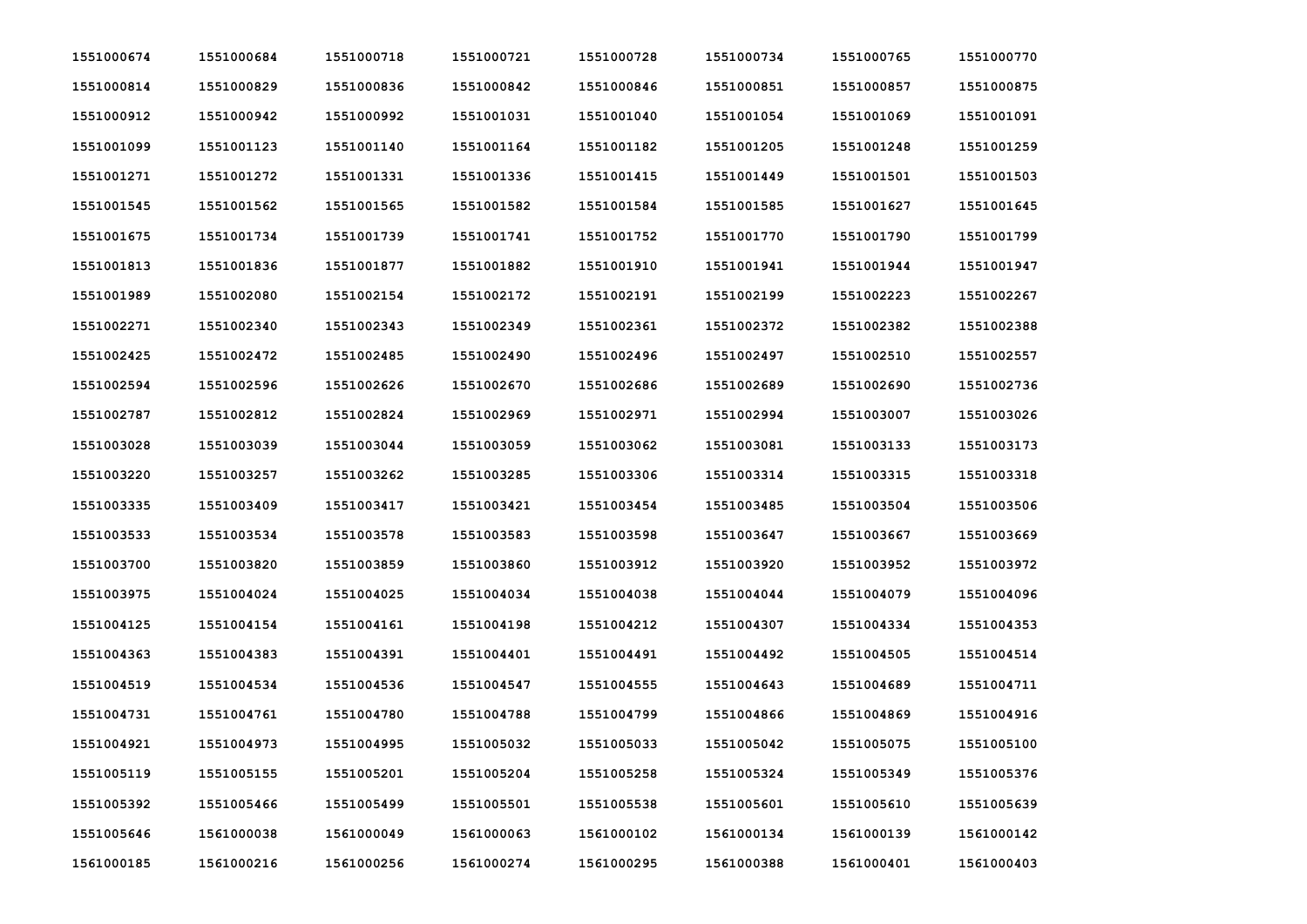| | | | | | | | |
|---|---|---|---|---|---|---|---|
| 1551000674 | 1551000684 | 1551000718 | 1551000721 | 1551000728 | 1551000734 | 1551000765 | 1551000770 |
| 1551000814 | 1551000829 | 1551000836 | 1551000842 | 1551000846 | 1551000851 | 1551000857 | 1551000875 |
| 1551000912 | 1551000942 | 1551000992 | 1551001031 | 1551001040 | 1551001054 | 1551001069 | 1551001091 |
| 1551001099 | 1551001123 | 1551001140 | 1551001164 | 1551001182 | 1551001205 | 1551001248 | 1551001259 |
| 1551001271 | 1551001272 | 1551001331 | 1551001336 | 1551001415 | 1551001449 | 1551001501 | 1551001503 |
| 1551001545 | 1551001562 | 1551001565 | 1551001582 | 1551001584 | 1551001585 | 1551001627 | 1551001645 |
| 1551001675 | 1551001734 | 1551001739 | 1551001741 | 1551001752 | 1551001770 | 1551001790 | 1551001799 |
| 1551001813 | 1551001836 | 1551001877 | 1551001882 | 1551001910 | 1551001941 | 1551001944 | 1551001947 |
| 1551001989 | 1551002080 | 1551002154 | 1551002172 | 1551002191 | 1551002199 | 1551002223 | 1551002267 |
| 1551002271 | 1551002340 | 1551002343 | 1551002349 | 1551002361 | 1551002372 | 1551002382 | 1551002388 |
| 1551002425 | 1551002472 | 1551002485 | 1551002490 | 1551002496 | 1551002497 | 1551002510 | 1551002557 |
| 1551002594 | 1551002596 | 1551002626 | 1551002670 | 1551002686 | 1551002689 | 1551002690 | 1551002736 |
| 1551002787 | 1551002812 | 1551002824 | 1551002969 | 1551002971 | 1551002994 | 1551003007 | 1551003026 |
| 1551003028 | 1551003039 | 1551003044 | 1551003059 | 1551003062 | 1551003081 | 1551003133 | 1551003173 |
| 1551003220 | 1551003257 | 1551003262 | 1551003285 | 1551003306 | 1551003314 | 1551003315 | 1551003318 |
| 1551003335 | 1551003409 | 1551003417 | 1551003421 | 1551003454 | 1551003485 | 1551003504 | 1551003506 |
| 1551003533 | 1551003534 | 1551003578 | 1551003583 | 1551003598 | 1551003647 | 1551003667 | 1551003669 |
| 1551003700 | 1551003820 | 1551003859 | 1551003860 | 1551003912 | 1551003920 | 1551003952 | 1551003972 |
| 1551003975 | 1551004024 | 1551004025 | 1551004034 | 1551004038 | 1551004044 | 1551004079 | 1551004096 |
| 1551004125 | 1551004154 | 1551004161 | 1551004198 | 1551004212 | 1551004307 | 1551004334 | 1551004353 |
| 1551004363 | 1551004383 | 1551004391 | 1551004401 | 1551004491 | 1551004492 | 1551004505 | 1551004514 |
| 1551004519 | 1551004534 | 1551004536 | 1551004547 | 1551004555 | 1551004643 | 1551004689 | 1551004711 |
| 1551004731 | 1551004761 | 1551004780 | 1551004788 | 1551004799 | 1551004866 | 1551004869 | 1551004916 |
| 1551004921 | 1551004973 | 1551004995 | 1551005032 | 1551005033 | 1551005042 | 1551005075 | 1551005100 |
| 1551005119 | 1551005155 | 1551005201 | 1551005204 | 1551005258 | 1551005324 | 1551005349 | 1551005376 |
| 1551005392 | 1551005466 | 1551005499 | 1551005501 | 1551005538 | 1551005601 | 1551005610 | 1551005639 |
| 1551005646 | 1561000038 | 1561000049 | 1561000063 | 1561000102 | 1561000134 | 1561000139 | 1561000142 |
| 1561000185 | 1561000216 | 1561000256 | 1561000274 | 1561000295 | 1561000388 | 1561000401 | 1561000403 |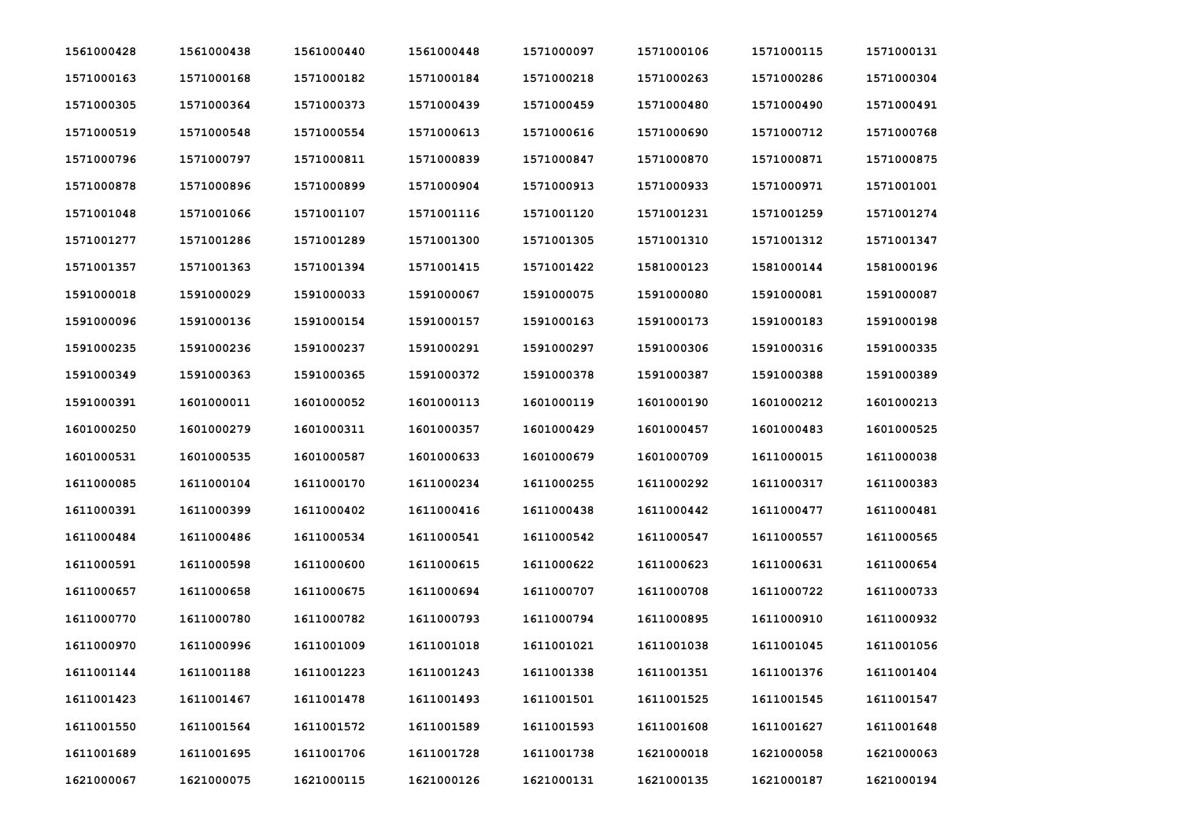| | | | | | | | |
|---|---|---|---|---|---|---|---|
| 1561000428 | 1561000438 | 1561000440 | 1561000448 | 1571000097 | 1571000106 | 1571000115 | 1571000131 |
| 1571000163 | 1571000168 | 1571000182 | 1571000184 | 1571000218 | 1571000263 | 1571000286 | 1571000304 |
| 1571000305 | 1571000364 | 1571000373 | 1571000439 | 1571000459 | 1571000480 | 1571000490 | 1571000491 |
| 1571000519 | 1571000548 | 1571000554 | 1571000613 | 1571000616 | 1571000690 | 1571000712 | 1571000768 |
| 1571000796 | 1571000797 | 1571000811 | 1571000839 | 1571000847 | 1571000870 | 1571000871 | 1571000875 |
| 1571000878 | 1571000896 | 1571000899 | 1571000904 | 1571000913 | 1571000933 | 1571000971 | 1571001001 |
| 1571001048 | 1571001066 | 1571001107 | 1571001116 | 1571001120 | 1571001231 | 1571001259 | 1571001274 |
| 1571001277 | 1571001286 | 1571001289 | 1571001300 | 1571001305 | 1571001310 | 1571001312 | 1571001347 |
| 1571001357 | 1571001363 | 1571001394 | 1571001415 | 1571001422 | 1581000123 | 1581000144 | 1581000196 |
| 1591000018 | 1591000029 | 1591000033 | 1591000067 | 1591000075 | 1591000080 | 1591000081 | 1591000087 |
| 1591000096 | 1591000136 | 1591000154 | 1591000157 | 1591000163 | 1591000173 | 1591000183 | 1591000198 |
| 1591000235 | 1591000236 | 1591000237 | 1591000291 | 1591000297 | 1591000306 | 1591000316 | 1591000335 |
| 1591000349 | 1591000363 | 1591000365 | 1591000372 | 1591000378 | 1591000387 | 1591000388 | 1591000389 |
| 1591000391 | 1601000011 | 1601000052 | 1601000113 | 1601000119 | 1601000190 | 1601000212 | 1601000213 |
| 1601000250 | 1601000279 | 1601000311 | 1601000357 | 1601000429 | 1601000457 | 1601000483 | 1601000525 |
| 1601000531 | 1601000535 | 1601000587 | 1601000633 | 1601000679 | 1601000709 | 1611000015 | 1611000038 |
| 1611000085 | 1611000104 | 1611000170 | 1611000234 | 1611000255 | 1611000292 | 1611000317 | 1611000383 |
| 1611000391 | 1611000399 | 1611000402 | 1611000416 | 1611000438 | 1611000442 | 1611000477 | 1611000481 |
| 1611000484 | 1611000486 | 1611000534 | 1611000541 | 1611000542 | 1611000547 | 1611000557 | 1611000565 |
| 1611000591 | 1611000598 | 1611000600 | 1611000615 | 1611000622 | 1611000623 | 1611000631 | 1611000654 |
| 1611000657 | 1611000658 | 1611000675 | 1611000694 | 1611000707 | 1611000708 | 1611000722 | 1611000733 |
| 1611000770 | 1611000780 | 1611000782 | 1611000793 | 1611000794 | 1611000895 | 1611000910 | 1611000932 |
| 1611000970 | 1611000996 | 1611001009 | 1611001018 | 1611001021 | 1611001038 | 1611001045 | 1611001056 |
| 1611001144 | 1611001188 | 1611001223 | 1611001243 | 1611001338 | 1611001351 | 1611001376 | 1611001404 |
| 1611001423 | 1611001467 | 1611001478 | 1611001493 | 1611001501 | 1611001525 | 1611001545 | 1611001547 |
| 1611001550 | 1611001564 | 1611001572 | 1611001589 | 1611001593 | 1611001608 | 1611001627 | 1611001648 |
| 1611001689 | 1611001695 | 1611001706 | 1611001728 | 1611001738 | 1621000018 | 1621000058 | 1621000063 |
| 1621000067 | 1621000075 | 1621000115 | 1621000126 | 1621000131 | 1621000135 | 1621000187 | 1621000194 |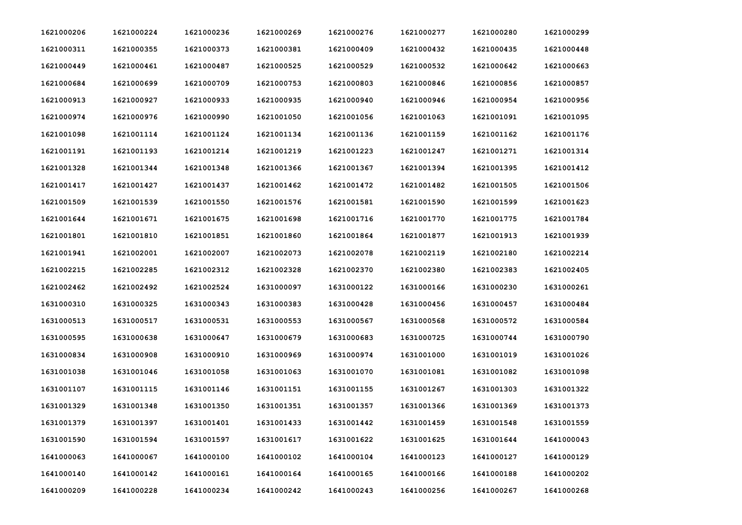| | | | | | | | |
|---|---|---|---|---|---|---|---|
| 1621000206 | 1621000224 | 1621000236 | 1621000269 | 1621000276 | 1621000277 | 1621000280 | 1621000299 |
| 1621000311 | 1621000355 | 1621000373 | 1621000381 | 1621000409 | 1621000432 | 1621000435 | 1621000448 |
| 1621000449 | 1621000461 | 1621000487 | 1621000525 | 1621000529 | 1621000532 | 1621000642 | 1621000663 |
| 1621000684 | 1621000699 | 1621000709 | 1621000753 | 1621000803 | 1621000846 | 1621000856 | 1621000857 |
| 1621000913 | 1621000927 | 1621000933 | 1621000935 | 1621000940 | 1621000946 | 1621000954 | 1621000956 |
| 1621000974 | 1621000976 | 1621000990 | 1621001050 | 1621001056 | 1621001063 | 1621001091 | 1621001095 |
| 1621001098 | 1621001114 | 1621001124 | 1621001134 | 1621001136 | 1621001159 | 1621001162 | 1621001176 |
| 1621001191 | 1621001193 | 1621001214 | 1621001219 | 1621001223 | 1621001247 | 1621001271 | 1621001314 |
| 1621001328 | 1621001344 | 1621001348 | 1621001366 | 1621001367 | 1621001394 | 1621001395 | 1621001412 |
| 1621001417 | 1621001427 | 1621001437 | 1621001462 | 1621001472 | 1621001482 | 1621001505 | 1621001506 |
| 1621001509 | 1621001539 | 1621001550 | 1621001576 | 1621001581 | 1621001590 | 1621001599 | 1621001623 |
| 1621001644 | 1621001671 | 1621001675 | 1621001698 | 1621001716 | 1621001770 | 1621001775 | 1621001784 |
| 1621001801 | 1621001810 | 1621001851 | 1621001860 | 1621001864 | 1621001877 | 1621001913 | 1621001939 |
| 1621001941 | 1621002001 | 1621002007 | 1621002073 | 1621002078 | 1621002119 | 1621002180 | 1621002214 |
| 1621002215 | 1621002285 | 1621002312 | 1621002328 | 1621002370 | 1621002380 | 1621002383 | 1621002405 |
| 1621002462 | 1621002492 | 1621002524 | 1631000097 | 1631000122 | 1631000166 | 1631000230 | 1631000261 |
| 1631000310 | 1631000325 | 1631000343 | 1631000383 | 1631000428 | 1631000456 | 1631000457 | 1631000484 |
| 1631000513 | 1631000517 | 1631000531 | 1631000553 | 1631000567 | 1631000568 | 1631000572 | 1631000584 |
| 1631000595 | 1631000638 | 1631000647 | 1631000679 | 1631000683 | 1631000725 | 1631000744 | 1631000790 |
| 1631000834 | 1631000908 | 1631000910 | 1631000969 | 1631000974 | 1631001000 | 1631001019 | 1631001026 |
| 1631001038 | 1631001046 | 1631001058 | 1631001063 | 1631001070 | 1631001081 | 1631001082 | 1631001098 |
| 1631001107 | 1631001115 | 1631001146 | 1631001151 | 1631001155 | 1631001267 | 1631001303 | 1631001322 |
| 1631001329 | 1631001348 | 1631001350 | 1631001351 | 1631001357 | 1631001366 | 1631001369 | 1631001373 |
| 1631001379 | 1631001397 | 1631001401 | 1631001433 | 1631001442 | 1631001459 | 1631001548 | 1631001559 |
| 1631001590 | 1631001594 | 1631001597 | 1631001617 | 1631001622 | 1631001625 | 1631001644 | 1641000043 |
| 1641000063 | 1641000067 | 1641000100 | 1641000102 | 1641000104 | 1641000123 | 1641000127 | 1641000129 |
| 1641000140 | 1641000142 | 1641000161 | 1641000164 | 1641000165 | 1641000166 | 1641000188 | 1641000202 |
| 1641000209 | 1641000228 | 1641000234 | 1641000242 | 1641000243 | 1641000256 | 1641000267 | 1641000268 |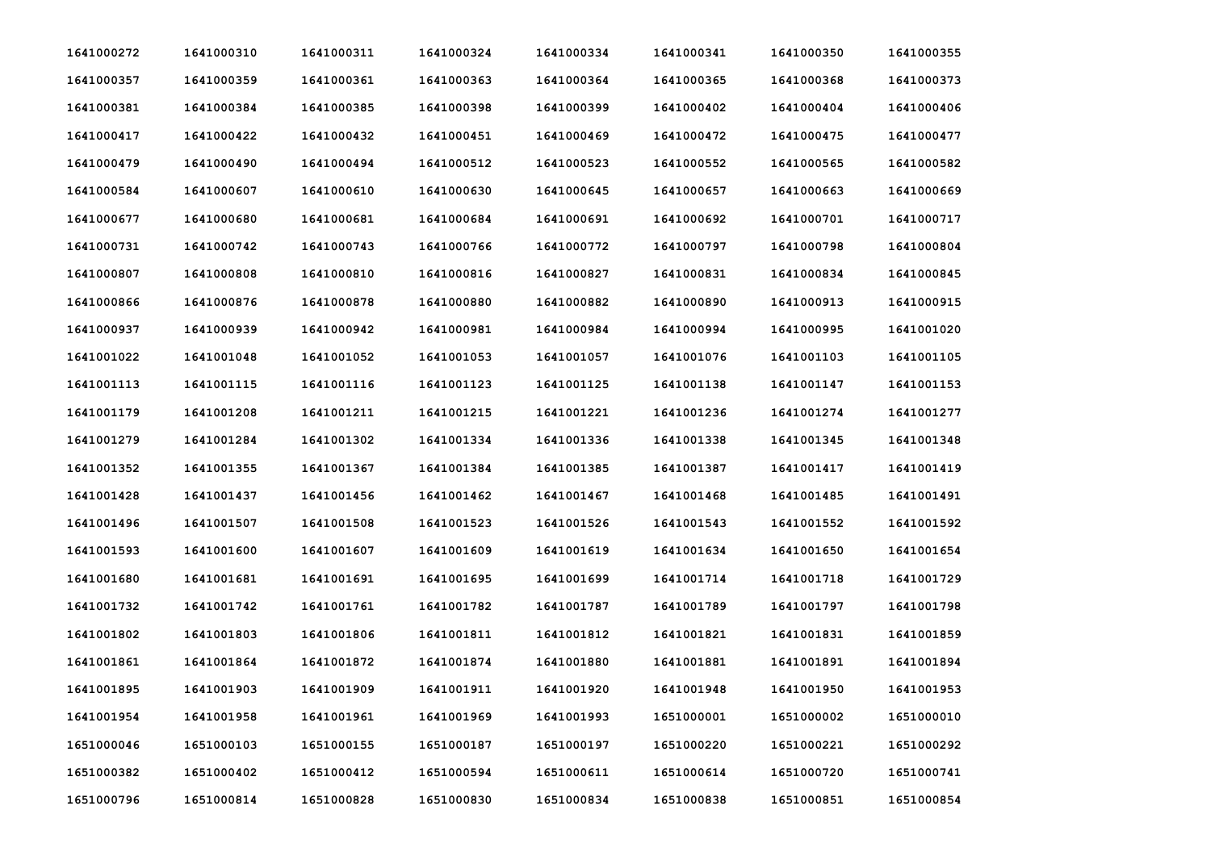| 1641000272 | 1641000310 | 1641000311 | 1641000324 | 1641000334 | 1641000341 | 1641000350 | 1641000355 |
|---|---|---|---|---|---|---|---|
| 1641000357 | 1641000359 | 1641000361 | 1641000363 | 1641000364 | 1641000365 | 1641000368 | 1641000373 |
| 1641000381 | 1641000384 | 1641000385 | 1641000398 | 1641000399 | 1641000402 | 1641000404 | 1641000406 |
| 1641000417 | 1641000422 | 1641000432 | 1641000451 | 1641000469 | 1641000472 | 1641000475 | 1641000477 |
| 1641000479 | 1641000490 | 1641000494 | 1641000512 | 1641000523 | 1641000552 | 1641000565 | 1641000582 |
| 1641000584 | 1641000607 | 1641000610 | 1641000630 | 1641000645 | 1641000657 | 1641000663 | 1641000669 |
| 1641000677 | 1641000680 | 1641000681 | 1641000684 | 1641000691 | 1641000692 | 1641000701 | 1641000717 |
| 1641000731 | 1641000742 | 1641000743 | 1641000766 | 1641000772 | 1641000797 | 1641000798 | 1641000804 |
| 1641000807 | 1641000808 | 1641000810 | 1641000816 | 1641000827 | 1641000831 | 1641000834 | 1641000845 |
| 1641000866 | 1641000876 | 1641000878 | 1641000880 | 1641000882 | 1641000890 | 1641000913 | 1641000915 |
| 1641000937 | 1641000939 | 1641000942 | 1641000981 | 1641000984 | 1641000994 | 1641000995 | 1641001020 |
| 1641001022 | 1641001048 | 1641001052 | 1641001053 | 1641001057 | 1641001076 | 1641001103 | 1641001105 |
| 1641001113 | 1641001115 | 1641001116 | 1641001123 | 1641001125 | 1641001138 | 1641001147 | 1641001153 |
| 1641001179 | 1641001208 | 1641001211 | 1641001215 | 1641001221 | 1641001236 | 1641001274 | 1641001277 |
| 1641001279 | 1641001284 | 1641001302 | 1641001334 | 1641001336 | 1641001338 | 1641001345 | 1641001348 |
| 1641001352 | 1641001355 | 1641001367 | 1641001384 | 1641001385 | 1641001387 | 1641001417 | 1641001419 |
| 1641001428 | 1641001437 | 1641001456 | 1641001462 | 1641001467 | 1641001468 | 1641001485 | 1641001491 |
| 1641001496 | 1641001507 | 1641001508 | 1641001523 | 1641001526 | 1641001543 | 1641001552 | 1641001592 |
| 1641001593 | 1641001600 | 1641001607 | 1641001609 | 1641001619 | 1641001634 | 1641001650 | 1641001654 |
| 1641001680 | 1641001681 | 1641001691 | 1641001695 | 1641001699 | 1641001714 | 1641001718 | 1641001729 |
| 1641001732 | 1641001742 | 1641001761 | 1641001782 | 1641001787 | 1641001789 | 1641001797 | 1641001798 |
| 1641001802 | 1641001803 | 1641001806 | 1641001811 | 1641001812 | 1641001821 | 1641001831 | 1641001859 |
| 1641001861 | 1641001864 | 1641001872 | 1641001874 | 1641001880 | 1641001881 | 1641001891 | 1641001894 |
| 1641001895 | 1641001903 | 1641001909 | 1641001911 | 1641001920 | 1641001948 | 1641001950 | 1641001953 |
| 1641001954 | 1641001958 | 1641001961 | 1641001969 | 1641001993 | 1651000001 | 1651000002 | 1651000010 |
| 1651000046 | 1651000103 | 1651000155 | 1651000187 | 1651000197 | 1651000220 | 1651000221 | 1651000292 |
| 1651000382 | 1651000402 | 1651000412 | 1651000594 | 1651000611 | 1651000614 | 1651000720 | 1651000741 |
| 1651000796 | 1651000814 | 1651000828 | 1651000830 | 1651000834 | 1651000838 | 1651000851 | 1651000854 |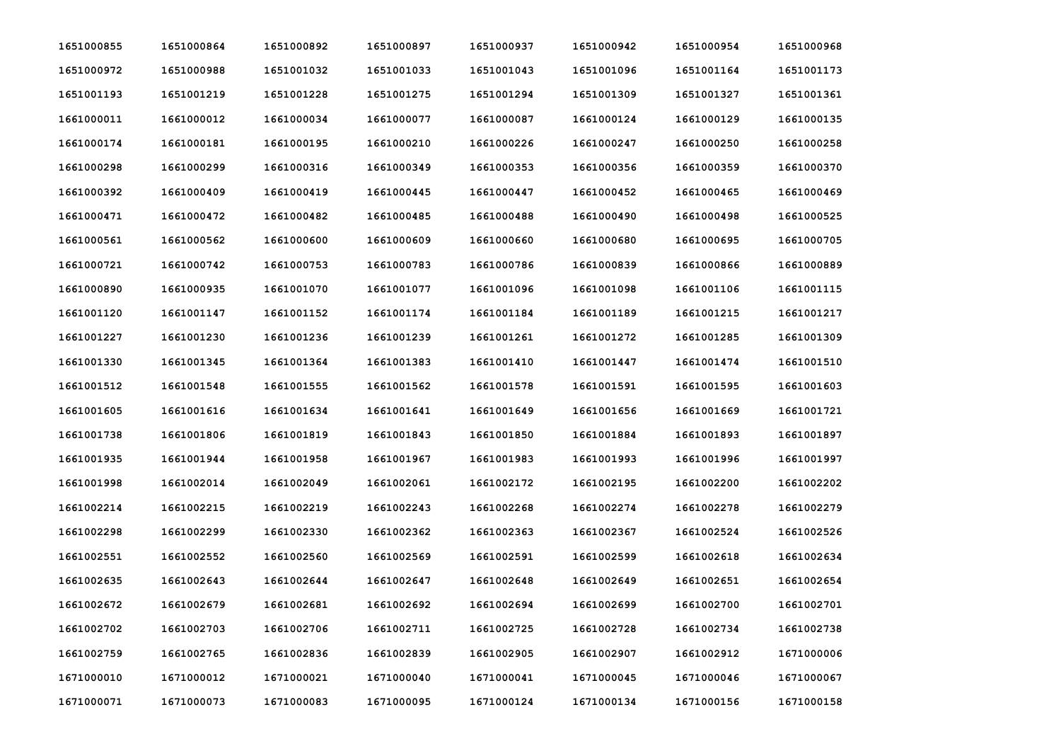| | | | | | | | |
|---|---|---|---|---|---|---|---|
| 1651000855 | 1651000864 | 1651000892 | 1651000897 | 1651000937 | 1651000942 | 1651000954 | 1651000968 |
| 1651000972 | 1651000988 | 1651001032 | 1651001033 | 1651001043 | 1651001096 | 1651001164 | 1651001173 |
| 1651001193 | 1651001219 | 1651001228 | 1651001275 | 1651001294 | 1651001309 | 1651001327 | 1651001361 |
| 1661000011 | 1661000012 | 1661000034 | 1661000077 | 1661000087 | 1661000124 | 1661000129 | 1661000135 |
| 1661000174 | 1661000181 | 1661000195 | 1661000210 | 1661000226 | 1661000247 | 1661000250 | 1661000258 |
| 1661000298 | 1661000299 | 1661000316 | 1661000349 | 1661000353 | 1661000356 | 1661000359 | 1661000370 |
| 1661000392 | 1661000409 | 1661000419 | 1661000445 | 1661000447 | 1661000452 | 1661000465 | 1661000469 |
| 1661000471 | 1661000472 | 1661000482 | 1661000485 | 1661000488 | 1661000490 | 1661000498 | 1661000525 |
| 1661000561 | 1661000562 | 1661000600 | 1661000609 | 1661000660 | 1661000680 | 1661000695 | 1661000705 |
| 1661000721 | 1661000742 | 1661000753 | 1661000783 | 1661000786 | 1661000839 | 1661000866 | 1661000889 |
| 1661000890 | 1661000935 | 1661001070 | 1661001077 | 1661001096 | 1661001098 | 1661001106 | 1661001115 |
| 1661001120 | 1661001147 | 1661001152 | 1661001174 | 1661001184 | 1661001189 | 1661001215 | 1661001217 |
| 1661001227 | 1661001230 | 1661001236 | 1661001239 | 1661001261 | 1661001272 | 1661001285 | 1661001309 |
| 1661001330 | 1661001345 | 1661001364 | 1661001383 | 1661001410 | 1661001447 | 1661001474 | 1661001510 |
| 1661001512 | 1661001548 | 1661001555 | 1661001562 | 1661001578 | 1661001591 | 1661001595 | 1661001603 |
| 1661001605 | 1661001616 | 1661001634 | 1661001641 | 1661001649 | 1661001656 | 1661001669 | 1661001721 |
| 1661001738 | 1661001806 | 1661001819 | 1661001843 | 1661001850 | 1661001884 | 1661001893 | 1661001897 |
| 1661001935 | 1661001944 | 1661001958 | 1661001967 | 1661001983 | 1661001993 | 1661001996 | 1661001997 |
| 1661001998 | 1661002014 | 1661002049 | 1661002061 | 1661002172 | 1661002195 | 1661002200 | 1661002202 |
| 1661002214 | 1661002215 | 1661002219 | 1661002243 | 1661002268 | 1661002274 | 1661002278 | 1661002279 |
| 1661002298 | 1661002299 | 1661002330 | 1661002362 | 1661002363 | 1661002367 | 1661002524 | 1661002526 |
| 1661002551 | 1661002552 | 1661002560 | 1661002569 | 1661002591 | 1661002599 | 1661002618 | 1661002634 |
| 1661002635 | 1661002643 | 1661002644 | 1661002647 | 1661002648 | 1661002649 | 1661002651 | 1661002654 |
| 1661002672 | 1661002679 | 1661002681 | 1661002692 | 1661002694 | 1661002699 | 1661002700 | 1661002701 |
| 1661002702 | 1661002703 | 1661002706 | 1661002711 | 1661002725 | 1661002728 | 1661002734 | 1661002738 |
| 1661002759 | 1661002765 | 1661002836 | 1661002839 | 1661002905 | 1661002907 | 1661002912 | 1671000006 |
| 1671000010 | 1671000012 | 1671000021 | 1671000040 | 1671000041 | 1671000045 | 1671000046 | 1671000067 |
| 1671000071 | 1671000073 | 1671000083 | 1671000095 | 1671000124 | 1671000134 | 1671000156 | 1671000158 |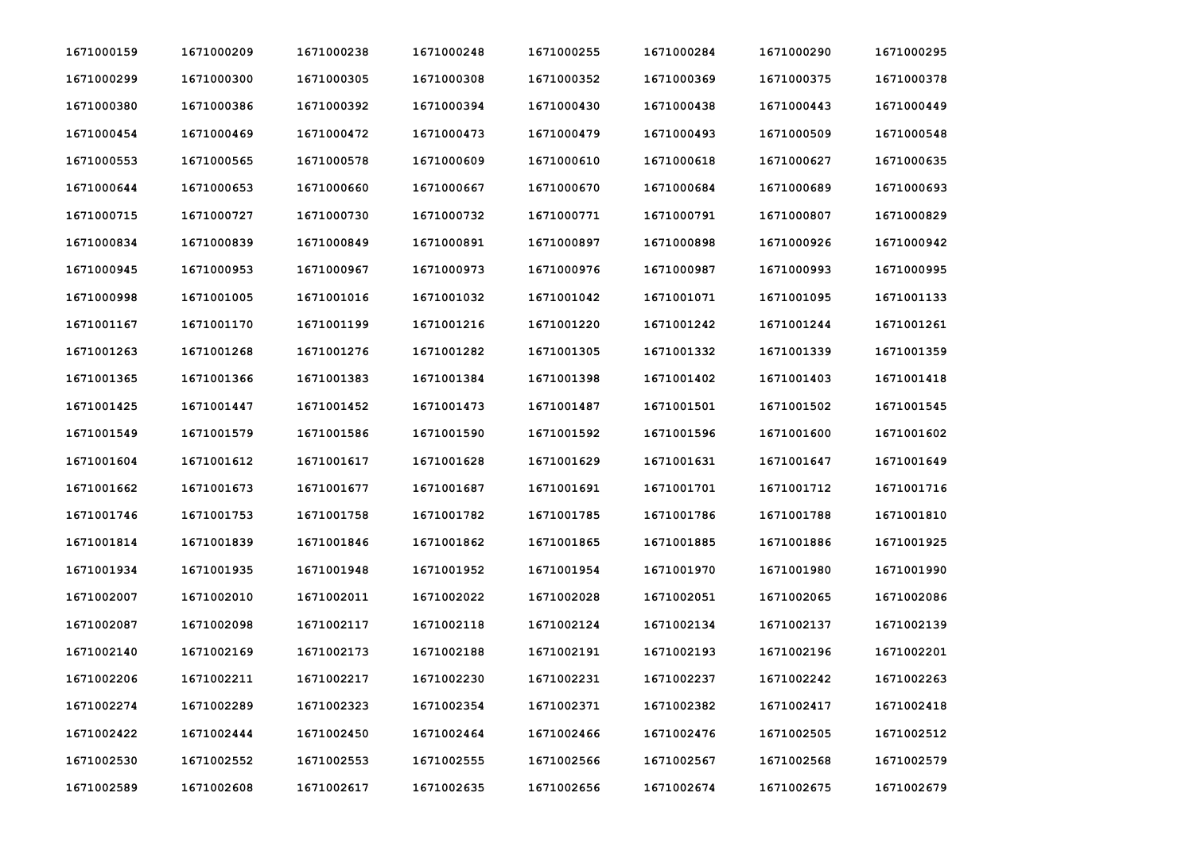| | | | | | | | |
|---|---|---|---|---|---|---|---|
| **1671000159** | **1671000209** | **1671000238** | **1671000248** | **1671000255** | **1671000284** | **1671000290** | **1671000295** |
| **1671000299** | **1671000300** | **1671000305** | **1671000308** | **1671000352** | **1671000369** | **1671000375** | **1671000378** |
| **1671000380** | **1671000386** | **1671000392** | **1671000394** | **1671000430** | **1671000438** | **1671000443** | **1671000449** |
| **1671000454** | **1671000469** | **1671000472** | **1671000473** | **1671000479** | **1671000493** | **1671000509** | **1671000548** |
| **1671000553** | **1671000565** | **1671000578** | **1671000609** | **1671000610** | **1671000618** | **1671000627** | **1671000635** |
| **1671000644** | **1671000653** | **1671000660** | **1671000667** | **1671000670** | **1671000684** | **1671000689** | **1671000693** |
| **1671000715** | **1671000727** | **1671000730** | **1671000732** | **1671000771** | **1671000791** | **1671000807** | **1671000829** |
| **1671000834** | **1671000839** | **1671000849** | **1671000891** | **1671000897** | **1671000898** | **1671000926** | **1671000942** |
| **1671000945** | **1671000953** | **1671000967** | **1671000973** | **1671000976** | **1671000987** | **1671000993** | **1671000995** |
| **1671000998** | **1671001005** | **1671001016** | **1671001032** | **1671001042** | **1671001071** | **1671001095** | **1671001133** |
| **1671001167** | **1671001170** | **1671001199** | **1671001216** | **1671001220** | **1671001242** | **1671001244** | **1671001261** |
| **1671001263** | **1671001268** | **1671001276** | **1671001282** | **1671001305** | **1671001332** | **1671001339** | **1671001359** |
| **1671001365** | **1671001366** | **1671001383** | **1671001384** | **1671001398** | **1671001402** | **1671001403** | **1671001418** |
| **1671001425** | **1671001447** | **1671001452** | **1671001473** | **1671001487** | **1671001501** | **1671001502** | **1671001545** |
| **1671001549** | **1671001579** | **1671001586** | **1671001590** | **1671001592** | **1671001596** | **1671001600** | **1671001602** |
| **1671001604** | **1671001612** | **1671001617** | **1671001628** | **1671001629** | **1671001631** | **1671001647** | **1671001649** |
| **1671001662** | **1671001673** | **1671001677** | **1671001687** | **1671001691** | **1671001701** | **1671001712** | **1671001716** |
| **1671001746** | **1671001753** | **1671001758** | **1671001782** | **1671001785** | **1671001786** | **1671001788** | **1671001810** |
| **1671001814** | **1671001839** | **1671001846** | **1671001862** | **1671001865** | **1671001885** | **1671001886** | **1671001925** |
| **1671001934** | **1671001935** | **1671001948** | **1671001952** | **1671001954** | **1671001970** | **1671001980** | **1671001990** |
| **1671002007** | **1671002010** | **1671002011** | **1671002022** | **1671002028** | **1671002051** | **1671002065** | **1671002086** |
| **1671002087** | **1671002098** | **1671002117** | **1671002118** | **1671002124** | **1671002134** | **1671002137** | **1671002139** |
| **1671002140** | **1671002169** | **1671002173** | **1671002188** | **1671002191** | **1671002193** | **1671002196** | **1671002201** |
| **1671002206** | **1671002211** | **1671002217** | **1671002230** | **1671002231** | **1671002237** | **1671002242** | **1671002263** |
| **1671002274** | **1671002289** | **1671002323** | **1671002354** | **1671002371** | **1671002382** | **1671002417** | **1671002418** |
| **1671002422** | **1671002444** | **1671002450** | **1671002464** | **1671002466** | **1671002476** | **1671002505** | **1671002512** |
| **1671002530** | **1671002552** | **1671002553** | **1671002555** | **1671002566** | **1671002567** | **1671002568** | **1671002579** |
| **1671002589** | **1671002608** | **1671002617** | **1671002635** | **1671002656** | **1671002674** | **1671002675** | **1671002679** |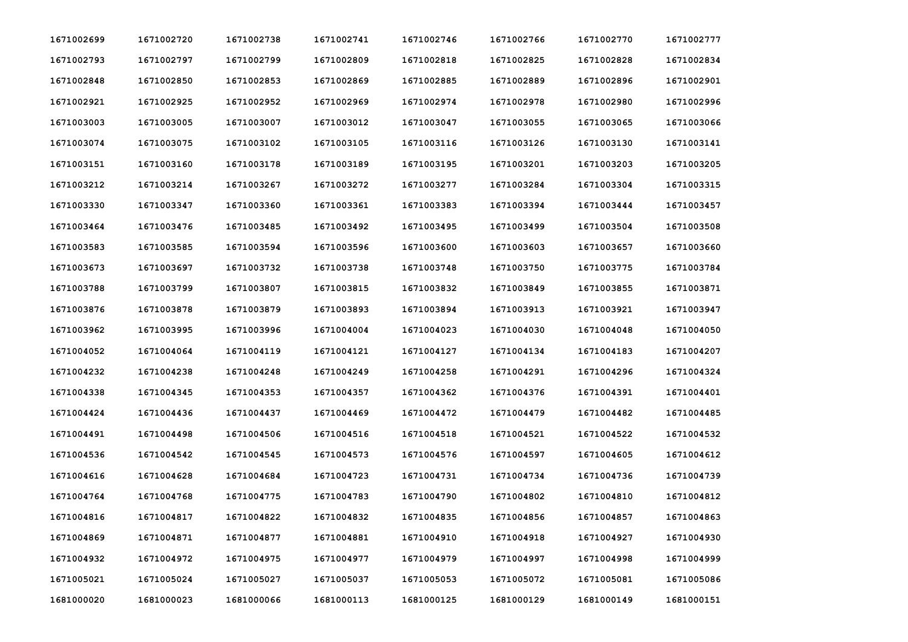| 1671002699 | 1671002720 | 1671002738 | 1671002741 | 1671002746 | 1671002766 | 1671002770 | 1671002777 |
|---|---|---|---|---|---|---|---|
| 1671002793 | 1671002797 | 1671002799 | 1671002809 | 1671002818 | 1671002825 | 1671002828 | 1671002834 |
| 1671002848 | 1671002850 | 1671002853 | 1671002869 | 1671002885 | 1671002889 | 1671002896 | 1671002901 |
| 1671002921 | 1671002925 | 1671002952 | 1671002969 | 1671002974 | 1671002978 | 1671002980 | 1671002996 |
| 1671003003 | 1671003005 | 1671003007 | 1671003012 | 1671003047 | 1671003055 | 1671003065 | 1671003066 |
| 1671003074 | 1671003075 | 1671003102 | 1671003105 | 1671003116 | 1671003126 | 1671003130 | 1671003141 |
| 1671003151 | 1671003160 | 1671003178 | 1671003189 | 1671003195 | 1671003201 | 1671003203 | 1671003205 |
| 1671003212 | 1671003214 | 1671003267 | 1671003272 | 1671003277 | 1671003284 | 1671003304 | 1671003315 |
| 1671003330 | 1671003347 | 1671003360 | 1671003361 | 1671003383 | 1671003394 | 1671003444 | 1671003457 |
| 1671003464 | 1671003476 | 1671003485 | 1671003492 | 1671003495 | 1671003499 | 1671003504 | 1671003508 |
| 1671003583 | 1671003585 | 1671003594 | 1671003596 | 1671003600 | 1671003603 | 1671003657 | 1671003660 |
| 1671003673 | 1671003697 | 1671003732 | 1671003738 | 1671003748 | 1671003750 | 1671003775 | 1671003784 |
| 1671003788 | 1671003799 | 1671003807 | 1671003815 | 1671003832 | 1671003849 | 1671003855 | 1671003871 |
| 1671003876 | 1671003878 | 1671003879 | 1671003893 | 1671003894 | 1671003913 | 1671003921 | 1671003947 |
| 1671003962 | 1671003995 | 1671003996 | 1671004004 | 1671004023 | 1671004030 | 1671004048 | 1671004050 |
| 1671004052 | 1671004064 | 1671004119 | 1671004121 | 1671004127 | 1671004134 | 1671004183 | 1671004207 |
| 1671004232 | 1671004238 | 1671004248 | 1671004249 | 1671004258 | 1671004291 | 1671004296 | 1671004324 |
| 1671004338 | 1671004345 | 1671004353 | 1671004357 | 1671004362 | 1671004376 | 1671004391 | 1671004401 |
| 1671004424 | 1671004436 | 1671004437 | 1671004469 | 1671004472 | 1671004479 | 1671004482 | 1671004485 |
| 1671004491 | 1671004498 | 1671004506 | 1671004516 | 1671004518 | 1671004521 | 1671004522 | 1671004532 |
| 1671004536 | 1671004542 | 1671004545 | 1671004573 | 1671004576 | 1671004597 | 1671004605 | 1671004612 |
| 1671004616 | 1671004628 | 1671004684 | 1671004723 | 1671004731 | 1671004734 | 1671004736 | 1671004739 |
| 1671004764 | 1671004768 | 1671004775 | 1671004783 | 1671004790 | 1671004802 | 1671004810 | 1671004812 |
| 1671004816 | 1671004817 | 1671004822 | 1671004832 | 1671004835 | 1671004856 | 1671004857 | 1671004863 |
| 1671004869 | 1671004871 | 1671004877 | 1671004881 | 1671004910 | 1671004918 | 1671004927 | 1671004930 |
| 1671004932 | 1671004972 | 1671004975 | 1671004977 | 1671004979 | 1671004997 | 1671004998 | 1671004999 |
| 1671005021 | 1671005024 | 1671005027 | 1671005037 | 1671005053 | 1671005072 | 1671005081 | 1671005086 |
| 1681000020 | 1681000023 | 1681000066 | 1681000113 | 1681000125 | 1681000129 | 1681000149 | 1681000151 |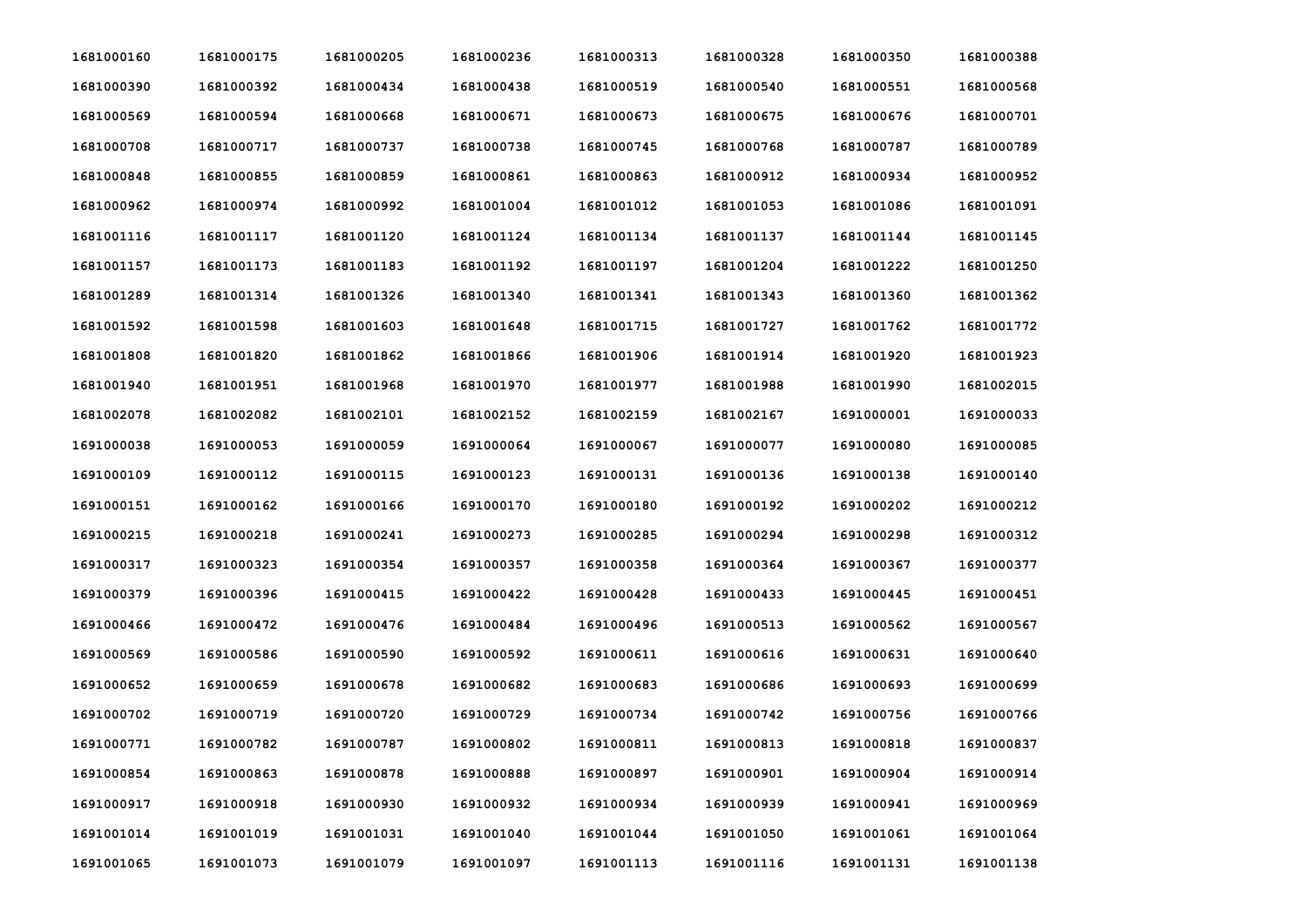| | | | | | | | |
|---|---|---|---|---|---|---|---|
| 1681000160 | 1681000175 | 1681000205 | 1681000236 | 1681000313 | 1681000328 | 1681000350 | 1681000388 |
| 1681000390 | 1681000392 | 1681000434 | 1681000438 | 1681000519 | 1681000540 | 1681000551 | 1681000568 |
| 1681000569 | 1681000594 | 1681000668 | 1681000671 | 1681000673 | 1681000675 | 1681000676 | 1681000701 |
| 1681000708 | 1681000717 | 1681000737 | 1681000738 | 1681000745 | 1681000768 | 1681000787 | 1681000789 |
| 1681000848 | 1681000855 | 1681000859 | 1681000861 | 1681000863 | 1681000912 | 1681000934 | 1681000952 |
| 1681000962 | 1681000974 | 1681000992 | 1681001004 | 1681001012 | 1681001053 | 1681001086 | 1681001091 |
| 1681001116 | 1681001117 | 1681001120 | 1681001124 | 1681001134 | 1681001137 | 1681001144 | 1681001145 |
| 1681001157 | 1681001173 | 1681001183 | 1681001192 | 1681001197 | 1681001204 | 1681001222 | 1681001250 |
| 1681001289 | 1681001314 | 1681001326 | 1681001340 | 1681001341 | 1681001343 | 1681001360 | 1681001362 |
| 1681001592 | 1681001598 | 1681001603 | 1681001648 | 1681001715 | 1681001727 | 1681001762 | 1681001772 |
| 1681001808 | 1681001820 | 1681001862 | 1681001866 | 1681001906 | 1681001914 | 1681001920 | 1681001923 |
| 1681001940 | 1681001951 | 1681001968 | 1681001970 | 1681001977 | 1681001988 | 1681001990 | 1681002015 |
| 1681002078 | 1681002082 | 1681002101 | 1681002152 | 1681002159 | 1681002167 | 1691000001 | 1691000033 |
| 1691000038 | 1691000053 | 1691000059 | 1691000064 | 1691000067 | 1691000077 | 1691000080 | 1691000085 |
| 1691000109 | 1691000112 | 1691000115 | 1691000123 | 1691000131 | 1691000136 | 1691000138 | 1691000140 |
| 1691000151 | 1691000162 | 1691000166 | 1691000170 | 1691000180 | 1691000192 | 1691000202 | 1691000212 |
| 1691000215 | 1691000218 | 1691000241 | 1691000273 | 1691000285 | 1691000294 | 1691000298 | 1691000312 |
| 1691000317 | 1691000323 | 1691000354 | 1691000357 | 1691000358 | 1691000364 | 1691000367 | 1691000377 |
| 1691000379 | 1691000396 | 1691000415 | 1691000422 | 1691000428 | 1691000433 | 1691000445 | 1691000451 |
| 1691000466 | 1691000472 | 1691000476 | 1691000484 | 1691000496 | 1691000513 | 1691000562 | 1691000567 |
| 1691000569 | 1691000586 | 1691000590 | 1691000592 | 1691000611 | 1691000616 | 1691000631 | 1691000640 |
| 1691000652 | 1691000659 | 1691000678 | 1691000682 | 1691000683 | 1691000686 | 1691000693 | 1691000699 |
| 1691000702 | 1691000719 | 1691000720 | 1691000729 | 1691000734 | 1691000742 | 1691000756 | 1691000766 |
| 1691000771 | 1691000782 | 1691000787 | 1691000802 | 1691000811 | 1691000813 | 1691000818 | 1691000837 |
| 1691000854 | 1691000863 | 1691000878 | 1691000888 | 1691000897 | 1691000901 | 1691000904 | 1691000914 |
| 1691000917 | 1691000918 | 1691000930 | 1691000932 | 1691000934 | 1691000939 | 1691000941 | 1691000969 |
| 1691001014 | 1691001019 | 1691001031 | 1691001040 | 1691001044 | 1691001050 | 1691001061 | 1691001064 |
| 1691001065 | 1691001073 | 1691001079 | 1691001097 | 1691001113 | 1691001116 | 1691001131 | 1691001138 |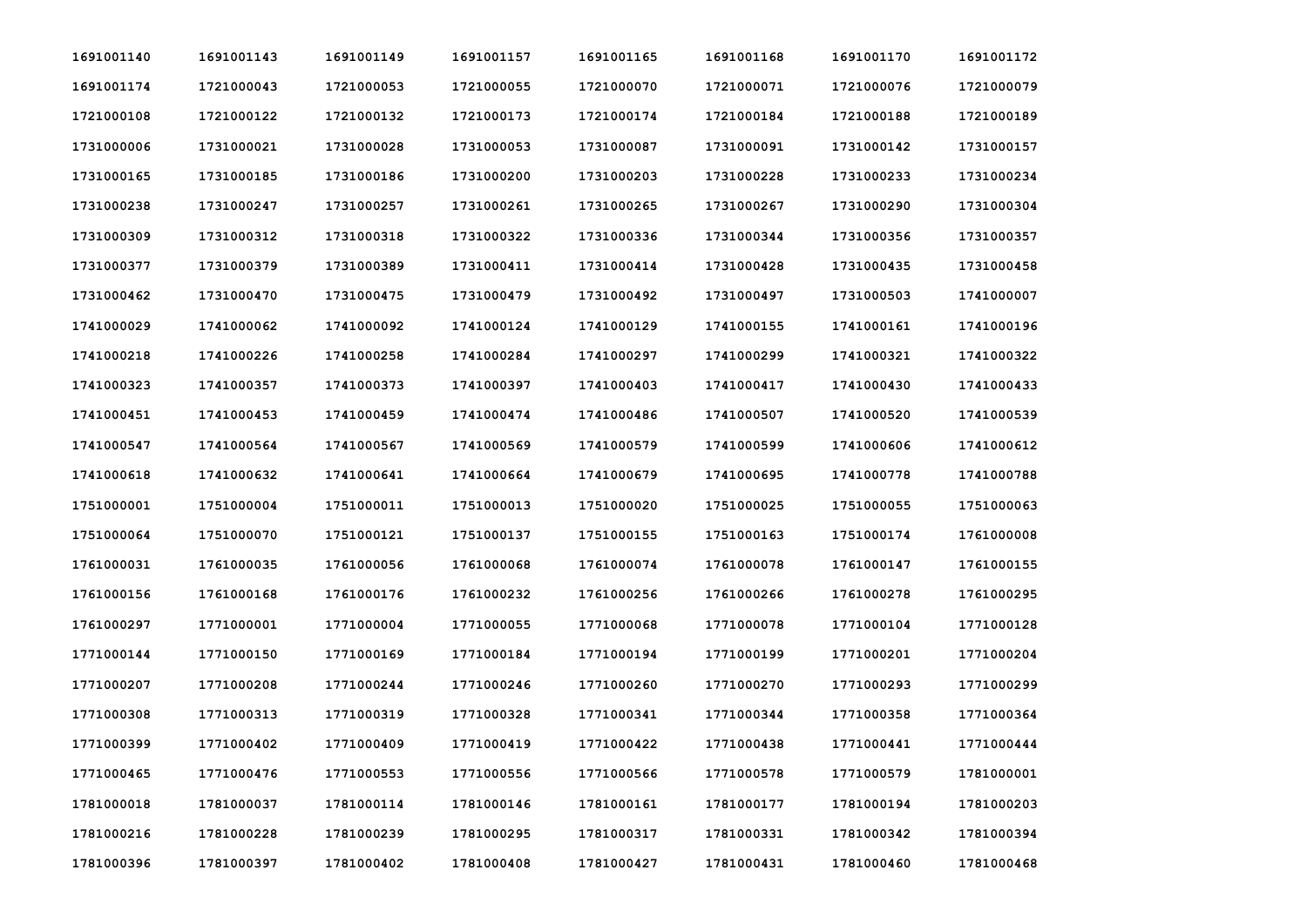| | | | | | | | |
|---|---|---|---|---|---|---|---|
| 1691001140 | 1691001143 | 1691001149 | 1691001157 | 1691001165 | 1691001168 | 1691001170 | 1691001172 |
| 1691001174 | 1721000043 | 1721000053 | 1721000055 | 1721000070 | 1721000071 | 1721000076 | 1721000079 |
| 1721000108 | 1721000122 | 1721000132 | 1721000173 | 1721000174 | 1721000184 | 1721000188 | 1721000189 |
| 1731000006 | 1731000021 | 1731000028 | 1731000053 | 1731000087 | 1731000091 | 1731000142 | 1731000157 |
| 1731000165 | 1731000185 | 1731000186 | 1731000200 | 1731000203 | 1731000228 | 1731000233 | 1731000234 |
| 1731000238 | 1731000247 | 1731000257 | 1731000261 | 1731000265 | 1731000267 | 1731000290 | 1731000304 |
| 1731000309 | 1731000312 | 1731000318 | 1731000322 | 1731000336 | 1731000344 | 1731000356 | 1731000357 |
| 1731000377 | 1731000379 | 1731000389 | 1731000411 | 1731000414 | 1731000428 | 1731000435 | 1731000458 |
| 1731000462 | 1731000470 | 1731000475 | 1731000479 | 1731000492 | 1731000497 | 1731000503 | 1741000007 |
| 1741000029 | 1741000062 | 1741000092 | 1741000124 | 1741000129 | 1741000155 | 1741000161 | 1741000196 |
| 1741000218 | 1741000226 | 1741000258 | 1741000284 | 1741000297 | 1741000299 | 1741000321 | 1741000322 |
| 1741000323 | 1741000357 | 1741000373 | 1741000397 | 1741000403 | 1741000417 | 1741000430 | 1741000433 |
| 1741000451 | 1741000453 | 1741000459 | 1741000474 | 1741000486 | 1741000507 | 1741000520 | 1741000539 |
| 1741000547 | 1741000564 | 1741000567 | 1741000569 | 1741000579 | 1741000599 | 1741000606 | 1741000612 |
| 1741000618 | 1741000632 | 1741000641 | 1741000664 | 1741000679 | 1741000695 | 1741000778 | 1741000788 |
| 1751000001 | 1751000004 | 1751000011 | 1751000013 | 1751000020 | 1751000025 | 1751000055 | 1751000063 |
| 1751000064 | 1751000070 | 1751000121 | 1751000137 | 1751000155 | 1751000163 | 1751000174 | 1761000008 |
| 1761000031 | 1761000035 | 1761000056 | 1761000068 | 1761000074 | 1761000078 | 1761000147 | 1761000155 |
| 1761000156 | 1761000168 | 1761000176 | 1761000232 | 1761000256 | 1761000266 | 1761000278 | 1761000295 |
| 1761000297 | 1771000001 | 1771000004 | 1771000055 | 1771000068 | 1771000078 | 1771000104 | 1771000128 |
| 1771000144 | 1771000150 | 1771000169 | 1771000184 | 1771000194 | 1771000199 | 1771000201 | 1771000204 |
| 1771000207 | 1771000208 | 1771000244 | 1771000246 | 1771000260 | 1771000270 | 1771000293 | 1771000299 |
| 1771000308 | 1771000313 | 1771000319 | 1771000328 | 1771000341 | 1771000344 | 1771000358 | 1771000364 |
| 1771000399 | 1771000402 | 1771000409 | 1771000419 | 1771000422 | 1771000438 | 1771000441 | 1771000444 |
| 1771000465 | 1771000476 | 1771000553 | 1771000556 | 1771000566 | 1771000578 | 1771000579 | 1781000001 |
| 1781000018 | 1781000037 | 1781000114 | 1781000146 | 1781000161 | 1781000177 | 1781000194 | 1781000203 |
| 1781000216 | 1781000228 | 1781000239 | 1781000295 | 1781000317 | 1781000331 | 1781000342 | 1781000394 |
| 1781000396 | 1781000397 | 1781000402 | 1781000408 | 1781000427 | 1781000431 | 1781000460 | 1781000468 |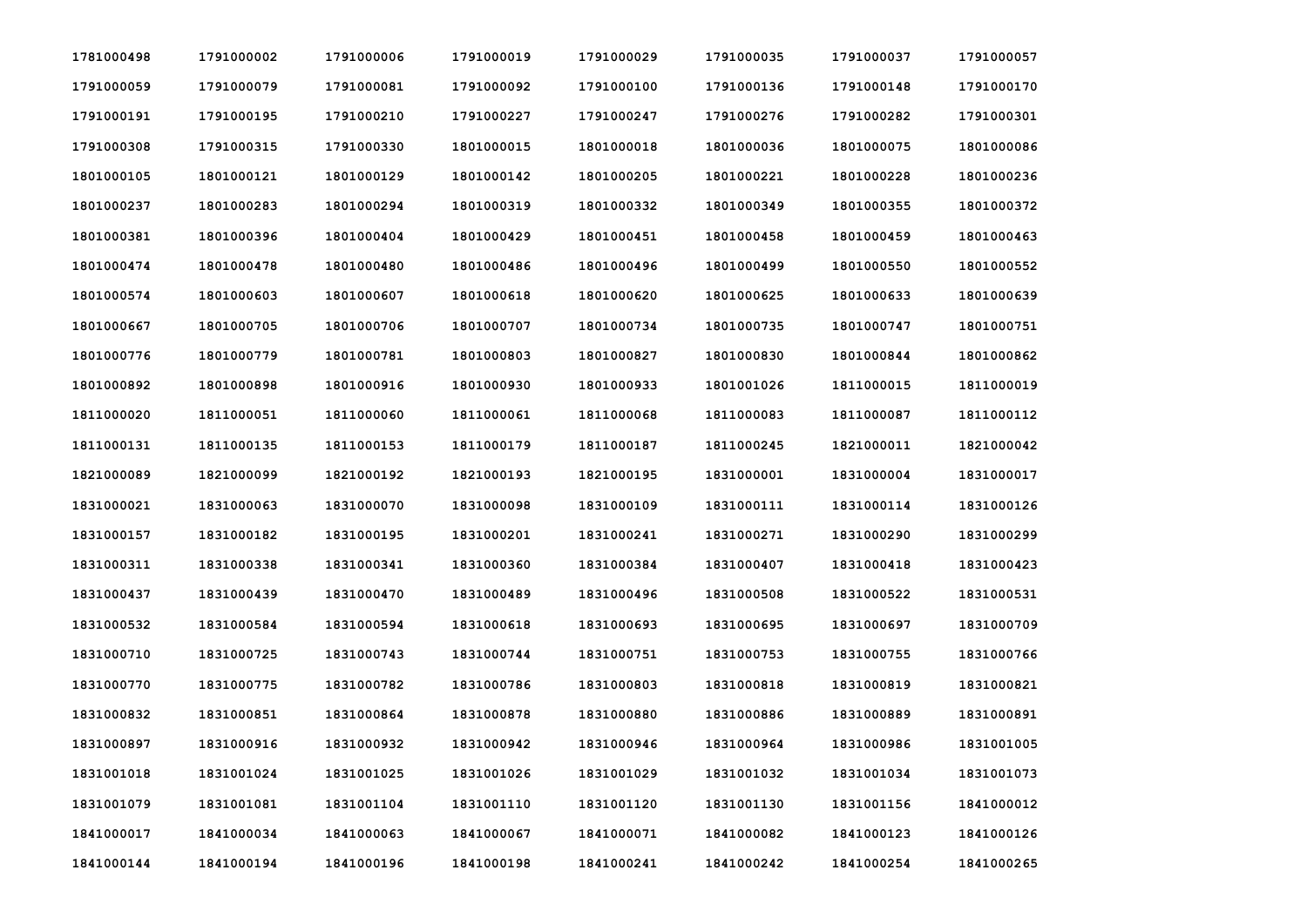| | | | | | | | |
|---|---|---|---|---|---|---|---|
| 1781000498 | 1791000002 | 1791000006 | 1791000019 | 1791000029 | 1791000035 | 1791000037 | 1791000057 |
| 1791000059 | 1791000079 | 1791000081 | 1791000092 | 1791000100 | 1791000136 | 1791000148 | 1791000170 |
| 1791000191 | 1791000195 | 1791000210 | 1791000227 | 1791000247 | 1791000276 | 1791000282 | 1791000301 |
| 1791000308 | 1791000315 | 1791000330 | 1801000015 | 1801000018 | 1801000036 | 1801000075 | 1801000086 |
| 1801000105 | 1801000121 | 1801000129 | 1801000142 | 1801000205 | 1801000221 | 1801000228 | 1801000236 |
| 1801000237 | 1801000283 | 1801000294 | 1801000319 | 1801000332 | 1801000349 | 1801000355 | 1801000372 |
| 1801000381 | 1801000396 | 1801000404 | 1801000429 | 1801000451 | 1801000458 | 1801000459 | 1801000463 |
| 1801000474 | 1801000478 | 1801000480 | 1801000486 | 1801000496 | 1801000499 | 1801000550 | 1801000552 |
| 1801000574 | 1801000603 | 1801000607 | 1801000618 | 1801000620 | 1801000625 | 1801000633 | 1801000639 |
| 1801000667 | 1801000705 | 1801000706 | 1801000707 | 1801000734 | 1801000735 | 1801000747 | 1801000751 |
| 1801000776 | 1801000779 | 1801000781 | 1801000803 | 1801000827 | 1801000830 | 1801000844 | 1801000862 |
| 1801000892 | 1801000898 | 1801000916 | 1801000930 | 1801000933 | 1801001026 | 1811000015 | 1811000019 |
| 1811000020 | 1811000051 | 1811000060 | 1811000061 | 1811000068 | 1811000083 | 1811000087 | 1811000112 |
| 1811000131 | 1811000135 | 1811000153 | 1811000179 | 1811000187 | 1811000245 | 1821000011 | 1821000042 |
| 1821000089 | 1821000099 | 1821000192 | 1821000193 | 1821000195 | 1831000001 | 1831000004 | 1831000017 |
| 1831000021 | 1831000063 | 1831000070 | 1831000098 | 1831000109 | 1831000111 | 1831000114 | 1831000126 |
| 1831000157 | 1831000182 | 1831000195 | 1831000201 | 1831000241 | 1831000271 | 1831000290 | 1831000299 |
| 1831000311 | 1831000338 | 1831000341 | 1831000360 | 1831000384 | 1831000407 | 1831000418 | 1831000423 |
| 1831000437 | 1831000439 | 1831000470 | 1831000489 | 1831000496 | 1831000508 | 1831000522 | 1831000531 |
| 1831000532 | 1831000584 | 1831000594 | 1831000618 | 1831000693 | 1831000695 | 1831000697 | 1831000709 |
| 1831000710 | 1831000725 | 1831000743 | 1831000744 | 1831000751 | 1831000753 | 1831000755 | 1831000766 |
| 1831000770 | 1831000775 | 1831000782 | 1831000786 | 1831000803 | 1831000818 | 1831000819 | 1831000821 |
| 1831000832 | 1831000851 | 1831000864 | 1831000878 | 1831000880 | 1831000886 | 1831000889 | 1831000891 |
| 1831000897 | 1831000916 | 1831000932 | 1831000942 | 1831000946 | 1831000964 | 1831000986 | 1831001005 |
| 1831001018 | 1831001024 | 1831001025 | 1831001026 | 1831001029 | 1831001032 | 1831001034 | 1831001073 |
| 1831001079 | 1831001081 | 1831001104 | 1831001110 | 1831001120 | 1831001130 | 1831001156 | 1841000012 |
| 1841000017 | 1841000034 | 1841000063 | 1841000067 | 1841000071 | 1841000082 | 1841000123 | 1841000126 |
| 1841000144 | 1841000194 | 1841000196 | 1841000198 | 1841000241 | 1841000242 | 1841000254 | 1841000265 |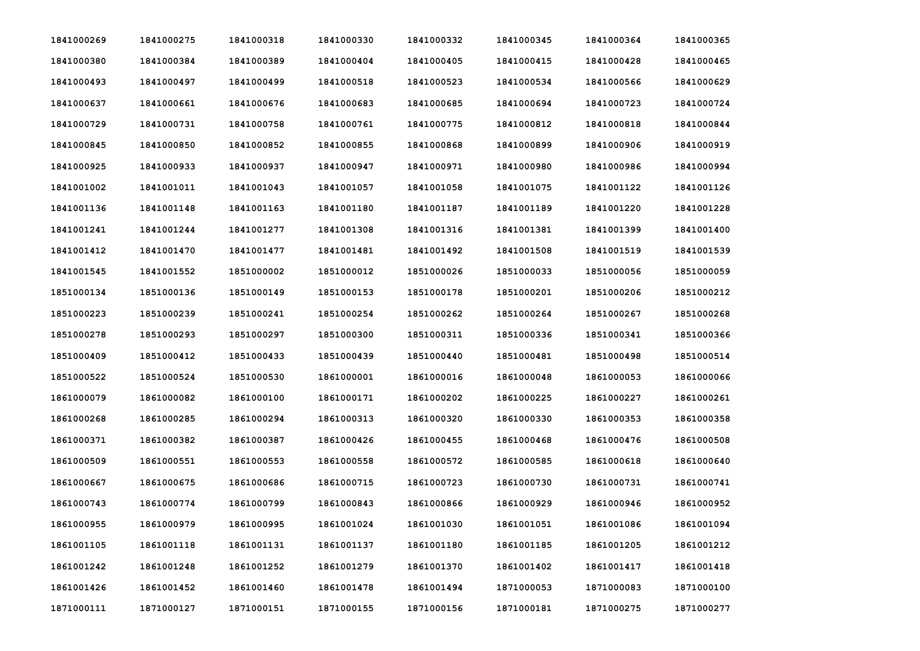| | | | | | | | |
|---|---|---|---|---|---|---|---|
| **1841000269** | **1841000275** | **1841000318** | **1841000330** | **1841000332** | **1841000345** | **1841000364** | **1841000365** |
| **1841000380** | **1841000384** | **1841000389** | **1841000404** | **1841000405** | **1841000415** | **1841000428** | **1841000465** |
| **1841000493** | **1841000497** | **1841000499** | **1841000518** | **1841000523** | **1841000534** | **1841000566** | **1841000629** |
| **1841000637** | **1841000661** | **1841000676** | **1841000683** | **1841000685** | **1841000694** | **1841000723** | **1841000724** |
| **1841000729** | **1841000731** | **1841000758** | **1841000761** | **1841000775** | **1841000812** | **1841000818** | **1841000844** |
| **1841000845** | **1841000850** | **1841000852** | **1841000855** | **1841000868** | **1841000899** | **1841000906** | **1841000919** |
| **1841000925** | **1841000933** | **1841000937** | **1841000947** | **1841000971** | **1841000980** | **1841000986** | **1841000994** |
| **1841001002** | **1841001011** | **1841001043** | **1841001057** | **1841001058** | **1841001075** | **1841001122** | **1841001126** |
| **1841001136** | **1841001148** | **1841001163** | **1841001180** | **1841001187** | **1841001189** | **1841001220** | **1841001228** |
| **1841001241** | **1841001244** | **1841001277** | **1841001308** | **1841001316** | **1841001381** | **1841001399** | **1841001400** |
| **1841001412** | **1841001470** | **1841001477** | **1841001481** | **1841001492** | **1841001508** | **1841001519** | **1841001539** |
| **1841001545** | **1841001552** | **1851000002** | **1851000012** | **1851000026** | **1851000033** | **1851000056** | **1851000059** |
| **1851000134** | **1851000136** | **1851000149** | **1851000153** | **1851000178** | **1851000201** | **1851000206** | **1851000212** |
| **1851000223** | **1851000239** | **1851000241** | **1851000254** | **1851000262** | **1851000264** | **1851000267** | **1851000268** |
| **1851000278** | **1851000293** | **1851000297** | **1851000300** | **1851000311** | **1851000336** | **1851000341** | **1851000366** |
| **1851000409** | **1851000412** | **1851000433** | **1851000439** | **1851000440** | **1851000481** | **1851000498** | **1851000514** |
| **1851000522** | **1851000524** | **1851000530** | **1861000001** | **1861000016** | **1861000048** | **1861000053** | **1861000066** |
| **1861000079** | **1861000082** | **1861000100** | **1861000171** | **1861000202** | **1861000225** | **1861000227** | **1861000261** |
| **1861000268** | **1861000285** | **1861000294** | **1861000313** | **1861000320** | **1861000330** | **1861000353** | **1861000358** |
| **1861000371** | **1861000382** | **1861000387** | **1861000426** | **1861000455** | **1861000468** | **1861000476** | **1861000508** |
| **1861000509** | **1861000551** | **1861000553** | **1861000558** | **1861000572** | **1861000585** | **1861000618** | **1861000640** |
| **1861000667** | **1861000675** | **1861000686** | **1861000715** | **1861000723** | **1861000730** | **1861000731** | **1861000741** |
| **1861000743** | **1861000774** | **1861000799** | **1861000843** | **1861000866** | **1861000929** | **1861000946** | **1861000952** |
| **1861000955** | **1861000979** | **1861000995** | **1861001024** | **1861001030** | **1861001051** | **1861001086** | **1861001094** |
| **1861001105** | **1861001118** | **1861001131** | **1861001137** | **1861001180** | **1861001185** | **1861001205** | **1861001212** |
| **1861001242** | **1861001248** | **1861001252** | **1861001279** | **1861001370** | **1861001402** | **1861001417** | **1861001418** |
| **1861001426** | **1861001452** | **1861001460** | **1861001478** | **1861001494** | **1871000053** | **1871000083** | **1871000100** |
| **1871000111** | **1871000127** | **1871000151** | **1871000155** | **1871000156** | **1871000181** | **1871000275** | **1871000277** |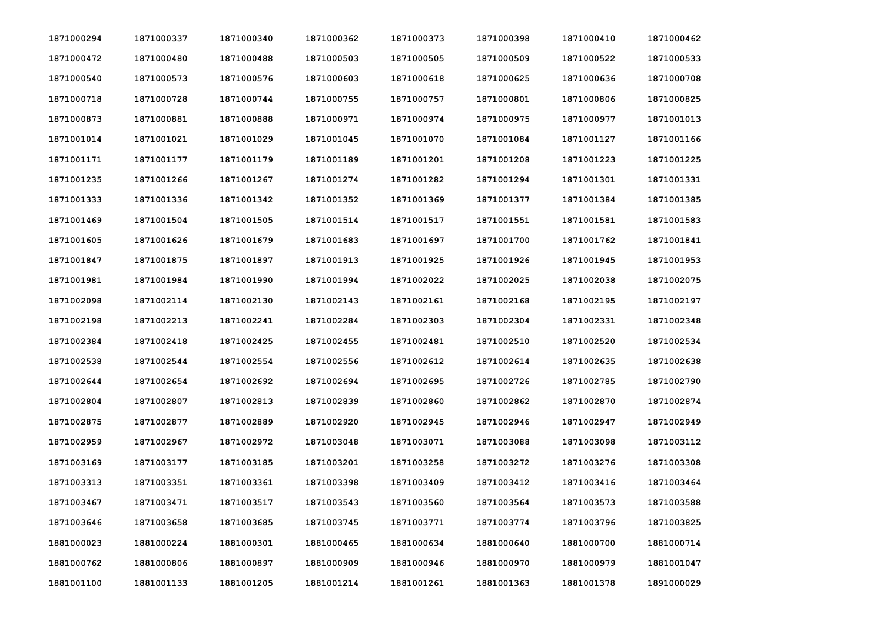| | | | | | | | |
|---|---|---|---|---|---|---|---|
| 1871000294 | 1871000337 | 1871000340 | 1871000362 | 1871000373 | 1871000398 | 1871000410 | 1871000462 |
| 1871000472 | 1871000480 | 1871000488 | 1871000503 | 1871000505 | 1871000509 | 1871000522 | 1871000533 |
| 1871000540 | 1871000573 | 1871000576 | 1871000603 | 1871000618 | 1871000625 | 1871000636 | 1871000708 |
| 1871000718 | 1871000728 | 1871000744 | 1871000755 | 1871000757 | 1871000801 | 1871000806 | 1871000825 |
| 1871000873 | 1871000881 | 1871000888 | 1871000971 | 1871000974 | 1871000975 | 1871000977 | 1871001013 |
| 1871001014 | 1871001021 | 1871001029 | 1871001045 | 1871001070 | 1871001084 | 1871001127 | 1871001166 |
| 1871001171 | 1871001177 | 1871001179 | 1871001189 | 1871001201 | 1871001208 | 1871001223 | 1871001225 |
| 1871001235 | 1871001266 | 1871001267 | 1871001274 | 1871001282 | 1871001294 | 1871001301 | 1871001331 |
| 1871001333 | 1871001336 | 1871001342 | 1871001352 | 1871001369 | 1871001377 | 1871001384 | 1871001385 |
| 1871001469 | 1871001504 | 1871001505 | 1871001514 | 1871001517 | 1871001551 | 1871001581 | 1871001583 |
| 1871001605 | 1871001626 | 1871001679 | 1871001683 | 1871001697 | 1871001700 | 1871001762 | 1871001841 |
| 1871001847 | 1871001875 | 1871001897 | 1871001913 | 1871001925 | 1871001926 | 1871001945 | 1871001953 |
| 1871001981 | 1871001984 | 1871001990 | 1871001994 | 1871002022 | 1871002025 | 1871002038 | 1871002075 |
| 1871002098 | 1871002114 | 1871002130 | 1871002143 | 1871002161 | 1871002168 | 1871002195 | 1871002197 |
| 1871002198 | 1871002213 | 1871002241 | 1871002284 | 1871002303 | 1871002304 | 1871002331 | 1871002348 |
| 1871002384 | 1871002418 | 1871002425 | 1871002455 | 1871002481 | 1871002510 | 1871002520 | 1871002534 |
| 1871002538 | 1871002544 | 1871002554 | 1871002556 | 1871002612 | 1871002614 | 1871002635 | 1871002638 |
| 1871002644 | 1871002654 | 1871002692 | 1871002694 | 1871002695 | 1871002726 | 1871002785 | 1871002790 |
| 1871002804 | 1871002807 | 1871002813 | 1871002839 | 1871002860 | 1871002862 | 1871002870 | 1871002874 |
| 1871002875 | 1871002877 | 1871002889 | 1871002920 | 1871002945 | 1871002946 | 1871002947 | 1871002949 |
| 1871002959 | 1871002967 | 1871002972 | 1871003048 | 1871003071 | 1871003088 | 1871003098 | 1871003112 |
| 1871003169 | 1871003177 | 1871003185 | 1871003201 | 1871003258 | 1871003272 | 1871003276 | 1871003308 |
| 1871003313 | 1871003351 | 1871003361 | 1871003398 | 1871003409 | 1871003412 | 1871003416 | 1871003464 |
| 1871003467 | 1871003471 | 1871003517 | 1871003543 | 1871003560 | 1871003564 | 1871003573 | 1871003588 |
| 1871003646 | 1871003658 | 1871003685 | 1871003745 | 1871003771 | 1871003774 | 1871003796 | 1871003825 |
| 1881000023 | 1881000224 | 1881000301 | 1881000465 | 1881000634 | 1881000640 | 1881000700 | 1881000714 |
| 1881000762 | 1881000806 | 1881000897 | 1881000909 | 1881000946 | 1881000970 | 1881000979 | 1881001047 |
| 1881001100 | 1881001133 | 1881001205 | 1881001214 | 1881001261 | 1881001363 | 1881001378 | 1891000029 |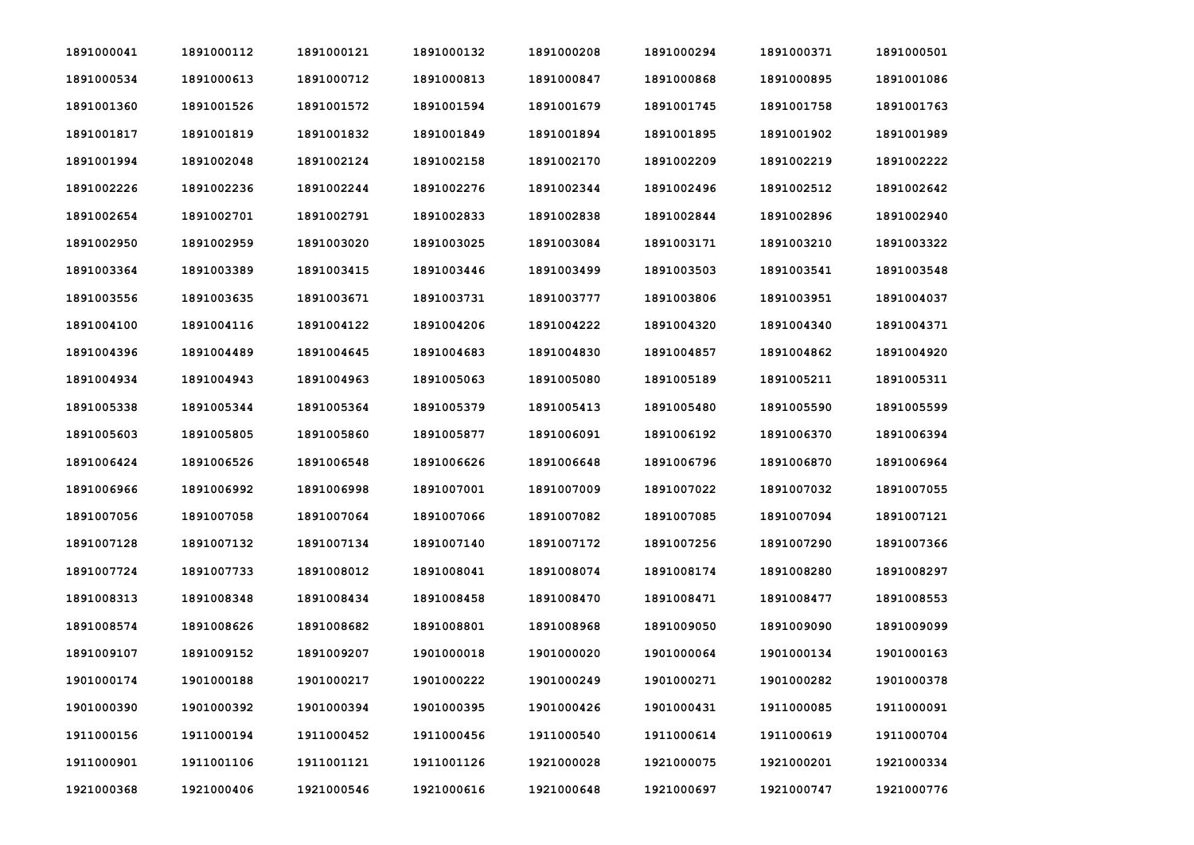| | | | | | | | |
|---|---|---|---|---|---|---|---|
| 1891000041 | 1891000112 | 1891000121 | 1891000132 | 1891000208 | 1891000294 | 1891000371 | 1891000501 |
| 1891000534 | 1891000613 | 1891000712 | 1891000813 | 1891000847 | 1891000868 | 1891000895 | 1891001086 |
| 1891001360 | 1891001526 | 1891001572 | 1891001594 | 1891001679 | 1891001745 | 1891001758 | 1891001763 |
| 1891001817 | 1891001819 | 1891001832 | 1891001849 | 1891001894 | 1891001895 | 1891001902 | 1891001989 |
| 1891001994 | 1891002048 | 1891002124 | 1891002158 | 1891002170 | 1891002209 | 1891002219 | 1891002222 |
| 1891002226 | 1891002236 | 1891002244 | 1891002276 | 1891002344 | 1891002496 | 1891002512 | 1891002642 |
| 1891002654 | 1891002701 | 1891002791 | 1891002833 | 1891002838 | 1891002844 | 1891002896 | 1891002940 |
| 1891002950 | 1891002959 | 1891003020 | 1891003025 | 1891003084 | 1891003171 | 1891003210 | 1891003322 |
| 1891003364 | 1891003389 | 1891003415 | 1891003446 | 1891003499 | 1891003503 | 1891003541 | 1891003548 |
| 1891003556 | 1891003635 | 1891003671 | 1891003731 | 1891003777 | 1891003806 | 1891003951 | 1891004037 |
| 1891004100 | 1891004116 | 1891004122 | 1891004206 | 1891004222 | 1891004320 | 1891004340 | 1891004371 |
| 1891004396 | 1891004489 | 1891004645 | 1891004683 | 1891004830 | 1891004857 | 1891004862 | 1891004920 |
| 1891004934 | 1891004943 | 1891004963 | 1891005063 | 1891005080 | 1891005189 | 1891005211 | 1891005311 |
| 1891005338 | 1891005344 | 1891005364 | 1891005379 | 1891005413 | 1891005480 | 1891005590 | 1891005599 |
| 1891005603 | 1891005805 | 1891005860 | 1891005877 | 1891006091 | 1891006192 | 1891006370 | 1891006394 |
| 1891006424 | 1891006526 | 1891006548 | 1891006626 | 1891006648 | 1891006796 | 1891006870 | 1891006964 |
| 1891006966 | 1891006992 | 1891006998 | 1891007001 | 1891007009 | 1891007022 | 1891007032 | 1891007055 |
| 1891007056 | 1891007058 | 1891007064 | 1891007066 | 1891007082 | 1891007085 | 1891007094 | 1891007121 |
| 1891007128 | 1891007132 | 1891007134 | 1891007140 | 1891007172 | 1891007256 | 1891007290 | 1891007366 |
| 1891007724 | 1891007733 | 1891008012 | 1891008041 | 1891008074 | 1891008174 | 1891008280 | 1891008297 |
| 1891008313 | 1891008348 | 1891008434 | 1891008458 | 1891008470 | 1891008471 | 1891008477 | 1891008553 |
| 1891008574 | 1891008626 | 1891008682 | 1891008801 | 1891008968 | 1891009050 | 1891009090 | 1891009099 |
| 1891009107 | 1891009152 | 1891009207 | 1901000018 | 1901000020 | 1901000064 | 1901000134 | 1901000163 |
| 1901000174 | 1901000188 | 1901000217 | 1901000222 | 1901000249 | 1901000271 | 1901000282 | 1901000378 |
| 1901000390 | 1901000392 | 1901000394 | 1901000395 | 1901000426 | 1901000431 | 1911000085 | 1911000091 |
| 1911000156 | 1911000194 | 1911000452 | 1911000456 | 1911000540 | 1911000614 | 1911000619 | 1911000704 |
| 1911000901 | 1911001106 | 1911001121 | 1911001126 | 1921000028 | 1921000075 | 1921000201 | 1921000334 |
| 1921000368 | 1921000406 | 1921000546 | 1921000616 | 1921000648 | 1921000697 | 1921000747 | 1921000776 |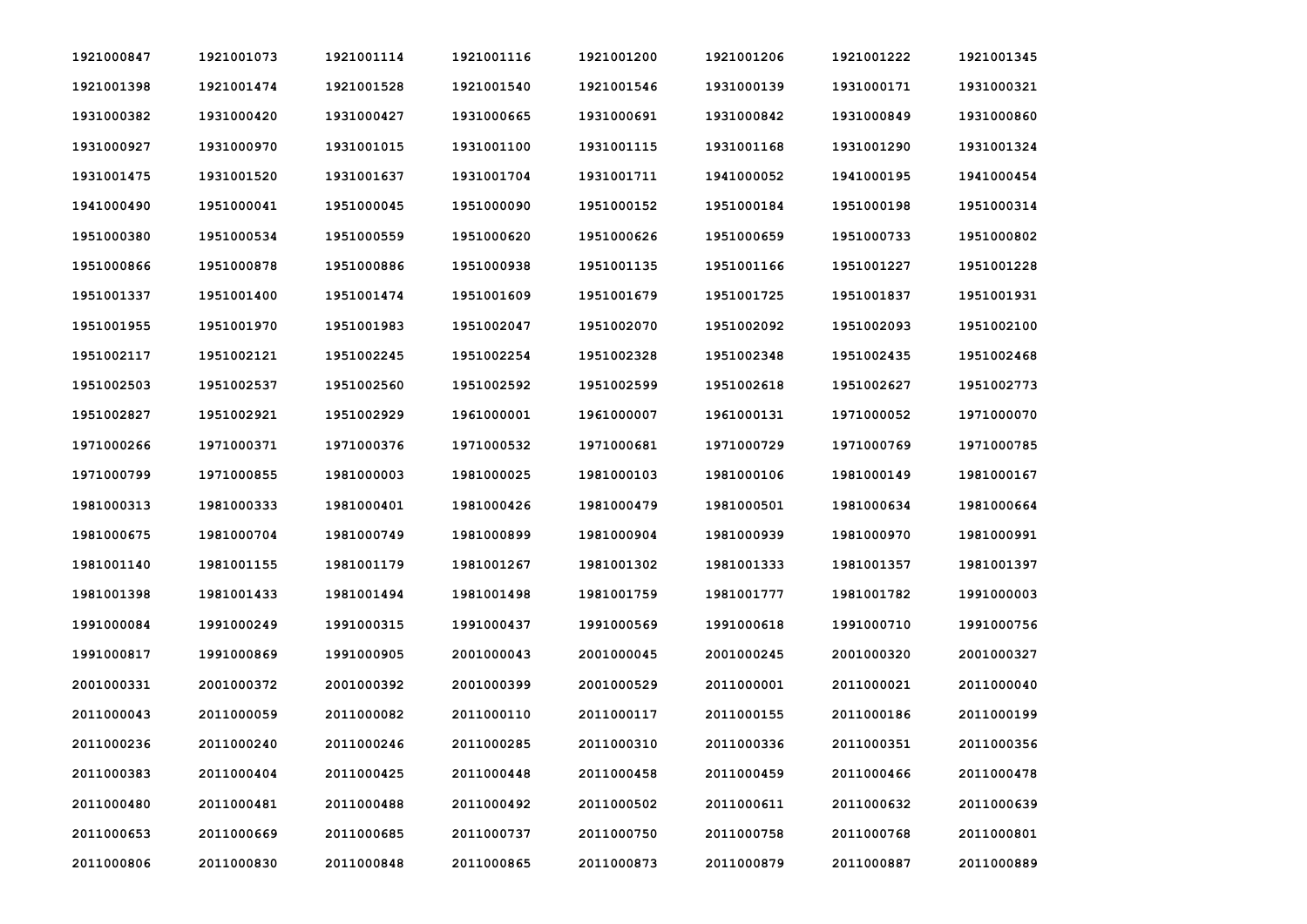| | | | | | | | |
|---|---|---|---|---|---|---|---|
| 1921000847 | 1921001073 | 1921001114 | 1921001116 | 1921001200 | 1921001206 | 1921001222 | 1921001345 |
| 1921001398 | 1921001474 | 1921001528 | 1921001540 | 1921001546 | 1931000139 | 1931000171 | 1931000321 |
| 1931000382 | 1931000420 | 1931000427 | 1931000665 | 1931000691 | 1931000842 | 1931000849 | 1931000860 |
| 1931000927 | 1931000970 | 1931001015 | 1931001100 | 1931001115 | 1931001168 | 1931001290 | 1931001324 |
| 1931001475 | 1931001520 | 1931001637 | 1931001704 | 1931001711 | 1941000052 | 1941000195 | 1941000454 |
| 1941000490 | 1951000041 | 1951000045 | 1951000090 | 1951000152 | 1951000184 | 1951000198 | 1951000314 |
| 1951000380 | 1951000534 | 1951000559 | 1951000620 | 1951000626 | 1951000659 | 1951000733 | 1951000802 |
| 1951000866 | 1951000878 | 1951000886 | 1951000938 | 1951001135 | 1951001166 | 1951001227 | 1951001228 |
| 1951001337 | 1951001400 | 1951001474 | 1951001609 | 1951001679 | 1951001725 | 1951001837 | 1951001931 |
| 1951001955 | 1951001970 | 1951001983 | 1951002047 | 1951002070 | 1951002092 | 1951002093 | 1951002100 |
| 1951002117 | 1951002121 | 1951002245 | 1951002254 | 1951002328 | 1951002348 | 1951002435 | 1951002468 |
| 1951002503 | 1951002537 | 1951002560 | 1951002592 | 1951002599 | 1951002618 | 1951002627 | 1951002773 |
| 1951002827 | 1951002921 | 1951002929 | 1961000001 | 1961000007 | 1961000131 | 1971000052 | 1971000070 |
| 1971000266 | 1971000371 | 1971000376 | 1971000532 | 1971000681 | 1971000729 | 1971000769 | 1971000785 |
| 1971000799 | 1971000855 | 1981000003 | 1981000025 | 1981000103 | 1981000106 | 1981000149 | 1981000167 |
| 1981000313 | 1981000333 | 1981000401 | 1981000426 | 1981000479 | 1981000501 | 1981000634 | 1981000664 |
| 1981000675 | 1981000704 | 1981000749 | 1981000899 | 1981000904 | 1981000939 | 1981000970 | 1981000991 |
| 1981001140 | 1981001155 | 1981001179 | 1981001267 | 1981001302 | 1981001333 | 1981001357 | 1981001397 |
| 1981001398 | 1981001433 | 1981001494 | 1981001498 | 1981001759 | 1981001777 | 1981001782 | 1991000003 |
| 1991000084 | 1991000249 | 1991000315 | 1991000437 | 1991000569 | 1991000618 | 1991000710 | 1991000756 |
| 1991000817 | 1991000869 | 1991000905 | 2001000043 | 2001000045 | 2001000245 | 2001000320 | 2001000327 |
| 2001000331 | 2001000372 | 2001000392 | 2001000399 | 2001000529 | 2011000001 | 2011000021 | 2011000040 |
| 2011000043 | 2011000059 | 2011000082 | 2011000110 | 2011000117 | 2011000155 | 2011000186 | 2011000199 |
| 2011000236 | 2011000240 | 2011000246 | 2011000285 | 2011000310 | 2011000336 | 2011000351 | 2011000356 |
| 2011000383 | 2011000404 | 2011000425 | 2011000448 | 2011000458 | 2011000459 | 2011000466 | 2011000478 |
| 2011000480 | 2011000481 | 2011000488 | 2011000492 | 2011000502 | 2011000611 | 2011000632 | 2011000639 |
| 2011000653 | 2011000669 | 2011000685 | 2011000737 | 2011000750 | 2011000758 | 2011000768 | 2011000801 |
| 2011000806 | 2011000830 | 2011000848 | 2011000865 | 2011000873 | 2011000879 | 2011000887 | 2011000889 |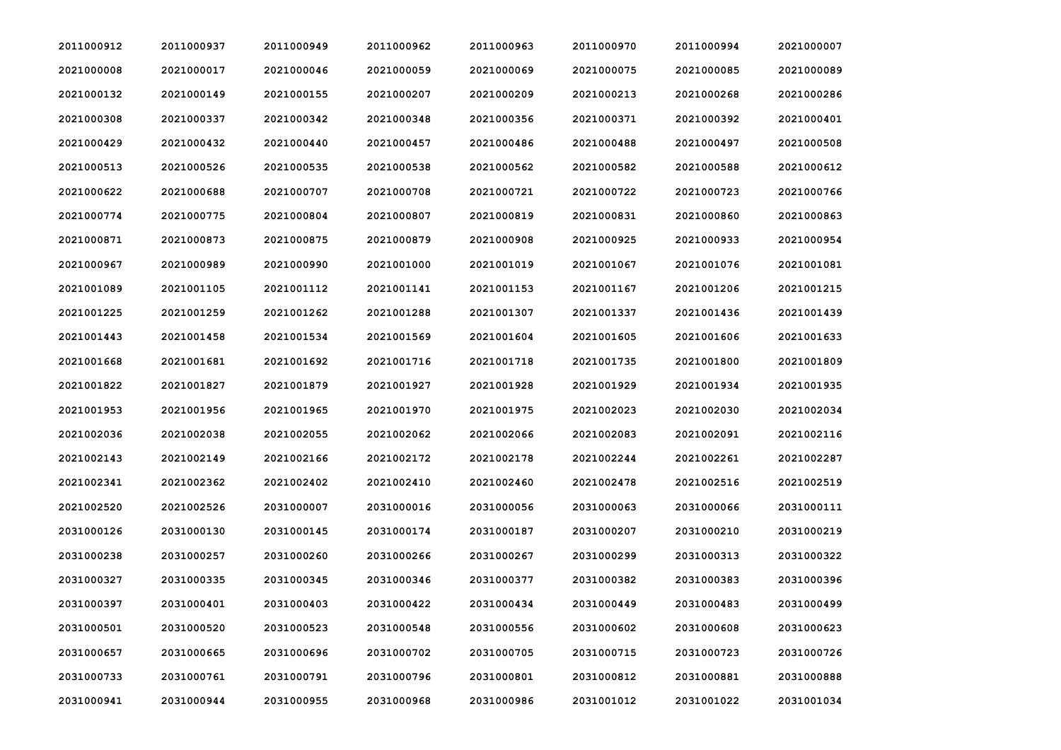| | | | | | | | |
|---|---|---|---|---|---|---|---|
| 2011000912 | 2011000937 | 2011000949 | 2011000962 | 2011000963 | 2011000970 | 2011000994 | 2021000007 |
| 2021000008 | 2021000017 | 2021000046 | 2021000059 | 2021000069 | 2021000075 | 2021000085 | 2021000089 |
| 2021000132 | 2021000149 | 2021000155 | 2021000207 | 2021000209 | 2021000213 | 2021000268 | 2021000286 |
| 2021000308 | 2021000337 | 2021000342 | 2021000348 | 2021000356 | 2021000371 | 2021000392 | 2021000401 |
| 2021000429 | 2021000432 | 2021000440 | 2021000457 | 2021000486 | 2021000488 | 2021000497 | 2021000508 |
| 2021000513 | 2021000526 | 2021000535 | 2021000538 | 2021000562 | 2021000582 | 2021000588 | 2021000612 |
| 2021000622 | 2021000688 | 2021000707 | 2021000708 | 2021000721 | 2021000722 | 2021000723 | 2021000766 |
| 2021000774 | 2021000775 | 2021000804 | 2021000807 | 2021000819 | 2021000831 | 2021000860 | 2021000863 |
| 2021000871 | 2021000873 | 2021000875 | 2021000879 | 2021000908 | 2021000925 | 2021000933 | 2021000954 |
| 2021000967 | 2021000989 | 2021000990 | 2021001000 | 2021001019 | 2021001067 | 2021001076 | 2021001081 |
| 2021001089 | 2021001105 | 2021001112 | 2021001141 | 2021001153 | 2021001167 | 2021001206 | 2021001215 |
| 2021001225 | 2021001259 | 2021001262 | 2021001288 | 2021001307 | 2021001337 | 2021001436 | 2021001439 |
| 2021001443 | 2021001458 | 2021001534 | 2021001569 | 2021001604 | 2021001605 | 2021001606 | 2021001633 |
| 2021001668 | 2021001681 | 2021001692 | 2021001716 | 2021001718 | 2021001735 | 2021001800 | 2021001809 |
| 2021001822 | 2021001827 | 2021001879 | 2021001927 | 2021001928 | 2021001929 | 2021001934 | 2021001935 |
| 2021001953 | 2021001956 | 2021001965 | 2021001970 | 2021001975 | 2021002023 | 2021002030 | 2021002034 |
| 2021002036 | 2021002038 | 2021002055 | 2021002062 | 2021002066 | 2021002083 | 2021002091 | 2021002116 |
| 2021002143 | 2021002149 | 2021002166 | 2021002172 | 2021002178 | 2021002244 | 2021002261 | 2021002287 |
| 2021002341 | 2021002362 | 2021002402 | 2021002410 | 2021002460 | 2021002478 | 2021002516 | 2021002519 |
| 2021002520 | 2021002526 | 2031000007 | 2031000016 | 2031000056 | 2031000063 | 2031000066 | 2031000111 |
| 2031000126 | 2031000130 | 2031000145 | 2031000174 | 2031000187 | 2031000207 | 2031000210 | 2031000219 |
| 2031000238 | 2031000257 | 2031000260 | 2031000266 | 2031000267 | 2031000299 | 2031000313 | 2031000322 |
| 2031000327 | 2031000335 | 2031000345 | 2031000346 | 2031000377 | 2031000382 | 2031000383 | 2031000396 |
| 2031000397 | 2031000401 | 2031000403 | 2031000422 | 2031000434 | 2031000449 | 2031000483 | 2031000499 |
| 2031000501 | 2031000520 | 2031000523 | 2031000548 | 2031000556 | 2031000602 | 2031000608 | 2031000623 |
| 2031000657 | 2031000665 | 2031000696 | 2031000702 | 2031000705 | 2031000715 | 2031000723 | 2031000726 |
| 2031000733 | 2031000761 | 2031000791 | 2031000796 | 2031000801 | 2031000812 | 2031000881 | 2031000888 |
| 2031000941 | 2031000944 | 2031000955 | 2031000968 | 2031000986 | 2031001012 | 2031001022 | 2031001034 |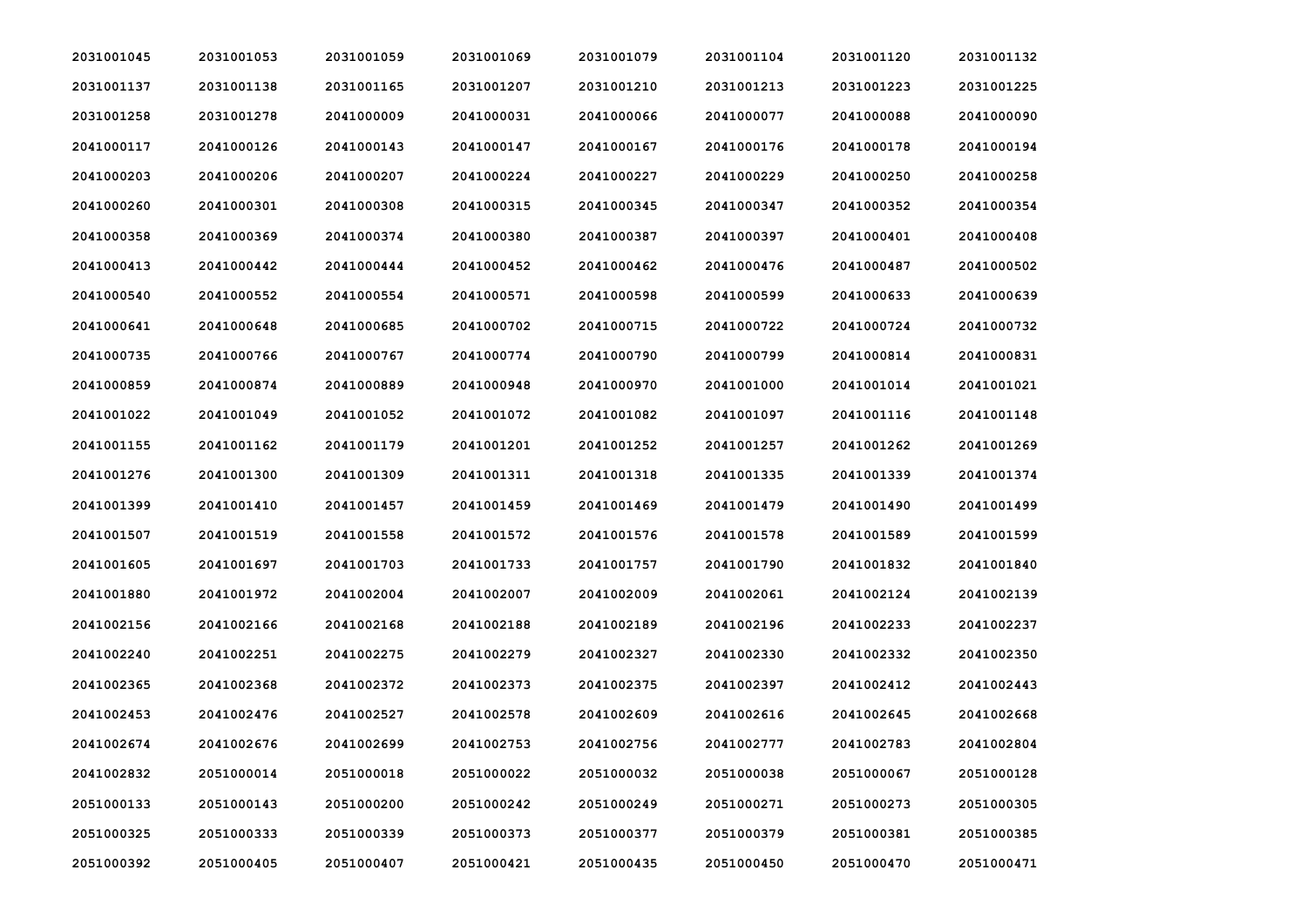| | | | | | | | |
|---|---|---|---|---|---|---|---|
| 2031001045 | 2031001053 | 2031001059 | 2031001069 | 2031001079 | 2031001104 | 2031001120 | 2031001132 |
| 2031001137 | 2031001138 | 2031001165 | 2031001207 | 2031001210 | 2031001213 | 2031001223 | 2031001225 |
| 2031001258 | 2031001278 | 2041000009 | 2041000031 | 2041000066 | 2041000077 | 2041000088 | 2041000090 |
| 2041000117 | 2041000126 | 2041000143 | 2041000147 | 2041000167 | 2041000176 | 2041000178 | 2041000194 |
| 2041000203 | 2041000206 | 2041000207 | 2041000224 | 2041000227 | 2041000229 | 2041000250 | 2041000258 |
| 2041000260 | 2041000301 | 2041000308 | 2041000315 | 2041000345 | 2041000347 | 2041000352 | 2041000354 |
| 2041000358 | 2041000369 | 2041000374 | 2041000380 | 2041000387 | 2041000397 | 2041000401 | 2041000408 |
| 2041000413 | 2041000442 | 2041000444 | 2041000452 | 2041000462 | 2041000476 | 2041000487 | 2041000502 |
| 2041000540 | 2041000552 | 2041000554 | 2041000571 | 2041000598 | 2041000599 | 2041000633 | 2041000639 |
| 2041000641 | 2041000648 | 2041000685 | 2041000702 | 2041000715 | 2041000722 | 2041000724 | 2041000732 |
| 2041000735 | 2041000766 | 2041000767 | 2041000774 | 2041000790 | 2041000799 | 2041000814 | 2041000831 |
| 2041000859 | 2041000874 | 2041000889 | 2041000948 | 2041000970 | 2041001000 | 2041001014 | 2041001021 |
| 2041001022 | 2041001049 | 2041001052 | 2041001072 | 2041001082 | 2041001097 | 2041001116 | 2041001148 |
| 2041001155 | 2041001162 | 2041001179 | 2041001201 | 2041001252 | 2041001257 | 2041001262 | 2041001269 |
| 2041001276 | 2041001300 | 2041001309 | 2041001311 | 2041001318 | 2041001335 | 2041001339 | 2041001374 |
| 2041001399 | 2041001410 | 2041001457 | 2041001459 | 2041001469 | 2041001479 | 2041001490 | 2041001499 |
| 2041001507 | 2041001519 | 2041001558 | 2041001572 | 2041001576 | 2041001578 | 2041001589 | 2041001599 |
| 2041001605 | 2041001697 | 2041001703 | 2041001733 | 2041001757 | 2041001790 | 2041001832 | 2041001840 |
| 2041001880 | 2041001972 | 2041002004 | 2041002007 | 2041002009 | 2041002061 | 2041002124 | 2041002139 |
| 2041002156 | 2041002166 | 2041002168 | 2041002188 | 2041002189 | 2041002196 | 2041002233 | 2041002237 |
| 2041002240 | 2041002251 | 2041002275 | 2041002279 | 2041002327 | 2041002330 | 2041002332 | 2041002350 |
| 2041002365 | 2041002368 | 2041002372 | 2041002373 | 2041002375 | 2041002397 | 2041002412 | 2041002443 |
| 2041002453 | 2041002476 | 2041002527 | 2041002578 | 2041002609 | 2041002616 | 2041002645 | 2041002668 |
| 2041002674 | 2041002676 | 2041002699 | 2041002753 | 2041002756 | 2041002777 | 2041002783 | 2041002804 |
| 2041002832 | 2051000014 | 2051000018 | 2051000022 | 2051000032 | 2051000038 | 2051000067 | 2051000128 |
| 2051000133 | 2051000143 | 2051000200 | 2051000242 | 2051000249 | 2051000271 | 2051000273 | 2051000305 |
| 2051000325 | 2051000333 | 2051000339 | 2051000373 | 2051000377 | 2051000379 | 2051000381 | 2051000385 |
| 2051000392 | 2051000405 | 2051000407 | 2051000421 | 2051000435 | 2051000450 | 2051000470 | 2051000471 |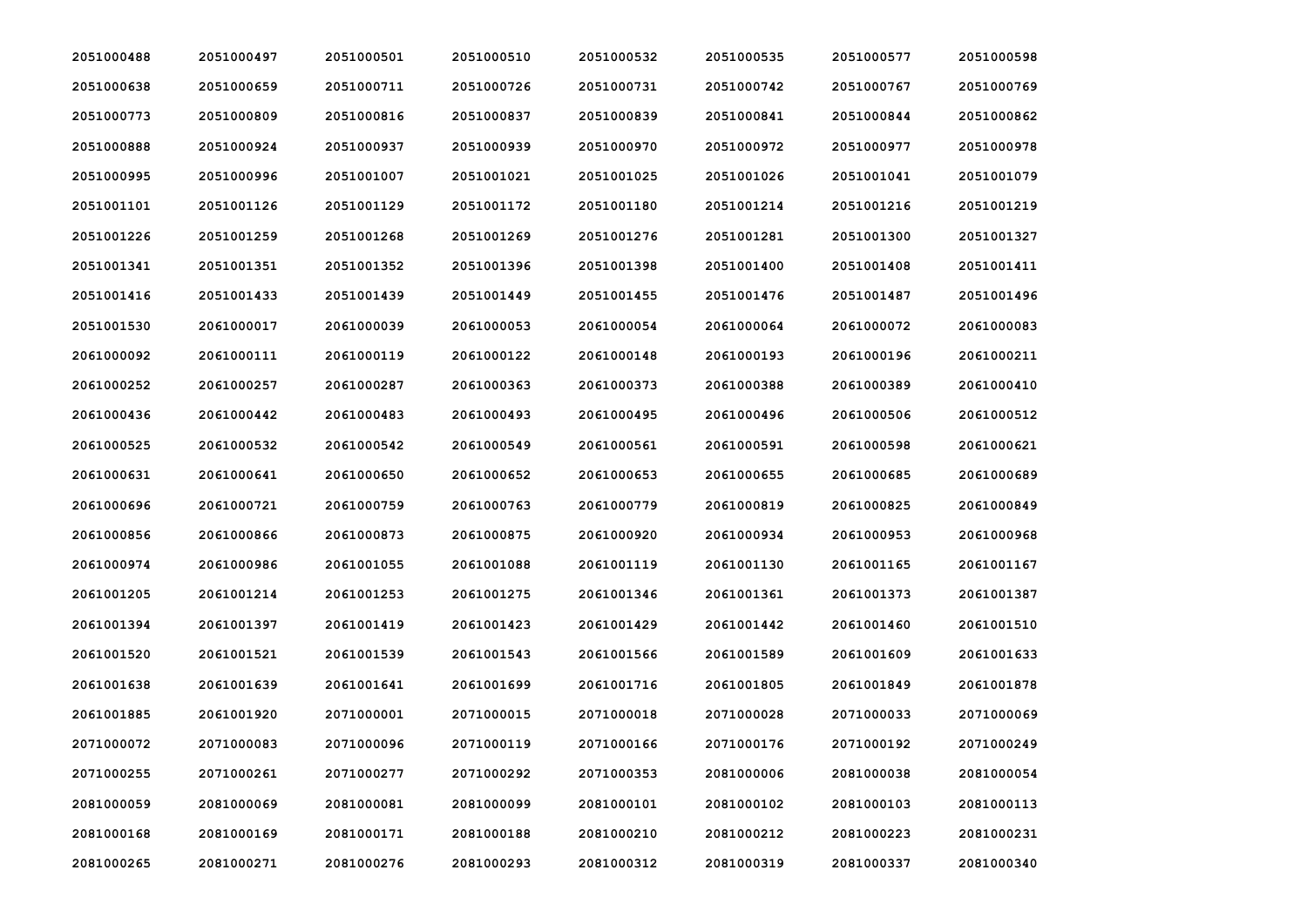| | | | | | | | |
|---|---|---|---|---|---|---|---|
| 2051000488 | 2051000497 | 2051000501 | 2051000510 | 2051000532 | 2051000535 | 2051000577 | 2051000598 |
| 2051000638 | 2051000659 | 2051000711 | 2051000726 | 2051000731 | 2051000742 | 2051000767 | 2051000769 |
| 2051000773 | 2051000809 | 2051000816 | 2051000837 | 2051000839 | 2051000841 | 2051000844 | 2051000862 |
| 2051000888 | 2051000924 | 2051000937 | 2051000939 | 2051000970 | 2051000972 | 2051000977 | 2051000978 |
| 2051000995 | 2051000996 | 2051001007 | 2051001021 | 2051001025 | 2051001026 | 2051001041 | 2051001079 |
| 2051001101 | 2051001126 | 2051001129 | 2051001172 | 2051001180 | 2051001214 | 2051001216 | 2051001219 |
| 2051001226 | 2051001259 | 2051001268 | 2051001269 | 2051001276 | 2051001281 | 2051001300 | 2051001327 |
| 2051001341 | 2051001351 | 2051001352 | 2051001396 | 2051001398 | 2051001400 | 2051001408 | 2051001411 |
| 2051001416 | 2051001433 | 2051001439 | 2051001449 | 2051001455 | 2051001476 | 2051001487 | 2051001496 |
| 2051001530 | 2061000017 | 2061000039 | 2061000053 | 2061000054 | 2061000064 | 2061000072 | 2061000083 |
| 2061000092 | 2061000111 | 2061000119 | 2061000122 | 2061000148 | 2061000193 | 2061000196 | 2061000211 |
| 2061000252 | 2061000257 | 2061000287 | 2061000363 | 2061000373 | 2061000388 | 2061000389 | 2061000410 |
| 2061000436 | 2061000442 | 2061000483 | 2061000493 | 2061000495 | 2061000496 | 2061000506 | 2061000512 |
| 2061000525 | 2061000532 | 2061000542 | 2061000549 | 2061000561 | 2061000591 | 2061000598 | 2061000621 |
| 2061000631 | 2061000641 | 2061000650 | 2061000652 | 2061000653 | 2061000655 | 2061000685 | 2061000689 |
| 2061000696 | 2061000721 | 2061000759 | 2061000763 | 2061000779 | 2061000819 | 2061000825 | 2061000849 |
| 2061000856 | 2061000866 | 2061000873 | 2061000875 | 2061000920 | 2061000934 | 2061000953 | 2061000968 |
| 2061000974 | 2061000986 | 2061001055 | 2061001088 | 2061001119 | 2061001130 | 2061001165 | 2061001167 |
| 2061001205 | 2061001214 | 2061001253 | 2061001275 | 2061001346 | 2061001361 | 2061001373 | 2061001387 |
| 2061001394 | 2061001397 | 2061001419 | 2061001423 | 2061001429 | 2061001442 | 2061001460 | 2061001510 |
| 2061001520 | 2061001521 | 2061001539 | 2061001543 | 2061001566 | 2061001589 | 2061001609 | 2061001633 |
| 2061001638 | 2061001639 | 2061001641 | 2061001699 | 2061001716 | 2061001805 | 2061001849 | 2061001878 |
| 2061001885 | 2061001920 | 2071000001 | 2071000015 | 2071000018 | 2071000028 | 2071000033 | 2071000069 |
| 2071000072 | 2071000083 | 2071000096 | 2071000119 | 2071000166 | 2071000176 | 2071000192 | 2071000249 |
| 2071000255 | 2071000261 | 2071000277 | 2071000292 | 2071000353 | 2081000006 | 2081000038 | 2081000054 |
| 2081000059 | 2081000069 | 2081000081 | 2081000099 | 2081000101 | 2081000102 | 2081000103 | 2081000113 |
| 2081000168 | 2081000169 | 2081000171 | 2081000188 | 2081000210 | 2081000212 | 2081000223 | 2081000231 |
| 2081000265 | 2081000271 | 2081000276 | 2081000293 | 2081000312 | 2081000319 | 2081000337 | 2081000340 |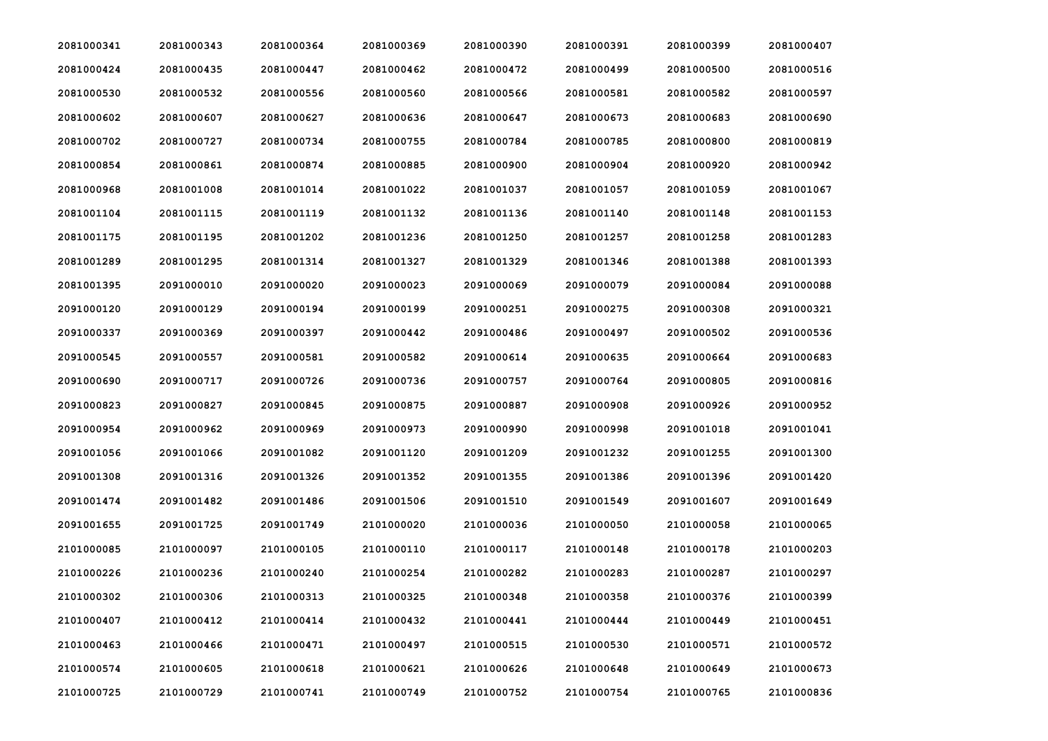| | | | | | | | |
|---|---|---|---|---|---|---|---|
| 2081000341 | 2081000343 | 2081000364 | 2081000369 | 2081000390 | 2081000391 | 2081000399 | 2081000407 |
| 2081000424 | 2081000435 | 2081000447 | 2081000462 | 2081000472 | 2081000499 | 2081000500 | 2081000516 |
| 2081000530 | 2081000532 | 2081000556 | 2081000560 | 2081000566 | 2081000581 | 2081000582 | 2081000597 |
| 2081000602 | 2081000607 | 2081000627 | 2081000636 | 2081000647 | 2081000673 | 2081000683 | 2081000690 |
| 2081000702 | 2081000727 | 2081000734 | 2081000755 | 2081000784 | 2081000785 | 2081000800 | 2081000819 |
| 2081000854 | 2081000861 | 2081000874 | 2081000885 | 2081000900 | 2081000904 | 2081000920 | 2081000942 |
| 2081000968 | 2081001008 | 2081001014 | 2081001022 | 2081001037 | 2081001057 | 2081001059 | 2081001067 |
| 2081001104 | 2081001115 | 2081001119 | 2081001132 | 2081001136 | 2081001140 | 2081001148 | 2081001153 |
| 2081001175 | 2081001195 | 2081001202 | 2081001236 | 2081001250 | 2081001257 | 2081001258 | 2081001283 |
| 2081001289 | 2081001295 | 2081001314 | 2081001327 | 2081001329 | 2081001346 | 2081001388 | 2081001393 |
| 2081001395 | 2091000010 | 2091000020 | 2091000023 | 2091000069 | 2091000079 | 2091000084 | 2091000088 |
| 2091000120 | 2091000129 | 2091000194 | 2091000199 | 2091000251 | 2091000275 | 2091000308 | 2091000321 |
| 2091000337 | 2091000369 | 2091000397 | 2091000442 | 2091000486 | 2091000497 | 2091000502 | 2091000536 |
| 2091000545 | 2091000557 | 2091000581 | 2091000582 | 2091000614 | 2091000635 | 2091000664 | 2091000683 |
| 2091000690 | 2091000717 | 2091000726 | 2091000736 | 2091000757 | 2091000764 | 2091000805 | 2091000816 |
| 2091000823 | 2091000827 | 2091000845 | 2091000875 | 2091000887 | 2091000908 | 2091000926 | 2091000952 |
| 2091000954 | 2091000962 | 2091000969 | 2091000973 | 2091000990 | 2091000998 | 2091001018 | 2091001041 |
| 2091001056 | 2091001066 | 2091001082 | 2091001120 | 2091001209 | 2091001232 | 2091001255 | 2091001300 |
| 2091001308 | 2091001316 | 2091001326 | 2091001352 | 2091001355 | 2091001386 | 2091001396 | 2091001420 |
| 2091001474 | 2091001482 | 2091001486 | 2091001506 | 2091001510 | 2091001549 | 2091001607 | 2091001649 |
| 2091001655 | 2091001725 | 2091001749 | 2101000020 | 2101000036 | 2101000050 | 2101000058 | 2101000065 |
| 2101000085 | 2101000097 | 2101000105 | 2101000110 | 2101000117 | 2101000148 | 2101000178 | 2101000203 |
| 2101000226 | 2101000236 | 2101000240 | 2101000254 | 2101000282 | 2101000283 | 2101000287 | 2101000297 |
| 2101000302 | 2101000306 | 2101000313 | 2101000325 | 2101000348 | 2101000358 | 2101000376 | 2101000399 |
| 2101000407 | 2101000412 | 2101000414 | 2101000432 | 2101000441 | 2101000444 | 2101000449 | 2101000451 |
| 2101000463 | 2101000466 | 2101000471 | 2101000497 | 2101000515 | 2101000530 | 2101000571 | 2101000572 |
| 2101000574 | 2101000605 | 2101000618 | 2101000621 | 2101000626 | 2101000648 | 2101000649 | 2101000673 |
| 2101000725 | 2101000729 | 2101000741 | 2101000749 | 2101000752 | 2101000754 | 2101000765 | 2101000836 |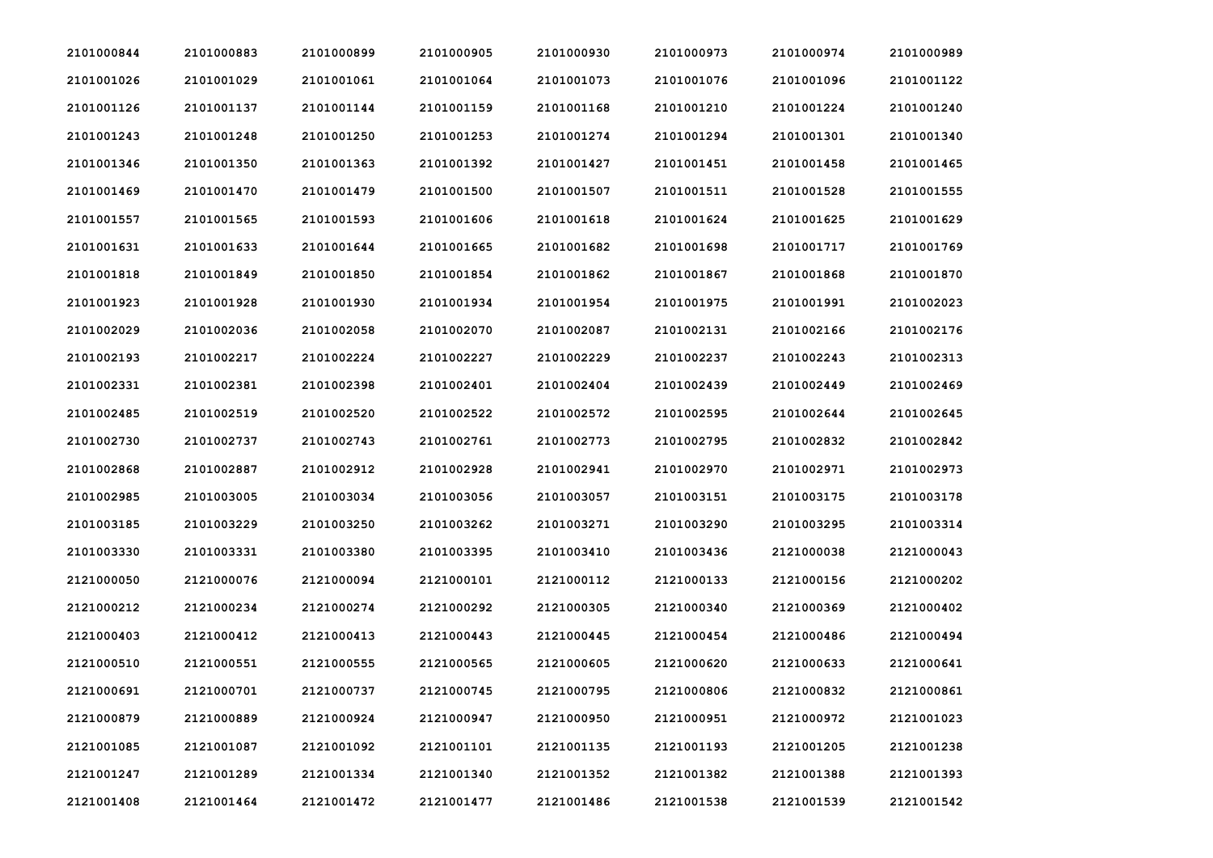| 2101000844 | 2101000883 | 2101000899 | 2101000905 | 2101000930 | 2101000973 | 2101000974 | 2101000989 |
|---|---|---|---|---|---|---|---|
| 2101001026 | 2101001029 | 2101001061 | 2101001064 | 2101001073 | 2101001076 | 2101001096 | 2101001122 |
| 2101001126 | 2101001137 | 2101001144 | 2101001159 | 2101001168 | 2101001210 | 2101001224 | 2101001240 |
| 2101001243 | 2101001248 | 2101001250 | 2101001253 | 2101001274 | 2101001294 | 2101001301 | 2101001340 |
| 2101001346 | 2101001350 | 2101001363 | 2101001392 | 2101001427 | 2101001451 | 2101001458 | 2101001465 |
| 2101001469 | 2101001470 | 2101001479 | 2101001500 | 2101001507 | 2101001511 | 2101001528 | 2101001555 |
| 2101001557 | 2101001565 | 2101001593 | 2101001606 | 2101001618 | 2101001624 | 2101001625 | 2101001629 |
| 2101001631 | 2101001633 | 2101001644 | 2101001665 | 2101001682 | 2101001698 | 2101001717 | 2101001769 |
| 2101001818 | 2101001849 | 2101001850 | 2101001854 | 2101001862 | 2101001867 | 2101001868 | 2101001870 |
| 2101001923 | 2101001928 | 2101001930 | 2101001934 | 2101001954 | 2101001975 | 2101001991 | 2101002023 |
| 2101002029 | 2101002036 | 2101002058 | 2101002070 | 2101002087 | 2101002131 | 2101002166 | 2101002176 |
| 2101002193 | 2101002217 | 2101002224 | 2101002227 | 2101002229 | 2101002237 | 2101002243 | 2101002313 |
| 2101002331 | 2101002381 | 2101002398 | 2101002401 | 2101002404 | 2101002439 | 2101002449 | 2101002469 |
| 2101002485 | 2101002519 | 2101002520 | 2101002522 | 2101002572 | 2101002595 | 2101002644 | 2101002645 |
| 2101002730 | 2101002737 | 2101002743 | 2101002761 | 2101002773 | 2101002795 | 2101002832 | 2101002842 |
| 2101002868 | 2101002887 | 2101002912 | 2101002928 | 2101002941 | 2101002970 | 2101002971 | 2101002973 |
| 2101002985 | 2101003005 | 2101003034 | 2101003056 | 2101003057 | 2101003151 | 2101003175 | 2101003178 |
| 2101003185 | 2101003229 | 2101003250 | 2101003262 | 2101003271 | 2101003290 | 2101003295 | 2101003314 |
| 2101003330 | 2101003331 | 2101003380 | 2101003395 | 2101003410 | 2101003436 | 2121000038 | 2121000043 |
| 2121000050 | 2121000076 | 2121000094 | 2121000101 | 2121000112 | 2121000133 | 2121000156 | 2121000202 |
| 2121000212 | 2121000234 | 2121000274 | 2121000292 | 2121000305 | 2121000340 | 2121000369 | 2121000402 |
| 2121000403 | 2121000412 | 2121000413 | 2121000443 | 2121000445 | 2121000454 | 2121000486 | 2121000494 |
| 2121000510 | 2121000551 | 2121000555 | 2121000565 | 2121000605 | 2121000620 | 2121000633 | 2121000641 |
| 2121000691 | 2121000701 | 2121000737 | 2121000745 | 2121000795 | 2121000806 | 2121000832 | 2121000861 |
| 2121000879 | 2121000889 | 2121000924 | 2121000947 | 2121000950 | 2121000951 | 2121000972 | 2121001023 |
| 2121001085 | 2121001087 | 2121001092 | 2121001101 | 2121001135 | 2121001193 | 2121001205 | 2121001238 |
| 2121001247 | 2121001289 | 2121001334 | 2121001340 | 2121001352 | 2121001382 | 2121001388 | 2121001393 |
| 2121001408 | 2121001464 | 2121001472 | 2121001477 | 2121001486 | 2121001538 | 2121001539 | 2121001542 |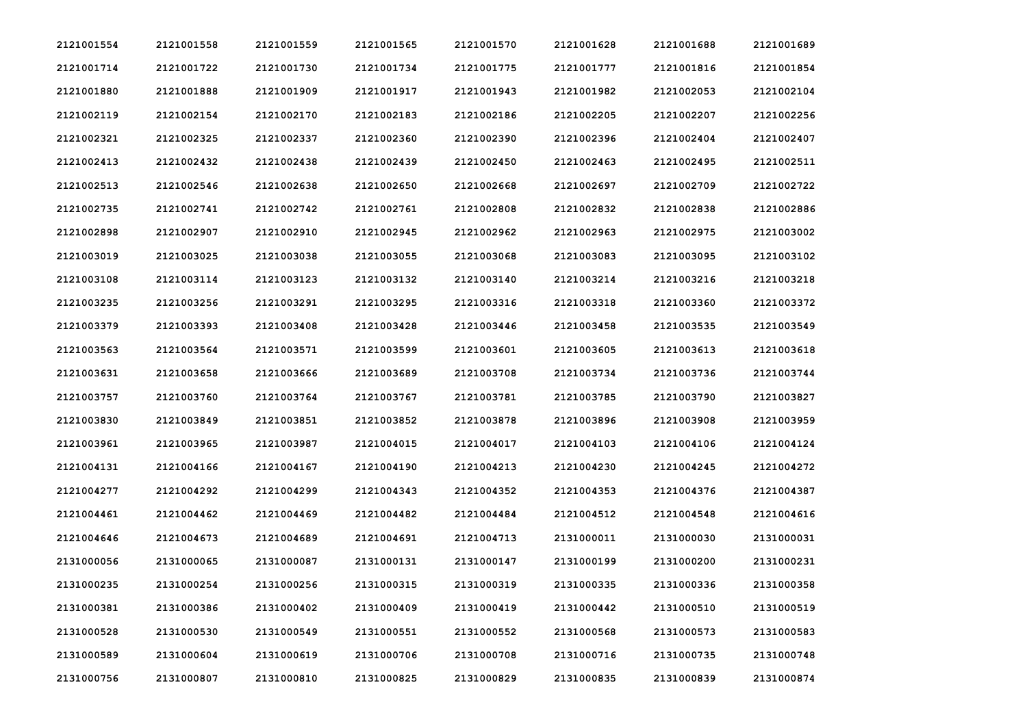| | | | | | | | |
|---|---|---|---|---|---|---|---|
| 2121001554 | 2121001558 | 2121001559 | 2121001565 | 2121001570 | 2121001628 | 2121001688 | 2121001689 |
| 2121001714 | 2121001722 | 2121001730 | 2121001734 | 2121001775 | 2121001777 | 2121001816 | 2121001854 |
| 2121001880 | 2121001888 | 2121001909 | 2121001917 | 2121001943 | 2121001982 | 2121002053 | 2121002104 |
| 2121002119 | 2121002154 | 2121002170 | 2121002183 | 2121002186 | 2121002205 | 2121002207 | 2121002256 |
| 2121002321 | 2121002325 | 2121002337 | 2121002360 | 2121002390 | 2121002396 | 2121002404 | 2121002407 |
| 2121002413 | 2121002432 | 2121002438 | 2121002439 | 2121002450 | 2121002463 | 2121002495 | 2121002511 |
| 2121002513 | 2121002546 | 2121002638 | 2121002650 | 2121002668 | 2121002697 | 2121002709 | 2121002722 |
| 2121002735 | 2121002741 | 2121002742 | 2121002761 | 2121002808 | 2121002832 | 2121002838 | 2121002886 |
| 2121002898 | 2121002907 | 2121002910 | 2121002945 | 2121002962 | 2121002963 | 2121002975 | 2121003002 |
| 2121003019 | 2121003025 | 2121003038 | 2121003055 | 2121003068 | 2121003083 | 2121003095 | 2121003102 |
| 2121003108 | 2121003114 | 2121003123 | 2121003132 | 2121003140 | 2121003214 | 2121003216 | 2121003218 |
| 2121003235 | 2121003256 | 2121003291 | 2121003295 | 2121003316 | 2121003318 | 2121003360 | 2121003372 |
| 2121003379 | 2121003393 | 2121003408 | 2121003428 | 2121003446 | 2121003458 | 2121003535 | 2121003549 |
| 2121003563 | 2121003564 | 2121003571 | 2121003599 | 2121003601 | 2121003605 | 2121003613 | 2121003618 |
| 2121003631 | 2121003658 | 2121003666 | 2121003689 | 2121003708 | 2121003734 | 2121003736 | 2121003744 |
| 2121003757 | 2121003760 | 2121003764 | 2121003767 | 2121003781 | 2121003785 | 2121003790 | 2121003827 |
| 2121003830 | 2121003849 | 2121003851 | 2121003852 | 2121003878 | 2121003896 | 2121003908 | 2121003959 |
| 2121003961 | 2121003965 | 2121003987 | 2121004015 | 2121004017 | 2121004103 | 2121004106 | 2121004124 |
| 2121004131 | 2121004166 | 2121004167 | 2121004190 | 2121004213 | 2121004230 | 2121004245 | 2121004272 |
| 2121004277 | 2121004292 | 2121004299 | 2121004343 | 2121004352 | 2121004353 | 2121004376 | 2121004387 |
| 2121004461 | 2121004462 | 2121004469 | 2121004482 | 2121004484 | 2121004512 | 2121004548 | 2121004616 |
| 2121004646 | 2121004673 | 2121004689 | 2121004691 | 2121004713 | 2131000011 | 2131000030 | 2131000031 |
| 2131000056 | 2131000065 | 2131000087 | 2131000131 | 2131000147 | 2131000199 | 2131000200 | 2131000231 |
| 2131000235 | 2131000254 | 2131000256 | 2131000315 | 2131000319 | 2131000335 | 2131000336 | 2131000358 |
| 2131000381 | 2131000386 | 2131000402 | 2131000409 | 2131000419 | 2131000442 | 2131000510 | 2131000519 |
| 2131000528 | 2131000530 | 2131000549 | 2131000551 | 2131000552 | 2131000568 | 2131000573 | 2131000583 |
| 2131000589 | 2131000604 | 2131000619 | 2131000706 | 2131000708 | 2131000716 | 2131000735 | 2131000748 |
| 2131000756 | 2131000807 | 2131000810 | 2131000825 | 2131000829 | 2131000835 | 2131000839 | 2131000874 |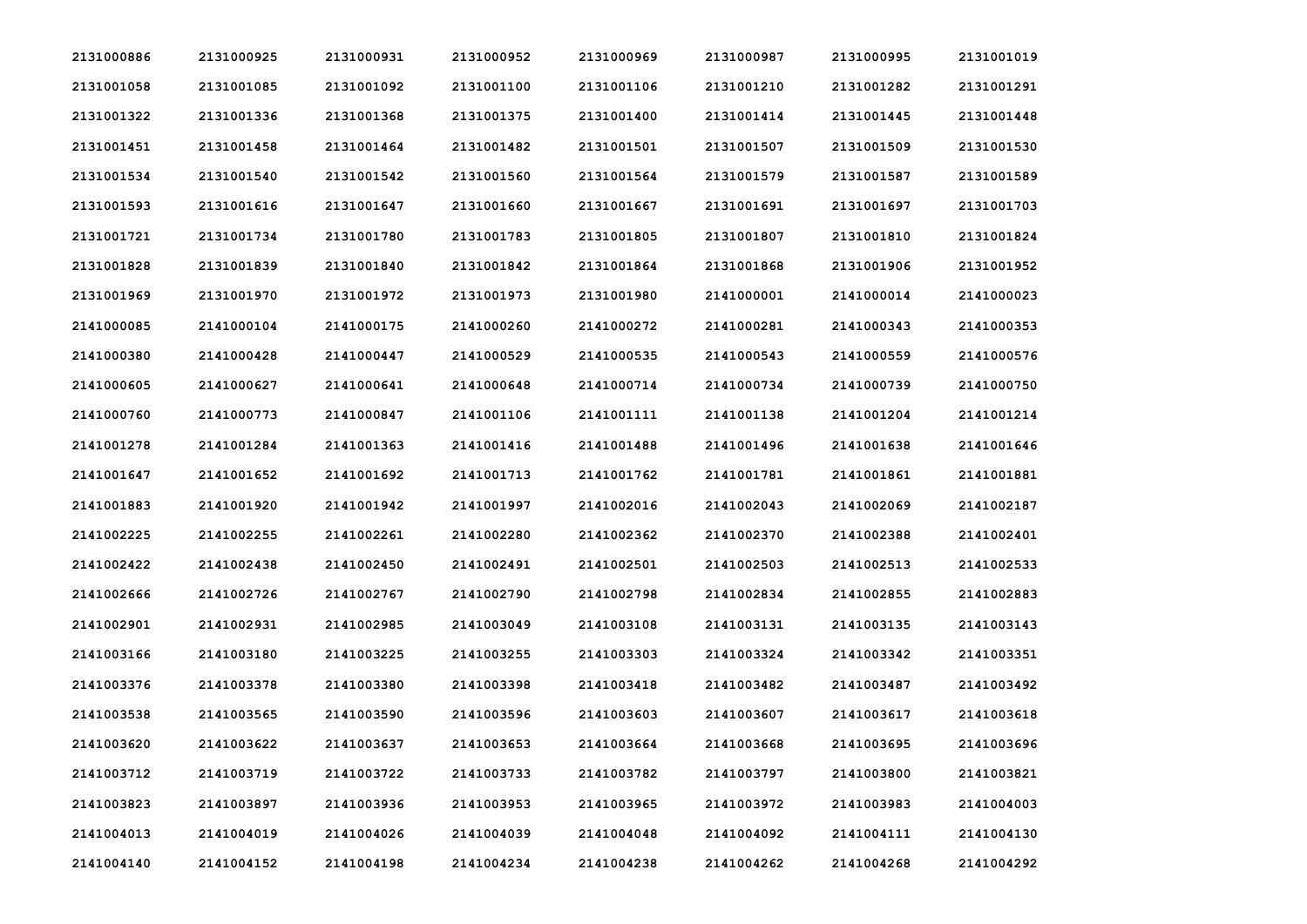| | | | | | | | |
|---|---|---|---|---|---|---|---|
| 2131000886 | 2131000925 | 2131000931 | 2131000952 | 2131000969 | 2131000987 | 2131000995 | 2131001019 |
| 2131001058 | 2131001085 | 2131001092 | 2131001100 | 2131001106 | 2131001210 | 2131001282 | 2131001291 |
| 2131001322 | 2131001336 | 2131001368 | 2131001375 | 2131001400 | 2131001414 | 2131001445 | 2131001448 |
| 2131001451 | 2131001458 | 2131001464 | 2131001482 | 2131001501 | 2131001507 | 2131001509 | 2131001530 |
| 2131001534 | 2131001540 | 2131001542 | 2131001560 | 2131001564 | 2131001579 | 2131001587 | 2131001589 |
| 2131001593 | 2131001616 | 2131001647 | 2131001660 | 2131001667 | 2131001691 | 2131001697 | 2131001703 |
| 2131001721 | 2131001734 | 2131001780 | 2131001783 | 2131001805 | 2131001807 | 2131001810 | 2131001824 |
| 2131001828 | 2131001839 | 2131001840 | 2131001842 | 2131001864 | 2131001868 | 2131001906 | 2131001952 |
| 2131001969 | 2131001970 | 2131001972 | 2131001973 | 2131001980 | 2141000001 | 2141000014 | 2141000023 |
| 2141000085 | 2141000104 | 2141000175 | 2141000260 | 2141000272 | 2141000281 | 2141000343 | 2141000353 |
| 2141000380 | 2141000428 | 2141000447 | 2141000529 | 2141000535 | 2141000543 | 2141000559 | 2141000576 |
| 2141000605 | 2141000627 | 2141000641 | 2141000648 | 2141000714 | 2141000734 | 2141000739 | 2141000750 |
| 2141000760 | 2141000773 | 2141000847 | 2141001106 | 2141001111 | 2141001138 | 2141001204 | 2141001214 |
| 2141001278 | 2141001284 | 2141001363 | 2141001416 | 2141001488 | 2141001496 | 2141001638 | 2141001646 |
| 2141001647 | 2141001652 | 2141001692 | 2141001713 | 2141001762 | 2141001781 | 2141001861 | 2141001881 |
| 2141001883 | 2141001920 | 2141001942 | 2141001997 | 2141002016 | 2141002043 | 2141002069 | 2141002187 |
| 2141002225 | 2141002255 | 2141002261 | 2141002280 | 2141002362 | 2141002370 | 2141002388 | 2141002401 |
| 2141002422 | 2141002438 | 2141002450 | 2141002491 | 2141002501 | 2141002503 | 2141002513 | 2141002533 |
| 2141002666 | 2141002726 | 2141002767 | 2141002790 | 2141002798 | 2141002834 | 2141002855 | 2141002883 |
| 2141002901 | 2141002931 | 2141002985 | 2141003049 | 2141003108 | 2141003131 | 2141003135 | 2141003143 |
| 2141003166 | 2141003180 | 2141003225 | 2141003255 | 2141003303 | 2141003324 | 2141003342 | 2141003351 |
| 2141003376 | 2141003378 | 2141003380 | 2141003398 | 2141003418 | 2141003482 | 2141003487 | 2141003492 |
| 2141003538 | 2141003565 | 2141003590 | 2141003596 | 2141003603 | 2141003607 | 2141003617 | 2141003618 |
| 2141003620 | 2141003622 | 2141003637 | 2141003653 | 2141003664 | 2141003668 | 2141003695 | 2141003696 |
| 2141003712 | 2141003719 | 2141003722 | 2141003733 | 2141003782 | 2141003797 | 2141003800 | 2141003821 |
| 2141003823 | 2141003897 | 2141003936 | 2141003953 | 2141003965 | 2141003972 | 2141003983 | 2141004003 |
| 2141004013 | 2141004019 | 2141004026 | 2141004039 | 2141004048 | 2141004092 | 2141004111 | 2141004130 |
| 2141004140 | 2141004152 | 2141004198 | 2141004234 | 2141004238 | 2141004262 | 2141004268 | 2141004292 |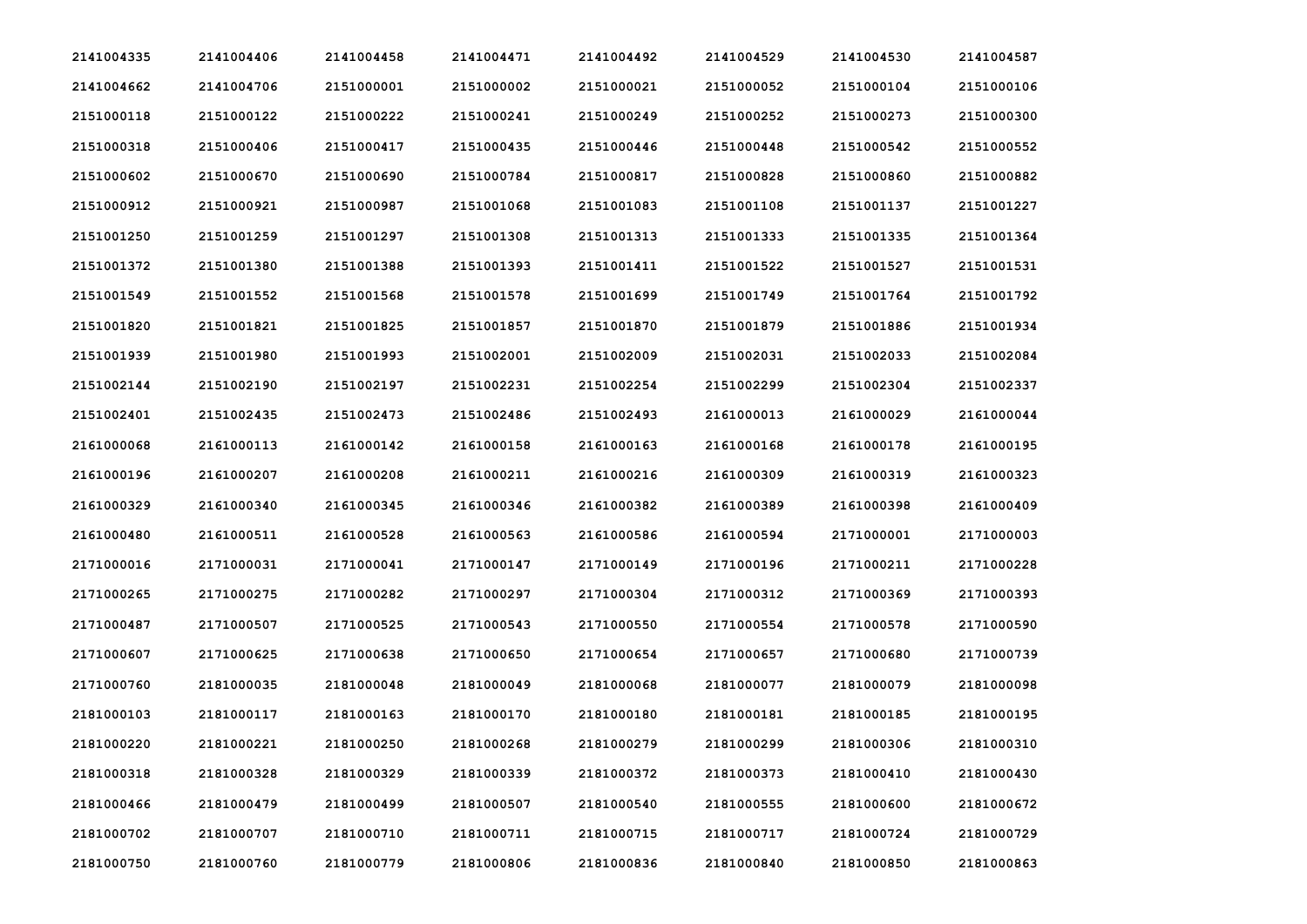| | | | | | | | |
|---|---|---|---|---|---|---|---|
| 2141004335 | 2141004406 | 2141004458 | 2141004471 | 2141004492 | 2141004529 | 2141004530 | 2141004587 |
| 2141004662 | 2141004706 | 2151000001 | 2151000002 | 2151000021 | 2151000052 | 2151000104 | 2151000106 |
| 2151000118 | 2151000122 | 2151000222 | 2151000241 | 2151000249 | 2151000252 | 2151000273 | 2151000300 |
| 2151000318 | 2151000406 | 2151000417 | 2151000435 | 2151000446 | 2151000448 | 2151000542 | 2151000552 |
| 2151000602 | 2151000670 | 2151000690 | 2151000784 | 2151000817 | 2151000828 | 2151000860 | 2151000882 |
| 2151000912 | 2151000921 | 2151000987 | 2151001068 | 2151001083 | 2151001108 | 2151001137 | 2151001227 |
| 2151001250 | 2151001259 | 2151001297 | 2151001308 | 2151001313 | 2151001333 | 2151001335 | 2151001364 |
| 2151001372 | 2151001380 | 2151001388 | 2151001393 | 2151001411 | 2151001522 | 2151001527 | 2151001531 |
| 2151001549 | 2151001552 | 2151001568 | 2151001578 | 2151001699 | 2151001749 | 2151001764 | 2151001792 |
| 2151001820 | 2151001821 | 2151001825 | 2151001857 | 2151001870 | 2151001879 | 2151001886 | 2151001934 |
| 2151001939 | 2151001980 | 2151001993 | 2151002001 | 2151002009 | 2151002031 | 2151002033 | 2151002084 |
| 2151002144 | 2151002190 | 2151002197 | 2151002231 | 2151002254 | 2151002299 | 2151002304 | 2151002337 |
| 2151002401 | 2151002435 | 2151002473 | 2151002486 | 2151002493 | 2161000013 | 2161000029 | 2161000044 |
| 2161000068 | 2161000113 | 2161000142 | 2161000158 | 2161000163 | 2161000168 | 2161000178 | 2161000195 |
| 2161000196 | 2161000207 | 2161000208 | 2161000211 | 2161000216 | 2161000309 | 2161000319 | 2161000323 |
| 2161000329 | 2161000340 | 2161000345 | 2161000346 | 2161000382 | 2161000389 | 2161000398 | 2161000409 |
| 2161000480 | 2161000511 | 2161000528 | 2161000563 | 2161000586 | 2161000594 | 2171000001 | 2171000003 |
| 2171000016 | 2171000031 | 2171000041 | 2171000147 | 2171000149 | 2171000196 | 2171000211 | 2171000228 |
| 2171000265 | 2171000275 | 2171000282 | 2171000297 | 2171000304 | 2171000312 | 2171000369 | 2171000393 |
| 2171000487 | 2171000507 | 2171000525 | 2171000543 | 2171000550 | 2171000554 | 2171000578 | 2171000590 |
| 2171000607 | 2171000625 | 2171000638 | 2171000650 | 2171000654 | 2171000657 | 2171000680 | 2171000739 |
| 2171000760 | 2181000035 | 2181000048 | 2181000049 | 2181000068 | 2181000077 | 2181000079 | 2181000098 |
| 2181000103 | 2181000117 | 2181000163 | 2181000170 | 2181000180 | 2181000181 | 2181000185 | 2181000195 |
| 2181000220 | 2181000221 | 2181000250 | 2181000268 | 2181000279 | 2181000299 | 2181000306 | 2181000310 |
| 2181000318 | 2181000328 | 2181000329 | 2181000339 | 2181000372 | 2181000373 | 2181000410 | 2181000430 |
| 2181000466 | 2181000479 | 2181000499 | 2181000507 | 2181000540 | 2181000555 | 2181000600 | 2181000672 |
| 2181000702 | 2181000707 | 2181000710 | 2181000711 | 2181000715 | 2181000717 | 2181000724 | 2181000729 |
| 2181000750 | 2181000760 | 2181000779 | 2181000806 | 2181000836 | 2181000840 | 2181000850 | 2181000863 |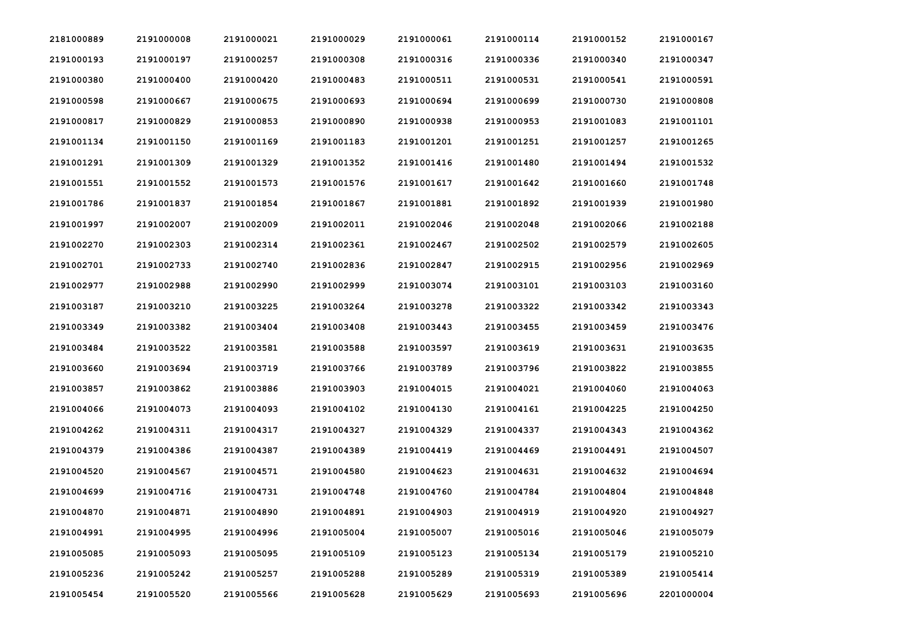| 2181000889 | 2191000008 | 2191000021 | 2191000029 | 2191000061 | 2191000114 | 2191000152 | 2191000167 |
|---|---|---|---|---|---|---|---|
| 2191000193 | 2191000197 | 2191000257 | 2191000308 | 2191000316 | 2191000336 | 2191000340 | 2191000347 |
| 2191000380 | 2191000400 | 2191000420 | 2191000483 | 2191000511 | 2191000531 | 2191000541 | 2191000591 |
| 2191000598 | 2191000667 | 2191000675 | 2191000693 | 2191000694 | 2191000699 | 2191000730 | 2191000808 |
| 2191000817 | 2191000829 | 2191000853 | 2191000890 | 2191000938 | 2191000953 | 2191001083 | 2191001101 |
| 2191001134 | 2191001150 | 2191001169 | 2191001183 | 2191001201 | 2191001251 | 2191001257 | 2191001265 |
| 2191001291 | 2191001309 | 2191001329 | 2191001352 | 2191001416 | 2191001480 | 2191001494 | 2191001532 |
| 2191001551 | 2191001552 | 2191001573 | 2191001576 | 2191001617 | 2191001642 | 2191001660 | 2191001748 |
| 2191001786 | 2191001837 | 2191001854 | 2191001867 | 2191001881 | 2191001892 | 2191001939 | 2191001980 |
| 2191001997 | 2191002007 | 2191002009 | 2191002011 | 2191002046 | 2191002048 | 2191002066 | 2191002188 |
| 2191002270 | 2191002303 | 2191002314 | 2191002361 | 2191002467 | 2191002502 | 2191002579 | 2191002605 |
| 2191002701 | 2191002733 | 2191002740 | 2191002836 | 2191002847 | 2191002915 | 2191002956 | 2191002969 |
| 2191002977 | 2191002988 | 2191002990 | 2191002999 | 2191003074 | 2191003101 | 2191003103 | 2191003160 |
| 2191003187 | 2191003210 | 2191003225 | 2191003264 | 2191003278 | 2191003322 | 2191003342 | 2191003343 |
| 2191003349 | 2191003382 | 2191003404 | 2191003408 | 2191003443 | 2191003455 | 2191003459 | 2191003476 |
| 2191003484 | 2191003522 | 2191003581 | 2191003588 | 2191003597 | 2191003619 | 2191003631 | 2191003635 |
| 2191003660 | 2191003694 | 2191003719 | 2191003766 | 2191003789 | 2191003796 | 2191003822 | 2191003855 |
| 2191003857 | 2191003862 | 2191003886 | 2191003903 | 2191004015 | 2191004021 | 2191004060 | 2191004063 |
| 2191004066 | 2191004073 | 2191004093 | 2191004102 | 2191004130 | 2191004161 | 2191004225 | 2191004250 |
| 2191004262 | 2191004311 | 2191004317 | 2191004327 | 2191004329 | 2191004337 | 2191004343 | 2191004362 |
| 2191004379 | 2191004386 | 2191004387 | 2191004389 | 2191004419 | 2191004469 | 2191004491 | 2191004507 |
| 2191004520 | 2191004567 | 2191004571 | 2191004580 | 2191004623 | 2191004631 | 2191004632 | 2191004694 |
| 2191004699 | 2191004716 | 2191004731 | 2191004748 | 2191004760 | 2191004784 | 2191004804 | 2191004848 |
| 2191004870 | 2191004871 | 2191004890 | 2191004891 | 2191004903 | 2191004919 | 2191004920 | 2191004927 |
| 2191004991 | 2191004995 | 2191004996 | 2191005004 | 2191005007 | 2191005016 | 2191005046 | 2191005079 |
| 2191005085 | 2191005093 | 2191005095 | 2191005109 | 2191005123 | 2191005134 | 2191005179 | 2191005210 |
| 2191005236 | 2191005242 | 2191005257 | 2191005288 | 2191005289 | 2191005319 | 2191005389 | 2191005414 |
| 2191005454 | 2191005520 | 2191005566 | 2191005628 | 2191005629 | 2191005693 | 2191005696 | 2201000004 |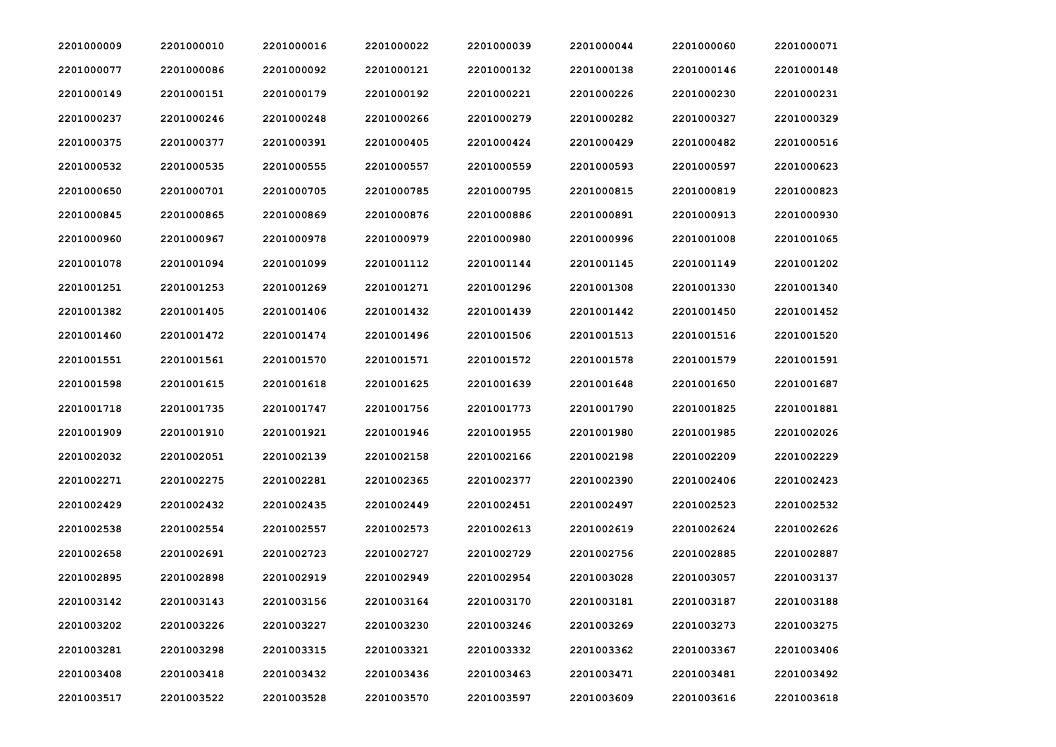| | | | | | | | |
|---|---|---|---|---|---|---|---|
| 2201000009 | 2201000010 | 2201000016 | 2201000022 | 2201000039 | 2201000044 | 2201000060 | 2201000071 |
| 2201000077 | 2201000086 | 2201000092 | 2201000121 | 2201000132 | 2201000138 | 2201000146 | 2201000148 |
| 2201000149 | 2201000151 | 2201000179 | 2201000192 | 2201000221 | 2201000226 | 2201000230 | 2201000231 |
| 2201000237 | 2201000246 | 2201000248 | 2201000266 | 2201000279 | 2201000282 | 2201000327 | 2201000329 |
| 2201000375 | 2201000377 | 2201000391 | 2201000405 | 2201000424 | 2201000429 | 2201000482 | 2201000516 |
| 2201000532 | 2201000535 | 2201000555 | 2201000557 | 2201000559 | 2201000593 | 2201000597 | 2201000623 |
| 2201000650 | 2201000701 | 2201000705 | 2201000785 | 2201000795 | 2201000815 | 2201000819 | 2201000823 |
| 2201000845 | 2201000865 | 2201000869 | 2201000876 | 2201000886 | 2201000891 | 2201000913 | 2201000930 |
| 2201000960 | 2201000967 | 2201000978 | 2201000979 | 2201000980 | 2201000996 | 2201001008 | 2201001065 |
| 2201001078 | 2201001094 | 2201001099 | 2201001112 | 2201001144 | 2201001145 | 2201001149 | 2201001202 |
| 2201001251 | 2201001253 | 2201001269 | 2201001271 | 2201001296 | 2201001308 | 2201001330 | 2201001340 |
| 2201001382 | 2201001405 | 2201001406 | 2201001432 | 2201001439 | 2201001442 | 2201001450 | 2201001452 |
| 2201001460 | 2201001472 | 2201001474 | 2201001496 | 2201001506 | 2201001513 | 2201001516 | 2201001520 |
| 2201001551 | 2201001561 | 2201001570 | 2201001571 | 2201001572 | 2201001578 | 2201001579 | 2201001591 |
| 2201001598 | 2201001615 | 2201001618 | 2201001625 | 2201001639 | 2201001648 | 2201001650 | 2201001687 |
| 2201001718 | 2201001735 | 2201001747 | 2201001756 | 2201001773 | 2201001790 | 2201001825 | 2201001881 |
| 2201001909 | 2201001910 | 2201001921 | 2201001946 | 2201001955 | 2201001980 | 2201001985 | 2201002026 |
| 2201002032 | 2201002051 | 2201002139 | 2201002158 | 2201002166 | 2201002198 | 2201002209 | 2201002229 |
| 2201002271 | 2201002275 | 2201002281 | 2201002365 | 2201002377 | 2201002390 | 2201002406 | 2201002423 |
| 2201002429 | 2201002432 | 2201002435 | 2201002449 | 2201002451 | 2201002497 | 2201002523 | 2201002532 |
| 2201002538 | 2201002554 | 2201002557 | 2201002573 | 2201002613 | 2201002619 | 2201002624 | 2201002626 |
| 2201002658 | 2201002691 | 2201002723 | 2201002727 | 2201002729 | 2201002756 | 2201002885 | 2201002887 |
| 2201002895 | 2201002898 | 2201002919 | 2201002949 | 2201002954 | 2201003028 | 2201003057 | 2201003137 |
| 2201003142 | 2201003143 | 2201003156 | 2201003164 | 2201003170 | 2201003181 | 2201003187 | 2201003188 |
| 2201003202 | 2201003226 | 2201003227 | 2201003230 | 2201003246 | 2201003269 | 2201003273 | 2201003275 |
| 2201003281 | 2201003298 | 2201003315 | 2201003321 | 2201003332 | 2201003362 | 2201003367 | 2201003406 |
| 2201003408 | 2201003418 | 2201003432 | 2201003436 | 2201003463 | 2201003471 | 2201003481 | 2201003492 |
| 2201003517 | 2201003522 | 2201003528 | 2201003570 | 2201003597 | 2201003609 | 2201003616 | 2201003618 |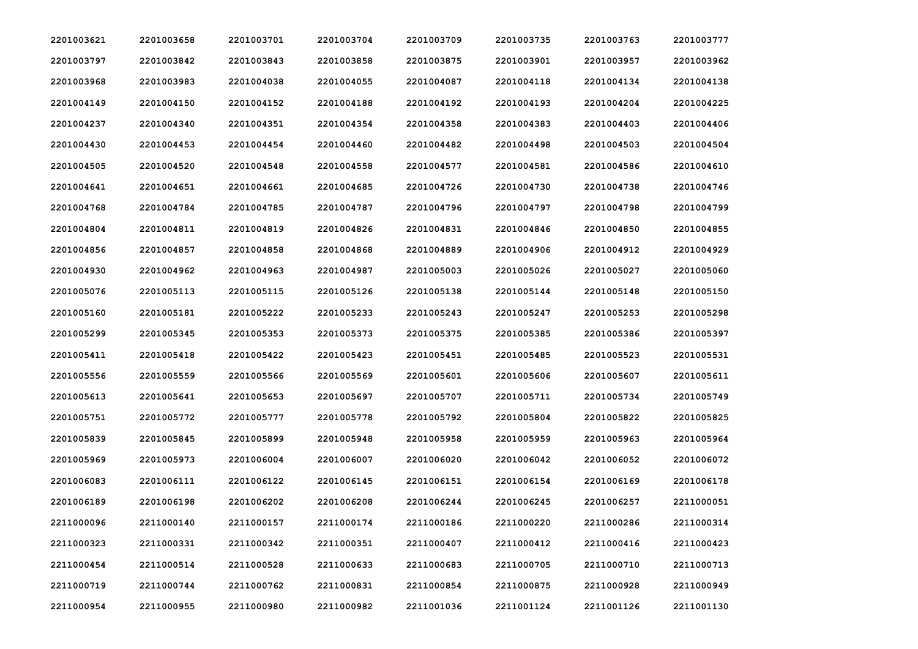| | | | | | | | |
|---|---|---|---|---|---|---|---|
| 2201003621 | 2201003658 | 2201003701 | 2201003704 | 2201003709 | 2201003735 | 2201003763 | 2201003777 |
| 2201003797 | 2201003842 | 2201003843 | 2201003858 | 2201003875 | 2201003901 | 2201003957 | 2201003962 |
| 2201003968 | 2201003983 | 2201004038 | 2201004055 | 2201004087 | 2201004118 | 2201004134 | 2201004138 |
| 2201004149 | 2201004150 | 2201004152 | 2201004188 | 2201004192 | 2201004193 | 2201004204 | 2201004225 |
| 2201004237 | 2201004340 | 2201004351 | 2201004354 | 2201004358 | 2201004383 | 2201004403 | 2201004406 |
| 2201004430 | 2201004453 | 2201004454 | 2201004460 | 2201004482 | 2201004498 | 2201004503 | 2201004504 |
| 2201004505 | 2201004520 | 2201004548 | 2201004558 | 2201004577 | 2201004581 | 2201004586 | 2201004610 |
| 2201004641 | 2201004651 | 2201004661 | 2201004685 | 2201004726 | 2201004730 | 2201004738 | 2201004746 |
| 2201004768 | 2201004784 | 2201004785 | 2201004787 | 2201004796 | 2201004797 | 2201004798 | 2201004799 |
| 2201004804 | 2201004811 | 2201004819 | 2201004826 | 2201004831 | 2201004846 | 2201004850 | 2201004855 |
| 2201004856 | 2201004857 | 2201004858 | 2201004868 | 2201004889 | 2201004906 | 2201004912 | 2201004929 |
| 2201004930 | 2201004962 | 2201004963 | 2201004987 | 2201005003 | 2201005026 | 2201005027 | 2201005060 |
| 2201005076 | 2201005113 | 2201005115 | 2201005126 | 2201005138 | 2201005144 | 2201005148 | 2201005150 |
| 2201005160 | 2201005181 | 2201005222 | 2201005233 | 2201005243 | 2201005247 | 2201005253 | 2201005298 |
| 2201005299 | 2201005345 | 2201005353 | 2201005373 | 2201005375 | 2201005385 | 2201005386 | 2201005397 |
| 2201005411 | 2201005418 | 2201005422 | 2201005423 | 2201005451 | 2201005485 | 2201005523 | 2201005531 |
| 2201005556 | 2201005559 | 2201005566 | 2201005569 | 2201005601 | 2201005606 | 2201005607 | 2201005611 |
| 2201005613 | 2201005641 | 2201005653 | 2201005697 | 2201005707 | 2201005711 | 2201005734 | 2201005749 |
| 2201005751 | 2201005772 | 2201005777 | 2201005778 | 2201005792 | 2201005804 | 2201005822 | 2201005825 |
| 2201005839 | 2201005845 | 2201005899 | 2201005948 | 2201005958 | 2201005959 | 2201005963 | 2201005964 |
| 2201005969 | 2201005973 | 2201006004 | 2201006007 | 2201006020 | 2201006042 | 2201006052 | 2201006072 |
| 2201006083 | 2201006111 | 2201006122 | 2201006145 | 2201006151 | 2201006154 | 2201006169 | 2201006178 |
| 2201006189 | 2201006198 | 2201006202 | 2201006208 | 2201006244 | 2201006245 | 2201006257 | 2211000051 |
| 2211000096 | 2211000140 | 2211000157 | 2211000174 | 2211000186 | 2211000220 | 2211000286 | 2211000314 |
| 2211000323 | 2211000331 | 2211000342 | 2211000351 | 2211000407 | 2211000412 | 2211000416 | 2211000423 |
| 2211000454 | 2211000514 | 2211000528 | 2211000633 | 2211000683 | 2211000705 | 2211000710 | 2211000713 |
| 2211000719 | 2211000744 | 2211000762 | 2211000831 | 2211000854 | 2211000875 | 2211000928 | 2211000949 |
| 2211000954 | 2211000955 | 2211000980 | 2211000982 | 2211001036 | 2211001124 | 2211001126 | 2211001130 |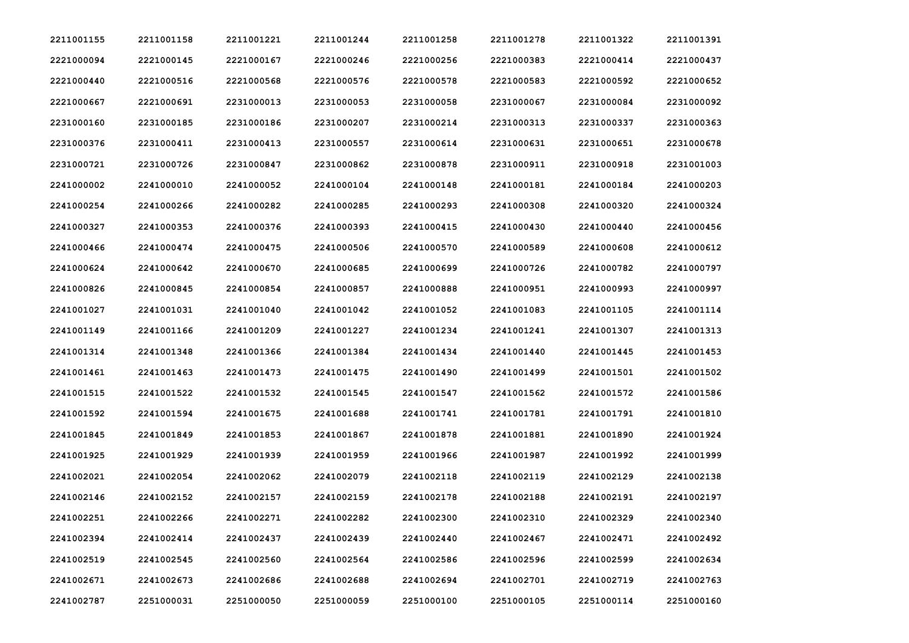| | | | | | | | |
|---|---|---|---|---|---|---|---|
| 2211001155 | 2211001158 | 2211001221 | 2211001244 | 2211001258 | 2211001278 | 2211001322 | 2211001391 |
| 2221000094 | 2221000145 | 2221000167 | 2221000246 | 2221000256 | 2221000383 | 2221000414 | 2221000437 |
| 2221000440 | 2221000516 | 2221000568 | 2221000576 | 2221000578 | 2221000583 | 2221000592 | 2221000652 |
| 2221000667 | 2221000691 | 2231000013 | 2231000053 | 2231000058 | 2231000067 | 2231000084 | 2231000092 |
| 2231000160 | 2231000185 | 2231000186 | 2231000207 | 2231000214 | 2231000313 | 2231000337 | 2231000363 |
| 2231000376 | 2231000411 | 2231000413 | 2231000557 | 2231000614 | 2231000631 | 2231000651 | 2231000678 |
| 2231000721 | 2231000726 | 2231000847 | 2231000862 | 2231000878 | 2231000911 | 2231000918 | 2231001003 |
| 2241000002 | 2241000010 | 2241000052 | 2241000104 | 2241000148 | 2241000181 | 2241000184 | 2241000203 |
| 2241000254 | 2241000266 | 2241000282 | 2241000285 | 2241000293 | 2241000308 | 2241000320 | 2241000324 |
| 2241000327 | 2241000353 | 2241000376 | 2241000393 | 2241000415 | 2241000430 | 2241000440 | 2241000456 |
| 2241000466 | 2241000474 | 2241000475 | 2241000506 | 2241000570 | 2241000589 | 2241000608 | 2241000612 |
| 2241000624 | 2241000642 | 2241000670 | 2241000685 | 2241000699 | 2241000726 | 2241000782 | 2241000797 |
| 2241000826 | 2241000845 | 2241000854 | 2241000857 | 2241000888 | 2241000951 | 2241000993 | 2241000997 |
| 2241001027 | 2241001031 | 2241001040 | 2241001042 | 2241001052 | 2241001083 | 2241001105 | 2241001114 |
| 2241001149 | 2241001166 | 2241001209 | 2241001227 | 2241001234 | 2241001241 | 2241001307 | 2241001313 |
| 2241001314 | 2241001348 | 2241001366 | 2241001384 | 2241001434 | 2241001440 | 2241001445 | 2241001453 |
| 2241001461 | 2241001463 | 2241001473 | 2241001475 | 2241001490 | 2241001499 | 2241001501 | 2241001502 |
| 2241001515 | 2241001522 | 2241001532 | 2241001545 | 2241001547 | 2241001562 | 2241001572 | 2241001586 |
| 2241001592 | 2241001594 | 2241001675 | 2241001688 | 2241001741 | 2241001781 | 2241001791 | 2241001810 |
| 2241001845 | 2241001849 | 2241001853 | 2241001867 | 2241001878 | 2241001881 | 2241001890 | 2241001924 |
| 2241001925 | 2241001929 | 2241001939 | 2241001959 | 2241001966 | 2241001987 | 2241001992 | 2241001999 |
| 2241002021 | 2241002054 | 2241002062 | 2241002079 | 2241002118 | 2241002119 | 2241002129 | 2241002138 |
| 2241002146 | 2241002152 | 2241002157 | 2241002159 | 2241002178 | 2241002188 | 2241002191 | 2241002197 |
| 2241002251 | 2241002266 | 2241002271 | 2241002282 | 2241002300 | 2241002310 | 2241002329 | 2241002340 |
| 2241002394 | 2241002414 | 2241002437 | 2241002439 | 2241002440 | 2241002467 | 2241002471 | 2241002492 |
| 2241002519 | 2241002545 | 2241002560 | 2241002564 | 2241002586 | 2241002596 | 2241002599 | 2241002634 |
| 2241002671 | 2241002673 | 2241002686 | 2241002688 | 2241002694 | 2241002701 | 2241002719 | 2241002763 |
| 2241002787 | 2251000031 | 2251000050 | 2251000059 | 2251000100 | 2251000105 | 2251000114 | 2251000160 |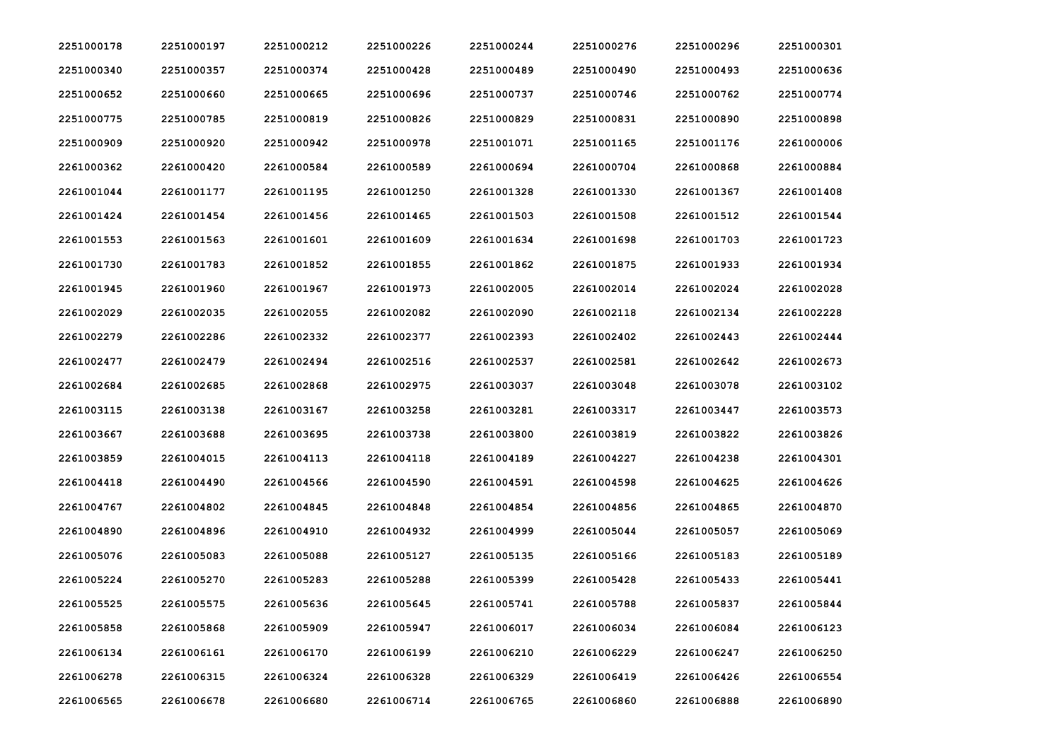| | | | | | | | |
|---|---|---|---|---|---|---|---|
| 2251000178 | 2251000197 | 2251000212 | 2251000226 | 2251000244 | 2251000276 | 2251000296 | 2251000301 |
| 2251000340 | 2251000357 | 2251000374 | 2251000428 | 2251000489 | 2251000490 | 2251000493 | 2251000636 |
| 2251000652 | 2251000660 | 2251000665 | 2251000696 | 2251000737 | 2251000746 | 2251000762 | 2251000774 |
| 2251000775 | 2251000785 | 2251000819 | 2251000826 | 2251000829 | 2251000831 | 2251000890 | 2251000898 |
| 2251000909 | 2251000920 | 2251000942 | 2251000978 | 2251001071 | 2251001165 | 2251001176 | 2261000006 |
| 2261000362 | 2261000420 | 2261000584 | 2261000589 | 2261000694 | 2261000704 | 2261000868 | 2261000884 |
| 2261001044 | 2261001177 | 2261001195 | 2261001250 | 2261001328 | 2261001330 | 2261001367 | 2261001408 |
| 2261001424 | 2261001454 | 2261001456 | 2261001465 | 2261001503 | 2261001508 | 2261001512 | 2261001544 |
| 2261001553 | 2261001563 | 2261001601 | 2261001609 | 2261001634 | 2261001698 | 2261001703 | 2261001723 |
| 2261001730 | 2261001783 | 2261001852 | 2261001855 | 2261001862 | 2261001875 | 2261001933 | 2261001934 |
| 2261001945 | 2261001960 | 2261001967 | 2261001973 | 2261002005 | 2261002014 | 2261002024 | 2261002028 |
| 2261002029 | 2261002035 | 2261002055 | 2261002082 | 2261002090 | 2261002118 | 2261002134 | 2261002228 |
| 2261002279 | 2261002286 | 2261002332 | 2261002377 | 2261002393 | 2261002402 | 2261002443 | 2261002444 |
| 2261002477 | 2261002479 | 2261002494 | 2261002516 | 2261002537 | 2261002581 | 2261002642 | 2261002673 |
| 2261002684 | 2261002685 | 2261002868 | 2261002975 | 2261003037 | 2261003048 | 2261003078 | 2261003102 |
| 2261003115 | 2261003138 | 2261003167 | 2261003258 | 2261003281 | 2261003317 | 2261003447 | 2261003573 |
| 2261003667 | 2261003688 | 2261003695 | 2261003738 | 2261003800 | 2261003819 | 2261003822 | 2261003826 |
| 2261003859 | 2261004015 | 2261004113 | 2261004118 | 2261004189 | 2261004227 | 2261004238 | 2261004301 |
| 2261004418 | 2261004490 | 2261004566 | 2261004590 | 2261004591 | 2261004598 | 2261004625 | 2261004626 |
| 2261004767 | 2261004802 | 2261004845 | 2261004848 | 2261004854 | 2261004856 | 2261004865 | 2261004870 |
| 2261004890 | 2261004896 | 2261004910 | 2261004932 | 2261004999 | 2261005044 | 2261005057 | 2261005069 |
| 2261005076 | 2261005083 | 2261005088 | 2261005127 | 2261005135 | 2261005166 | 2261005183 | 2261005189 |
| 2261005224 | 2261005270 | 2261005283 | 2261005288 | 2261005399 | 2261005428 | 2261005433 | 2261005441 |
| 2261005525 | 2261005575 | 2261005636 | 2261005645 | 2261005741 | 2261005788 | 2261005837 | 2261005844 |
| 2261005858 | 2261005868 | 2261005909 | 2261005947 | 2261006017 | 2261006034 | 2261006084 | 2261006123 |
| 2261006134 | 2261006161 | 2261006170 | 2261006199 | 2261006210 | 2261006229 | 2261006247 | 2261006250 |
| 2261006278 | 2261006315 | 2261006324 | 2261006328 | 2261006329 | 2261006419 | 2261006426 | 2261006554 |
| 2261006565 | 2261006678 | 2261006680 | 2261006714 | 2261006765 | 2261006860 | 2261006888 | 2261006890 |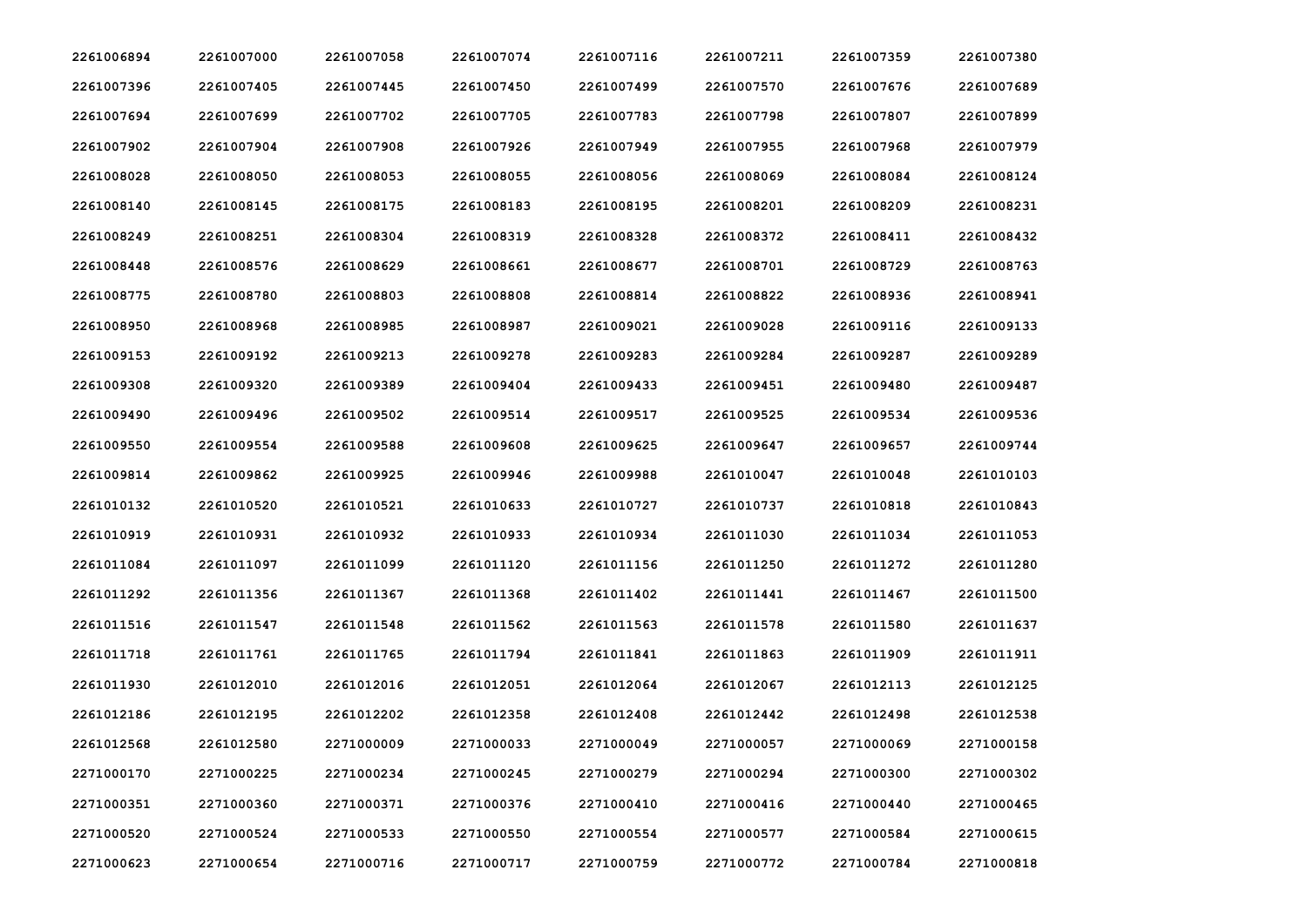| | | | | | | | |
|---|---|---|---|---|---|---|---|
| 2261006894 | 2261007000 | 2261007058 | 2261007074 | 2261007116 | 2261007211 | 2261007359 | 2261007380 |
| 2261007396 | 2261007405 | 2261007445 | 2261007450 | 2261007499 | 2261007570 | 2261007676 | 2261007689 |
| 2261007694 | 2261007699 | 2261007702 | 2261007705 | 2261007783 | 2261007798 | 2261007807 | 2261007899 |
| 2261007902 | 2261007904 | 2261007908 | 2261007926 | 2261007949 | 2261007955 | 2261007968 | 2261007979 |
| 2261008028 | 2261008050 | 2261008053 | 2261008055 | 2261008056 | 2261008069 | 2261008084 | 2261008124 |
| 2261008140 | 2261008145 | 2261008175 | 2261008183 | 2261008195 | 2261008201 | 2261008209 | 2261008231 |
| 2261008249 | 2261008251 | 2261008304 | 2261008319 | 2261008328 | 2261008372 | 2261008411 | 2261008432 |
| 2261008448 | 2261008576 | 2261008629 | 2261008661 | 2261008677 | 2261008701 | 2261008729 | 2261008763 |
| 2261008775 | 2261008780 | 2261008803 | 2261008808 | 2261008814 | 2261008822 | 2261008936 | 2261008941 |
| 2261008950 | 2261008968 | 2261008985 | 2261008987 | 2261009021 | 2261009028 | 2261009116 | 2261009133 |
| 2261009153 | 2261009192 | 2261009213 | 2261009278 | 2261009283 | 2261009284 | 2261009287 | 2261009289 |
| 2261009308 | 2261009320 | 2261009389 | 2261009404 | 2261009433 | 2261009451 | 2261009480 | 2261009487 |
| 2261009490 | 2261009496 | 2261009502 | 2261009514 | 2261009517 | 2261009525 | 2261009534 | 2261009536 |
| 2261009550 | 2261009554 | 2261009588 | 2261009608 | 2261009625 | 2261009647 | 2261009657 | 2261009744 |
| 2261009814 | 2261009862 | 2261009925 | 2261009946 | 2261009988 | 2261010047 | 2261010048 | 2261010103 |
| 2261010132 | 2261010520 | 2261010521 | 2261010633 | 2261010727 | 2261010737 | 2261010818 | 2261010843 |
| 2261010919 | 2261010931 | 2261010932 | 2261010933 | 2261010934 | 2261011030 | 2261011034 | 2261011053 |
| 2261011084 | 2261011097 | 2261011099 | 2261011120 | 2261011156 | 2261011250 | 2261011272 | 2261011280 |
| 2261011292 | 2261011356 | 2261011367 | 2261011368 | 2261011402 | 2261011441 | 2261011467 | 2261011500 |
| 2261011516 | 2261011547 | 2261011548 | 2261011562 | 2261011563 | 2261011578 | 2261011580 | 2261011637 |
| 2261011718 | 2261011761 | 2261011765 | 2261011794 | 2261011841 | 2261011863 | 2261011909 | 2261011911 |
| 2261011930 | 2261012010 | 2261012016 | 2261012051 | 2261012064 | 2261012067 | 2261012113 | 2261012125 |
| 2261012186 | 2261012195 | 2261012202 | 2261012358 | 2261012408 | 2261012442 | 2261012498 | 2261012538 |
| 2261012568 | 2261012580 | 2271000009 | 2271000033 | 2271000049 | 2271000057 | 2271000069 | 2271000158 |
| 2271000170 | 2271000225 | 2271000234 | 2271000245 | 2271000279 | 2271000294 | 2271000300 | 2271000302 |
| 2271000351 | 2271000360 | 2271000371 | 2271000376 | 2271000410 | 2271000416 | 2271000440 | 2271000465 |
| 2271000520 | 2271000524 | 2271000533 | 2271000550 | 2271000554 | 2271000577 | 2271000584 | 2271000615 |
| 2271000623 | 2271000654 | 2271000716 | 2271000717 | 2271000759 | 2271000772 | 2271000784 | 2271000818 |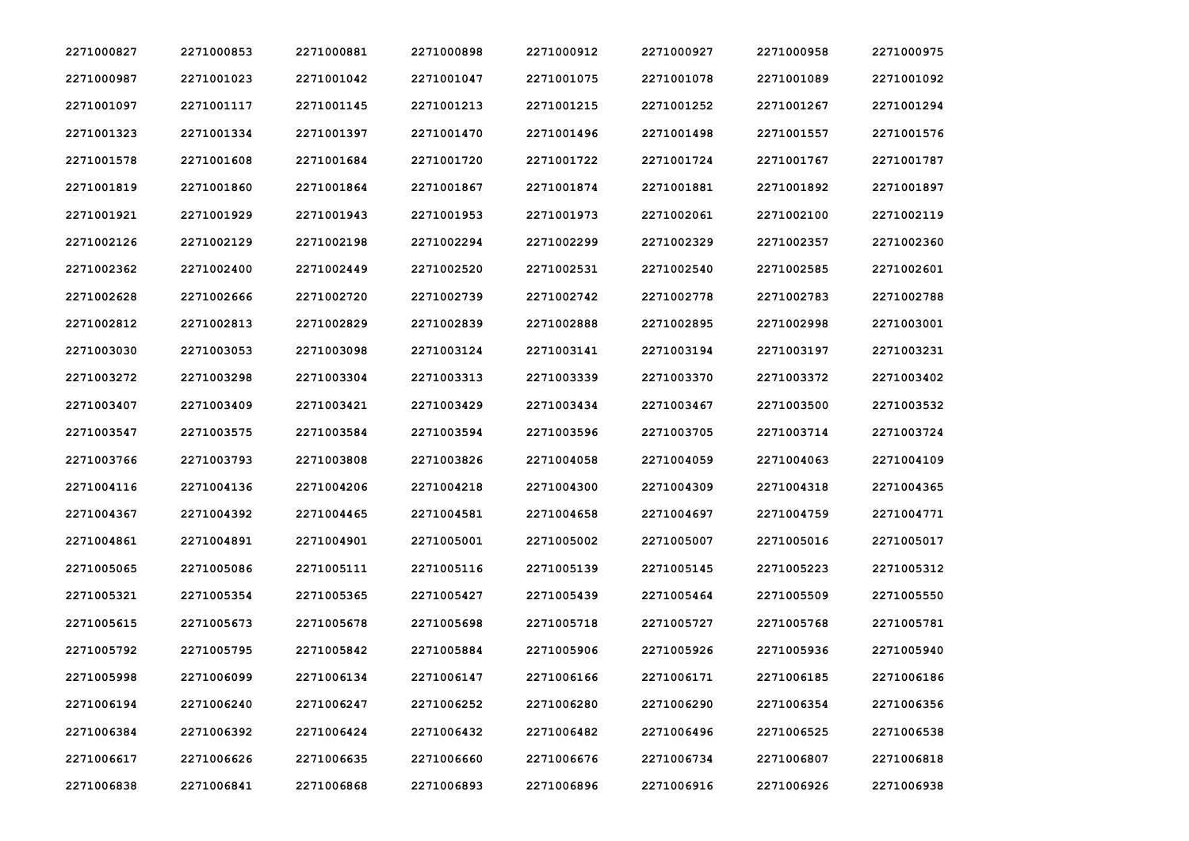| | | | | | | | |
|---|---|---|---|---|---|---|---|
| 2271000827 | 2271000853 | 2271000881 | 2271000898 | 2271000912 | 2271000927 | 2271000958 | 2271000975 |
| 2271000987 | 2271001023 | 2271001042 | 2271001047 | 2271001075 | 2271001078 | 2271001089 | 2271001092 |
| 2271001097 | 2271001117 | 2271001145 | 2271001213 | 2271001215 | 2271001252 | 2271001267 | 2271001294 |
| 2271001323 | 2271001334 | 2271001397 | 2271001470 | 2271001496 | 2271001498 | 2271001557 | 2271001576 |
| 2271001578 | 2271001608 | 2271001684 | 2271001720 | 2271001722 | 2271001724 | 2271001767 | 2271001787 |
| 2271001819 | 2271001860 | 2271001864 | 2271001867 | 2271001874 | 2271001881 | 2271001892 | 2271001897 |
| 2271001921 | 2271001929 | 2271001943 | 2271001953 | 2271001973 | 2271002061 | 2271002100 | 2271002119 |
| 2271002126 | 2271002129 | 2271002198 | 2271002294 | 2271002299 | 2271002329 | 2271002357 | 2271002360 |
| 2271002362 | 2271002400 | 2271002449 | 2271002520 | 2271002531 | 2271002540 | 2271002585 | 2271002601 |
| 2271002628 | 2271002666 | 2271002720 | 2271002739 | 2271002742 | 2271002778 | 2271002783 | 2271002788 |
| 2271002812 | 2271002813 | 2271002829 | 2271002839 | 2271002888 | 2271002895 | 2271002998 | 2271003001 |
| 2271003030 | 2271003053 | 2271003098 | 2271003124 | 2271003141 | 2271003194 | 2271003197 | 2271003231 |
| 2271003272 | 2271003298 | 2271003304 | 2271003313 | 2271003339 | 2271003370 | 2271003372 | 2271003402 |
| 2271003407 | 2271003409 | 2271003421 | 2271003429 | 2271003434 | 2271003467 | 2271003500 | 2271003532 |
| 2271003547 | 2271003575 | 2271003584 | 2271003594 | 2271003596 | 2271003705 | 2271003714 | 2271003724 |
| 2271003766 | 2271003793 | 2271003808 | 2271003826 | 2271004058 | 2271004059 | 2271004063 | 2271004109 |
| 2271004116 | 2271004136 | 2271004206 | 2271004218 | 2271004300 | 2271004309 | 2271004318 | 2271004365 |
| 2271004367 | 2271004392 | 2271004465 | 2271004581 | 2271004658 | 2271004697 | 2271004759 | 2271004771 |
| 2271004861 | 2271004891 | 2271004901 | 2271005001 | 2271005002 | 2271005007 | 2271005016 | 2271005017 |
| 2271005065 | 2271005086 | 2271005111 | 2271005116 | 2271005139 | 2271005145 | 2271005223 | 2271005312 |
| 2271005321 | 2271005354 | 2271005365 | 2271005427 | 2271005439 | 2271005464 | 2271005509 | 2271005550 |
| 2271005615 | 2271005673 | 2271005678 | 2271005698 | 2271005718 | 2271005727 | 2271005768 | 2271005781 |
| 2271005792 | 2271005795 | 2271005842 | 2271005884 | 2271005906 | 2271005926 | 2271005936 | 2271005940 |
| 2271005998 | 2271006099 | 2271006134 | 2271006147 | 2271006166 | 2271006171 | 2271006185 | 2271006186 |
| 2271006194 | 2271006240 | 2271006247 | 2271006252 | 2271006280 | 2271006290 | 2271006354 | 2271006356 |
| 2271006384 | 2271006392 | 2271006424 | 2271006432 | 2271006482 | 2271006496 | 2271006525 | 2271006538 |
| 2271006617 | 2271006626 | 2271006635 | 2271006660 | 2271006676 | 2271006734 | 2271006807 | 2271006818 |
| 2271006838 | 2271006841 | 2271006868 | 2271006893 | 2271006896 | 2271006916 | 2271006926 | 2271006938 |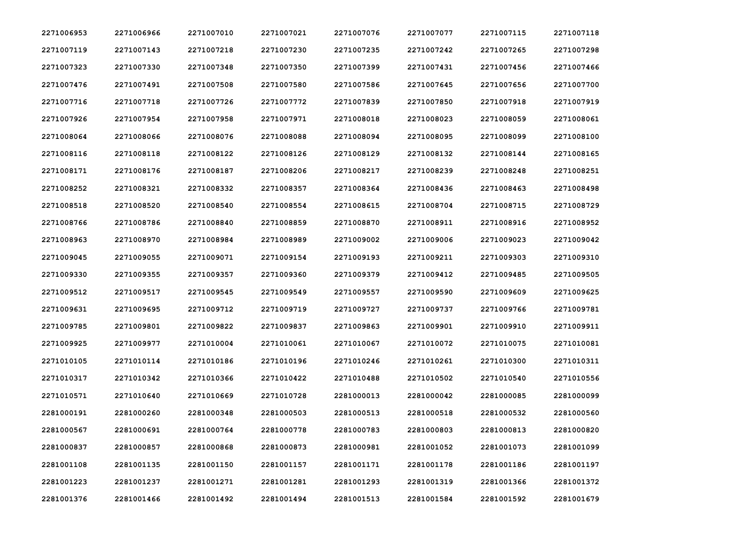| | | | | | | | |
|---|---|---|---|---|---|---|---|
| 2271006953 | 2271006966 | 2271007010 | 2271007021 | 2271007076 | 2271007077 | 2271007115 | 2271007118 |
| 2271007119 | 2271007143 | 2271007218 | 2271007230 | 2271007235 | 2271007242 | 2271007265 | 2271007298 |
| 2271007323 | 2271007330 | 2271007348 | 2271007350 | 2271007399 | 2271007431 | 2271007456 | 2271007466 |
| 2271007476 | 2271007491 | 2271007508 | 2271007580 | 2271007586 | 2271007645 | 2271007656 | 2271007700 |
| 2271007716 | 2271007718 | 2271007726 | 2271007772 | 2271007839 | 2271007850 | 2271007918 | 2271007919 |
| 2271007926 | 2271007954 | 2271007958 | 2271007971 | 2271008018 | 2271008023 | 2271008059 | 2271008061 |
| 2271008064 | 2271008066 | 2271008076 | 2271008088 | 2271008094 | 2271008095 | 2271008099 | 2271008100 |
| 2271008116 | 2271008118 | 2271008122 | 2271008126 | 2271008129 | 2271008132 | 2271008144 | 2271008165 |
| 2271008171 | 2271008176 | 2271008187 | 2271008206 | 2271008217 | 2271008239 | 2271008248 | 2271008251 |
| 2271008252 | 2271008321 | 2271008332 | 2271008357 | 2271008364 | 2271008436 | 2271008463 | 2271008498 |
| 2271008518 | 2271008520 | 2271008540 | 2271008554 | 2271008615 | 2271008704 | 2271008715 | 2271008729 |
| 2271008766 | 2271008786 | 2271008840 | 2271008859 | 2271008870 | 2271008911 | 2271008916 | 2271008952 |
| 2271008963 | 2271008970 | 2271008984 | 2271008989 | 2271009002 | 2271009006 | 2271009023 | 2271009042 |
| 2271009045 | 2271009055 | 2271009071 | 2271009154 | 2271009193 | 2271009211 | 2271009303 | 2271009310 |
| 2271009330 | 2271009355 | 2271009357 | 2271009360 | 2271009379 | 2271009412 | 2271009485 | 2271009505 |
| 2271009512 | 2271009517 | 2271009545 | 2271009549 | 2271009557 | 2271009590 | 2271009609 | 2271009625 |
| 2271009631 | 2271009695 | 2271009712 | 2271009719 | 2271009727 | 2271009737 | 2271009766 | 2271009781 |
| 2271009785 | 2271009801 | 2271009822 | 2271009837 | 2271009863 | 2271009901 | 2271009910 | 2271009911 |
| 2271009925 | 2271009977 | 2271010004 | 2271010061 | 2271010067 | 2271010072 | 2271010075 | 2271010081 |
| 2271010105 | 2271010114 | 2271010186 | 2271010196 | 2271010246 | 2271010261 | 2271010300 | 2271010311 |
| 2271010317 | 2271010342 | 2271010366 | 2271010422 | 2271010488 | 2271010502 | 2271010540 | 2271010556 |
| 2271010571 | 2271010640 | 2271010669 | 2271010728 | 2281000013 | 2281000042 | 2281000085 | 2281000099 |
| 2281000191 | 2281000260 | 2281000348 | 2281000503 | 2281000513 | 2281000518 | 2281000532 | 2281000560 |
| 2281000567 | 2281000691 | 2281000764 | 2281000778 | 2281000783 | 2281000803 | 2281000813 | 2281000820 |
| 2281000837 | 2281000857 | 2281000868 | 2281000873 | 2281000981 | 2281001052 | 2281001073 | 2281001099 |
| 2281001108 | 2281001135 | 2281001150 | 2281001157 | 2281001171 | 2281001178 | 2281001186 | 2281001197 |
| 2281001223 | 2281001237 | 2281001271 | 2281001281 | 2281001293 | 2281001319 | 2281001366 | 2281001372 |
| 2281001376 | 2281001466 | 2281001492 | 2281001494 | 2281001513 | 2281001584 | 2281001592 | 2281001679 |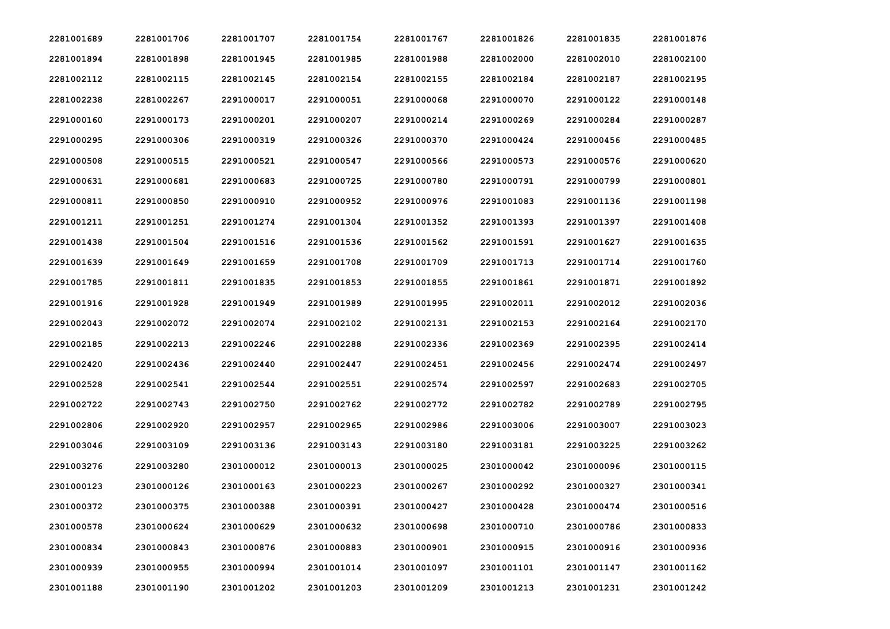| | | | | | | | |
|---|---|---|---|---|---|---|---|
| 2281001689 | 2281001706 | 2281001707 | 2281001754 | 2281001767 | 2281001826 | 2281001835 | 2281001876 |
| 2281001894 | 2281001898 | 2281001945 | 2281001985 | 2281001988 | 2281002000 | 2281002010 | 2281002100 |
| 2281002112 | 2281002115 | 2281002145 | 2281002154 | 2281002155 | 2281002184 | 2281002187 | 2281002195 |
| 2281002238 | 2281002267 | 2291000017 | 2291000051 | 2291000068 | 2291000070 | 2291000122 | 2291000148 |
| 2291000160 | 2291000173 | 2291000201 | 2291000207 | 2291000214 | 2291000269 | 2291000284 | 2291000287 |
| 2291000295 | 2291000306 | 2291000319 | 2291000326 | 2291000370 | 2291000424 | 2291000456 | 2291000485 |
| 2291000508 | 2291000515 | 2291000521 | 2291000547 | 2291000566 | 2291000573 | 2291000576 | 2291000620 |
| 2291000631 | 2291000681 | 2291000683 | 2291000725 | 2291000780 | 2291000791 | 2291000799 | 2291000801 |
| 2291000811 | 2291000850 | 2291000910 | 2291000952 | 2291000976 | 2291001083 | 2291001136 | 2291001198 |
| 2291001211 | 2291001251 | 2291001274 | 2291001304 | 2291001352 | 2291001393 | 2291001397 | 2291001408 |
| 2291001438 | 2291001504 | 2291001516 | 2291001536 | 2291001562 | 2291001591 | 2291001627 | 2291001635 |
| 2291001639 | 2291001649 | 2291001659 | 2291001708 | 2291001709 | 2291001713 | 2291001714 | 2291001760 |
| 2291001785 | 2291001811 | 2291001835 | 2291001853 | 2291001855 | 2291001861 | 2291001871 | 2291001892 |
| 2291001916 | 2291001928 | 2291001949 | 2291001989 | 2291001995 | 2291002011 | 2291002012 | 2291002036 |
| 2291002043 | 2291002072 | 2291002074 | 2291002102 | 2291002131 | 2291002153 | 2291002164 | 2291002170 |
| 2291002185 | 2291002213 | 2291002246 | 2291002288 | 2291002336 | 2291002369 | 2291002395 | 2291002414 |
| 2291002420 | 2291002436 | 2291002440 | 2291002447 | 2291002451 | 2291002456 | 2291002474 | 2291002497 |
| 2291002528 | 2291002541 | 2291002544 | 2291002551 | 2291002574 | 2291002597 | 2291002683 | 2291002705 |
| 2291002722 | 2291002743 | 2291002750 | 2291002762 | 2291002772 | 2291002782 | 2291002789 | 2291002795 |
| 2291002806 | 2291002920 | 2291002957 | 2291002965 | 2291002986 | 2291003006 | 2291003007 | 2291003023 |
| 2291003046 | 2291003109 | 2291003136 | 2291003143 | 2291003180 | 2291003181 | 2291003225 | 2291003262 |
| 2291003276 | 2291003280 | 2301000012 | 2301000013 | 2301000025 | 2301000042 | 2301000096 | 2301000115 |
| 2301000123 | 2301000126 | 2301000163 | 2301000223 | 2301000267 | 2301000292 | 2301000327 | 2301000341 |
| 2301000372 | 2301000375 | 2301000388 | 2301000391 | 2301000427 | 2301000428 | 2301000474 | 2301000516 |
| 2301000578 | 2301000624 | 2301000629 | 2301000632 | 2301000698 | 2301000710 | 2301000786 | 2301000833 |
| 2301000834 | 2301000843 | 2301000876 | 2301000883 | 2301000901 | 2301000915 | 2301000916 | 2301000936 |
| 2301000939 | 2301000955 | 2301000994 | 2301001014 | 2301001097 | 2301001101 | 2301001147 | 2301001162 |
| 2301001188 | 2301001190 | 2301001202 | 2301001203 | 2301001209 | 2301001213 | 2301001231 | 2301001242 |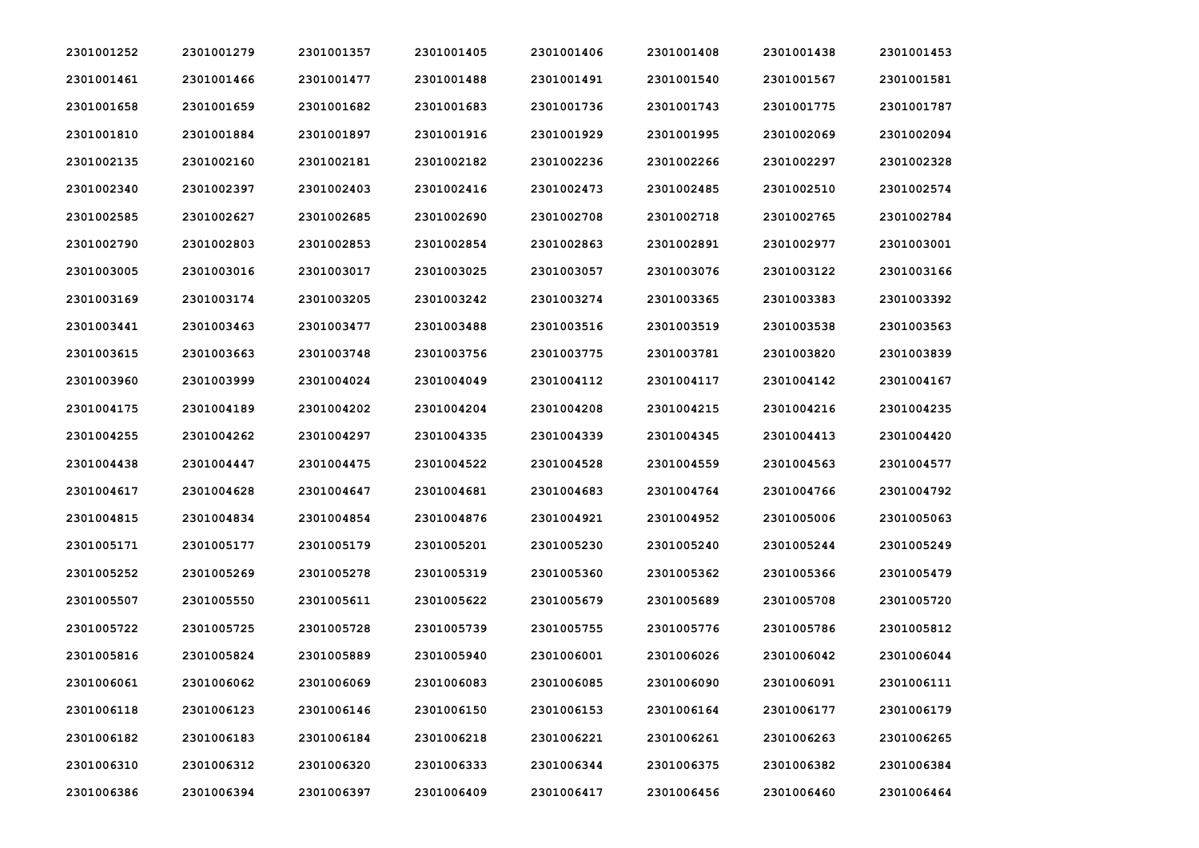| | | | | | | | |
|---|---|---|---|---|---|---|---|
| 2301001252 | 2301001279 | 2301001357 | 2301001405 | 2301001406 | 2301001408 | 2301001438 | 2301001453 |
| 2301001461 | 2301001466 | 2301001477 | 2301001488 | 2301001491 | 2301001540 | 2301001567 | 2301001581 |
| 2301001658 | 2301001659 | 2301001682 | 2301001683 | 2301001736 | 2301001743 | 2301001775 | 2301001787 |
| 2301001810 | 2301001884 | 2301001897 | 2301001916 | 2301001929 | 2301001995 | 2301002069 | 2301002094 |
| 2301002135 | 2301002160 | 2301002181 | 2301002182 | 2301002236 | 2301002266 | 2301002297 | 2301002328 |
| 2301002340 | 2301002397 | 2301002403 | 2301002416 | 2301002473 | 2301002485 | 2301002510 | 2301002574 |
| 2301002585 | 2301002627 | 2301002685 | 2301002690 | 2301002708 | 2301002718 | 2301002765 | 2301002784 |
| 2301002790 | 2301002803 | 2301002853 | 2301002854 | 2301002863 | 2301002891 | 2301002977 | 2301003001 |
| 2301003005 | 2301003016 | 2301003017 | 2301003025 | 2301003057 | 2301003076 | 2301003122 | 2301003166 |
| 2301003169 | 2301003174 | 2301003205 | 2301003242 | 2301003274 | 2301003365 | 2301003383 | 2301003392 |
| 2301003441 | 2301003463 | 2301003477 | 2301003488 | 2301003516 | 2301003519 | 2301003538 | 2301003563 |
| 2301003615 | 2301003663 | 2301003748 | 2301003756 | 2301003775 | 2301003781 | 2301003820 | 2301003839 |
| 2301003960 | 2301003999 | 2301004024 | 2301004049 | 2301004112 | 2301004117 | 2301004142 | 2301004167 |
| 2301004175 | 2301004189 | 2301004202 | 2301004204 | 2301004208 | 2301004215 | 2301004216 | 2301004235 |
| 2301004255 | 2301004262 | 2301004297 | 2301004335 | 2301004339 | 2301004345 | 2301004413 | 2301004420 |
| 2301004438 | 2301004447 | 2301004475 | 2301004522 | 2301004528 | 2301004559 | 2301004563 | 2301004577 |
| 2301004617 | 2301004628 | 2301004647 | 2301004681 | 2301004683 | 2301004764 | 2301004766 | 2301004792 |
| 2301004815 | 2301004834 | 2301004854 | 2301004876 | 2301004921 | 2301004952 | 2301005006 | 2301005063 |
| 2301005171 | 2301005177 | 2301005179 | 2301005201 | 2301005230 | 2301005240 | 2301005244 | 2301005249 |
| 2301005252 | 2301005269 | 2301005278 | 2301005319 | 2301005360 | 2301005362 | 2301005366 | 2301005479 |
| 2301005507 | 2301005550 | 2301005611 | 2301005622 | 2301005679 | 2301005689 | 2301005708 | 2301005720 |
| 2301005722 | 2301005725 | 2301005728 | 2301005739 | 2301005755 | 2301005776 | 2301005786 | 2301005812 |
| 2301005816 | 2301005824 | 2301005889 | 2301005940 | 2301006001 | 2301006026 | 2301006042 | 2301006044 |
| 2301006061 | 2301006062 | 2301006069 | 2301006083 | 2301006085 | 2301006090 | 2301006091 | 2301006111 |
| 2301006118 | 2301006123 | 2301006146 | 2301006150 | 2301006153 | 2301006164 | 2301006177 | 2301006179 |
| 2301006182 | 2301006183 | 2301006184 | 2301006218 | 2301006221 | 2301006261 | 2301006263 | 2301006265 |
| 2301006310 | 2301006312 | 2301006320 | 2301006333 | 2301006344 | 2301006375 | 2301006382 | 2301006384 |
| 2301006386 | 2301006394 | 2301006397 | 2301006409 | 2301006417 | 2301006456 | 2301006460 | 2301006464 |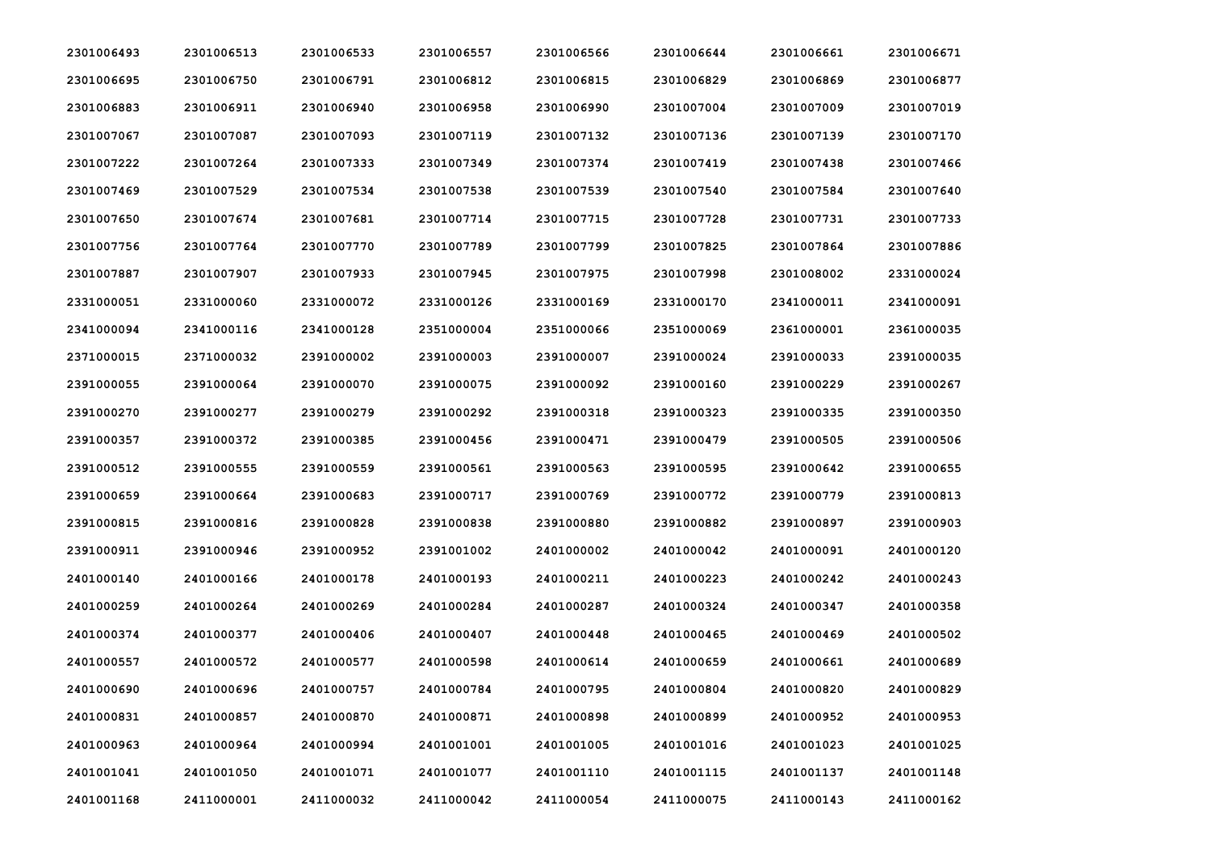| | | | | | | | |
|---|---|---|---|---|---|---|---|
| 2301006493 | 2301006513 | 2301006533 | 2301006557 | 2301006566 | 2301006644 | 2301006661 | 2301006671 |
| 2301006695 | 2301006750 | 2301006791 | 2301006812 | 2301006815 | 2301006829 | 2301006869 | 2301006877 |
| 2301006883 | 2301006911 | 2301006940 | 2301006958 | 2301006990 | 2301007004 | 2301007009 | 2301007019 |
| 2301007067 | 2301007087 | 2301007093 | 2301007119 | 2301007132 | 2301007136 | 2301007139 | 2301007170 |
| 2301007222 | 2301007264 | 2301007333 | 2301007349 | 2301007374 | 2301007419 | 2301007438 | 2301007466 |
| 2301007469 | 2301007529 | 2301007534 | 2301007538 | 2301007539 | 2301007540 | 2301007584 | 2301007640 |
| 2301007650 | 2301007674 | 2301007681 | 2301007714 | 2301007715 | 2301007728 | 2301007731 | 2301007733 |
| 2301007756 | 2301007764 | 2301007770 | 2301007789 | 2301007799 | 2301007825 | 2301007864 | 2301007886 |
| 2301007887 | 2301007907 | 2301007933 | 2301007945 | 2301007975 | 2301007998 | 2301008002 | 2331000024 |
| 2331000051 | 2331000060 | 2331000072 | 2331000126 | 2331000169 | 2331000170 | 2341000011 | 2341000091 |
| 2341000094 | 2341000116 | 2341000128 | 2351000004 | 2351000066 | 2351000069 | 2361000001 | 2361000035 |
| 2371000015 | 2371000032 | 2391000002 | 2391000003 | 2391000007 | 2391000024 | 2391000033 | 2391000035 |
| 2391000055 | 2391000064 | 2391000070 | 2391000075 | 2391000092 | 2391000160 | 2391000229 | 2391000267 |
| 2391000270 | 2391000277 | 2391000279 | 2391000292 | 2391000318 | 2391000323 | 2391000335 | 2391000350 |
| 2391000357 | 2391000372 | 2391000385 | 2391000456 | 2391000471 | 2391000479 | 2391000505 | 2391000506 |
| 2391000512 | 2391000555 | 2391000559 | 2391000561 | 2391000563 | 2391000595 | 2391000642 | 2391000655 |
| 2391000659 | 2391000664 | 2391000683 | 2391000717 | 2391000769 | 2391000772 | 2391000779 | 2391000813 |
| 2391000815 | 2391000816 | 2391000828 | 2391000838 | 2391000880 | 2391000882 | 2391000897 | 2391000903 |
| 2391000911 | 2391000946 | 2391000952 | 2391001002 | 2401000002 | 2401000042 | 2401000091 | 2401000120 |
| 2401000140 | 2401000166 | 2401000178 | 2401000193 | 2401000211 | 2401000223 | 2401000242 | 2401000243 |
| 2401000259 | 2401000264 | 2401000269 | 2401000284 | 2401000287 | 2401000324 | 2401000347 | 2401000358 |
| 2401000374 | 2401000377 | 2401000406 | 2401000407 | 2401000448 | 2401000465 | 2401000469 | 2401000502 |
| 2401000557 | 2401000572 | 2401000577 | 2401000598 | 2401000614 | 2401000659 | 2401000661 | 2401000689 |
| 2401000690 | 2401000696 | 2401000757 | 2401000784 | 2401000795 | 2401000804 | 2401000820 | 2401000829 |
| 2401000831 | 2401000857 | 2401000870 | 2401000871 | 2401000898 | 2401000899 | 2401000952 | 2401000953 |
| 2401000963 | 2401000964 | 2401000994 | 2401001001 | 2401001005 | 2401001016 | 2401001023 | 2401001025 |
| 2401001041 | 2401001050 | 2401001071 | 2401001077 | 2401001110 | 2401001115 | 2401001137 | 2401001148 |
| 2401001168 | 2411000001 | 2411000032 | 2411000042 | 2411000054 | 2411000075 | 2411000143 | 2411000162 |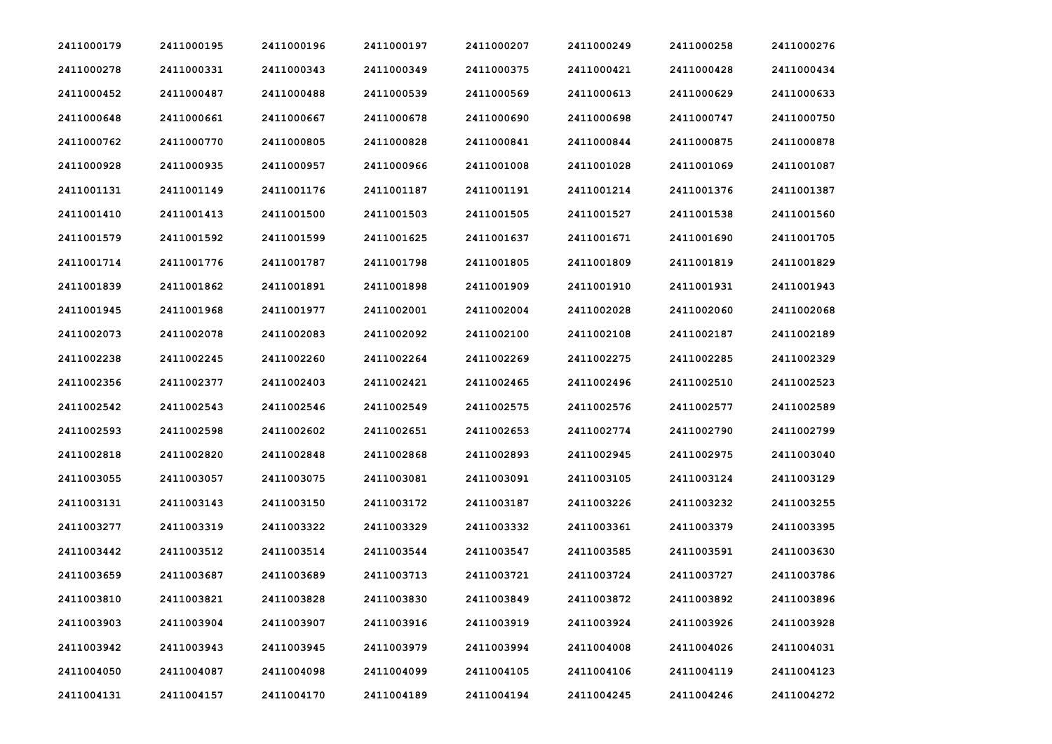| 2411000179 | 2411000195 | 2411000196 | 2411000197 | 2411000207 | 2411000249 | 2411000258 | 2411000276 |
|---|---|---|---|---|---|---|---|
| 2411000278 | 2411000331 | 2411000343 | 2411000349 | 2411000375 | 2411000421 | 2411000428 | 2411000434 |
| 2411000452 | 2411000487 | 2411000488 | 2411000539 | 2411000569 | 2411000613 | 2411000629 | 2411000633 |
| 2411000648 | 2411000661 | 2411000667 | 2411000678 | 2411000690 | 2411000698 | 2411000747 | 2411000750 |
| 2411000762 | 2411000770 | 2411000805 | 2411000828 | 2411000841 | 2411000844 | 2411000875 | 2411000878 |
| 2411000928 | 2411000935 | 2411000957 | 2411000966 | 2411001008 | 2411001028 | 2411001069 | 2411001087 |
| 2411001131 | 2411001149 | 2411001176 | 2411001187 | 2411001191 | 2411001214 | 2411001376 | 2411001387 |
| 2411001410 | 2411001413 | 2411001500 | 2411001503 | 2411001505 | 2411001527 | 2411001538 | 2411001560 |
| 2411001579 | 2411001592 | 2411001599 | 2411001625 | 2411001637 | 2411001671 | 2411001690 | 2411001705 |
| 2411001714 | 2411001776 | 2411001787 | 2411001798 | 2411001805 | 2411001809 | 2411001819 | 2411001829 |
| 2411001839 | 2411001862 | 2411001891 | 2411001898 | 2411001909 | 2411001910 | 2411001931 | 2411001943 |
| 2411001945 | 2411001968 | 2411001977 | 2411002001 | 2411002004 | 2411002028 | 2411002060 | 2411002068 |
| 2411002073 | 2411002078 | 2411002083 | 2411002092 | 2411002100 | 2411002108 | 2411002187 | 2411002189 |
| 2411002238 | 2411002245 | 2411002260 | 2411002264 | 2411002269 | 2411002275 | 2411002285 | 2411002329 |
| 2411002356 | 2411002377 | 2411002403 | 2411002421 | 2411002465 | 2411002496 | 2411002510 | 2411002523 |
| 2411002542 | 2411002543 | 2411002546 | 2411002549 | 2411002575 | 2411002576 | 2411002577 | 2411002589 |
| 2411002593 | 2411002598 | 2411002602 | 2411002651 | 2411002653 | 2411002774 | 2411002790 | 2411002799 |
| 2411002818 | 2411002820 | 2411002848 | 2411002868 | 2411002893 | 2411002945 | 2411002975 | 2411003040 |
| 2411003055 | 2411003057 | 2411003075 | 2411003081 | 2411003091 | 2411003105 | 2411003124 | 2411003129 |
| 2411003131 | 2411003143 | 2411003150 | 2411003172 | 2411003187 | 2411003226 | 2411003232 | 2411003255 |
| 2411003277 | 2411003319 | 2411003322 | 2411003329 | 2411003332 | 2411003361 | 2411003379 | 2411003395 |
| 2411003442 | 2411003512 | 2411003514 | 2411003544 | 2411003547 | 2411003585 | 2411003591 | 2411003630 |
| 2411003659 | 2411003687 | 2411003689 | 2411003713 | 2411003721 | 2411003724 | 2411003727 | 2411003786 |
| 2411003810 | 2411003821 | 2411003828 | 2411003830 | 2411003849 | 2411003872 | 2411003892 | 2411003896 |
| 2411003903 | 2411003904 | 2411003907 | 2411003916 | 2411003919 | 2411003924 | 2411003926 | 2411003928 |
| 2411003942 | 2411003943 | 2411003945 | 2411003979 | 2411003994 | 2411004008 | 2411004026 | 2411004031 |
| 2411004050 | 2411004087 | 2411004098 | 2411004099 | 2411004105 | 2411004106 | 2411004119 | 2411004123 |
| 2411004131 | 2411004157 | 2411004170 | 2411004189 | 2411004194 | 2411004245 | 2411004246 | 2411004272 |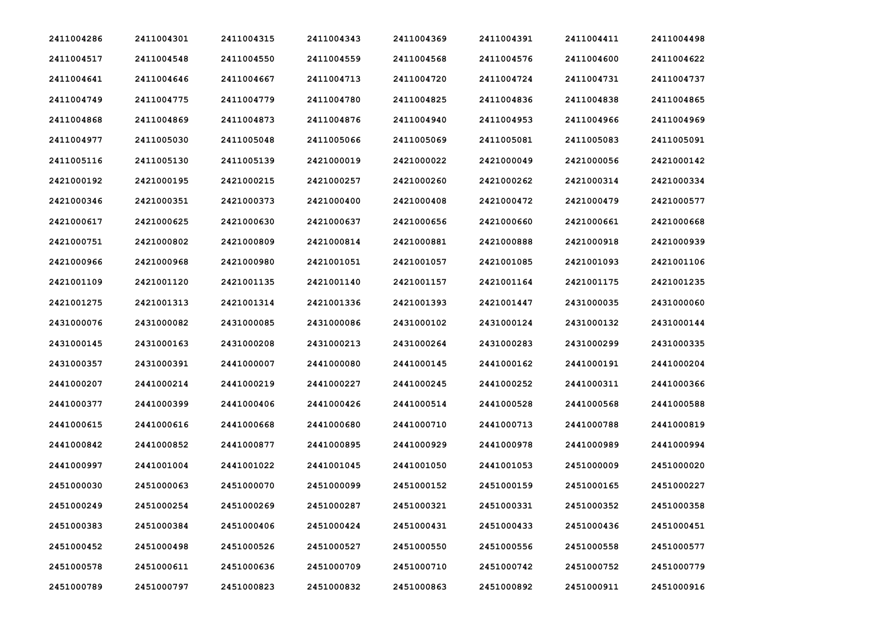| 2411004286 | 2411004301 | 2411004315 | 2411004343 | 2411004369 | 2411004391 | 2411004411 | 2411004498 |
|---|---|---|---|---|---|---|---|
| 2411004517 | 2411004548 | 2411004550 | 2411004559 | 2411004568 | 2411004576 | 2411004600 | 2411004622 |
| 2411004641 | 2411004646 | 2411004667 | 2411004713 | 2411004720 | 2411004724 | 2411004731 | 2411004737 |
| 2411004749 | 2411004775 | 2411004779 | 2411004780 | 2411004825 | 2411004836 | 2411004838 | 2411004865 |
| 2411004868 | 2411004869 | 2411004873 | 2411004876 | 2411004940 | 2411004953 | 2411004966 | 2411004969 |
| 2411004977 | 2411005030 | 2411005048 | 2411005066 | 2411005069 | 2411005081 | 2411005083 | 2411005091 |
| 2411005116 | 2411005130 | 2411005139 | 2421000019 | 2421000022 | 2421000049 | 2421000056 | 2421000142 |
| 2421000192 | 2421000195 | 2421000215 | 2421000257 | 2421000260 | 2421000262 | 2421000314 | 2421000334 |
| 2421000346 | 2421000351 | 2421000373 | 2421000400 | 2421000408 | 2421000472 | 2421000479 | 2421000577 |
| 2421000617 | 2421000625 | 2421000630 | 2421000637 | 2421000656 | 2421000660 | 2421000661 | 2421000668 |
| 2421000751 | 2421000802 | 2421000809 | 2421000814 | 2421000881 | 2421000888 | 2421000918 | 2421000939 |
| 2421000966 | 2421000968 | 2421000980 | 2421001051 | 2421001057 | 2421001085 | 2421001093 | 2421001106 |
| 2421001109 | 2421001120 | 2421001135 | 2421001140 | 2421001157 | 2421001164 | 2421001175 | 2421001235 |
| 2421001275 | 2421001313 | 2421001314 | 2421001336 | 2421001393 | 2421001447 | 2431000035 | 2431000060 |
| 2431000076 | 2431000082 | 2431000085 | 2431000086 | 2431000102 | 2431000124 | 2431000132 | 2431000144 |
| 2431000145 | 2431000163 | 2431000208 | 2431000213 | 2431000264 | 2431000283 | 2431000299 | 2431000335 |
| 2431000357 | 2431000391 | 2441000007 | 2441000080 | 2441000145 | 2441000162 | 2441000191 | 2441000204 |
| 2441000207 | 2441000214 | 2441000219 | 2441000227 | 2441000245 | 2441000252 | 2441000311 | 2441000366 |
| 2441000377 | 2441000399 | 2441000406 | 2441000426 | 2441000514 | 2441000528 | 2441000568 | 2441000588 |
| 2441000615 | 2441000616 | 2441000668 | 2441000680 | 2441000710 | 2441000713 | 2441000788 | 2441000819 |
| 2441000842 | 2441000852 | 2441000877 | 2441000895 | 2441000929 | 2441000978 | 2441000989 | 2441000994 |
| 2441000997 | 2441001004 | 2441001022 | 2441001045 | 2441001050 | 2441001053 | 2451000009 | 2451000020 |
| 2451000030 | 2451000063 | 2451000070 | 2451000099 | 2451000152 | 2451000159 | 2451000165 | 2451000227 |
| 2451000249 | 2451000254 | 2451000269 | 2451000287 | 2451000321 | 2451000331 | 2451000352 | 2451000358 |
| 2451000383 | 2451000384 | 2451000406 | 2451000424 | 2451000431 | 2451000433 | 2451000436 | 2451000451 |
| 2451000452 | 2451000498 | 2451000526 | 2451000527 | 2451000550 | 2451000556 | 2451000558 | 2451000577 |
| 2451000578 | 2451000611 | 2451000636 | 2451000709 | 2451000710 | 2451000742 | 2451000752 | 2451000779 |
| 2451000789 | 2451000797 | 2451000823 | 2451000832 | 2451000863 | 2451000892 | 2451000911 | 2451000916 |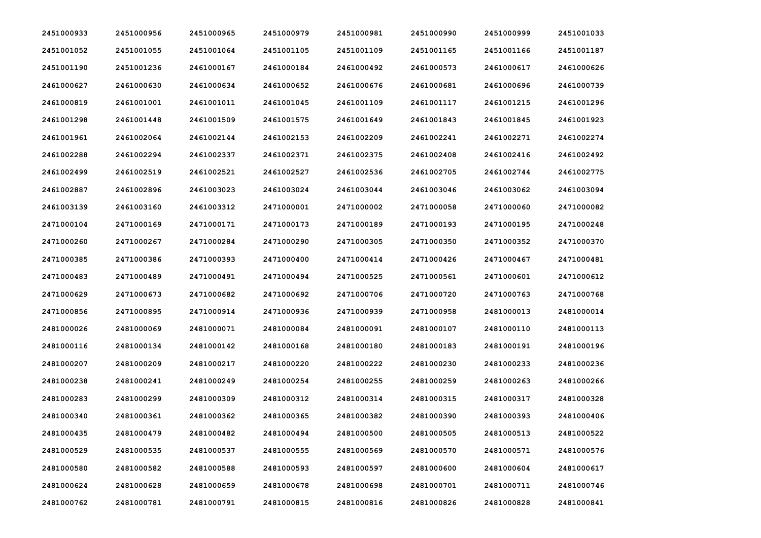| | | | | | | | |
|---|---|---|---|---|---|---|---|
| 2451000933 | 2451000956 | 2451000965 | 2451000979 | 2451000981 | 2451000990 | 2451000999 | 2451001033 |
| 2451001052 | 2451001055 | 2451001064 | 2451001105 | 2451001109 | 2451001165 | 2451001166 | 2451001187 |
| 2451001190 | 2451001236 | 2461000167 | 2461000184 | 2461000492 | 2461000573 | 2461000617 | 2461000626 |
| 2461000627 | 2461000630 | 2461000634 | 2461000652 | 2461000676 | 2461000681 | 2461000696 | 2461000739 |
| 2461000819 | 2461001001 | 2461001011 | 2461001045 | 2461001109 | 2461001117 | 2461001215 | 2461001296 |
| 2461001298 | 2461001448 | 2461001509 | 2461001575 | 2461001649 | 2461001843 | 2461001845 | 2461001923 |
| 2461001961 | 2461002064 | 2461002144 | 2461002153 | 2461002209 | 2461002241 | 2461002271 | 2461002274 |
| 2461002288 | 2461002294 | 2461002337 | 2461002371 | 2461002375 | 2461002408 | 2461002416 | 2461002492 |
| 2461002499 | 2461002519 | 2461002521 | 2461002527 | 2461002536 | 2461002705 | 2461002744 | 2461002775 |
| 2461002887 | 2461002896 | 2461003023 | 2461003024 | 2461003044 | 2461003046 | 2461003062 | 2461003094 |
| 2461003139 | 2461003160 | 2461003312 | 2471000001 | 2471000002 | 2471000058 | 2471000060 | 2471000082 |
| 2471000104 | 2471000169 | 2471000171 | 2471000173 | 2471000189 | 2471000193 | 2471000195 | 2471000248 |
| 2471000260 | 2471000267 | 2471000284 | 2471000290 | 2471000305 | 2471000350 | 2471000352 | 2471000370 |
| 2471000385 | 2471000386 | 2471000393 | 2471000400 | 2471000414 | 2471000426 | 2471000467 | 2471000481 |
| 2471000483 | 2471000489 | 2471000491 | 2471000494 | 2471000525 | 2471000561 | 2471000601 | 2471000612 |
| 2471000629 | 2471000673 | 2471000682 | 2471000692 | 2471000706 | 2471000720 | 2471000763 | 2471000768 |
| 2471000856 | 2471000895 | 2471000914 | 2471000936 | 2471000939 | 2471000958 | 2481000013 | 2481000014 |
| 2481000026 | 2481000069 | 2481000071 | 2481000084 | 2481000091 | 2481000107 | 2481000110 | 2481000113 |
| 2481000116 | 2481000134 | 2481000142 | 2481000168 | 2481000180 | 2481000183 | 2481000191 | 2481000196 |
| 2481000207 | 2481000209 | 2481000217 | 2481000220 | 2481000222 | 2481000230 | 2481000233 | 2481000236 |
| 2481000238 | 2481000241 | 2481000249 | 2481000254 | 2481000255 | 2481000259 | 2481000263 | 2481000266 |
| 2481000283 | 2481000299 | 2481000309 | 2481000312 | 2481000314 | 2481000315 | 2481000317 | 2481000328 |
| 2481000340 | 2481000361 | 2481000362 | 2481000365 | 2481000382 | 2481000390 | 2481000393 | 2481000406 |
| 2481000435 | 2481000479 | 2481000482 | 2481000494 | 2481000500 | 2481000505 | 2481000513 | 2481000522 |
| 2481000529 | 2481000535 | 2481000537 | 2481000555 | 2481000569 | 2481000570 | 2481000571 | 2481000576 |
| 2481000580 | 2481000582 | 2481000588 | 2481000593 | 2481000597 | 2481000600 | 2481000604 | 2481000617 |
| 2481000624 | 2481000628 | 2481000659 | 2481000678 | 2481000698 | 2481000701 | 2481000711 | 2481000746 |
| 2481000762 | 2481000781 | 2481000791 | 2481000815 | 2481000816 | 2481000826 | 2481000828 | 2481000841 |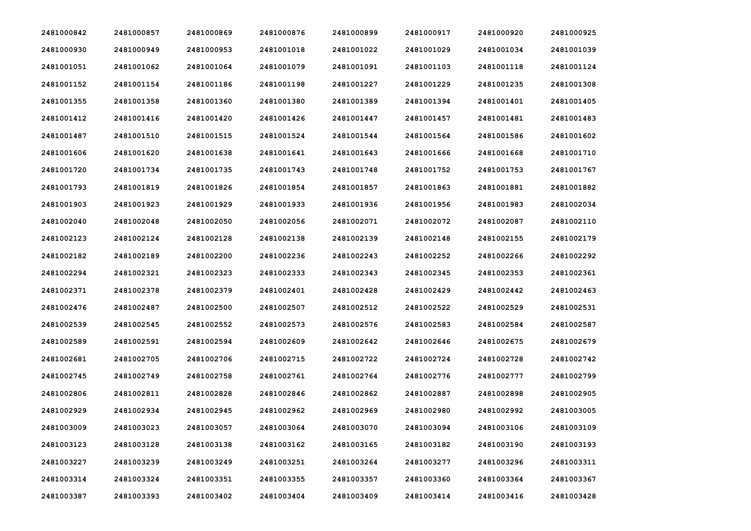| 2481000842 | 2481000857 | 2481000869 | 2481000876 | 2481000899 | 2481000917 | 2481000920 | 2481000925 |
|---|---|---|---|---|---|---|---|
| 2481000930 | 2481000949 | 2481000953 | 2481001018 | 2481001022 | 2481001029 | 2481001034 | 2481001039 |
| 2481001051 | 2481001062 | 2481001064 | 2481001079 | 2481001091 | 2481001103 | 2481001118 | 2481001124 |
| 2481001152 | 2481001154 | 2481001186 | 2481001198 | 2481001227 | 2481001229 | 2481001235 | 2481001308 |
| 2481001355 | 2481001358 | 2481001360 | 2481001380 | 2481001389 | 2481001394 | 2481001401 | 2481001405 |
| 2481001412 | 2481001416 | 2481001420 | 2481001426 | 2481001447 | 2481001457 | 2481001481 | 2481001483 |
| 2481001487 | 2481001510 | 2481001515 | 2481001524 | 2481001544 | 2481001564 | 2481001586 | 2481001602 |
| 2481001606 | 2481001620 | 2481001638 | 2481001641 | 2481001643 | 2481001666 | 2481001668 | 2481001710 |
| 2481001720 | 2481001734 | 2481001735 | 2481001743 | 2481001748 | 2481001752 | 2481001753 | 2481001767 |
| 2481001793 | 2481001819 | 2481001826 | 2481001854 | 2481001857 | 2481001863 | 2481001881 | 2481001882 |
| 2481001903 | 2481001923 | 2481001929 | 2481001933 | 2481001936 | 2481001956 | 2481001983 | 2481002034 |
| 2481002040 | 2481002048 | 2481002050 | 2481002056 | 2481002071 | 2481002072 | 2481002087 | 2481002110 |
| 2481002123 | 2481002124 | 2481002128 | 2481002138 | 2481002139 | 2481002148 | 2481002155 | 2481002179 |
| 2481002182 | 2481002189 | 2481002200 | 2481002236 | 2481002243 | 2481002252 | 2481002266 | 2481002292 |
| 2481002294 | 2481002321 | 2481002323 | 2481002333 | 2481002343 | 2481002345 | 2481002353 | 2481002361 |
| 2481002371 | 2481002378 | 2481002379 | 2481002401 | 2481002428 | 2481002429 | 2481002442 | 2481002463 |
| 2481002476 | 2481002487 | 2481002500 | 2481002507 | 2481002512 | 2481002522 | 2481002529 | 2481002531 |
| 2481002539 | 2481002545 | 2481002552 | 2481002573 | 2481002576 | 2481002583 | 2481002584 | 2481002587 |
| 2481002589 | 2481002591 | 2481002594 | 2481002609 | 2481002642 | 2481002646 | 2481002675 | 2481002679 |
| 2481002681 | 2481002705 | 2481002706 | 2481002715 | 2481002722 | 2481002724 | 2481002728 | 2481002742 |
| 2481002745 | 2481002749 | 2481002758 | 2481002761 | 2481002764 | 2481002776 | 2481002777 | 2481002799 |
| 2481002806 | 2481002811 | 2481002828 | 2481002846 | 2481002862 | 2481002887 | 2481002898 | 2481002905 |
| 2481002929 | 2481002934 | 2481002945 | 2481002962 | 2481002969 | 2481002980 | 2481002992 | 2481003005 |
| 2481003009 | 2481003023 | 2481003057 | 2481003064 | 2481003070 | 2481003094 | 2481003106 | 2481003109 |
| 2481003123 | 2481003128 | 2481003138 | 2481003162 | 2481003165 | 2481003182 | 2481003190 | 2481003193 |
| 2481003227 | 2481003239 | 2481003249 | 2481003251 | 2481003264 | 2481003277 | 2481003296 | 2481003311 |
| 2481003314 | 2481003324 | 2481003351 | 2481003355 | 2481003357 | 2481003360 | 2481003364 | 2481003367 |
| 2481003387 | 2481003393 | 2481003402 | 2481003404 | 2481003409 | 2481003414 | 2481003416 | 2481003428 |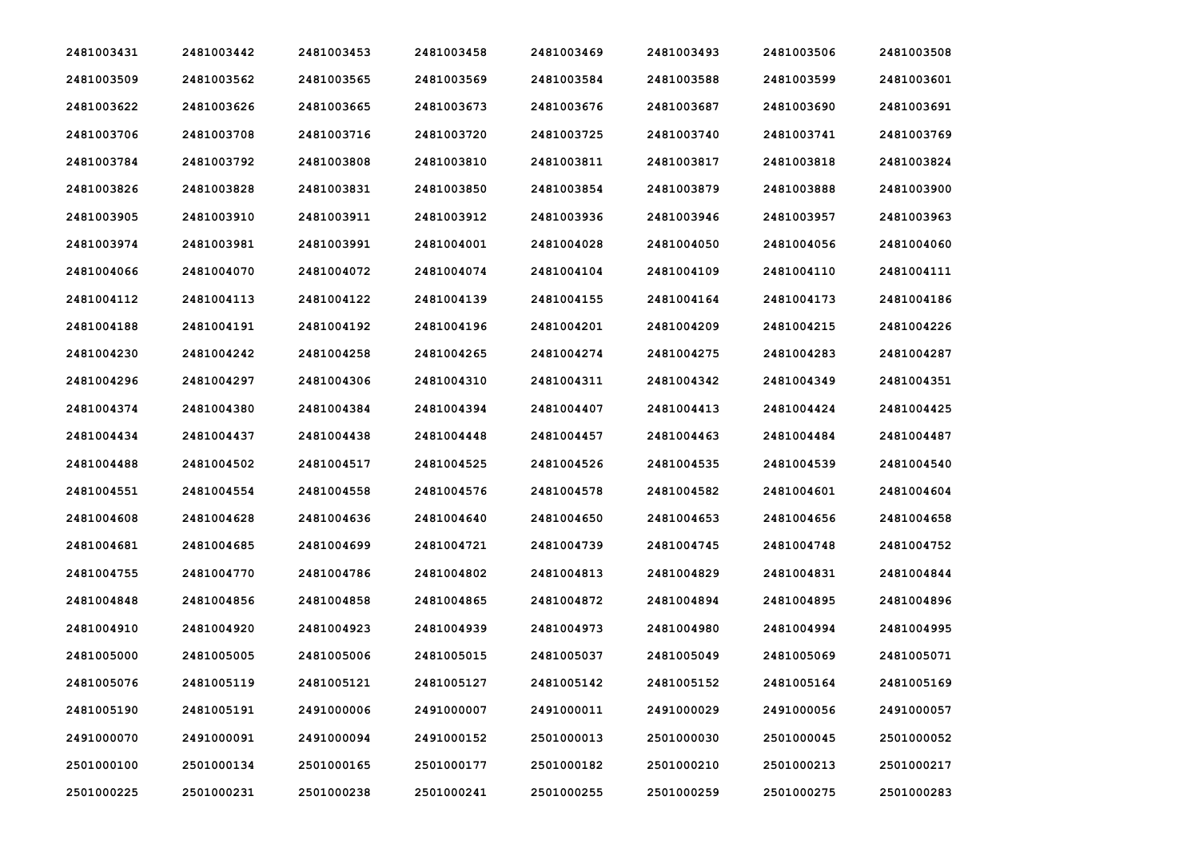| 2481003431 | 2481003442 | 2481003453 | 2481003458 | 2481003469 | 2481003493 | 2481003506 | 2481003508 |
|---|---|---|---|---|---|---|---|
| 2481003509 | 2481003562 | 2481003565 | 2481003569 | 2481003584 | 2481003588 | 2481003599 | 2481003601 |
| 2481003622 | 2481003626 | 2481003665 | 2481003673 | 2481003676 | 2481003687 | 2481003690 | 2481003691 |
| 2481003706 | 2481003708 | 2481003716 | 2481003720 | 2481003725 | 2481003740 | 2481003741 | 2481003769 |
| 2481003784 | 2481003792 | 2481003808 | 2481003810 | 2481003811 | 2481003817 | 2481003818 | 2481003824 |
| 2481003826 | 2481003828 | 2481003831 | 2481003850 | 2481003854 | 2481003879 | 2481003888 | 2481003900 |
| 2481003905 | 2481003910 | 2481003911 | 2481003912 | 2481003936 | 2481003946 | 2481003957 | 2481003963 |
| 2481003974 | 2481003981 | 2481003991 | 2481004001 | 2481004028 | 2481004050 | 2481004056 | 2481004060 |
| 2481004066 | 2481004070 | 2481004072 | 2481004074 | 2481004104 | 2481004109 | 2481004110 | 2481004111 |
| 2481004112 | 2481004113 | 2481004122 | 2481004139 | 2481004155 | 2481004164 | 2481004173 | 2481004186 |
| 2481004188 | 2481004191 | 2481004192 | 2481004196 | 2481004201 | 2481004209 | 2481004215 | 2481004226 |
| 2481004230 | 2481004242 | 2481004258 | 2481004265 | 2481004274 | 2481004275 | 2481004283 | 2481004287 |
| 2481004296 | 2481004297 | 2481004306 | 2481004310 | 2481004311 | 2481004342 | 2481004349 | 2481004351 |
| 2481004374 | 2481004380 | 2481004384 | 2481004394 | 2481004407 | 2481004413 | 2481004424 | 2481004425 |
| 2481004434 | 2481004437 | 2481004438 | 2481004448 | 2481004457 | 2481004463 | 2481004484 | 2481004487 |
| 2481004488 | 2481004502 | 2481004517 | 2481004525 | 2481004526 | 2481004535 | 2481004539 | 2481004540 |
| 2481004551 | 2481004554 | 2481004558 | 2481004576 | 2481004578 | 2481004582 | 2481004601 | 2481004604 |
| 2481004608 | 2481004628 | 2481004636 | 2481004640 | 2481004650 | 2481004653 | 2481004656 | 2481004658 |
| 2481004681 | 2481004685 | 2481004699 | 2481004721 | 2481004739 | 2481004745 | 2481004748 | 2481004752 |
| 2481004755 | 2481004770 | 2481004786 | 2481004802 | 2481004813 | 2481004829 | 2481004831 | 2481004844 |
| 2481004848 | 2481004856 | 2481004858 | 2481004865 | 2481004872 | 2481004894 | 2481004895 | 2481004896 |
| 2481004910 | 2481004920 | 2481004923 | 2481004939 | 2481004973 | 2481004980 | 2481004994 | 2481004995 |
| 2481005000 | 2481005005 | 2481005006 | 2481005015 | 2481005037 | 2481005049 | 2481005069 | 2481005071 |
| 2481005076 | 2481005119 | 2481005121 | 2481005127 | 2481005142 | 2481005152 | 2481005164 | 2481005169 |
| 2481005190 | 2481005191 | 2491000006 | 2491000007 | 2491000011 | 2491000029 | 2491000056 | 2491000057 |
| 2491000070 | 2491000091 | 2491000094 | 2491000152 | 2501000013 | 2501000030 | 2501000045 | 2501000052 |
| 2501000100 | 2501000134 | 2501000165 | 2501000177 | 2501000182 | 2501000210 | 2501000213 | 2501000217 |
| 2501000225 | 2501000231 | 2501000238 | 2501000241 | 2501000255 | 2501000259 | 2501000275 | 2501000283 |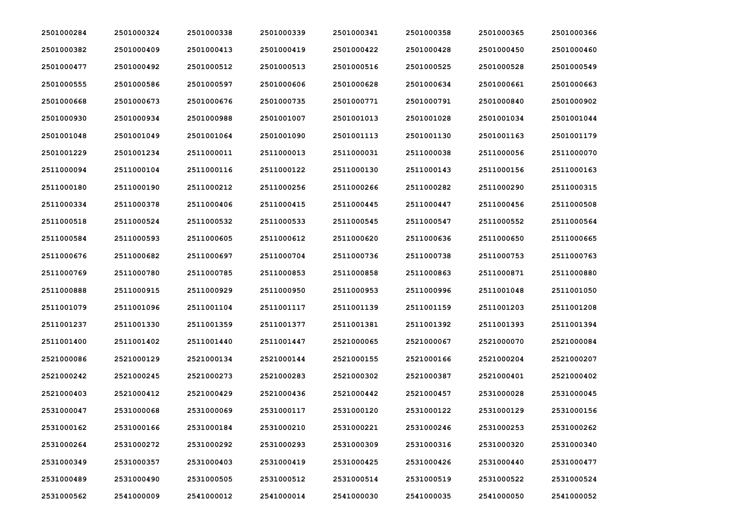| | | | | | | | |
|---|---|---|---|---|---|---|---|
| 2501000284 | 2501000324 | 2501000338 | 2501000339 | 2501000341 | 2501000358 | 2501000365 | 2501000366 |
| 2501000382 | 2501000409 | 2501000413 | 2501000419 | 2501000422 | 2501000428 | 2501000450 | 2501000460 |
| 2501000477 | 2501000492 | 2501000512 | 2501000513 | 2501000516 | 2501000525 | 2501000528 | 2501000549 |
| 2501000555 | 2501000586 | 2501000597 | 2501000606 | 2501000628 | 2501000634 | 2501000661 | 2501000663 |
| 2501000668 | 2501000673 | 2501000676 | 2501000735 | 2501000771 | 2501000791 | 2501000840 | 2501000902 |
| 2501000930 | 2501000934 | 2501000988 | 2501001007 | 2501001013 | 2501001028 | 2501001034 | 2501001044 |
| 2501001048 | 2501001049 | 2501001064 | 2501001090 | 2501001113 | 2501001130 | 2501001163 | 2501001179 |
| 2501001229 | 2501001234 | 2511000011 | 2511000013 | 2511000031 | 2511000038 | 2511000056 | 2511000070 |
| 2511000094 | 2511000104 | 2511000116 | 2511000122 | 2511000130 | 2511000143 | 2511000156 | 2511000163 |
| 2511000180 | 2511000190 | 2511000212 | 2511000256 | 2511000266 | 2511000282 | 2511000290 | 2511000315 |
| 2511000334 | 2511000378 | 2511000406 | 2511000415 | 2511000445 | 2511000447 | 2511000456 | 2511000508 |
| 2511000518 | 2511000524 | 2511000532 | 2511000533 | 2511000545 | 2511000547 | 2511000552 | 2511000564 |
| 2511000584 | 2511000593 | 2511000605 | 2511000612 | 2511000620 | 2511000636 | 2511000650 | 2511000665 |
| 2511000676 | 2511000682 | 2511000697 | 2511000704 | 2511000736 | 2511000738 | 2511000753 | 2511000763 |
| 2511000769 | 2511000780 | 2511000785 | 2511000853 | 2511000858 | 2511000863 | 2511000871 | 2511000880 |
| 2511000888 | 2511000915 | 2511000929 | 2511000950 | 2511000953 | 2511000996 | 2511001048 | 2511001050 |
| 2511001079 | 2511001096 | 2511001104 | 2511001117 | 2511001139 | 2511001159 | 2511001203 | 2511001208 |
| 2511001237 | 2511001330 | 2511001359 | 2511001377 | 2511001381 | 2511001392 | 2511001393 | 2511001394 |
| 2511001400 | 2511001402 | 2511001440 | 2511001447 | 2521000065 | 2521000067 | 2521000070 | 2521000084 |
| 2521000086 | 2521000129 | 2521000134 | 2521000144 | 2521000155 | 2521000166 | 2521000204 | 2521000207 |
| 2521000242 | 2521000245 | 2521000273 | 2521000283 | 2521000302 | 2521000387 | 2521000401 | 2521000402 |
| 2521000403 | 2521000412 | 2521000429 | 2521000436 | 2521000442 | 2521000457 | 2531000028 | 2531000045 |
| 2531000047 | 2531000068 | 2531000069 | 2531000117 | 2531000120 | 2531000122 | 2531000129 | 2531000156 |
| 2531000162 | 2531000166 | 2531000184 | 2531000210 | 2531000221 | 2531000246 | 2531000253 | 2531000262 |
| 2531000264 | 2531000272 | 2531000292 | 2531000293 | 2531000309 | 2531000316 | 2531000320 | 2531000340 |
| 2531000349 | 2531000357 | 2531000403 | 2531000419 | 2531000425 | 2531000426 | 2531000440 | 2531000477 |
| 2531000489 | 2531000490 | 2531000505 | 2531000512 | 2531000514 | 2531000519 | 2531000522 | 2531000524 |
| 2531000562 | 2541000009 | 2541000012 | 2541000014 | 2541000030 | 2541000035 | 2541000050 | 2541000052 |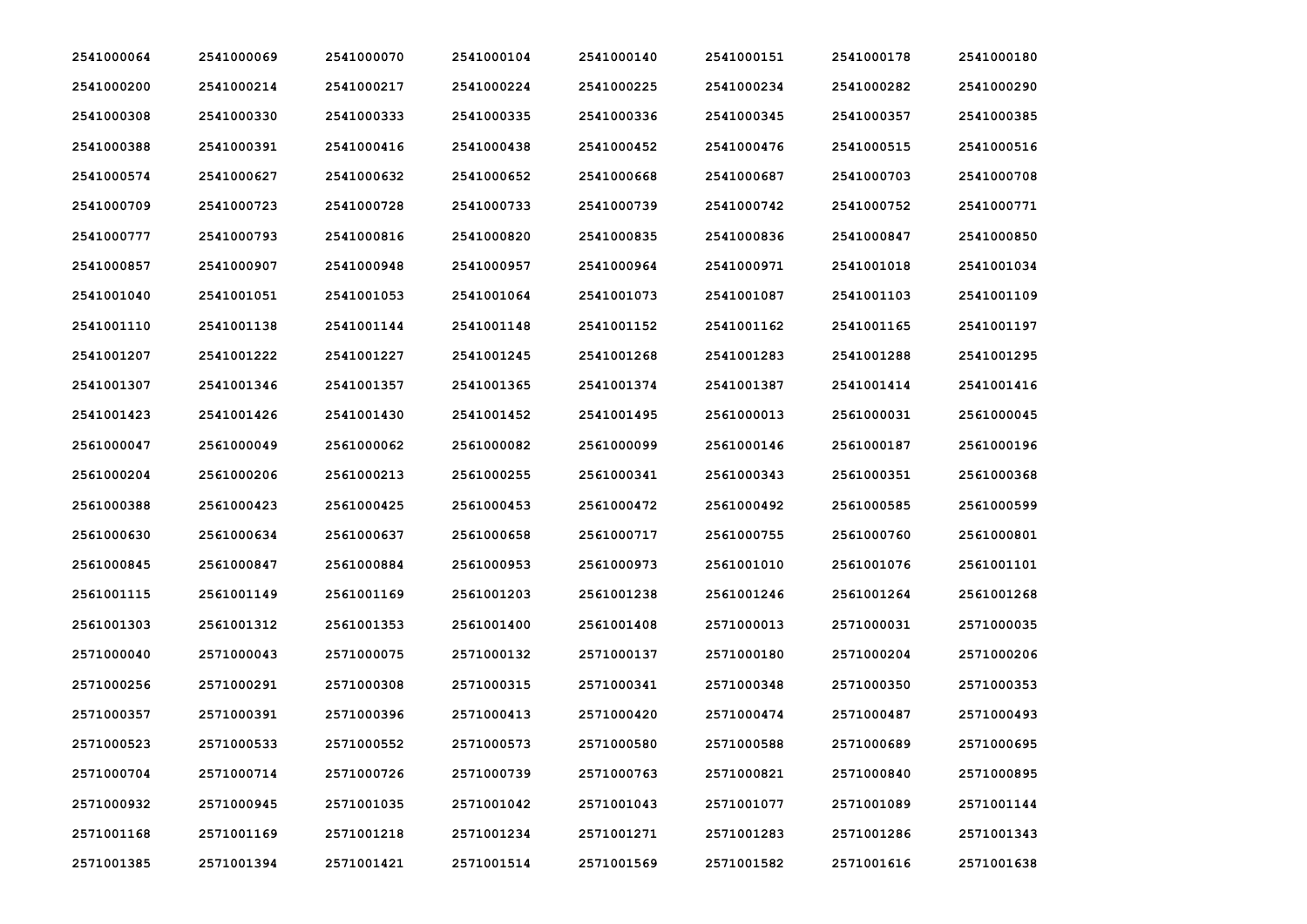| | | | | | | | |
|---|---|---|---|---|---|---|---|
| 2541000064 | 2541000069 | 2541000070 | 2541000104 | 2541000140 | 2541000151 | 2541000178 | 2541000180 |
| 2541000200 | 2541000214 | 2541000217 | 2541000224 | 2541000225 | 2541000234 | 2541000282 | 2541000290 |
| 2541000308 | 2541000330 | 2541000333 | 2541000335 | 2541000336 | 2541000345 | 2541000357 | 2541000385 |
| 2541000388 | 2541000391 | 2541000416 | 2541000438 | 2541000452 | 2541000476 | 2541000515 | 2541000516 |
| 2541000574 | 2541000627 | 2541000632 | 2541000652 | 2541000668 | 2541000687 | 2541000703 | 2541000708 |
| 2541000709 | 2541000723 | 2541000728 | 2541000733 | 2541000739 | 2541000742 | 2541000752 | 2541000771 |
| 2541000777 | 2541000793 | 2541000816 | 2541000820 | 2541000835 | 2541000836 | 2541000847 | 2541000850 |
| 2541000857 | 2541000907 | 2541000948 | 2541000957 | 2541000964 | 2541000971 | 2541001018 | 2541001034 |
| 2541001040 | 2541001051 | 2541001053 | 2541001064 | 2541001073 | 2541001087 | 2541001103 | 2541001109 |
| 2541001110 | 2541001138 | 2541001144 | 2541001148 | 2541001152 | 2541001162 | 2541001165 | 2541001197 |
| 2541001207 | 2541001222 | 2541001227 | 2541001245 | 2541001268 | 2541001283 | 2541001288 | 2541001295 |
| 2541001307 | 2541001346 | 2541001357 | 2541001365 | 2541001374 | 2541001387 | 2541001414 | 2541001416 |
| 2541001423 | 2541001426 | 2541001430 | 2541001452 | 2541001495 | 2561000013 | 2561000031 | 2561000045 |
| 2561000047 | 2561000049 | 2561000062 | 2561000082 | 2561000099 | 2561000146 | 2561000187 | 2561000196 |
| 2561000204 | 2561000206 | 2561000213 | 2561000255 | 2561000341 | 2561000343 | 2561000351 | 2561000368 |
| 2561000388 | 2561000423 | 2561000425 | 2561000453 | 2561000472 | 2561000492 | 2561000585 | 2561000599 |
| 2561000630 | 2561000634 | 2561000637 | 2561000658 | 2561000717 | 2561000755 | 2561000760 | 2561000801 |
| 2561000845 | 2561000847 | 2561000884 | 2561000953 | 2561000973 | 2561001010 | 2561001076 | 2561001101 |
| 2561001115 | 2561001149 | 2561001169 | 2561001203 | 2561001238 | 2561001246 | 2561001264 | 2561001268 |
| 2561001303 | 2561001312 | 2561001353 | 2561001400 | 2561001408 | 2571000013 | 2571000031 | 2571000035 |
| 2571000040 | 2571000043 | 2571000075 | 2571000132 | 2571000137 | 2571000180 | 2571000204 | 2571000206 |
| 2571000256 | 2571000291 | 2571000308 | 2571000315 | 2571000341 | 2571000348 | 2571000350 | 2571000353 |
| 2571000357 | 2571000391 | 2571000396 | 2571000413 | 2571000420 | 2571000474 | 2571000487 | 2571000493 |
| 2571000523 | 2571000533 | 2571000552 | 2571000573 | 2571000580 | 2571000588 | 2571000689 | 2571000695 |
| 2571000704 | 2571000714 | 2571000726 | 2571000739 | 2571000763 | 2571000821 | 2571000840 | 2571000895 |
| 2571000932 | 2571000945 | 2571001035 | 2571001042 | 2571001043 | 2571001077 | 2571001089 | 2571001144 |
| 2571001168 | 2571001169 | 2571001218 | 2571001234 | 2571001271 | 2571001283 | 2571001286 | 2571001343 |
| 2571001385 | 2571001394 | 2571001421 | 2571001514 | 2571001569 | 2571001582 | 2571001616 | 2571001638 |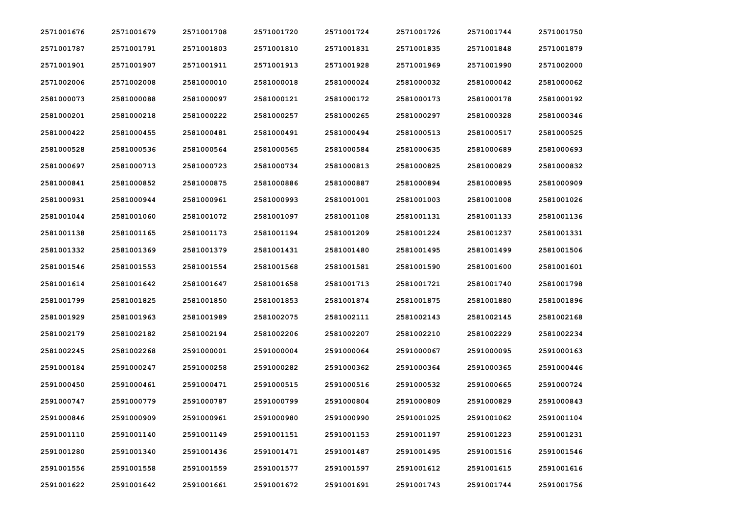| | | | | | | | |
|---|---|---|---|---|---|---|---|
| 2571001676 | 2571001679 | 2571001708 | 2571001720 | 2571001724 | 2571001726 | 2571001744 | 2571001750 |
| 2571001787 | 2571001791 | 2571001803 | 2571001810 | 2571001831 | 2571001835 | 2571001848 | 2571001879 |
| 2571001901 | 2571001907 | 2571001911 | 2571001913 | 2571001928 | 2571001969 | 2571001990 | 2571002000 |
| 2571002006 | 2571002008 | 2581000010 | 2581000018 | 2581000024 | 2581000032 | 2581000042 | 2581000062 |
| 2581000073 | 2581000088 | 2581000097 | 2581000121 | 2581000172 | 2581000173 | 2581000178 | 2581000192 |
| 2581000201 | 2581000218 | 2581000222 | 2581000257 | 2581000265 | 2581000297 | 2581000328 | 2581000346 |
| 2581000422 | 2581000455 | 2581000481 | 2581000491 | 2581000494 | 2581000513 | 2581000517 | 2581000525 |
| 2581000528 | 2581000536 | 2581000564 | 2581000565 | 2581000584 | 2581000635 | 2581000689 | 2581000693 |
| 2581000697 | 2581000713 | 2581000723 | 2581000734 | 2581000813 | 2581000825 | 2581000829 | 2581000832 |
| 2581000841 | 2581000852 | 2581000875 | 2581000886 | 2581000887 | 2581000894 | 2581000895 | 2581000909 |
| 2581000931 | 2581000944 | 2581000961 | 2581000993 | 2581001001 | 2581001003 | 2581001008 | 2581001026 |
| 2581001044 | 2581001060 | 2581001072 | 2581001097 | 2581001108 | 2581001131 | 2581001133 | 2581001136 |
| 2581001138 | 2581001165 | 2581001173 | 2581001194 | 2581001209 | 2581001224 | 2581001237 | 2581001331 |
| 2581001332 | 2581001369 | 2581001379 | 2581001431 | 2581001480 | 2581001495 | 2581001499 | 2581001506 |
| 2581001546 | 2581001553 | 2581001554 | 2581001568 | 2581001581 | 2581001590 | 2581001600 | 2581001601 |
| 2581001614 | 2581001642 | 2581001647 | 2581001658 | 2581001713 | 2581001721 | 2581001740 | 2581001798 |
| 2581001799 | 2581001825 | 2581001850 | 2581001853 | 2581001874 | 2581001875 | 2581001880 | 2581001896 |
| 2581001929 | 2581001963 | 2581001989 | 2581002075 | 2581002111 | 2581002143 | 2581002145 | 2581002168 |
| 2581002179 | 2581002182 | 2581002194 | 2581002206 | 2581002207 | 2581002210 | 2581002229 | 2581002234 |
| 2581002245 | 2581002268 | 2591000001 | 2591000004 | 2591000064 | 2591000067 | 2591000095 | 2591000163 |
| 2591000184 | 2591000247 | 2591000258 | 2591000282 | 2591000362 | 2591000364 | 2591000365 | 2591000446 |
| 2591000450 | 2591000461 | 2591000471 | 2591000515 | 2591000516 | 2591000532 | 2591000665 | 2591000724 |
| 2591000747 | 2591000779 | 2591000787 | 2591000799 | 2591000804 | 2591000809 | 2591000829 | 2591000843 |
| 2591000846 | 2591000909 | 2591000961 | 2591000980 | 2591000990 | 2591001025 | 2591001062 | 2591001104 |
| 2591001110 | 2591001140 | 2591001149 | 2591001151 | 2591001153 | 2591001197 | 2591001223 | 2591001231 |
| 2591001280 | 2591001340 | 2591001436 | 2591001471 | 2591001487 | 2591001495 | 2591001516 | 2591001546 |
| 2591001556 | 2591001558 | 2591001559 | 2591001577 | 2591001597 | 2591001612 | 2591001615 | 2591001616 |
| 2591001622 | 2591001642 | 2591001661 | 2591001672 | 2591001691 | 2591001743 | 2591001744 | 2591001756 |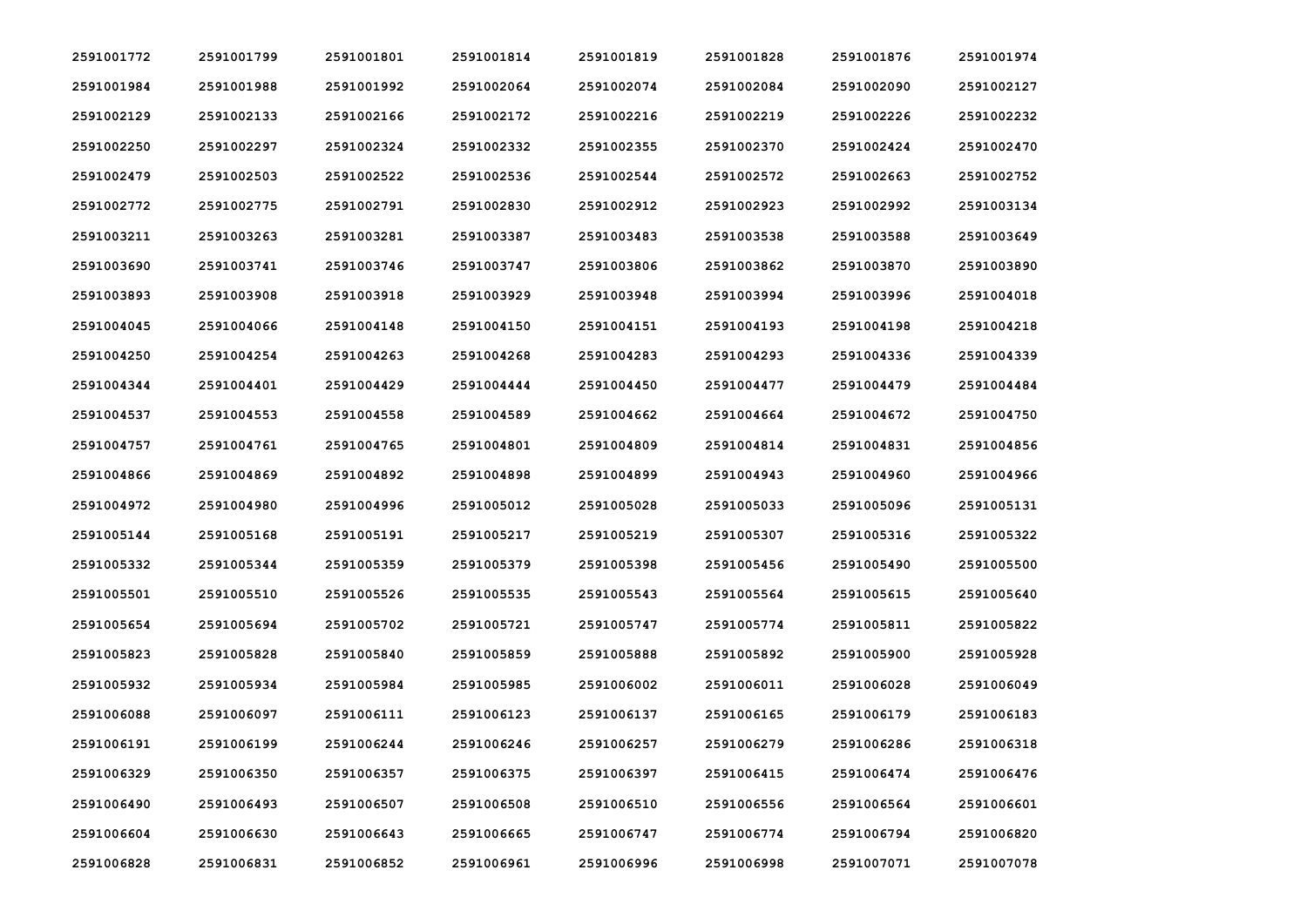| 2591001772 | 2591001799 | 2591001801 | 2591001814 | 2591001819 | 2591001828 | 2591001876 | 2591001974 |
|---|---|---|---|---|---|---|---|
| 2591001984 | 2591001988 | 2591001992 | 2591002064 | 2591002074 | 2591002084 | 2591002090 | 2591002127 |
| 2591002129 | 2591002133 | 2591002166 | 2591002172 | 2591002216 | 2591002219 | 2591002226 | 2591002232 |
| 2591002250 | 2591002297 | 2591002324 | 2591002332 | 2591002355 | 2591002370 | 2591002424 | 2591002470 |
| 2591002479 | 2591002503 | 2591002522 | 2591002536 | 2591002544 | 2591002572 | 2591002663 | 2591002752 |
| 2591002772 | 2591002775 | 2591002791 | 2591002830 | 2591002912 | 2591002923 | 2591002992 | 2591003134 |
| 2591003211 | 2591003263 | 2591003281 | 2591003387 | 2591003483 | 2591003538 | 2591003588 | 2591003649 |
| 2591003690 | 2591003741 | 2591003746 | 2591003747 | 2591003806 | 2591003862 | 2591003870 | 2591003890 |
| 2591003893 | 2591003908 | 2591003918 | 2591003929 | 2591003948 | 2591003994 | 2591003996 | 2591004018 |
| 2591004045 | 2591004066 | 2591004148 | 2591004150 | 2591004151 | 2591004193 | 2591004198 | 2591004218 |
| 2591004250 | 2591004254 | 2591004263 | 2591004268 | 2591004283 | 2591004293 | 2591004336 | 2591004339 |
| 2591004344 | 2591004401 | 2591004429 | 2591004444 | 2591004450 | 2591004477 | 2591004479 | 2591004484 |
| 2591004537 | 2591004553 | 2591004558 | 2591004589 | 2591004662 | 2591004664 | 2591004672 | 2591004750 |
| 2591004757 | 2591004761 | 2591004765 | 2591004801 | 2591004809 | 2591004814 | 2591004831 | 2591004856 |
| 2591004866 | 2591004869 | 2591004892 | 2591004898 | 2591004899 | 2591004943 | 2591004960 | 2591004966 |
| 2591004972 | 2591004980 | 2591004996 | 2591005012 | 2591005028 | 2591005033 | 2591005096 | 2591005131 |
| 2591005144 | 2591005168 | 2591005191 | 2591005217 | 2591005219 | 2591005307 | 2591005316 | 2591005322 |
| 2591005332 | 2591005344 | 2591005359 | 2591005379 | 2591005398 | 2591005456 | 2591005490 | 2591005500 |
| 2591005501 | 2591005510 | 2591005526 | 2591005535 | 2591005543 | 2591005564 | 2591005615 | 2591005640 |
| 2591005654 | 2591005694 | 2591005702 | 2591005721 | 2591005747 | 2591005774 | 2591005811 | 2591005822 |
| 2591005823 | 2591005828 | 2591005840 | 2591005859 | 2591005888 | 2591005892 | 2591005900 | 2591005928 |
| 2591005932 | 2591005934 | 2591005984 | 2591005985 | 2591006002 | 2591006011 | 2591006028 | 2591006049 |
| 2591006088 | 2591006097 | 2591006111 | 2591006123 | 2591006137 | 2591006165 | 2591006179 | 2591006183 |
| 2591006191 | 2591006199 | 2591006244 | 2591006246 | 2591006257 | 2591006279 | 2591006286 | 2591006318 |
| 2591006329 | 2591006350 | 2591006357 | 2591006375 | 2591006397 | 2591006415 | 2591006474 | 2591006476 |
| 2591006490 | 2591006493 | 2591006507 | 2591006508 | 2591006510 | 2591006556 | 2591006564 | 2591006601 |
| 2591006604 | 2591006630 | 2591006643 | 2591006665 | 2591006747 | 2591006774 | 2591006794 | 2591006820 |
| 2591006828 | 2591006831 | 2591006852 | 2591006961 | 2591006996 | 2591006998 | 2591007071 | 2591007078 |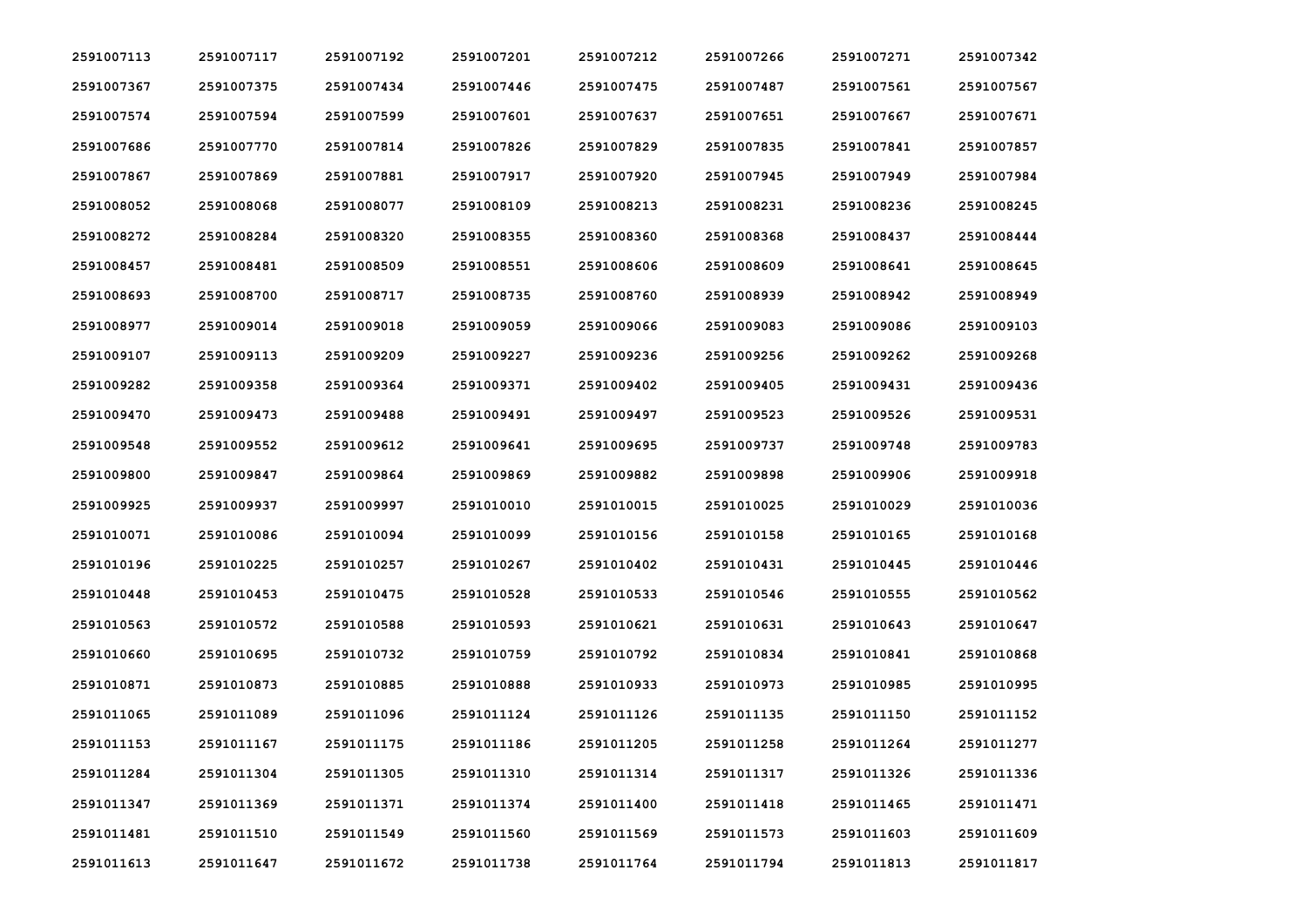| 2591007113 | 2591007117 | 2591007192 | 2591007201 | 2591007212 | 2591007266 | 2591007271 | 2591007342 |
|---|---|---|---|---|---|---|---|
| 2591007367 | 2591007375 | 2591007434 | 2591007446 | 2591007475 | 2591007487 | 2591007561 | 2591007567 |
| 2591007574 | 2591007594 | 2591007599 | 2591007601 | 2591007637 | 2591007651 | 2591007667 | 2591007671 |
| 2591007686 | 2591007770 | 2591007814 | 2591007826 | 2591007829 | 2591007835 | 2591007841 | 2591007857 |
| 2591007867 | 2591007869 | 2591007881 | 2591007917 | 2591007920 | 2591007945 | 2591007949 | 2591007984 |
| 2591008052 | 2591008068 | 2591008077 | 2591008109 | 2591008213 | 2591008231 | 2591008236 | 2591008245 |
| 2591008272 | 2591008284 | 2591008320 | 2591008355 | 2591008360 | 2591008368 | 2591008437 | 2591008444 |
| 2591008457 | 2591008481 | 2591008509 | 2591008551 | 2591008606 | 2591008609 | 2591008641 | 2591008645 |
| 2591008693 | 2591008700 | 2591008717 | 2591008735 | 2591008760 | 2591008939 | 2591008942 | 2591008949 |
| 2591008977 | 2591009014 | 2591009018 | 2591009059 | 2591009066 | 2591009083 | 2591009086 | 2591009103 |
| 2591009107 | 2591009113 | 2591009209 | 2591009227 | 2591009236 | 2591009256 | 2591009262 | 2591009268 |
| 2591009282 | 2591009358 | 2591009364 | 2591009371 | 2591009402 | 2591009405 | 2591009431 | 2591009436 |
| 2591009470 | 2591009473 | 2591009488 | 2591009491 | 2591009497 | 2591009523 | 2591009526 | 2591009531 |
| 2591009548 | 2591009552 | 2591009612 | 2591009641 | 2591009695 | 2591009737 | 2591009748 | 2591009783 |
| 2591009800 | 2591009847 | 2591009864 | 2591009869 | 2591009882 | 2591009898 | 2591009906 | 2591009918 |
| 2591009925 | 2591009937 | 2591009997 | 2591010010 | 2591010015 | 2591010025 | 2591010029 | 2591010036 |
| 2591010071 | 2591010086 | 2591010094 | 2591010099 | 2591010156 | 2591010158 | 2591010165 | 2591010168 |
| 2591010196 | 2591010225 | 2591010257 | 2591010267 | 2591010402 | 2591010431 | 2591010445 | 2591010446 |
| 2591010448 | 2591010453 | 2591010475 | 2591010528 | 2591010533 | 2591010546 | 2591010555 | 2591010562 |
| 2591010563 | 2591010572 | 2591010588 | 2591010593 | 2591010621 | 2591010631 | 2591010643 | 2591010647 |
| 2591010660 | 2591010695 | 2591010732 | 2591010759 | 2591010792 | 2591010834 | 2591010841 | 2591010868 |
| 2591010871 | 2591010873 | 2591010885 | 2591010888 | 2591010933 | 2591010973 | 2591010985 | 2591010995 |
| 2591011065 | 2591011089 | 2591011096 | 2591011124 | 2591011126 | 2591011135 | 2591011150 | 2591011152 |
| 2591011153 | 2591011167 | 2591011175 | 2591011186 | 2591011205 | 2591011258 | 2591011264 | 2591011277 |
| 2591011284 | 2591011304 | 2591011305 | 2591011310 | 2591011314 | 2591011317 | 2591011326 | 2591011336 |
| 2591011347 | 2591011369 | 2591011371 | 2591011374 | 2591011400 | 2591011418 | 2591011465 | 2591011471 |
| 2591011481 | 2591011510 | 2591011549 | 2591011560 | 2591011569 | 2591011573 | 2591011603 | 2591011609 |
| 2591011613 | 2591011647 | 2591011672 | 2591011738 | 2591011764 | 2591011794 | 2591011813 | 2591011817 |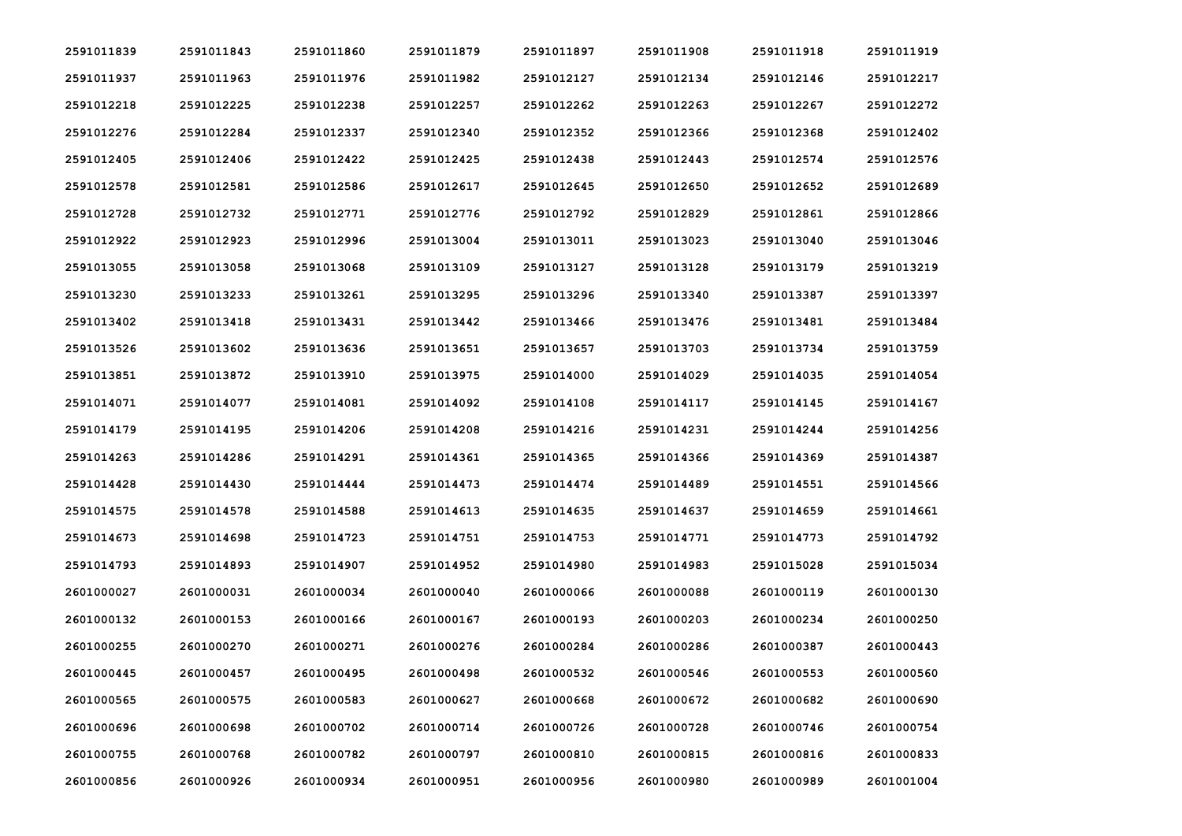| | | | | | | | |
|---|---|---|---|---|---|---|---|
| 2591011839 | 2591011843 | 2591011860 | 2591011879 | 2591011897 | 2591011908 | 2591011918 | 2591011919 |
| 2591011937 | 2591011963 | 2591011976 | 2591011982 | 2591012127 | 2591012134 | 2591012146 | 2591012217 |
| 2591012218 | 2591012225 | 2591012238 | 2591012257 | 2591012262 | 2591012263 | 2591012267 | 2591012272 |
| 2591012276 | 2591012284 | 2591012337 | 2591012340 | 2591012352 | 2591012366 | 2591012368 | 2591012402 |
| 2591012405 | 2591012406 | 2591012422 | 2591012425 | 2591012438 | 2591012443 | 2591012574 | 2591012576 |
| 2591012578 | 2591012581 | 2591012586 | 2591012617 | 2591012645 | 2591012650 | 2591012652 | 2591012689 |
| 2591012728 | 2591012732 | 2591012771 | 2591012776 | 2591012792 | 2591012829 | 2591012861 | 2591012866 |
| 2591012922 | 2591012923 | 2591012996 | 2591013004 | 2591013011 | 2591013023 | 2591013040 | 2591013046 |
| 2591013055 | 2591013058 | 2591013068 | 2591013109 | 2591013127 | 2591013128 | 2591013179 | 2591013219 |
| 2591013230 | 2591013233 | 2591013261 | 2591013295 | 2591013296 | 2591013340 | 2591013387 | 2591013397 |
| 2591013402 | 2591013418 | 2591013431 | 2591013442 | 2591013466 | 2591013476 | 2591013481 | 2591013484 |
| 2591013526 | 2591013602 | 2591013636 | 2591013651 | 2591013657 | 2591013703 | 2591013734 | 2591013759 |
| 2591013851 | 2591013872 | 2591013910 | 2591013975 | 2591014000 | 2591014029 | 2591014035 | 2591014054 |
| 2591014071 | 2591014077 | 2591014081 | 2591014092 | 2591014108 | 2591014117 | 2591014145 | 2591014167 |
| 2591014179 | 2591014195 | 2591014206 | 2591014208 | 2591014216 | 2591014231 | 2591014244 | 2591014256 |
| 2591014263 | 2591014286 | 2591014291 | 2591014361 | 2591014365 | 2591014366 | 2591014369 | 2591014387 |
| 2591014428 | 2591014430 | 2591014444 | 2591014473 | 2591014474 | 2591014489 | 2591014551 | 2591014566 |
| 2591014575 | 2591014578 | 2591014588 | 2591014613 | 2591014635 | 2591014637 | 2591014659 | 2591014661 |
| 2591014673 | 2591014698 | 2591014723 | 2591014751 | 2591014753 | 2591014771 | 2591014773 | 2591014792 |
| 2591014793 | 2591014893 | 2591014907 | 2591014952 | 2591014980 | 2591014983 | 2591015028 | 2591015034 |
| 2601000027 | 2601000031 | 2601000034 | 2601000040 | 2601000066 | 2601000088 | 2601000119 | 2601000130 |
| 2601000132 | 2601000153 | 2601000166 | 2601000167 | 2601000193 | 2601000203 | 2601000234 | 2601000250 |
| 2601000255 | 2601000270 | 2601000271 | 2601000276 | 2601000284 | 2601000286 | 2601000387 | 2601000443 |
| 2601000445 | 2601000457 | 2601000495 | 2601000498 | 2601000532 | 2601000546 | 2601000553 | 2601000560 |
| 2601000565 | 2601000575 | 2601000583 | 2601000627 | 2601000668 | 2601000672 | 2601000682 | 2601000690 |
| 2601000696 | 2601000698 | 2601000702 | 2601000714 | 2601000726 | 2601000728 | 2601000746 | 2601000754 |
| 2601000755 | 2601000768 | 2601000782 | 2601000797 | 2601000810 | 2601000815 | 2601000816 | 2601000833 |
| 2601000856 | 2601000926 | 2601000934 | 2601000951 | 2601000956 | 2601000980 | 2601000989 | 2601001004 |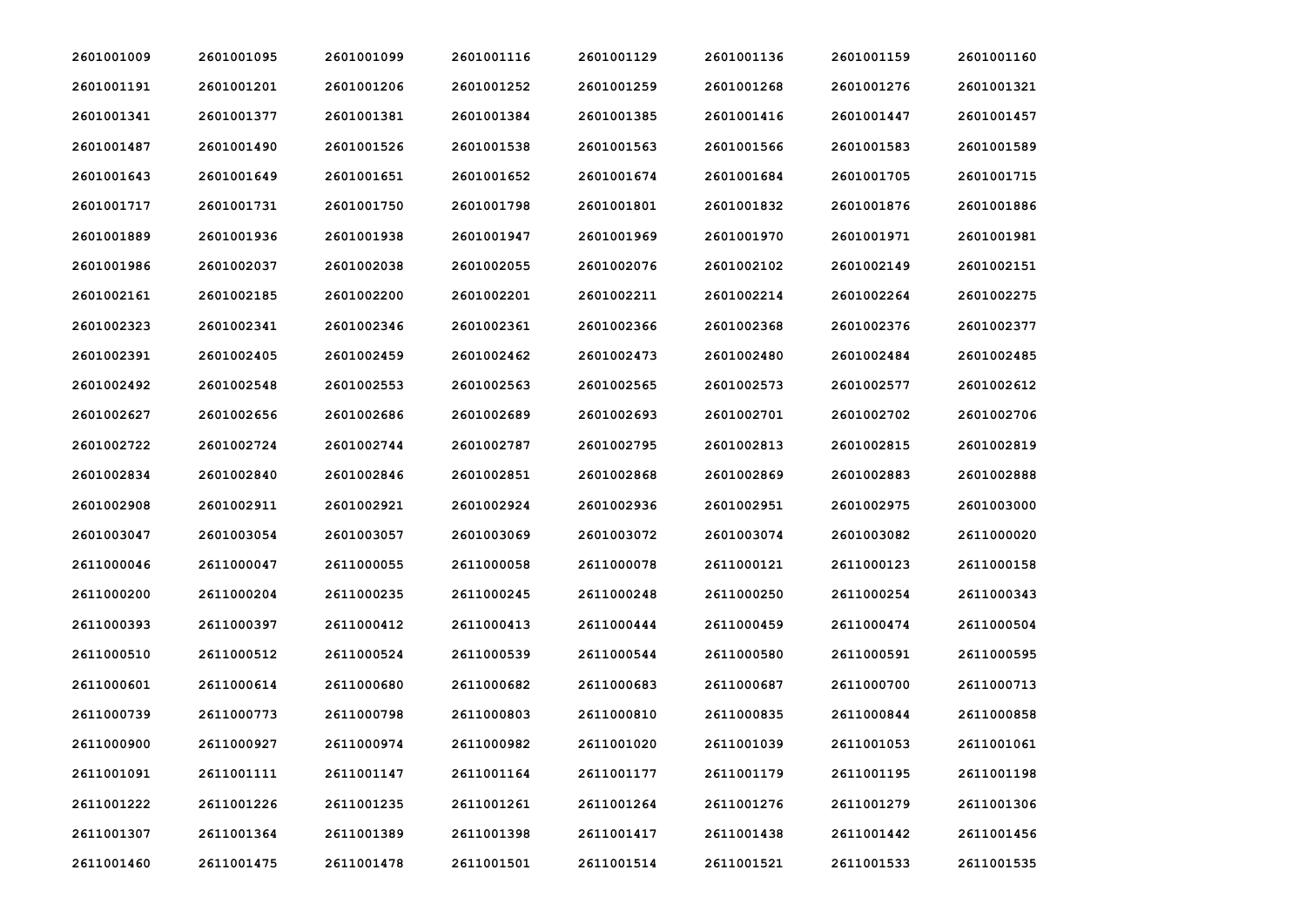| | | | | | | | |
|---|---|---|---|---|---|---|---|
| 2601001009 | 2601001095 | 2601001099 | 2601001116 | 2601001129 | 2601001136 | 2601001159 | 2601001160 |
| 2601001191 | 2601001201 | 2601001206 | 2601001252 | 2601001259 | 2601001268 | 2601001276 | 2601001321 |
| 2601001341 | 2601001377 | 2601001381 | 2601001384 | 2601001385 | 2601001416 | 2601001447 | 2601001457 |
| 2601001487 | 2601001490 | 2601001526 | 2601001538 | 2601001563 | 2601001566 | 2601001583 | 2601001589 |
| 2601001643 | 2601001649 | 2601001651 | 2601001652 | 2601001674 | 2601001684 | 2601001705 | 2601001715 |
| 2601001717 | 2601001731 | 2601001750 | 2601001798 | 2601001801 | 2601001832 | 2601001876 | 2601001886 |
| 2601001889 | 2601001936 | 2601001938 | 2601001947 | 2601001969 | 2601001970 | 2601001971 | 2601001981 |
| 2601001986 | 2601002037 | 2601002038 | 2601002055 | 2601002076 | 2601002102 | 2601002149 | 2601002151 |
| 2601002161 | 2601002185 | 2601002200 | 2601002201 | 2601002211 | 2601002214 | 2601002264 | 2601002275 |
| 2601002323 | 2601002341 | 2601002346 | 2601002361 | 2601002366 | 2601002368 | 2601002376 | 2601002377 |
| 2601002391 | 2601002405 | 2601002459 | 2601002462 | 2601002473 | 2601002480 | 2601002484 | 2601002485 |
| 2601002492 | 2601002548 | 2601002553 | 2601002563 | 2601002565 | 2601002573 | 2601002577 | 2601002612 |
| 2601002627 | 2601002656 | 2601002686 | 2601002689 | 2601002693 | 2601002701 | 2601002702 | 2601002706 |
| 2601002722 | 2601002724 | 2601002744 | 2601002787 | 2601002795 | 2601002813 | 2601002815 | 2601002819 |
| 2601002834 | 2601002840 | 2601002846 | 2601002851 | 2601002868 | 2601002869 | 2601002883 | 2601002888 |
| 2601002908 | 2601002911 | 2601002921 | 2601002924 | 2601002936 | 2601002951 | 2601002975 | 2601003000 |
| 2601003047 | 2601003054 | 2601003057 | 2601003069 | 2601003072 | 2601003074 | 2601003082 | 2611000020 |
| 2611000046 | 2611000047 | 2611000055 | 2611000058 | 2611000078 | 2611000121 | 2611000123 | 2611000158 |
| 2611000200 | 2611000204 | 2611000235 | 2611000245 | 2611000248 | 2611000250 | 2611000254 | 2611000343 |
| 2611000393 | 2611000397 | 2611000412 | 2611000413 | 2611000444 | 2611000459 | 2611000474 | 2611000504 |
| 2611000510 | 2611000512 | 2611000524 | 2611000539 | 2611000544 | 2611000580 | 2611000591 | 2611000595 |
| 2611000601 | 2611000614 | 2611000680 | 2611000682 | 2611000683 | 2611000687 | 2611000700 | 2611000713 |
| 2611000739 | 2611000773 | 2611000798 | 2611000803 | 2611000810 | 2611000835 | 2611000844 | 2611000858 |
| 2611000900 | 2611000927 | 2611000974 | 2611000982 | 2611001020 | 2611001039 | 2611001053 | 2611001061 |
| 2611001091 | 2611001111 | 2611001147 | 2611001164 | 2611001177 | 2611001179 | 2611001195 | 2611001198 |
| 2611001222 | 2611001226 | 2611001235 | 2611001261 | 2611001264 | 2611001276 | 2611001279 | 2611001306 |
| 2611001307 | 2611001364 | 2611001389 | 2611001398 | 2611001417 | 2611001438 | 2611001442 | 2611001456 |
| 2611001460 | 2611001475 | 2611001478 | 2611001501 | 2611001514 | 2611001521 | 2611001533 | 2611001535 |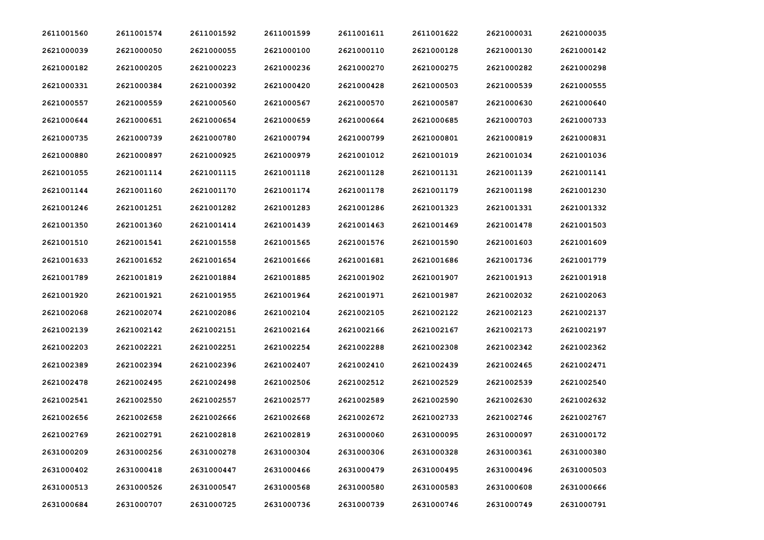| | | | | | | | |
|---|---|---|---|---|---|---|---|
| 2611001560 | 2611001574 | 2611001592 | 2611001599 | 2611001611 | 2611001622 | 2621000031 | 2621000035 |
| 2621000039 | 2621000050 | 2621000055 | 2621000100 | 2621000110 | 2621000128 | 2621000130 | 2621000142 |
| 2621000182 | 2621000205 | 2621000223 | 2621000236 | 2621000270 | 2621000275 | 2621000282 | 2621000298 |
| 2621000331 | 2621000384 | 2621000392 | 2621000420 | 2621000428 | 2621000503 | 2621000539 | 2621000555 |
| 2621000557 | 2621000559 | 2621000560 | 2621000567 | 2621000570 | 2621000587 | 2621000630 | 2621000640 |
| 2621000644 | 2621000651 | 2621000654 | 2621000659 | 2621000664 | 2621000685 | 2621000703 | 2621000733 |
| 2621000735 | 2621000739 | 2621000780 | 2621000794 | 2621000799 | 2621000801 | 2621000819 | 2621000831 |
| 2621000880 | 2621000897 | 2621000925 | 2621000979 | 2621001012 | 2621001019 | 2621001034 | 2621001036 |
| 2621001055 | 2621001114 | 2621001115 | 2621001118 | 2621001128 | 2621001131 | 2621001139 | 2621001141 |
| 2621001144 | 2621001160 | 2621001170 | 2621001174 | 2621001178 | 2621001179 | 2621001198 | 2621001230 |
| 2621001246 | 2621001251 | 2621001282 | 2621001283 | 2621001286 | 2621001323 | 2621001331 | 2621001332 |
| 2621001350 | 2621001360 | 2621001414 | 2621001439 | 2621001463 | 2621001469 | 2621001478 | 2621001503 |
| 2621001510 | 2621001541 | 2621001558 | 2621001565 | 2621001576 | 2621001590 | 2621001603 | 2621001609 |
| 2621001633 | 2621001652 | 2621001654 | 2621001666 | 2621001681 | 2621001686 | 2621001736 | 2621001779 |
| 2621001789 | 2621001819 | 2621001884 | 2621001885 | 2621001902 | 2621001907 | 2621001913 | 2621001918 |
| 2621001920 | 2621001921 | 2621001955 | 2621001964 | 2621001971 | 2621001987 | 2621002032 | 2621002063 |
| 2621002068 | 2621002074 | 2621002086 | 2621002104 | 2621002105 | 2621002122 | 2621002123 | 2621002137 |
| 2621002139 | 2621002142 | 2621002151 | 2621002164 | 2621002166 | 2621002167 | 2621002173 | 2621002197 |
| 2621002203 | 2621002221 | 2621002251 | 2621002254 | 2621002288 | 2621002308 | 2621002342 | 2621002362 |
| 2621002389 | 2621002394 | 2621002396 | 2621002407 | 2621002410 | 2621002439 | 2621002465 | 2621002471 |
| 2621002478 | 2621002495 | 2621002498 | 2621002506 | 2621002512 | 2621002529 | 2621002539 | 2621002540 |
| 2621002541 | 2621002550 | 2621002557 | 2621002577 | 2621002589 | 2621002590 | 2621002630 | 2621002632 |
| 2621002656 | 2621002658 | 2621002666 | 2621002668 | 2621002672 | 2621002733 | 2621002746 | 2621002767 |
| 2621002769 | 2621002791 | 2621002818 | 2621002819 | 2631000060 | 2631000095 | 2631000097 | 2631000172 |
| 2631000209 | 2631000256 | 2631000278 | 2631000304 | 2631000306 | 2631000328 | 2631000361 | 2631000380 |
| 2631000402 | 2631000418 | 2631000447 | 2631000466 | 2631000479 | 2631000495 | 2631000496 | 2631000503 |
| 2631000513 | 2631000526 | 2631000547 | 2631000568 | 2631000580 | 2631000583 | 2631000608 | 2631000666 |
| 2631000684 | 2631000707 | 2631000725 | 2631000736 | 2631000739 | 2631000746 | 2631000749 | 2631000791 |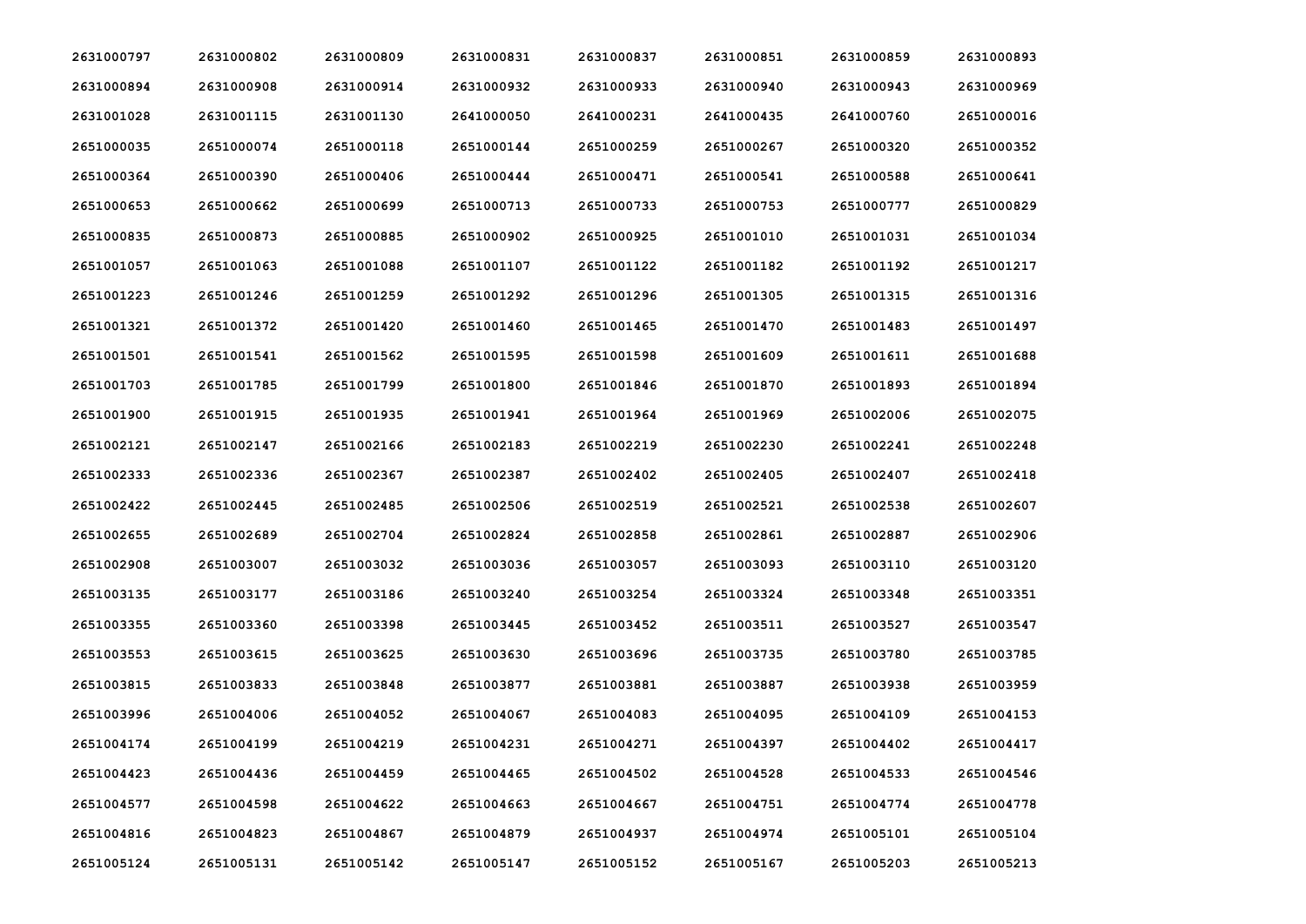| 2631000797 | 2631000802 | 2631000809 | 2631000831 | 2631000837 | 2631000851 | 2631000859 | 2631000893 |
|---|---|---|---|---|---|---|---|
| 2631000894 | 2631000908 | 2631000914 | 2631000932 | 2631000933 | 2631000940 | 2631000943 | 2631000969 |
| 2631001028 | 2631001115 | 2631001130 | 2641000050 | 2641000231 | 2641000435 | 2641000760 | 2651000016 |
| 2651000035 | 2651000074 | 2651000118 | 2651000144 | 2651000259 | 2651000267 | 2651000320 | 2651000352 |
| 2651000364 | 2651000390 | 2651000406 | 2651000444 | 2651000471 | 2651000541 | 2651000588 | 2651000641 |
| 2651000653 | 2651000662 | 2651000699 | 2651000713 | 2651000733 | 2651000753 | 2651000777 | 2651000829 |
| 2651000835 | 2651000873 | 2651000885 | 2651000902 | 2651000925 | 2651001010 | 2651001031 | 2651001034 |
| 2651001057 | 2651001063 | 2651001088 | 2651001107 | 2651001122 | 2651001182 | 2651001192 | 2651001217 |
| 2651001223 | 2651001246 | 2651001259 | 2651001292 | 2651001296 | 2651001305 | 2651001315 | 2651001316 |
| 2651001321 | 2651001372 | 2651001420 | 2651001460 | 2651001465 | 2651001470 | 2651001483 | 2651001497 |
| 2651001501 | 2651001541 | 2651001562 | 2651001595 | 2651001598 | 2651001609 | 2651001611 | 2651001688 |
| 2651001703 | 2651001785 | 2651001799 | 2651001800 | 2651001846 | 2651001870 | 2651001893 | 2651001894 |
| 2651001900 | 2651001915 | 2651001935 | 2651001941 | 2651001964 | 2651001969 | 2651002006 | 2651002075 |
| 2651002121 | 2651002147 | 2651002166 | 2651002183 | 2651002219 | 2651002230 | 2651002241 | 2651002248 |
| 2651002333 | 2651002336 | 2651002367 | 2651002387 | 2651002402 | 2651002405 | 2651002407 | 2651002418 |
| 2651002422 | 2651002445 | 2651002485 | 2651002506 | 2651002519 | 2651002521 | 2651002538 | 2651002607 |
| 2651002655 | 2651002689 | 2651002704 | 2651002824 | 2651002858 | 2651002861 | 2651002887 | 2651002906 |
| 2651002908 | 2651003007 | 2651003032 | 2651003036 | 2651003057 | 2651003093 | 2651003110 | 2651003120 |
| 2651003135 | 2651003177 | 2651003186 | 2651003240 | 2651003254 | 2651003324 | 2651003348 | 2651003351 |
| 2651003355 | 2651003360 | 2651003398 | 2651003445 | 2651003452 | 2651003511 | 2651003527 | 2651003547 |
| 2651003553 | 2651003615 | 2651003625 | 2651003630 | 2651003696 | 2651003735 | 2651003780 | 2651003785 |
| 2651003815 | 2651003833 | 2651003848 | 2651003877 | 2651003881 | 2651003887 | 2651003938 | 2651003959 |
| 2651003996 | 2651004006 | 2651004052 | 2651004067 | 2651004083 | 2651004095 | 2651004109 | 2651004153 |
| 2651004174 | 2651004199 | 2651004219 | 2651004231 | 2651004271 | 2651004397 | 2651004402 | 2651004417 |
| 2651004423 | 2651004436 | 2651004459 | 2651004465 | 2651004502 | 2651004528 | 2651004533 | 2651004546 |
| 2651004577 | 2651004598 | 2651004622 | 2651004663 | 2651004667 | 2651004751 | 2651004774 | 2651004778 |
| 2651004816 | 2651004823 | 2651004867 | 2651004879 | 2651004937 | 2651004974 | 2651005101 | 2651005104 |
| 2651005124 | 2651005131 | 2651005142 | 2651005147 | 2651005152 | 2651005167 | 2651005203 | 2651005213 |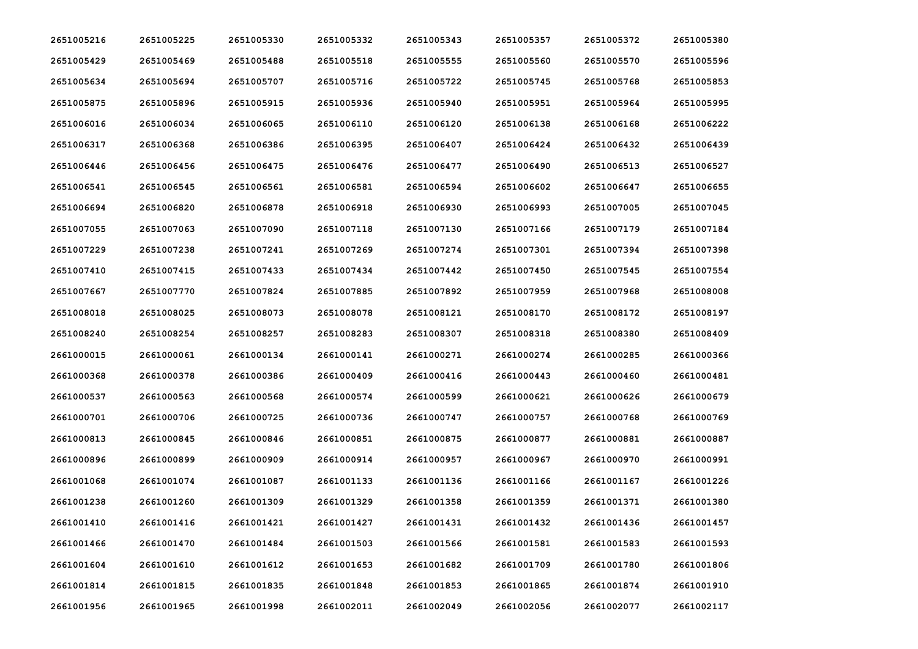| | | | | | | | |
|---|---|---|---|---|---|---|---|
| 2651005216 | 2651005225 | 2651005330 | 2651005332 | 2651005343 | 2651005357 | 2651005372 | 2651005380 |
| 2651005429 | 2651005469 | 2651005488 | 2651005518 | 2651005555 | 2651005560 | 2651005570 | 2651005596 |
| 2651005634 | 2651005694 | 2651005707 | 2651005716 | 2651005722 | 2651005745 | 2651005768 | 2651005853 |
| 2651005875 | 2651005896 | 2651005915 | 2651005936 | 2651005940 | 2651005951 | 2651005964 | 2651005995 |
| 2651006016 | 2651006034 | 2651006065 | 2651006110 | 2651006120 | 2651006138 | 2651006168 | 2651006222 |
| 2651006317 | 2651006368 | 2651006386 | 2651006395 | 2651006407 | 2651006424 | 2651006432 | 2651006439 |
| 2651006446 | 2651006456 | 2651006475 | 2651006476 | 2651006477 | 2651006490 | 2651006513 | 2651006527 |
| 2651006541 | 2651006545 | 2651006561 | 2651006581 | 2651006594 | 2651006602 | 2651006647 | 2651006655 |
| 2651006694 | 2651006820 | 2651006878 | 2651006918 | 2651006930 | 2651006993 | 2651007005 | 2651007045 |
| 2651007055 | 2651007063 | 2651007090 | 2651007118 | 2651007130 | 2651007166 | 2651007179 | 2651007184 |
| 2651007229 | 2651007238 | 2651007241 | 2651007269 | 2651007274 | 2651007301 | 2651007394 | 2651007398 |
| 2651007410 | 2651007415 | 2651007433 | 2651007434 | 2651007442 | 2651007450 | 2651007545 | 2651007554 |
| 2651007667 | 2651007770 | 2651007824 | 2651007885 | 2651007892 | 2651007959 | 2651007968 | 2651008008 |
| 2651008018 | 2651008025 | 2651008073 | 2651008078 | 2651008121 | 2651008170 | 2651008172 | 2651008197 |
| 2651008240 | 2651008254 | 2651008257 | 2651008283 | 2651008307 | 2651008318 | 2651008380 | 2651008409 |
| 2661000015 | 2661000061 | 2661000134 | 2661000141 | 2661000271 | 2661000274 | 2661000285 | 2661000366 |
| 2661000368 | 2661000378 | 2661000386 | 2661000409 | 2661000416 | 2661000443 | 2661000460 | 2661000481 |
| 2661000537 | 2661000563 | 2661000568 | 2661000574 | 2661000599 | 2661000621 | 2661000626 | 2661000679 |
| 2661000701 | 2661000706 | 2661000725 | 2661000736 | 2661000747 | 2661000757 | 2661000768 | 2661000769 |
| 2661000813 | 2661000845 | 2661000846 | 2661000851 | 2661000875 | 2661000877 | 2661000881 | 2661000887 |
| 2661000896 | 2661000899 | 2661000909 | 2661000914 | 2661000957 | 2661000967 | 2661000970 | 2661000991 |
| 2661001068 | 2661001074 | 2661001087 | 2661001133 | 2661001136 | 2661001166 | 2661001167 | 2661001226 |
| 2661001238 | 2661001260 | 2661001309 | 2661001329 | 2661001358 | 2661001359 | 2661001371 | 2661001380 |
| 2661001410 | 2661001416 | 2661001421 | 2661001427 | 2661001431 | 2661001432 | 2661001436 | 2661001457 |
| 2661001466 | 2661001470 | 2661001484 | 2661001503 | 2661001566 | 2661001581 | 2661001583 | 2661001593 |
| 2661001604 | 2661001610 | 2661001612 | 2661001653 | 2661001682 | 2661001709 | 2661001780 | 2661001806 |
| 2661001814 | 2661001815 | 2661001835 | 2661001848 | 2661001853 | 2661001865 | 2661001874 | 2661001910 |
| 2661001956 | 2661001965 | 2661001998 | 2661002011 | 2661002049 | 2661002056 | 2661002077 | 2661002117 |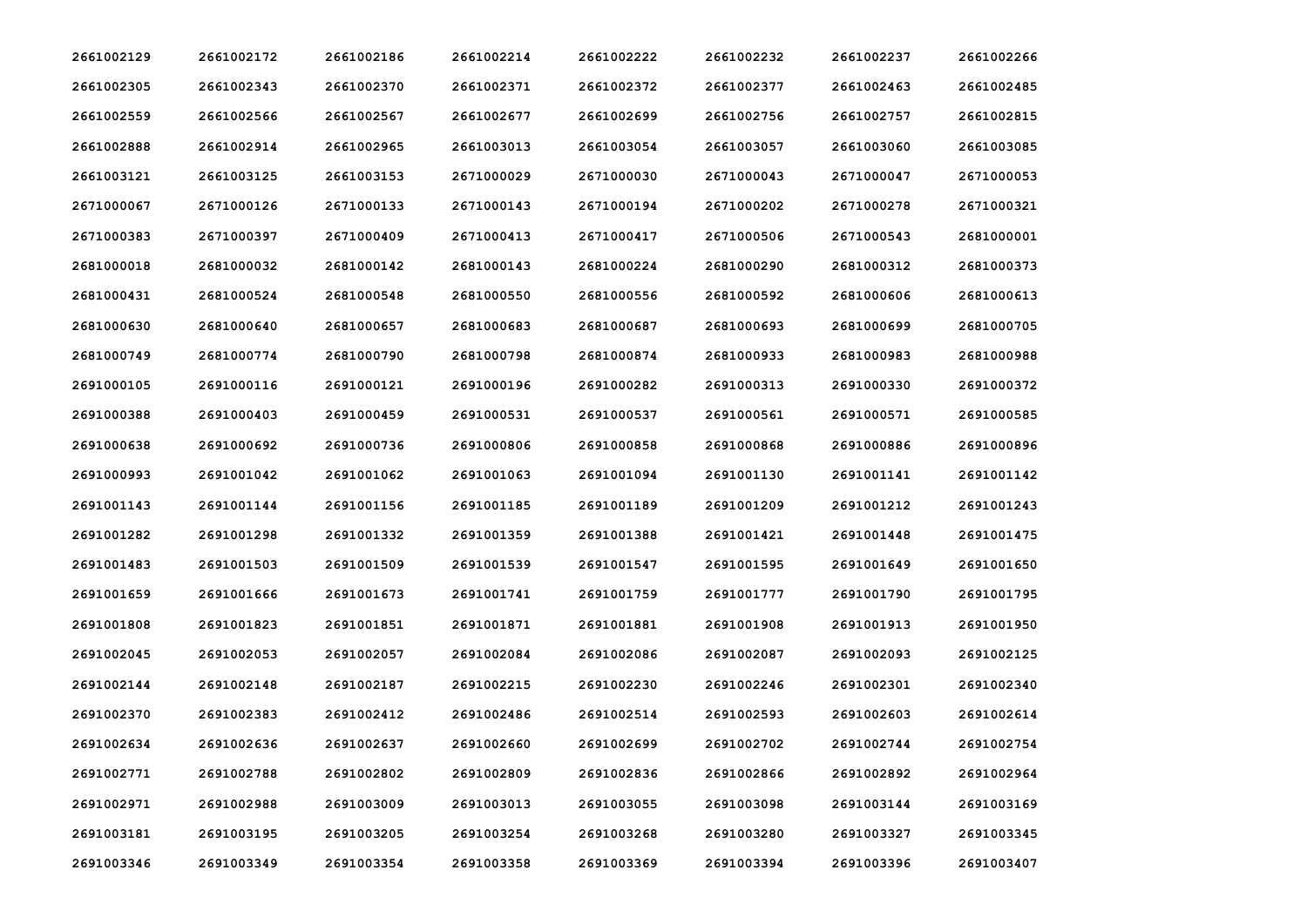| | | | | | | | |
|---|---|---|---|---|---|---|---|
| 2661002129 | 2661002172 | 2661002186 | 2661002214 | 2661002222 | 2661002232 | 2661002237 | 2661002266 |
| 2661002305 | 2661002343 | 2661002370 | 2661002371 | 2661002372 | 2661002377 | 2661002463 | 2661002485 |
| 2661002559 | 2661002566 | 2661002567 | 2661002677 | 2661002699 | 2661002756 | 2661002757 | 2661002815 |
| 2661002888 | 2661002914 | 2661002965 | 2661003013 | 2661003054 | 2661003057 | 2661003060 | 2661003085 |
| 2661003121 | 2661003125 | 2661003153 | 2671000029 | 2671000030 | 2671000043 | 2671000047 | 2671000053 |
| 2671000067 | 2671000126 | 2671000133 | 2671000143 | 2671000194 | 2671000202 | 2671000278 | 2671000321 |
| 2671000383 | 2671000397 | 2671000409 | 2671000413 | 2671000417 | 2671000506 | 2671000543 | 2681000001 |
| 2681000018 | 2681000032 | 2681000142 | 2681000143 | 2681000224 | 2681000290 | 2681000312 | 2681000373 |
| 2681000431 | 2681000524 | 2681000548 | 2681000550 | 2681000556 | 2681000592 | 2681000606 | 2681000613 |
| 2681000630 | 2681000640 | 2681000657 | 2681000683 | 2681000687 | 2681000693 | 2681000699 | 2681000705 |
| 2681000749 | 2681000774 | 2681000790 | 2681000798 | 2681000874 | 2681000933 | 2681000983 | 2681000988 |
| 2691000105 | 2691000116 | 2691000121 | 2691000196 | 2691000282 | 2691000313 | 2691000330 | 2691000372 |
| 2691000388 | 2691000403 | 2691000459 | 2691000531 | 2691000537 | 2691000561 | 2691000571 | 2691000585 |
| 2691000638 | 2691000692 | 2691000736 | 2691000806 | 2691000858 | 2691000868 | 2691000886 | 2691000896 |
| 2691000993 | 2691001042 | 2691001062 | 2691001063 | 2691001094 | 2691001130 | 2691001141 | 2691001142 |
| 2691001143 | 2691001144 | 2691001156 | 2691001185 | 2691001189 | 2691001209 | 2691001212 | 2691001243 |
| 2691001282 | 2691001298 | 2691001332 | 2691001359 | 2691001388 | 2691001421 | 2691001448 | 2691001475 |
| 2691001483 | 2691001503 | 2691001509 | 2691001539 | 2691001547 | 2691001595 | 2691001649 | 2691001650 |
| 2691001659 | 2691001666 | 2691001673 | 2691001741 | 2691001759 | 2691001777 | 2691001790 | 2691001795 |
| 2691001808 | 2691001823 | 2691001851 | 2691001871 | 2691001881 | 2691001908 | 2691001913 | 2691001950 |
| 2691002045 | 2691002053 | 2691002057 | 2691002084 | 2691002086 | 2691002087 | 2691002093 | 2691002125 |
| 2691002144 | 2691002148 | 2691002187 | 2691002215 | 2691002230 | 2691002246 | 2691002301 | 2691002340 |
| 2691002370 | 2691002383 | 2691002412 | 2691002486 | 2691002514 | 2691002593 | 2691002603 | 2691002614 |
| 2691002634 | 2691002636 | 2691002637 | 2691002660 | 2691002699 | 2691002702 | 2691002744 | 2691002754 |
| 2691002771 | 2691002788 | 2691002802 | 2691002809 | 2691002836 | 2691002866 | 2691002892 | 2691002964 |
| 2691002971 | 2691002988 | 2691003009 | 2691003013 | 2691003055 | 2691003098 | 2691003144 | 2691003169 |
| 2691003181 | 2691003195 | 2691003205 | 2691003254 | 2691003268 | 2691003280 | 2691003327 | 2691003345 |
| 2691003346 | 2691003349 | 2691003354 | 2691003358 | 2691003369 | 2691003394 | 2691003396 | 2691003407 |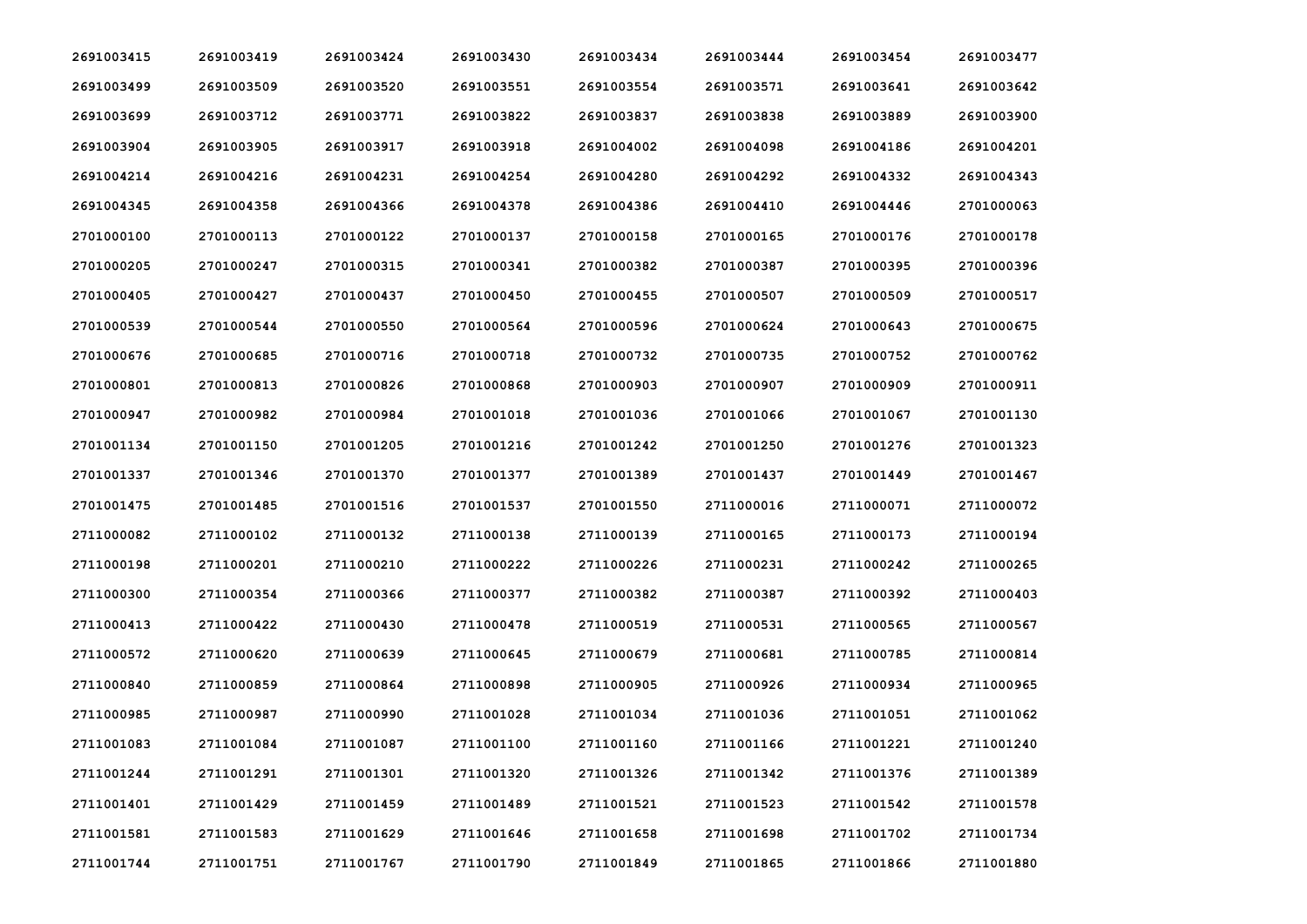| | | | | | | | |
|---|---|---|---|---|---|---|---|
| 2691003415 | 2691003419 | 2691003424 | 2691003430 | 2691003434 | 2691003444 | 2691003454 | 2691003477 |
| 2691003499 | 2691003509 | 2691003520 | 2691003551 | 2691003554 | 2691003571 | 2691003641 | 2691003642 |
| 2691003699 | 2691003712 | 2691003771 | 2691003822 | 2691003837 | 2691003838 | 2691003889 | 2691003900 |
| 2691003904 | 2691003905 | 2691003917 | 2691003918 | 2691004002 | 2691004098 | 2691004186 | 2691004201 |
| 2691004214 | 2691004216 | 2691004231 | 2691004254 | 2691004280 | 2691004292 | 2691004332 | 2691004343 |
| 2691004345 | 2691004358 | 2691004366 | 2691004378 | 2691004386 | 2691004410 | 2691004446 | 2701000063 |
| 2701000100 | 2701000113 | 2701000122 | 2701000137 | 2701000158 | 2701000165 | 2701000176 | 2701000178 |
| 2701000205 | 2701000247 | 2701000315 | 2701000341 | 2701000382 | 2701000387 | 2701000395 | 2701000396 |
| 2701000405 | 2701000427 | 2701000437 | 2701000450 | 2701000455 | 2701000507 | 2701000509 | 2701000517 |
| 2701000539 | 2701000544 | 2701000550 | 2701000564 | 2701000596 | 2701000624 | 2701000643 | 2701000675 |
| 2701000676 | 2701000685 | 2701000716 | 2701000718 | 2701000732 | 2701000735 | 2701000752 | 2701000762 |
| 2701000801 | 2701000813 | 2701000826 | 2701000868 | 2701000903 | 2701000907 | 2701000909 | 2701000911 |
| 2701000947 | 2701000982 | 2701000984 | 2701001018 | 2701001036 | 2701001066 | 2701001067 | 2701001130 |
| 2701001134 | 2701001150 | 2701001205 | 2701001216 | 2701001242 | 2701001250 | 2701001276 | 2701001323 |
| 2701001337 | 2701001346 | 2701001370 | 2701001377 | 2701001389 | 2701001437 | 2701001449 | 2701001467 |
| 2701001475 | 2701001485 | 2701001516 | 2701001537 | 2701001550 | 2711000016 | 2711000071 | 2711000072 |
| 2711000082 | 2711000102 | 2711000132 | 2711000138 | 2711000139 | 2711000165 | 2711000173 | 2711000194 |
| 2711000198 | 2711000201 | 2711000210 | 2711000222 | 2711000226 | 2711000231 | 2711000242 | 2711000265 |
| 2711000300 | 2711000354 | 2711000366 | 2711000377 | 2711000382 | 2711000387 | 2711000392 | 2711000403 |
| 2711000413 | 2711000422 | 2711000430 | 2711000478 | 2711000519 | 2711000531 | 2711000565 | 2711000567 |
| 2711000572 | 2711000620 | 2711000639 | 2711000645 | 2711000679 | 2711000681 | 2711000785 | 2711000814 |
| 2711000840 | 2711000859 | 2711000864 | 2711000898 | 2711000905 | 2711000926 | 2711000934 | 2711000965 |
| 2711000985 | 2711000987 | 2711000990 | 2711001028 | 2711001034 | 2711001036 | 2711001051 | 2711001062 |
| 2711001083 | 2711001084 | 2711001087 | 2711001100 | 2711001160 | 2711001166 | 2711001221 | 2711001240 |
| 2711001244 | 2711001291 | 2711001301 | 2711001320 | 2711001326 | 2711001342 | 2711001376 | 2711001389 |
| 2711001401 | 2711001429 | 2711001459 | 2711001489 | 2711001521 | 2711001523 | 2711001542 | 2711001578 |
| 2711001581 | 2711001583 | 2711001629 | 2711001646 | 2711001658 | 2711001698 | 2711001702 | 2711001734 |
| 2711001744 | 2711001751 | 2711001767 | 2711001790 | 2711001849 | 2711001865 | 2711001866 | 2711001880 |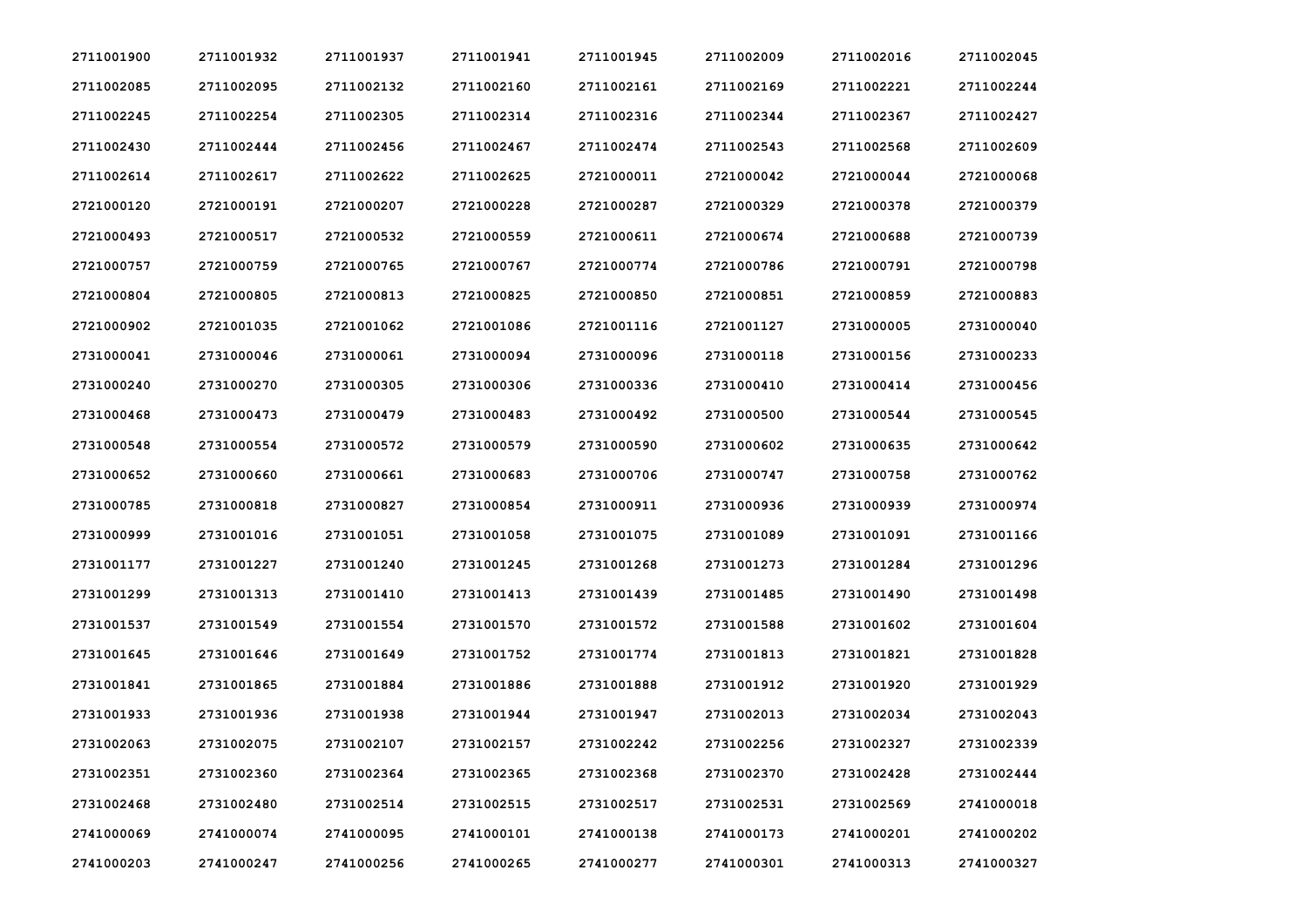| | | | | | | | |
|---|---|---|---|---|---|---|---|
| 2711001900 | 2711001932 | 2711001937 | 2711001941 | 2711001945 | 2711002009 | 2711002016 | 2711002045 |
| 2711002085 | 2711002095 | 2711002132 | 2711002160 | 2711002161 | 2711002169 | 2711002221 | 2711002244 |
| 2711002245 | 2711002254 | 2711002305 | 2711002314 | 2711002316 | 2711002344 | 2711002367 | 2711002427 |
| 2711002430 | 2711002444 | 2711002456 | 2711002467 | 2711002474 | 2711002543 | 2711002568 | 2711002609 |
| 2711002614 | 2711002617 | 2711002622 | 2711002625 | 2721000011 | 2721000042 | 2721000044 | 2721000068 |
| 2721000120 | 2721000191 | 2721000207 | 2721000228 | 2721000287 | 2721000329 | 2721000378 | 2721000379 |
| 2721000493 | 2721000517 | 2721000532 | 2721000559 | 2721000611 | 2721000674 | 2721000688 | 2721000739 |
| 2721000757 | 2721000759 | 2721000765 | 2721000767 | 2721000774 | 2721000786 | 2721000791 | 2721000798 |
| 2721000804 | 2721000805 | 2721000813 | 2721000825 | 2721000850 | 2721000851 | 2721000859 | 2721000883 |
| 2721000902 | 2721001035 | 2721001062 | 2721001086 | 2721001116 | 2721001127 | 2731000005 | 2731000040 |
| 2731000041 | 2731000046 | 2731000061 | 2731000094 | 2731000096 | 2731000118 | 2731000156 | 2731000233 |
| 2731000240 | 2731000270 | 2731000305 | 2731000306 | 2731000336 | 2731000410 | 2731000414 | 2731000456 |
| 2731000468 | 2731000473 | 2731000479 | 2731000483 | 2731000492 | 2731000500 | 2731000544 | 2731000545 |
| 2731000548 | 2731000554 | 2731000572 | 2731000579 | 2731000590 | 2731000602 | 2731000635 | 2731000642 |
| 2731000652 | 2731000660 | 2731000661 | 2731000683 | 2731000706 | 2731000747 | 2731000758 | 2731000762 |
| 2731000785 | 2731000818 | 2731000827 | 2731000854 | 2731000911 | 2731000936 | 2731000939 | 2731000974 |
| 2731000999 | 2731001016 | 2731001051 | 2731001058 | 2731001075 | 2731001089 | 2731001091 | 2731001166 |
| 2731001177 | 2731001227 | 2731001240 | 2731001245 | 2731001268 | 2731001273 | 2731001284 | 2731001296 |
| 2731001299 | 2731001313 | 2731001410 | 2731001413 | 2731001439 | 2731001485 | 2731001490 | 2731001498 |
| 2731001537 | 2731001549 | 2731001554 | 2731001570 | 2731001572 | 2731001588 | 2731001602 | 2731001604 |
| 2731001645 | 2731001646 | 2731001649 | 2731001752 | 2731001774 | 2731001813 | 2731001821 | 2731001828 |
| 2731001841 | 2731001865 | 2731001884 | 2731001886 | 2731001888 | 2731001912 | 2731001920 | 2731001929 |
| 2731001933 | 2731001936 | 2731001938 | 2731001944 | 2731001947 | 2731002013 | 2731002034 | 2731002043 |
| 2731002063 | 2731002075 | 2731002107 | 2731002157 | 2731002242 | 2731002256 | 2731002327 | 2731002339 |
| 2731002351 | 2731002360 | 2731002364 | 2731002365 | 2731002368 | 2731002370 | 2731002428 | 2731002444 |
| 2731002468 | 2731002480 | 2731002514 | 2731002515 | 2731002517 | 2731002531 | 2731002569 | 2741000018 |
| 2741000069 | 2741000074 | 2741000095 | 2741000101 | 2741000138 | 2741000173 | 2741000201 | 2741000202 |
| 2741000203 | 2741000247 | 2741000256 | 2741000265 | 2741000277 | 2741000301 | 2741000313 | 2741000327 |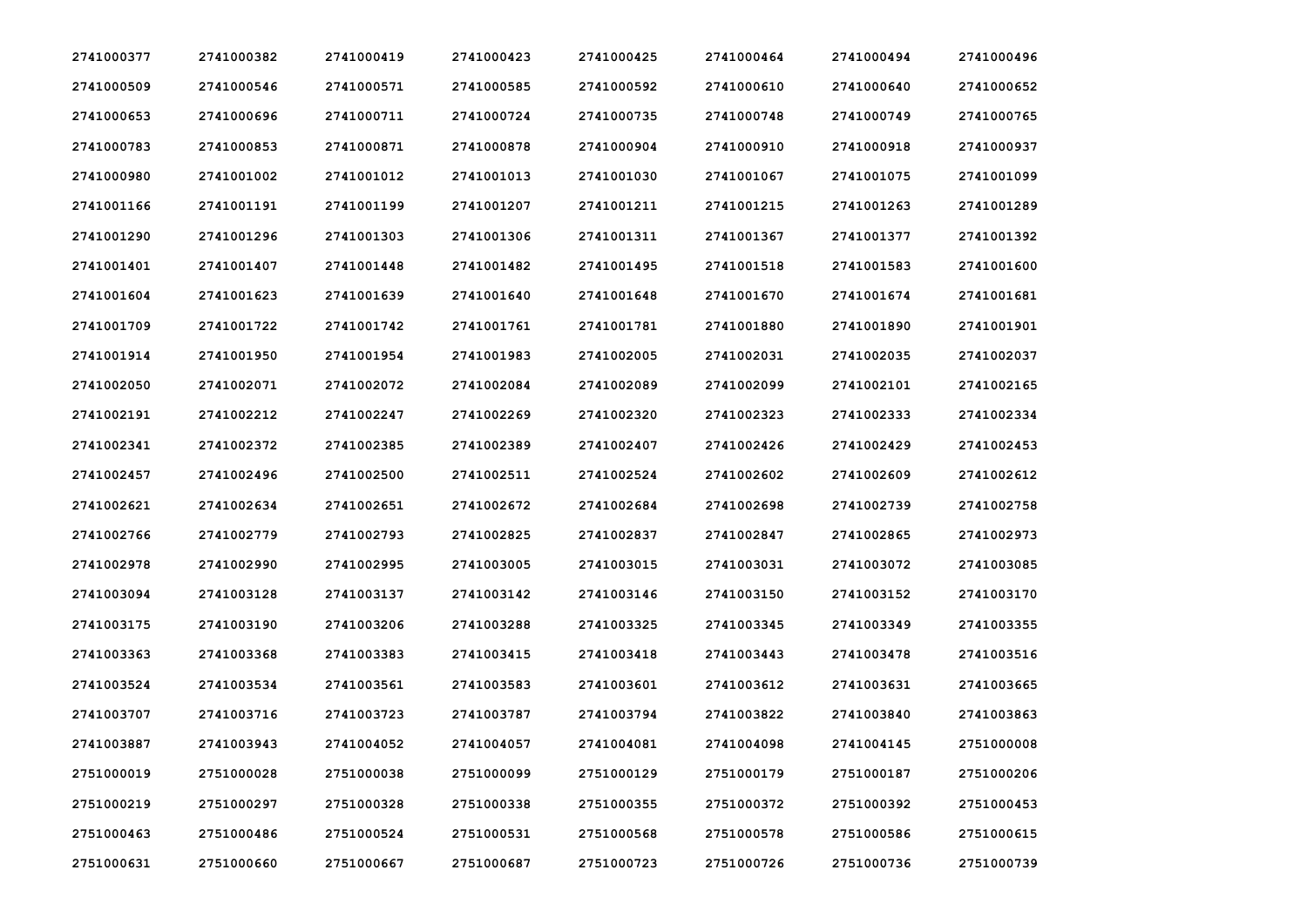| | | | | | | | |
|---|---|---|---|---|---|---|---|
| 2741000377 | 2741000382 | 2741000419 | 2741000423 | 2741000425 | 2741000464 | 2741000494 | 2741000496 |
| 2741000509 | 2741000546 | 2741000571 | 2741000585 | 2741000592 | 2741000610 | 2741000640 | 2741000652 |
| 2741000653 | 2741000696 | 2741000711 | 2741000724 | 2741000735 | 2741000748 | 2741000749 | 2741000765 |
| 2741000783 | 2741000853 | 2741000871 | 2741000878 | 2741000904 | 2741000910 | 2741000918 | 2741000937 |
| 2741000980 | 2741001002 | 2741001012 | 2741001013 | 2741001030 | 2741001067 | 2741001075 | 2741001099 |
| 2741001166 | 2741001191 | 2741001199 | 2741001207 | 2741001211 | 2741001215 | 2741001263 | 2741001289 |
| 2741001290 | 2741001296 | 2741001303 | 2741001306 | 2741001311 | 2741001367 | 2741001377 | 2741001392 |
| 2741001401 | 2741001407 | 2741001448 | 2741001482 | 2741001495 | 2741001518 | 2741001583 | 2741001600 |
| 2741001604 | 2741001623 | 2741001639 | 2741001640 | 2741001648 | 2741001670 | 2741001674 | 2741001681 |
| 2741001709 | 2741001722 | 2741001742 | 2741001761 | 2741001781 | 2741001880 | 2741001890 | 2741001901 |
| 2741001914 | 2741001950 | 2741001954 | 2741001983 | 2741002005 | 2741002031 | 2741002035 | 2741002037 |
| 2741002050 | 2741002071 | 2741002072 | 2741002084 | 2741002089 | 2741002099 | 2741002101 | 2741002165 |
| 2741002191 | 2741002212 | 2741002247 | 2741002269 | 2741002320 | 2741002323 | 2741002333 | 2741002334 |
| 2741002341 | 2741002372 | 2741002385 | 2741002389 | 2741002407 | 2741002426 | 2741002429 | 2741002453 |
| 2741002457 | 2741002496 | 2741002500 | 2741002511 | 2741002524 | 2741002602 | 2741002609 | 2741002612 |
| 2741002621 | 2741002634 | 2741002651 | 2741002672 | 2741002684 | 2741002698 | 2741002739 | 2741002758 |
| 2741002766 | 2741002779 | 2741002793 | 2741002825 | 2741002837 | 2741002847 | 2741002865 | 2741002973 |
| 2741002978 | 2741002990 | 2741002995 | 2741003005 | 2741003015 | 2741003031 | 2741003072 | 2741003085 |
| 2741003094 | 2741003128 | 2741003137 | 2741003142 | 2741003146 | 2741003150 | 2741003152 | 2741003170 |
| 2741003175 | 2741003190 | 2741003206 | 2741003288 | 2741003325 | 2741003345 | 2741003349 | 2741003355 |
| 2741003363 | 2741003368 | 2741003383 | 2741003415 | 2741003418 | 2741003443 | 2741003478 | 2741003516 |
| 2741003524 | 2741003534 | 2741003561 | 2741003583 | 2741003601 | 2741003612 | 2741003631 | 2741003665 |
| 2741003707 | 2741003716 | 2741003723 | 2741003787 | 2741003794 | 2741003822 | 2741003840 | 2741003863 |
| 2741003887 | 2741003943 | 2741004052 | 2741004057 | 2741004081 | 2741004098 | 2741004145 | 2751000008 |
| 2751000019 | 2751000028 | 2751000038 | 2751000099 | 2751000129 | 2751000179 | 2751000187 | 2751000206 |
| 2751000219 | 2751000297 | 2751000328 | 2751000338 | 2751000355 | 2751000372 | 2751000392 | 2751000453 |
| 2751000463 | 2751000486 | 2751000524 | 2751000531 | 2751000568 | 2751000578 | 2751000586 | 2751000615 |
| 2751000631 | 2751000660 | 2751000667 | 2751000687 | 2751000723 | 2751000726 | 2751000736 | 2751000739 |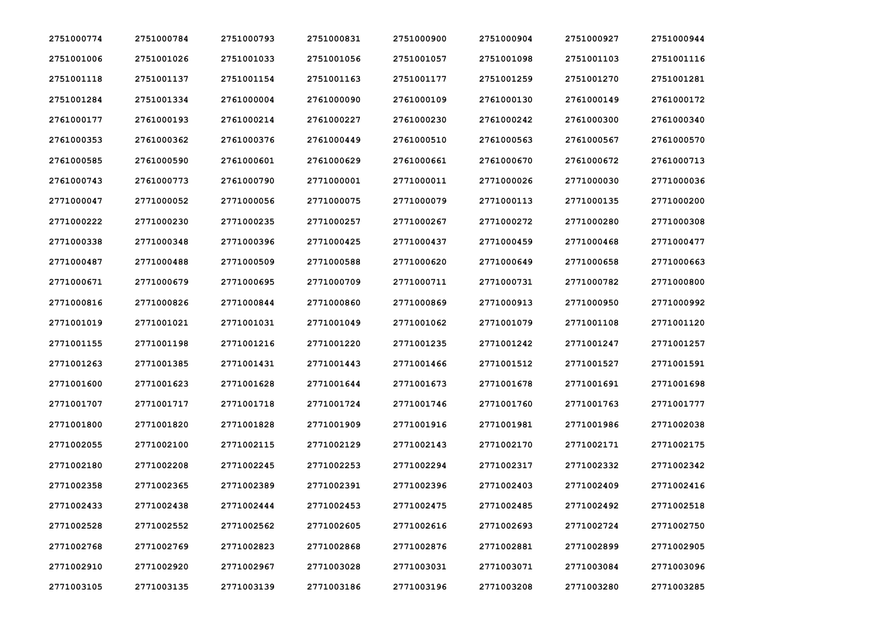| | | | | | | | |
|---|---|---|---|---|---|---|---|
| 2751000774 | 2751000784 | 2751000793 | 2751000831 | 2751000900 | 2751000904 | 2751000927 | 2751000944 |
| 2751001006 | 2751001026 | 2751001033 | 2751001056 | 2751001057 | 2751001098 | 2751001103 | 2751001116 |
| 2751001118 | 2751001137 | 2751001154 | 2751001163 | 2751001177 | 2751001259 | 2751001270 | 2751001281 |
| 2751001284 | 2751001334 | 2761000004 | 2761000090 | 2761000109 | 2761000130 | 2761000149 | 2761000172 |
| 2761000177 | 2761000193 | 2761000214 | 2761000227 | 2761000230 | 2761000242 | 2761000300 | 2761000340 |
| 2761000353 | 2761000362 | 2761000376 | 2761000449 | 2761000510 | 2761000563 | 2761000567 | 2761000570 |
| 2761000585 | 2761000590 | 2761000601 | 2761000629 | 2761000661 | 2761000670 | 2761000672 | 2761000713 |
| 2761000743 | 2761000773 | 2761000790 | 2771000001 | 2771000011 | 2771000026 | 2771000030 | 2771000036 |
| 2771000047 | 2771000052 | 2771000056 | 2771000075 | 2771000079 | 2771000113 | 2771000135 | 2771000200 |
| 2771000222 | 2771000230 | 2771000235 | 2771000257 | 2771000267 | 2771000272 | 2771000280 | 2771000308 |
| 2771000338 | 2771000348 | 2771000396 | 2771000425 | 2771000437 | 2771000459 | 2771000468 | 2771000477 |
| 2771000487 | 2771000488 | 2771000509 | 2771000588 | 2771000620 | 2771000649 | 2771000658 | 2771000663 |
| 2771000671 | 2771000679 | 2771000695 | 2771000709 | 2771000711 | 2771000731 | 2771000782 | 2771000800 |
| 2771000816 | 2771000826 | 2771000844 | 2771000860 | 2771000869 | 2771000913 | 2771000950 | 2771000992 |
| 2771001019 | 2771001021 | 2771001031 | 2771001049 | 2771001062 | 2771001079 | 2771001108 | 2771001120 |
| 2771001155 | 2771001198 | 2771001216 | 2771001220 | 2771001235 | 2771001242 | 2771001247 | 2771001257 |
| 2771001263 | 2771001385 | 2771001431 | 2771001443 | 2771001466 | 2771001512 | 2771001527 | 2771001591 |
| 2771001600 | 2771001623 | 2771001628 | 2771001644 | 2771001673 | 2771001678 | 2771001691 | 2771001698 |
| 2771001707 | 2771001717 | 2771001718 | 2771001724 | 2771001746 | 2771001760 | 2771001763 | 2771001777 |
| 2771001800 | 2771001820 | 2771001828 | 2771001909 | 2771001916 | 2771001981 | 2771001986 | 2771002038 |
| 2771002055 | 2771002100 | 2771002115 | 2771002129 | 2771002143 | 2771002170 | 2771002171 | 2771002175 |
| 2771002180 | 2771002208 | 2771002245 | 2771002253 | 2771002294 | 2771002317 | 2771002332 | 2771002342 |
| 2771002358 | 2771002365 | 2771002389 | 2771002391 | 2771002396 | 2771002403 | 2771002409 | 2771002416 |
| 2771002433 | 2771002438 | 2771002444 | 2771002453 | 2771002475 | 2771002485 | 2771002492 | 2771002518 |
| 2771002528 | 2771002552 | 2771002562 | 2771002605 | 2771002616 | 2771002693 | 2771002724 | 2771002750 |
| 2771002768 | 2771002769 | 2771002823 | 2771002868 | 2771002876 | 2771002881 | 2771002899 | 2771002905 |
| 2771002910 | 2771002920 | 2771002967 | 2771003028 | 2771003031 | 2771003071 | 2771003084 | 2771003096 |
| 2771003105 | 2771003135 | 2771003139 | 2771003186 | 2771003196 | 2771003208 | 2771003280 | 2771003285 |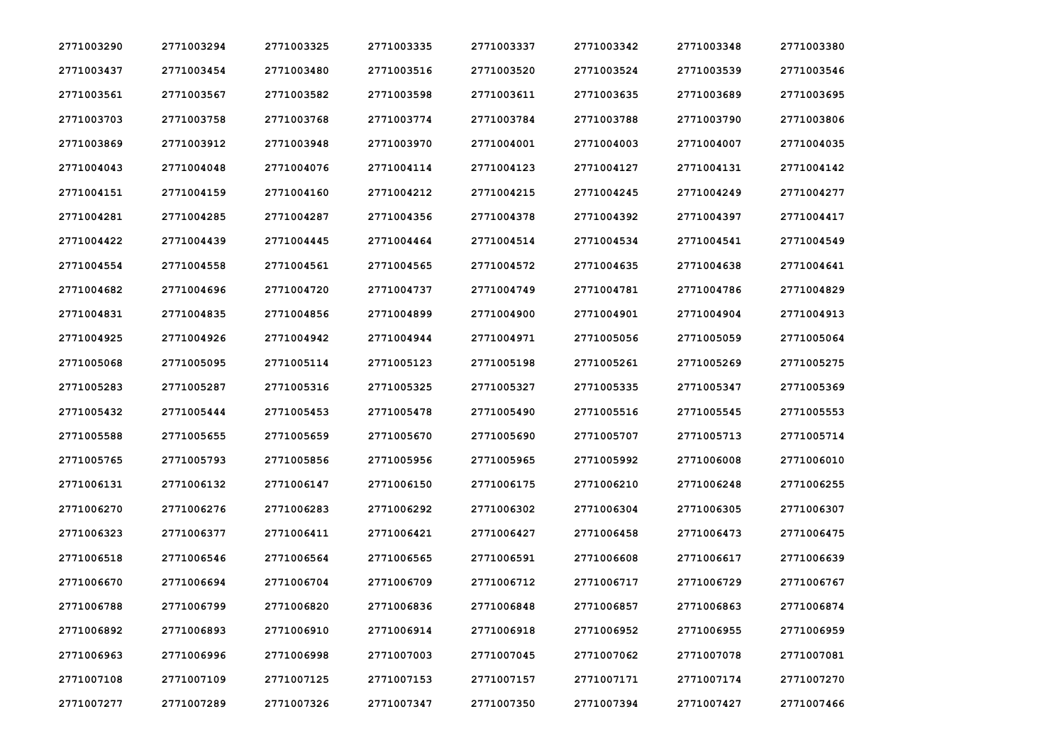| | | | | | | | |
|---|---|---|---|---|---|---|---|
| 2771003290 | 2771003294 | 2771003325 | 2771003335 | 2771003337 | 2771003342 | 2771003348 | 2771003380 |
| 2771003437 | 2771003454 | 2771003480 | 2771003516 | 2771003520 | 2771003524 | 2771003539 | 2771003546 |
| 2771003561 | 2771003567 | 2771003582 | 2771003598 | 2771003611 | 2771003635 | 2771003689 | 2771003695 |
| 2771003703 | 2771003758 | 2771003768 | 2771003774 | 2771003784 | 2771003788 | 2771003790 | 2771003806 |
| 2771003869 | 2771003912 | 2771003948 | 2771003970 | 2771004001 | 2771004003 | 2771004007 | 2771004035 |
| 2771004043 | 2771004048 | 2771004076 | 2771004114 | 2771004123 | 2771004127 | 2771004131 | 2771004142 |
| 2771004151 | 2771004159 | 2771004160 | 2771004212 | 2771004215 | 2771004245 | 2771004249 | 2771004277 |
| 2771004281 | 2771004285 | 2771004287 | 2771004356 | 2771004378 | 2771004392 | 2771004397 | 2771004417 |
| 2771004422 | 2771004439 | 2771004445 | 2771004464 | 2771004514 | 2771004534 | 2771004541 | 2771004549 |
| 2771004554 | 2771004558 | 2771004561 | 2771004565 | 2771004572 | 2771004635 | 2771004638 | 2771004641 |
| 2771004682 | 2771004696 | 2771004720 | 2771004737 | 2771004749 | 2771004781 | 2771004786 | 2771004829 |
| 2771004831 | 2771004835 | 2771004856 | 2771004899 | 2771004900 | 2771004901 | 2771004904 | 2771004913 |
| 2771004925 | 2771004926 | 2771004942 | 2771004944 | 2771004971 | 2771005056 | 2771005059 | 2771005064 |
| 2771005068 | 2771005095 | 2771005114 | 2771005123 | 2771005198 | 2771005261 | 2771005269 | 2771005275 |
| 2771005283 | 2771005287 | 2771005316 | 2771005325 | 2771005327 | 2771005335 | 2771005347 | 2771005369 |
| 2771005432 | 2771005444 | 2771005453 | 2771005478 | 2771005490 | 2771005516 | 2771005545 | 2771005553 |
| 2771005588 | 2771005655 | 2771005659 | 2771005670 | 2771005690 | 2771005707 | 2771005713 | 2771005714 |
| 2771005765 | 2771005793 | 2771005856 | 2771005956 | 2771005965 | 2771005992 | 2771006008 | 2771006010 |
| 2771006131 | 2771006132 | 2771006147 | 2771006150 | 2771006175 | 2771006210 | 2771006248 | 2771006255 |
| 2771006270 | 2771006276 | 2771006283 | 2771006292 | 2771006302 | 2771006304 | 2771006305 | 2771006307 |
| 2771006323 | 2771006377 | 2771006411 | 2771006421 | 2771006427 | 2771006458 | 2771006473 | 2771006475 |
| 2771006518 | 2771006546 | 2771006564 | 2771006565 | 2771006591 | 2771006608 | 2771006617 | 2771006639 |
| 2771006670 | 2771006694 | 2771006704 | 2771006709 | 2771006712 | 2771006717 | 2771006729 | 2771006767 |
| 2771006788 | 2771006799 | 2771006820 | 2771006836 | 2771006848 | 2771006857 | 2771006863 | 2771006874 |
| 2771006892 | 2771006893 | 2771006910 | 2771006914 | 2771006918 | 2771006952 | 2771006955 | 2771006959 |
| 2771006963 | 2771006996 | 2771006998 | 2771007003 | 2771007045 | 2771007062 | 2771007078 | 2771007081 |
| 2771007108 | 2771007109 | 2771007125 | 2771007153 | 2771007157 | 2771007171 | 2771007174 | 2771007270 |
| 2771007277 | 2771007289 | 2771007326 | 2771007347 | 2771007350 | 2771007394 | 2771007427 | 2771007466 |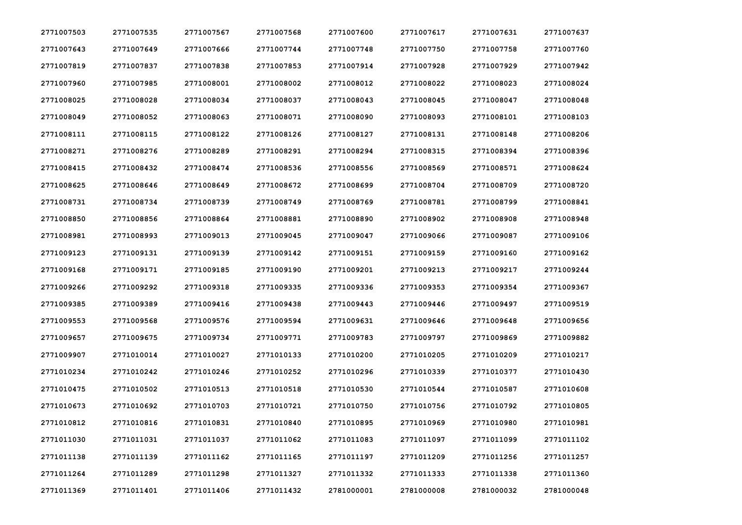| | | | | | | | |
|---|---|---|---|---|---|---|---|
| 2771007503 | 2771007535 | 2771007567 | 2771007568 | 2771007600 | 2771007617 | 2771007631 | 2771007637 |
| 2771007643 | 2771007649 | 2771007666 | 2771007744 | 2771007748 | 2771007750 | 2771007758 | 2771007760 |
| 2771007819 | 2771007837 | 2771007838 | 2771007853 | 2771007914 | 2771007928 | 2771007929 | 2771007942 |
| 2771007960 | 2771007985 | 2771008001 | 2771008002 | 2771008012 | 2771008022 | 2771008023 | 2771008024 |
| 2771008025 | 2771008028 | 2771008034 | 2771008037 | 2771008043 | 2771008045 | 2771008047 | 2771008048 |
| 2771008049 | 2771008052 | 2771008063 | 2771008071 | 2771008090 | 2771008093 | 2771008101 | 2771008103 |
| 2771008111 | 2771008115 | 2771008122 | 2771008126 | 2771008127 | 2771008131 | 2771008148 | 2771008206 |
| 2771008271 | 2771008276 | 2771008289 | 2771008291 | 2771008294 | 2771008315 | 2771008394 | 2771008396 |
| 2771008415 | 2771008432 | 2771008474 | 2771008536 | 2771008556 | 2771008569 | 2771008571 | 2771008624 |
| 2771008625 | 2771008646 | 2771008649 | 2771008672 | 2771008699 | 2771008704 | 2771008709 | 2771008720 |
| 2771008731 | 2771008734 | 2771008739 | 2771008749 | 2771008769 | 2771008781 | 2771008799 | 2771008841 |
| 2771008850 | 2771008856 | 2771008864 | 2771008881 | 2771008890 | 2771008902 | 2771008908 | 2771008948 |
| 2771008981 | 2771008993 | 2771009013 | 2771009045 | 2771009047 | 2771009066 | 2771009087 | 2771009106 |
| 2771009123 | 2771009131 | 2771009139 | 2771009142 | 2771009151 | 2771009159 | 2771009160 | 2771009162 |
| 2771009168 | 2771009171 | 2771009185 | 2771009190 | 2771009201 | 2771009213 | 2771009217 | 2771009244 |
| 2771009266 | 2771009292 | 2771009318 | 2771009335 | 2771009336 | 2771009353 | 2771009354 | 2771009367 |
| 2771009385 | 2771009389 | 2771009416 | 2771009438 | 2771009443 | 2771009446 | 2771009497 | 2771009519 |
| 2771009553 | 2771009568 | 2771009576 | 2771009594 | 2771009631 | 2771009646 | 2771009648 | 2771009656 |
| 2771009657 | 2771009675 | 2771009734 | 2771009771 | 2771009783 | 2771009797 | 2771009869 | 2771009882 |
| 2771009907 | 2771010014 | 2771010027 | 2771010133 | 2771010200 | 2771010205 | 2771010209 | 2771010217 |
| 2771010234 | 2771010242 | 2771010246 | 2771010252 | 2771010296 | 2771010339 | 2771010377 | 2771010430 |
| 2771010475 | 2771010502 | 2771010513 | 2771010518 | 2771010530 | 2771010544 | 2771010587 | 2771010608 |
| 2771010673 | 2771010692 | 2771010703 | 2771010721 | 2771010750 | 2771010756 | 2771010792 | 2771010805 |
| 2771010812 | 2771010816 | 2771010831 | 2771010840 | 2771010895 | 2771010969 | 2771010980 | 2771010981 |
| 2771011030 | 2771011031 | 2771011037 | 2771011062 | 2771011083 | 2771011097 | 2771011099 | 2771011102 |
| 2771011138 | 2771011139 | 2771011162 | 2771011165 | 2771011197 | 2771011209 | 2771011256 | 2771011257 |
| 2771011264 | 2771011289 | 2771011298 | 2771011327 | 2771011332 | 2771011333 | 2771011338 | 2771011360 |
| 2771011369 | 2771011401 | 2771011406 | 2771011432 | 2781000001 | 2781000008 | 2781000032 | 2781000048 |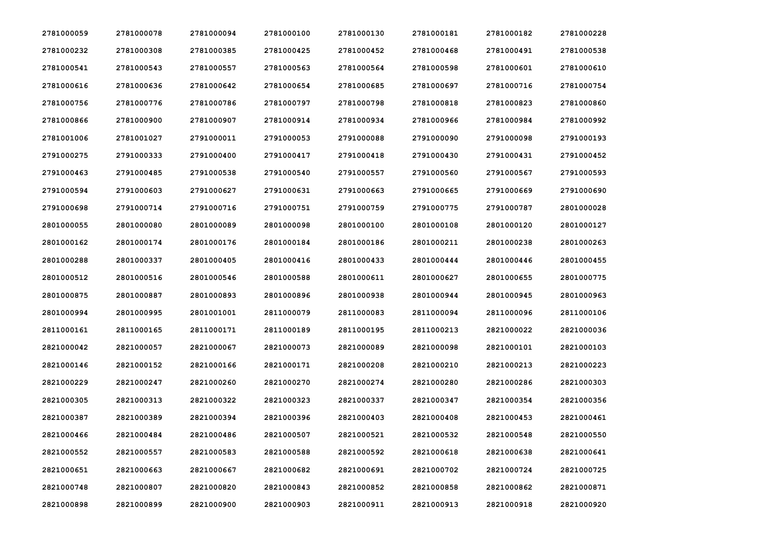| | | | | | | | |
|---|---|---|---|---|---|---|---|
| 2781000059 | 2781000078 | 2781000094 | 2781000100 | 2781000130 | 2781000181 | 2781000182 | 2781000228 |
| 2781000232 | 2781000308 | 2781000385 | 2781000425 | 2781000452 | 2781000468 | 2781000491 | 2781000538 |
| 2781000541 | 2781000543 | 2781000557 | 2781000563 | 2781000564 | 2781000598 | 2781000601 | 2781000610 |
| 2781000616 | 2781000636 | 2781000642 | 2781000654 | 2781000685 | 2781000697 | 2781000716 | 2781000754 |
| 2781000756 | 2781000776 | 2781000786 | 2781000797 | 2781000798 | 2781000818 | 2781000823 | 2781000860 |
| 2781000866 | 2781000900 | 2781000907 | 2781000914 | 2781000934 | 2781000966 | 2781000984 | 2781000992 |
| 2781001006 | 2781001027 | 2791000011 | 2791000053 | 2791000088 | 2791000090 | 2791000098 | 2791000193 |
| 2791000275 | 2791000333 | 2791000400 | 2791000417 | 2791000418 | 2791000430 | 2791000431 | 2791000452 |
| 2791000463 | 2791000485 | 2791000538 | 2791000540 | 2791000557 | 2791000560 | 2791000567 | 2791000593 |
| 2791000594 | 2791000603 | 2791000627 | 2791000631 | 2791000663 | 2791000665 | 2791000669 | 2791000690 |
| 2791000698 | 2791000714 | 2791000716 | 2791000751 | 2791000759 | 2791000775 | 2791000787 | 2801000028 |
| 2801000055 | 2801000080 | 2801000089 | 2801000098 | 2801000100 | 2801000108 | 2801000120 | 2801000127 |
| 2801000162 | 2801000174 | 2801000176 | 2801000184 | 2801000186 | 2801000211 | 2801000238 | 2801000263 |
| 2801000288 | 2801000337 | 2801000405 | 2801000416 | 2801000433 | 2801000444 | 2801000446 | 2801000455 |
| 2801000512 | 2801000516 | 2801000546 | 2801000588 | 2801000611 | 2801000627 | 2801000655 | 2801000775 |
| 2801000875 | 2801000887 | 2801000893 | 2801000896 | 2801000938 | 2801000944 | 2801000945 | 2801000963 |
| 2801000994 | 2801000995 | 2801001001 | 2811000079 | 2811000083 | 2811000094 | 2811000096 | 2811000106 |
| 2811000161 | 2811000165 | 2811000171 | 2811000189 | 2811000195 | 2811000213 | 2821000022 | 2821000036 |
| 2821000042 | 2821000057 | 2821000067 | 2821000073 | 2821000089 | 2821000098 | 2821000101 | 2821000103 |
| 2821000146 | 2821000152 | 2821000166 | 2821000171 | 2821000208 | 2821000210 | 2821000213 | 2821000223 |
| 2821000229 | 2821000247 | 2821000260 | 2821000270 | 2821000274 | 2821000280 | 2821000286 | 2821000303 |
| 2821000305 | 2821000313 | 2821000322 | 2821000323 | 2821000337 | 2821000347 | 2821000354 | 2821000356 |
| 2821000387 | 2821000389 | 2821000394 | 2821000396 | 2821000403 | 2821000408 | 2821000453 | 2821000461 |
| 2821000466 | 2821000484 | 2821000486 | 2821000507 | 2821000521 | 2821000532 | 2821000548 | 2821000550 |
| 2821000552 | 2821000557 | 2821000583 | 2821000588 | 2821000592 | 2821000618 | 2821000638 | 2821000641 |
| 2821000651 | 2821000663 | 2821000667 | 2821000682 | 2821000691 | 2821000702 | 2821000724 | 2821000725 |
| 2821000748 | 2821000807 | 2821000820 | 2821000843 | 2821000852 | 2821000858 | 2821000862 | 2821000871 |
| 2821000898 | 2821000899 | 2821000900 | 2821000903 | 2821000911 | 2821000913 | 2821000918 | 2821000920 |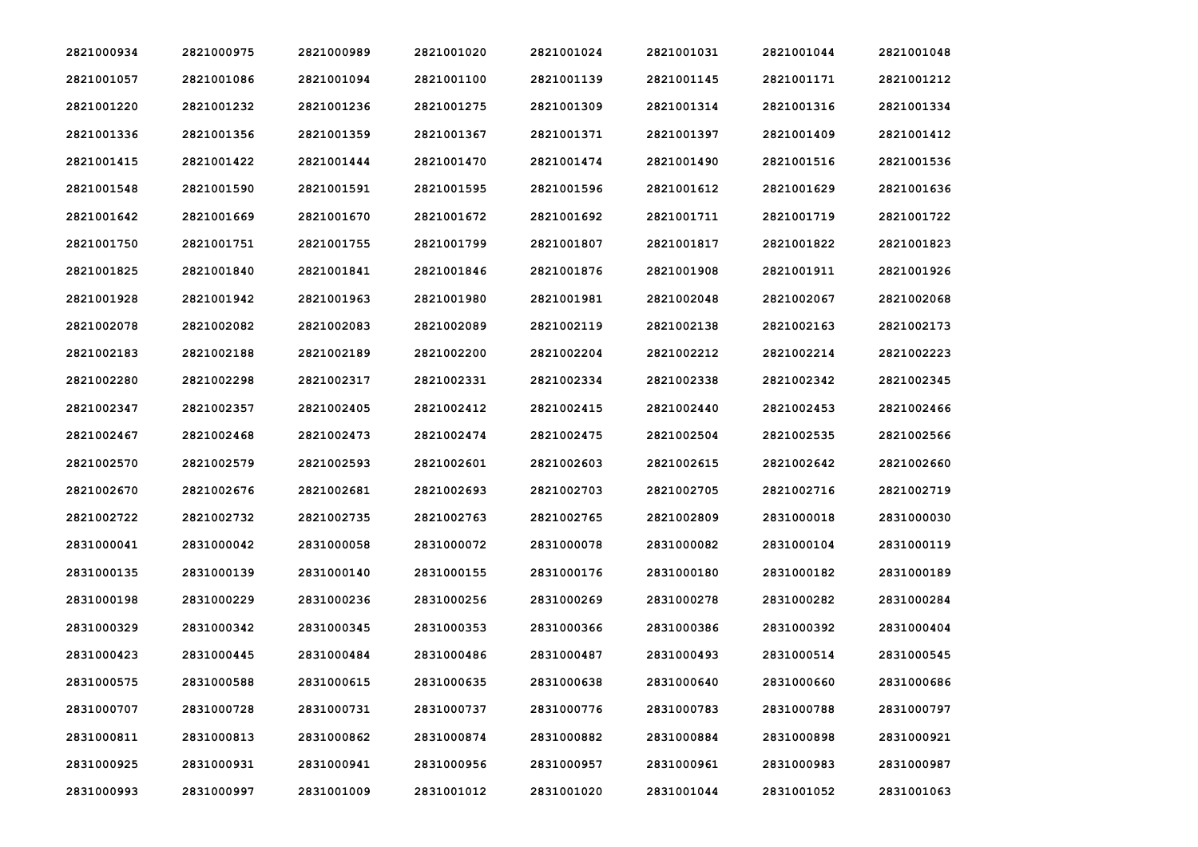| | | | | | | | |
|---|---|---|---|---|---|---|---|
| 2821000934 | 2821000975 | 2821000989 | 2821001020 | 2821001024 | 2821001031 | 2821001044 | 2821001048 |
| 2821001057 | 2821001086 | 2821001094 | 2821001100 | 2821001139 | 2821001145 | 2821001171 | 2821001212 |
| 2821001220 | 2821001232 | 2821001236 | 2821001275 | 2821001309 | 2821001314 | 2821001316 | 2821001334 |
| 2821001336 | 2821001356 | 2821001359 | 2821001367 | 2821001371 | 2821001397 | 2821001409 | 2821001412 |
| 2821001415 | 2821001422 | 2821001444 | 2821001470 | 2821001474 | 2821001490 | 2821001516 | 2821001536 |
| 2821001548 | 2821001590 | 2821001591 | 2821001595 | 2821001596 | 2821001612 | 2821001629 | 2821001636 |
| 2821001642 | 2821001669 | 2821001670 | 2821001672 | 2821001692 | 2821001711 | 2821001719 | 2821001722 |
| 2821001750 | 2821001751 | 2821001755 | 2821001799 | 2821001807 | 2821001817 | 2821001822 | 2821001823 |
| 2821001825 | 2821001840 | 2821001841 | 2821001846 | 2821001876 | 2821001908 | 2821001911 | 2821001926 |
| 2821001928 | 2821001942 | 2821001963 | 2821001980 | 2821001981 | 2821002048 | 2821002067 | 2821002068 |
| 2821002078 | 2821002082 | 2821002083 | 2821002089 | 2821002119 | 2821002138 | 2821002163 | 2821002173 |
| 2821002183 | 2821002188 | 2821002189 | 2821002200 | 2821002204 | 2821002212 | 2821002214 | 2821002223 |
| 2821002280 | 2821002298 | 2821002317 | 2821002331 | 2821002334 | 2821002338 | 2821002342 | 2821002345 |
| 2821002347 | 2821002357 | 2821002405 | 2821002412 | 2821002415 | 2821002440 | 2821002453 | 2821002466 |
| 2821002467 | 2821002468 | 2821002473 | 2821002474 | 2821002475 | 2821002504 | 2821002535 | 2821002566 |
| 2821002570 | 2821002579 | 2821002593 | 2821002601 | 2821002603 | 2821002615 | 2821002642 | 2821002660 |
| 2821002670 | 2821002676 | 2821002681 | 2821002693 | 2821002703 | 2821002705 | 2821002716 | 2821002719 |
| 2821002722 | 2821002732 | 2821002735 | 2821002763 | 2821002765 | 2821002809 | 2831000018 | 2831000030 |
| 2831000041 | 2831000042 | 2831000058 | 2831000072 | 2831000078 | 2831000082 | 2831000104 | 2831000119 |
| 2831000135 | 2831000139 | 2831000140 | 2831000155 | 2831000176 | 2831000180 | 2831000182 | 2831000189 |
| 2831000198 | 2831000229 | 2831000236 | 2831000256 | 2831000269 | 2831000278 | 2831000282 | 2831000284 |
| 2831000329 | 2831000342 | 2831000345 | 2831000353 | 2831000366 | 2831000386 | 2831000392 | 2831000404 |
| 2831000423 | 2831000445 | 2831000484 | 2831000486 | 2831000487 | 2831000493 | 2831000514 | 2831000545 |
| 2831000575 | 2831000588 | 2831000615 | 2831000635 | 2831000638 | 2831000640 | 2831000660 | 2831000686 |
| 2831000707 | 2831000728 | 2831000731 | 2831000737 | 2831000776 | 2831000783 | 2831000788 | 2831000797 |
| 2831000811 | 2831000813 | 2831000862 | 2831000874 | 2831000882 | 2831000884 | 2831000898 | 2831000921 |
| 2831000925 | 2831000931 | 2831000941 | 2831000956 | 2831000957 | 2831000961 | 2831000983 | 2831000987 |
| 2831000993 | 2831000997 | 2831001009 | 2831001012 | 2831001020 | 2831001044 | 2831001052 | 2831001063 |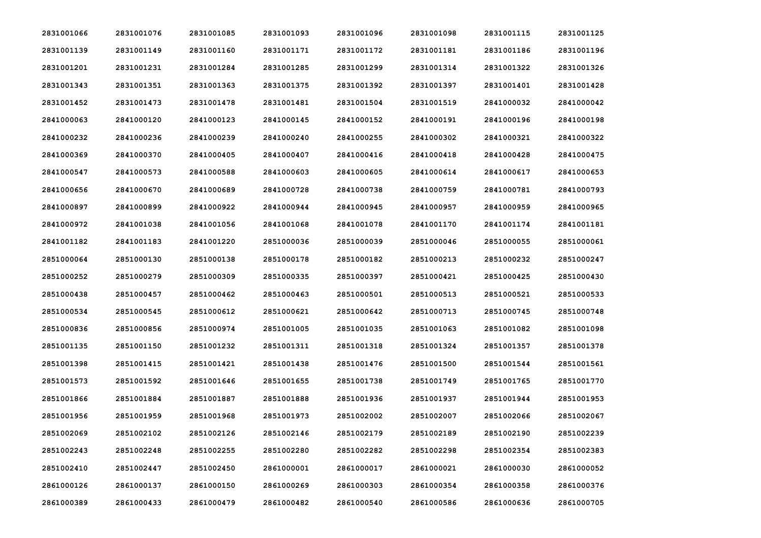| 2831001066 | 2831001076 | 2831001085 | 2831001093 | 2831001096 | 2831001098 | 2831001115 | 2831001125 |
|---|---|---|---|---|---|---|---|
| 2831001139 | 2831001149 | 2831001160 | 2831001171 | 2831001172 | 2831001181 | 2831001186 | 2831001196 |
| 2831001201 | 2831001231 | 2831001284 | 2831001285 | 2831001299 | 2831001314 | 2831001322 | 2831001326 |
| 2831001343 | 2831001351 | 2831001363 | 2831001375 | 2831001392 | 2831001397 | 2831001401 | 2831001428 |
| 2831001452 | 2831001473 | 2831001478 | 2831001481 | 2831001504 | 2831001519 | 2841000032 | 2841000042 |
| 2841000063 | 2841000120 | 2841000123 | 2841000145 | 2841000152 | 2841000191 | 2841000196 | 2841000198 |
| 2841000232 | 2841000236 | 2841000239 | 2841000240 | 2841000255 | 2841000302 | 2841000321 | 2841000322 |
| 2841000369 | 2841000370 | 2841000405 | 2841000407 | 2841000416 | 2841000418 | 2841000428 | 2841000475 |
| 2841000547 | 2841000573 | 2841000588 | 2841000603 | 2841000605 | 2841000614 | 2841000617 | 2841000653 |
| 2841000656 | 2841000670 | 2841000689 | 2841000728 | 2841000738 | 2841000759 | 2841000781 | 2841000793 |
| 2841000897 | 2841000899 | 2841000922 | 2841000944 | 2841000945 | 2841000957 | 2841000959 | 2841000965 |
| 2841000972 | 2841001038 | 2841001056 | 2841001068 | 2841001078 | 2841001170 | 2841001174 | 2841001181 |
| 2841001182 | 2841001183 | 2841001220 | 2851000036 | 2851000039 | 2851000046 | 2851000055 | 2851000061 |
| 2851000064 | 2851000130 | 2851000138 | 2851000178 | 2851000182 | 2851000213 | 2851000232 | 2851000247 |
| 2851000252 | 2851000279 | 2851000309 | 2851000335 | 2851000397 | 2851000421 | 2851000425 | 2851000430 |
| 2851000438 | 2851000457 | 2851000462 | 2851000463 | 2851000501 | 2851000513 | 2851000521 | 2851000533 |
| 2851000534 | 2851000545 | 2851000612 | 2851000621 | 2851000642 | 2851000713 | 2851000745 | 2851000748 |
| 2851000836 | 2851000856 | 2851000974 | 2851001005 | 2851001035 | 2851001063 | 2851001082 | 2851001098 |
| 2851001135 | 2851001150 | 2851001232 | 2851001311 | 2851001318 | 2851001324 | 2851001357 | 2851001378 |
| 2851001398 | 2851001415 | 2851001421 | 2851001438 | 2851001476 | 2851001500 | 2851001544 | 2851001561 |
| 2851001573 | 2851001592 | 2851001646 | 2851001655 | 2851001738 | 2851001749 | 2851001765 | 2851001770 |
| 2851001866 | 2851001884 | 2851001887 | 2851001888 | 2851001936 | 2851001937 | 2851001944 | 2851001953 |
| 2851001956 | 2851001959 | 2851001968 | 2851001973 | 2851002002 | 2851002007 | 2851002066 | 2851002067 |
| 2851002069 | 2851002102 | 2851002126 | 2851002146 | 2851002179 | 2851002189 | 2851002190 | 2851002239 |
| 2851002243 | 2851002248 | 2851002255 | 2851002280 | 2851002282 | 2851002298 | 2851002354 | 2851002383 |
| 2851002410 | 2851002447 | 2851002450 | 2861000001 | 2861000017 | 2861000021 | 2861000030 | 2861000052 |
| 2861000126 | 2861000137 | 2861000150 | 2861000269 | 2861000303 | 2861000354 | 2861000358 | 2861000376 |
| 2861000389 | 2861000433 | 2861000479 | 2861000482 | 2861000540 | 2861000586 | 2861000636 | 2861000705 |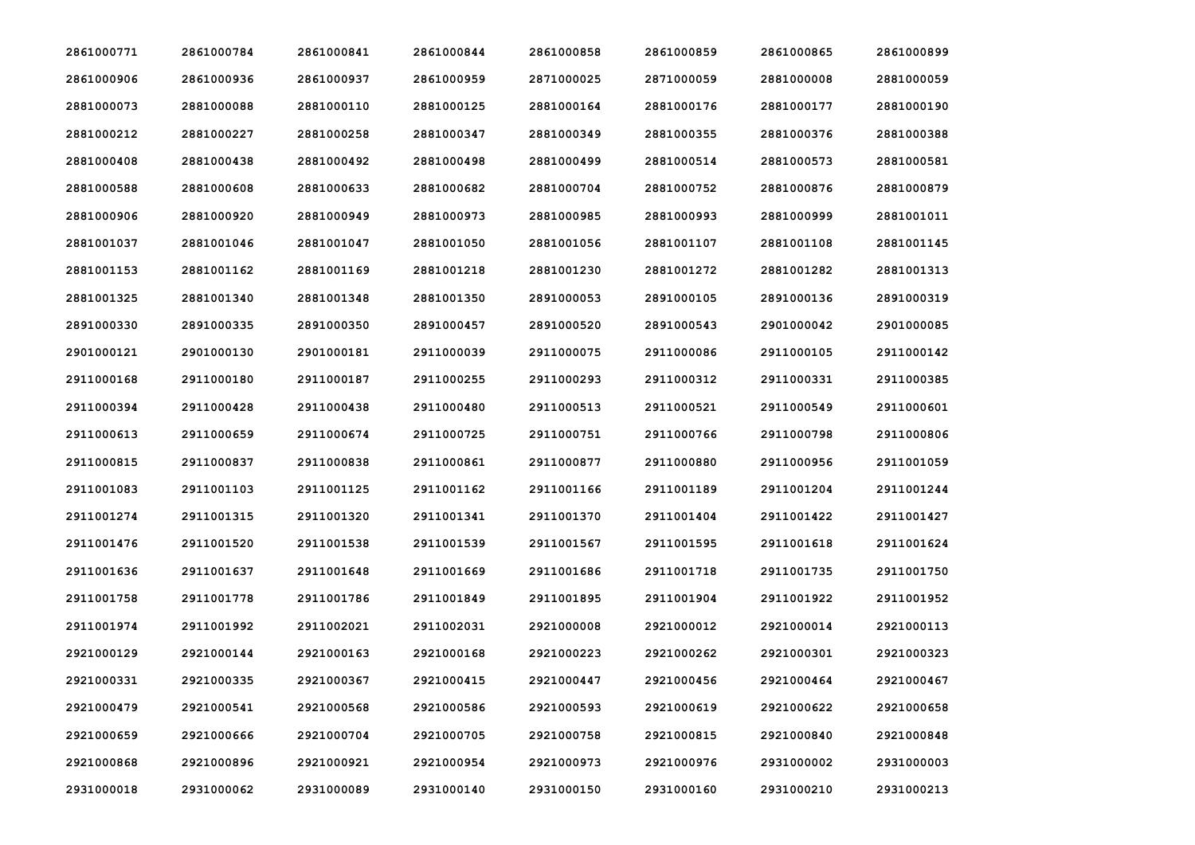| | | | | | | | |
|---|---|---|---|---|---|---|---|
| 2861000771 | 2861000784 | 2861000841 | 2861000844 | 2861000858 | 2861000859 | 2861000865 | 2861000899 |
| 2861000906 | 2861000936 | 2861000937 | 2861000959 | 2871000025 | 2871000059 | 2881000008 | 2881000059 |
| 2881000073 | 2881000088 | 2881000110 | 2881000125 | 2881000164 | 2881000176 | 2881000177 | 2881000190 |
| 2881000212 | 2881000227 | 2881000258 | 2881000347 | 2881000349 | 2881000355 | 2881000376 | 2881000388 |
| 2881000408 | 2881000438 | 2881000492 | 2881000498 | 2881000499 | 2881000514 | 2881000573 | 2881000581 |
| 2881000588 | 2881000608 | 2881000633 | 2881000682 | 2881000704 | 2881000752 | 2881000876 | 2881000879 |
| 2881000906 | 2881000920 | 2881000949 | 2881000973 | 2881000985 | 2881000993 | 2881000999 | 2881001011 |
| 2881001037 | 2881001046 | 2881001047 | 2881001050 | 2881001056 | 2881001107 | 2881001108 | 2881001145 |
| 2881001153 | 2881001162 | 2881001169 | 2881001218 | 2881001230 | 2881001272 | 2881001282 | 2881001313 |
| 2881001325 | 2881001340 | 2881001348 | 2881001350 | 2891000053 | 2891000105 | 2891000136 | 2891000319 |
| 2891000330 | 2891000335 | 2891000350 | 2891000457 | 2891000520 | 2891000543 | 2901000042 | 2901000085 |
| 2901000121 | 2901000130 | 2901000181 | 2911000039 | 2911000075 | 2911000086 | 2911000105 | 2911000142 |
| 2911000168 | 2911000180 | 2911000187 | 2911000255 | 2911000293 | 2911000312 | 2911000331 | 2911000385 |
| 2911000394 | 2911000428 | 2911000438 | 2911000480 | 2911000513 | 2911000521 | 2911000549 | 2911000601 |
| 2911000613 | 2911000659 | 2911000674 | 2911000725 | 2911000751 | 2911000766 | 2911000798 | 2911000806 |
| 2911000815 | 2911000837 | 2911000838 | 2911000861 | 2911000877 | 2911000880 | 2911000956 | 2911001059 |
| 2911001083 | 2911001103 | 2911001125 | 2911001162 | 2911001166 | 2911001189 | 2911001204 | 2911001244 |
| 2911001274 | 2911001315 | 2911001320 | 2911001341 | 2911001370 | 2911001404 | 2911001422 | 2911001427 |
| 2911001476 | 2911001520 | 2911001538 | 2911001539 | 2911001567 | 2911001595 | 2911001618 | 2911001624 |
| 2911001636 | 2911001637 | 2911001648 | 2911001669 | 2911001686 | 2911001718 | 2911001735 | 2911001750 |
| 2911001758 | 2911001778 | 2911001786 | 2911001849 | 2911001895 | 2911001904 | 2911001922 | 2911001952 |
| 2911001974 | 2911001992 | 2911002021 | 2911002031 | 2921000008 | 2921000012 | 2921000014 | 2921000113 |
| 2921000129 | 2921000144 | 2921000163 | 2921000168 | 2921000223 | 2921000262 | 2921000301 | 2921000323 |
| 2921000331 | 2921000335 | 2921000367 | 2921000415 | 2921000447 | 2921000456 | 2921000464 | 2921000467 |
| 2921000479 | 2921000541 | 2921000568 | 2921000586 | 2921000593 | 2921000619 | 2921000622 | 2921000658 |
| 2921000659 | 2921000666 | 2921000704 | 2921000705 | 2921000758 | 2921000815 | 2921000840 | 2921000848 |
| 2921000868 | 2921000896 | 2921000921 | 2921000954 | 2921000973 | 2921000976 | 2931000002 | 2931000003 |
| 2931000018 | 2931000062 | 2931000089 | 2931000140 | 2931000150 | 2931000160 | 2931000210 | 2931000213 |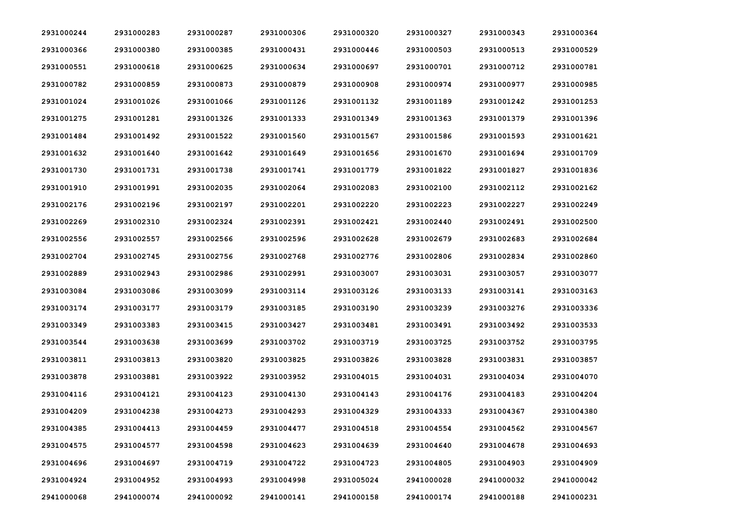| | | | | | | | |
|---|---|---|---|---|---|---|---|
| 2931000244 | 2931000283 | 2931000287 | 2931000306 | 2931000320 | 2931000327 | 2931000343 | 2931000364 |
| 2931000366 | 2931000380 | 2931000385 | 2931000431 | 2931000446 | 2931000503 | 2931000513 | 2931000529 |
| 2931000551 | 2931000618 | 2931000625 | 2931000634 | 2931000697 | 2931000701 | 2931000712 | 2931000781 |
| 2931000782 | 2931000859 | 2931000873 | 2931000879 | 2931000908 | 2931000974 | 2931000977 | 2931000985 |
| 2931001024 | 2931001026 | 2931001066 | 2931001126 | 2931001132 | 2931001189 | 2931001242 | 2931001253 |
| 2931001275 | 2931001281 | 2931001326 | 2931001333 | 2931001349 | 2931001363 | 2931001379 | 2931001396 |
| 2931001484 | 2931001492 | 2931001522 | 2931001560 | 2931001567 | 2931001586 | 2931001593 | 2931001621 |
| 2931001632 | 2931001640 | 2931001642 | 2931001649 | 2931001656 | 2931001670 | 2931001694 | 2931001709 |
| 2931001730 | 2931001731 | 2931001738 | 2931001741 | 2931001779 | 2931001822 | 2931001827 | 2931001836 |
| 2931001910 | 2931001991 | 2931002035 | 2931002064 | 2931002083 | 2931002100 | 2931002112 | 2931002162 |
| 2931002176 | 2931002196 | 2931002197 | 2931002201 | 2931002220 | 2931002223 | 2931002227 | 2931002249 |
| 2931002269 | 2931002310 | 2931002324 | 2931002391 | 2931002421 | 2931002440 | 2931002491 | 2931002500 |
| 2931002556 | 2931002557 | 2931002566 | 2931002596 | 2931002628 | 2931002679 | 2931002683 | 2931002684 |
| 2931002704 | 2931002745 | 2931002756 | 2931002768 | 2931002776 | 2931002806 | 2931002834 | 2931002860 |
| 2931002889 | 2931002943 | 2931002986 | 2931002991 | 2931003007 | 2931003031 | 2931003057 | 2931003077 |
| 2931003084 | 2931003086 | 2931003099 | 2931003114 | 2931003126 | 2931003133 | 2931003141 | 2931003163 |
| 2931003174 | 2931003177 | 2931003179 | 2931003185 | 2931003190 | 2931003239 | 2931003276 | 2931003336 |
| 2931003349 | 2931003383 | 2931003415 | 2931003427 | 2931003481 | 2931003491 | 2931003492 | 2931003533 |
| 2931003544 | 2931003638 | 2931003699 | 2931003702 | 2931003719 | 2931003725 | 2931003752 | 2931003795 |
| 2931003811 | 2931003813 | 2931003820 | 2931003825 | 2931003826 | 2931003828 | 2931003831 | 2931003857 |
| 2931003878 | 2931003881 | 2931003922 | 2931003952 | 2931004015 | 2931004031 | 2931004034 | 2931004070 |
| 2931004116 | 2931004121 | 2931004123 | 2931004130 | 2931004143 | 2931004176 | 2931004183 | 2931004204 |
| 2931004209 | 2931004238 | 2931004273 | 2931004293 | 2931004329 | 2931004333 | 2931004367 | 2931004380 |
| 2931004385 | 2931004413 | 2931004459 | 2931004477 | 2931004518 | 2931004554 | 2931004562 | 2931004567 |
| 2931004575 | 2931004577 | 2931004598 | 2931004623 | 2931004639 | 2931004640 | 2931004678 | 2931004693 |
| 2931004696 | 2931004697 | 2931004719 | 2931004722 | 2931004723 | 2931004805 | 2931004903 | 2931004909 |
| 2931004924 | 2931004952 | 2931004993 | 2931004998 | 2931005024 | 2941000028 | 2941000032 | 2941000042 |
| 2941000068 | 2941000074 | 2941000092 | 2941000141 | 2941000158 | 2941000174 | 2941000188 | 2941000231 |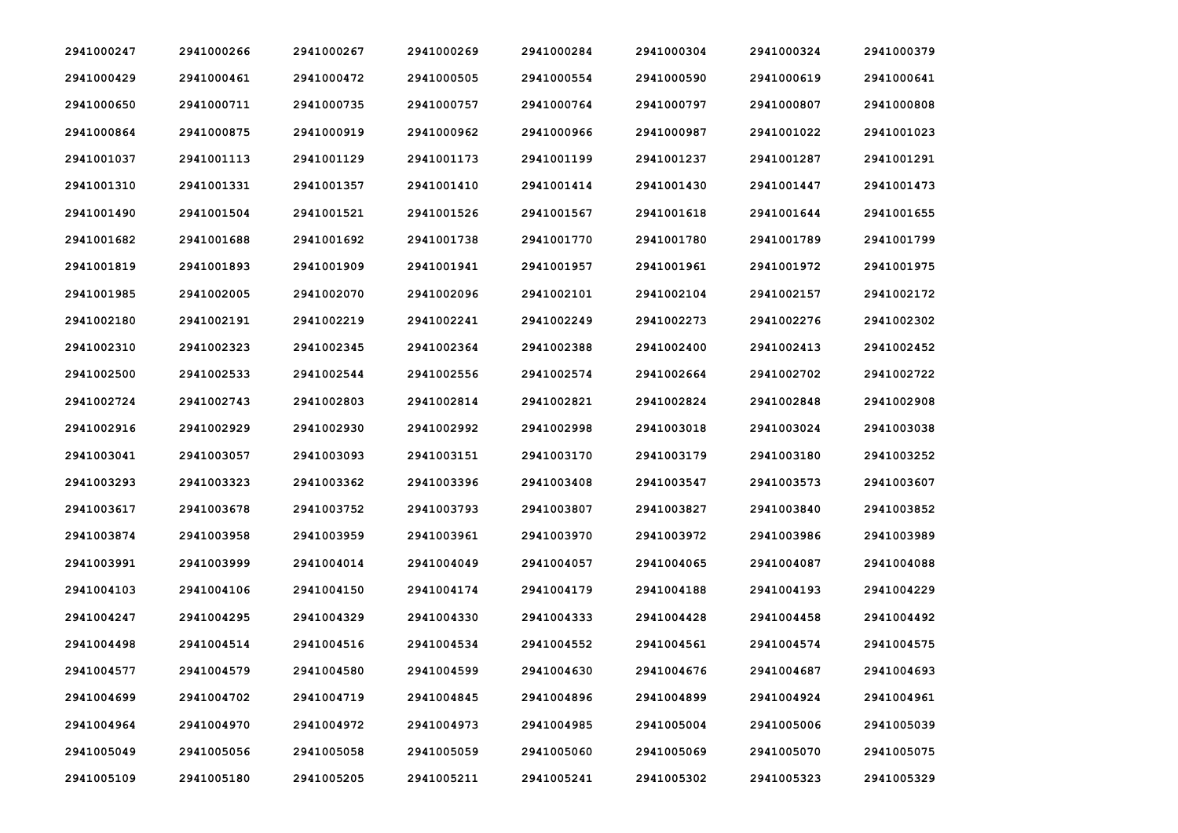| | | | | | | | |
|---|---|---|---|---|---|---|---|
| 2941000247 | 2941000266 | 2941000267 | 2941000269 | 2941000284 | 2941000304 | 2941000324 | 2941000379 |
| 2941000429 | 2941000461 | 2941000472 | 2941000505 | 2941000554 | 2941000590 | 2941000619 | 2941000641 |
| 2941000650 | 2941000711 | 2941000735 | 2941000757 | 2941000764 | 2941000797 | 2941000807 | 2941000808 |
| 2941000864 | 2941000875 | 2941000919 | 2941000962 | 2941000966 | 2941000987 | 2941001022 | 2941001023 |
| 2941001037 | 2941001113 | 2941001129 | 2941001173 | 2941001199 | 2941001237 | 2941001287 | 2941001291 |
| 2941001310 | 2941001331 | 2941001357 | 2941001410 | 2941001414 | 2941001430 | 2941001447 | 2941001473 |
| 2941001490 | 2941001504 | 2941001521 | 2941001526 | 2941001567 | 2941001618 | 2941001644 | 2941001655 |
| 2941001682 | 2941001688 | 2941001692 | 2941001738 | 2941001770 | 2941001780 | 2941001789 | 2941001799 |
| 2941001819 | 2941001893 | 2941001909 | 2941001941 | 2941001957 | 2941001961 | 2941001972 | 2941001975 |
| 2941001985 | 2941002005 | 2941002070 | 2941002096 | 2941002101 | 2941002104 | 2941002157 | 2941002172 |
| 2941002180 | 2941002191 | 2941002219 | 2941002241 | 2941002249 | 2941002273 | 2941002276 | 2941002302 |
| 2941002310 | 2941002323 | 2941002345 | 2941002364 | 2941002388 | 2941002400 | 2941002413 | 2941002452 |
| 2941002500 | 2941002533 | 2941002544 | 2941002556 | 2941002574 | 2941002664 | 2941002702 | 2941002722 |
| 2941002724 | 2941002743 | 2941002803 | 2941002814 | 2941002821 | 2941002824 | 2941002848 | 2941002908 |
| 2941002916 | 2941002929 | 2941002930 | 2941002992 | 2941002998 | 2941003018 | 2941003024 | 2941003038 |
| 2941003041 | 2941003057 | 2941003093 | 2941003151 | 2941003170 | 2941003179 | 2941003180 | 2941003252 |
| 2941003293 | 2941003323 | 2941003362 | 2941003396 | 2941003408 | 2941003547 | 2941003573 | 2941003607 |
| 2941003617 | 2941003678 | 2941003752 | 2941003793 | 2941003807 | 2941003827 | 2941003840 | 2941003852 |
| 2941003874 | 2941003958 | 2941003959 | 2941003961 | 2941003970 | 2941003972 | 2941003986 | 2941003989 |
| 2941003991 | 2941003999 | 2941004014 | 2941004049 | 2941004057 | 2941004065 | 2941004087 | 2941004088 |
| 2941004103 | 2941004106 | 2941004150 | 2941004174 | 2941004179 | 2941004188 | 2941004193 | 2941004229 |
| 2941004247 | 2941004295 | 2941004329 | 2941004330 | 2941004333 | 2941004428 | 2941004458 | 2941004492 |
| 2941004498 | 2941004514 | 2941004516 | 2941004534 | 2941004552 | 2941004561 | 2941004574 | 2941004575 |
| 2941004577 | 2941004579 | 2941004580 | 2941004599 | 2941004630 | 2941004676 | 2941004687 | 2941004693 |
| 2941004699 | 2941004702 | 2941004719 | 2941004845 | 2941004896 | 2941004899 | 2941004924 | 2941004961 |
| 2941004964 | 2941004970 | 2941004972 | 2941004973 | 2941004985 | 2941005004 | 2941005006 | 2941005039 |
| 2941005049 | 2941005056 | 2941005058 | 2941005059 | 2941005060 | 2941005069 | 2941005070 | 2941005075 |
| 2941005109 | 2941005180 | 2941005205 | 2941005211 | 2941005241 | 2941005302 | 2941005323 | 2941005329 |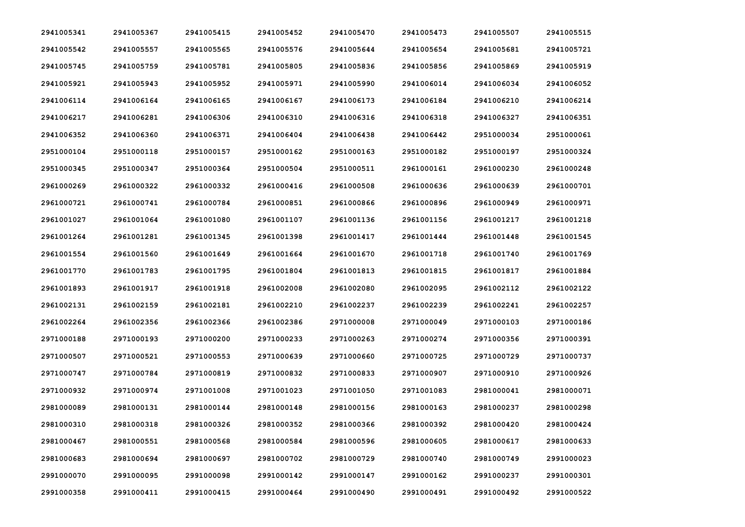| | | | | | | | |
|---|---|---|---|---|---|---|---|
| 2941005341 | 2941005367 | 2941005415 | 2941005452 | 2941005470 | 2941005473 | 2941005507 | 2941005515 |
| 2941005542 | 2941005557 | 2941005565 | 2941005576 | 2941005644 | 2941005654 | 2941005681 | 2941005721 |
| 2941005745 | 2941005759 | 2941005781 | 2941005805 | 2941005836 | 2941005856 | 2941005869 | 2941005919 |
| 2941005921 | 2941005943 | 2941005952 | 2941005971 | 2941005990 | 2941006014 | 2941006034 | 2941006052 |
| 2941006114 | 2941006164 | 2941006165 | 2941006167 | 2941006173 | 2941006184 | 2941006210 | 2941006214 |
| 2941006217 | 2941006281 | 2941006306 | 2941006310 | 2941006316 | 2941006318 | 2941006327 | 2941006351 |
| 2941006352 | 2941006360 | 2941006371 | 2941006404 | 2941006438 | 2941006442 | 2951000034 | 2951000061 |
| 2951000104 | 2951000118 | 2951000157 | 2951000162 | 2951000163 | 2951000182 | 2951000197 | 2951000324 |
| 2951000345 | 2951000347 | 2951000364 | 2951000504 | 2951000511 | 2961000161 | 2961000230 | 2961000248 |
| 2961000269 | 2961000322 | 2961000332 | 2961000416 | 2961000508 | 2961000636 | 2961000639 | 2961000701 |
| 2961000721 | 2961000741 | 2961000784 | 2961000851 | 2961000866 | 2961000896 | 2961000949 | 2961000971 |
| 2961001027 | 2961001064 | 2961001080 | 2961001107 | 2961001136 | 2961001156 | 2961001217 | 2961001218 |
| 2961001264 | 2961001281 | 2961001345 | 2961001398 | 2961001417 | 2961001444 | 2961001448 | 2961001545 |
| 2961001554 | 2961001560 | 2961001649 | 2961001664 | 2961001670 | 2961001718 | 2961001740 | 2961001769 |
| 2961001770 | 2961001783 | 2961001795 | 2961001804 | 2961001813 | 2961001815 | 2961001817 | 2961001884 |
| 2961001893 | 2961001917 | 2961001918 | 2961002008 | 2961002080 | 2961002095 | 2961002112 | 2961002122 |
| 2961002131 | 2961002159 | 2961002181 | 2961002210 | 2961002237 | 2961002239 | 2961002241 | 2961002257 |
| 2961002264 | 2961002356 | 2961002366 | 2961002386 | 2971000008 | 2971000049 | 2971000103 | 2971000186 |
| 2971000188 | 2971000193 | 2971000200 | 2971000233 | 2971000263 | 2971000274 | 2971000356 | 2971000391 |
| 2971000507 | 2971000521 | 2971000553 | 2971000639 | 2971000660 | 2971000725 | 2971000729 | 2971000737 |
| 2971000747 | 2971000784 | 2971000819 | 2971000832 | 2971000833 | 2971000907 | 2971000910 | 2971000926 |
| 2971000932 | 2971000974 | 2971001008 | 2971001023 | 2971001050 | 2971001083 | 2981000041 | 2981000071 |
| 2981000089 | 2981000131 | 2981000144 | 2981000148 | 2981000156 | 2981000163 | 2981000237 | 2981000298 |
| 2981000310 | 2981000318 | 2981000326 | 2981000352 | 2981000366 | 2981000392 | 2981000420 | 2981000424 |
| 2981000467 | 2981000551 | 2981000568 | 2981000584 | 2981000596 | 2981000605 | 2981000617 | 2981000633 |
| 2981000683 | 2981000694 | 2981000697 | 2981000702 | 2981000729 | 2981000740 | 2981000749 | 2991000023 |
| 2991000070 | 2991000095 | 2991000098 | 2991000142 | 2991000147 | 2991000162 | 2991000237 | 2991000301 |
| 2991000358 | 2991000411 | 2991000415 | 2991000464 | 2991000490 | 2991000491 | 2991000492 | 2991000522 |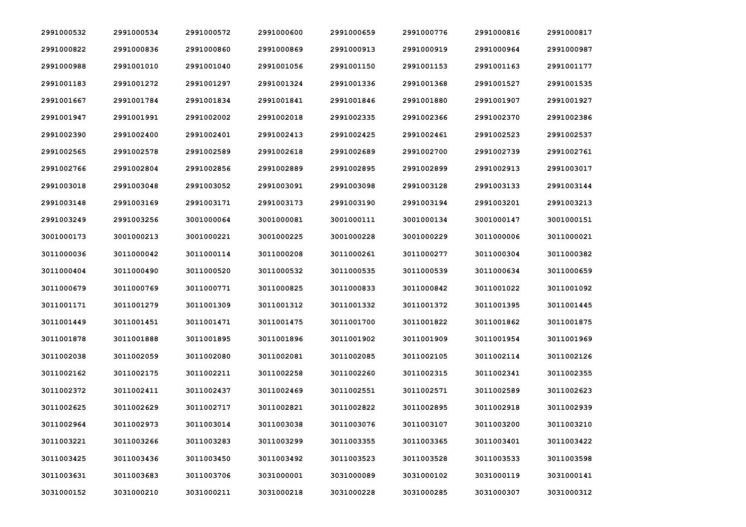| | | | | | | | |
|---|---|---|---|---|---|---|---|
| 2991000532 | 2991000534 | 2991000572 | 2991000600 | 2991000659 | 2991000776 | 2991000816 | 2991000817 |
| 2991000822 | 2991000836 | 2991000860 | 2991000869 | 2991000913 | 2991000919 | 2991000964 | 2991000987 |
| 2991000988 | 2991001010 | 2991001040 | 2991001056 | 2991001150 | 2991001153 | 2991001163 | 2991001177 |
| 2991001183 | 2991001272 | 2991001297 | 2991001324 | 2991001336 | 2991001368 | 2991001527 | 2991001535 |
| 2991001667 | 2991001784 | 2991001834 | 2991001841 | 2991001846 | 2991001880 | 2991001907 | 2991001927 |
| 2991001947 | 2991001991 | 2991002002 | 2991002018 | 2991002335 | 2991002366 | 2991002370 | 2991002386 |
| 2991002390 | 2991002400 | 2991002401 | 2991002413 | 2991002425 | 2991002461 | 2991002523 | 2991002537 |
| 2991002565 | 2991002578 | 2991002589 | 2991002618 | 2991002689 | 2991002700 | 2991002739 | 2991002761 |
| 2991002766 | 2991002804 | 2991002856 | 2991002889 | 2991002895 | 2991002899 | 2991002913 | 2991003017 |
| 2991003018 | 2991003048 | 2991003052 | 2991003091 | 2991003098 | 2991003128 | 2991003133 | 2991003144 |
| 2991003148 | 2991003169 | 2991003171 | 2991003173 | 2991003190 | 2991003194 | 2991003201 | 2991003213 |
| 2991003249 | 2991003256 | 3001000064 | 3001000081 | 3001000111 | 3001000134 | 3001000147 | 3001000151 |
| 3001000173 | 3001000213 | 3001000221 | 3001000225 | 3001000228 | 3001000229 | 3011000006 | 3011000021 |
| 3011000036 | 3011000042 | 3011000114 | 3011000208 | 3011000261 | 3011000277 | 3011000304 | 3011000382 |
| 3011000404 | 3011000490 | 3011000520 | 3011000532 | 3011000535 | 3011000539 | 3011000634 | 3011000659 |
| 3011000679 | 3011000769 | 3011000771 | 3011000825 | 3011000833 | 3011000842 | 3011001022 | 3011001092 |
| 3011001171 | 3011001279 | 3011001309 | 3011001312 | 3011001332 | 3011001372 | 3011001395 | 3011001445 |
| 3011001449 | 3011001451 | 3011001471 | 3011001475 | 3011001700 | 3011001822 | 3011001862 | 3011001875 |
| 3011001878 | 3011001888 | 3011001895 | 3011001896 | 3011001902 | 3011001909 | 3011001954 | 3011001969 |
| 3011002038 | 3011002059 | 3011002080 | 3011002081 | 3011002085 | 3011002105 | 3011002114 | 3011002126 |
| 3011002162 | 3011002175 | 3011002211 | 3011002258 | 3011002260 | 3011002315 | 3011002341 | 3011002355 |
| 3011002372 | 3011002411 | 3011002437 | 3011002469 | 3011002551 | 3011002571 | 3011002589 | 3011002623 |
| 3011002625 | 3011002629 | 3011002717 | 3011002821 | 3011002822 | 3011002895 | 3011002918 | 3011002939 |
| 3011002964 | 3011002973 | 3011003014 | 3011003038 | 3011003076 | 3011003107 | 3011003200 | 3011003210 |
| 3011003221 | 3011003266 | 3011003283 | 3011003299 | 3011003355 | 3011003365 | 3011003401 | 3011003422 |
| 3011003425 | 3011003436 | 3011003450 | 3011003492 | 3011003523 | 3011003528 | 3011003533 | 3011003598 |
| 3011003631 | 3011003683 | 3011003706 | 3031000001 | 3031000089 | 3031000102 | 3031000119 | 3031000141 |
| 3031000152 | 3031000210 | 3031000211 | 3031000218 | 3031000228 | 3031000285 | 3031000307 | 3031000312 |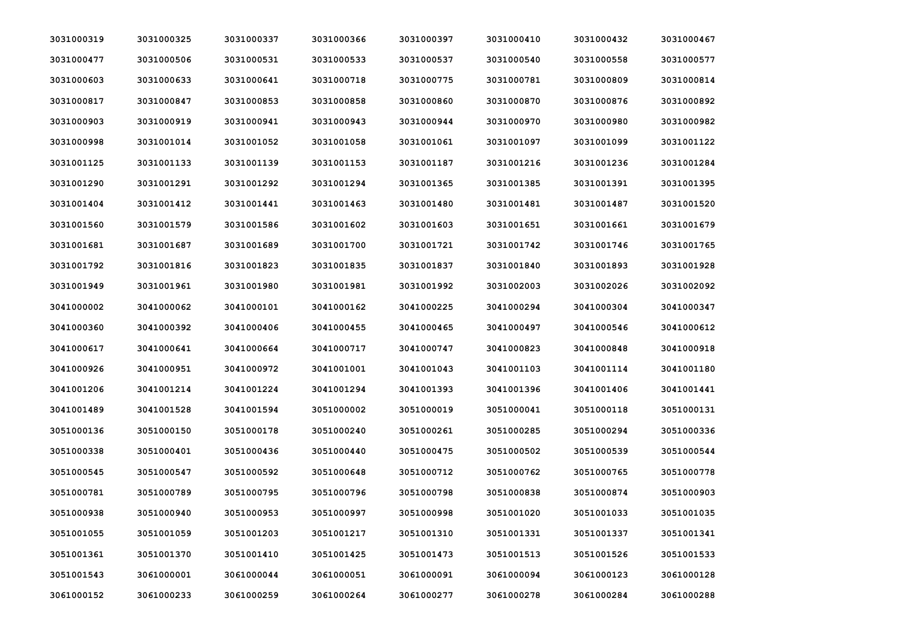| | | | | | | | |
|---|---|---|---|---|---|---|---|
| 3031000319 | 3031000325 | 3031000337 | 3031000366 | 3031000397 | 3031000410 | 3031000432 | 3031000467 |
| 3031000477 | 3031000506 | 3031000531 | 3031000533 | 3031000537 | 3031000540 | 3031000558 | 3031000577 |
| 3031000603 | 3031000633 | 3031000641 | 3031000718 | 3031000775 | 3031000781 | 3031000809 | 3031000814 |
| 3031000817 | 3031000847 | 3031000853 | 3031000858 | 3031000860 | 3031000870 | 3031000876 | 3031000892 |
| 3031000903 | 3031000919 | 3031000941 | 3031000943 | 3031000944 | 3031000970 | 3031000980 | 3031000982 |
| 3031000998 | 3031001014 | 3031001052 | 3031001058 | 3031001061 | 3031001097 | 3031001099 | 3031001122 |
| 3031001125 | 3031001133 | 3031001139 | 3031001153 | 3031001187 | 3031001216 | 3031001236 | 3031001284 |
| 3031001290 | 3031001291 | 3031001292 | 3031001294 | 3031001365 | 3031001385 | 3031001391 | 3031001395 |
| 3031001404 | 3031001412 | 3031001441 | 3031001463 | 3031001480 | 3031001481 | 3031001487 | 3031001520 |
| 3031001560 | 3031001579 | 3031001586 | 3031001602 | 3031001603 | 3031001651 | 3031001661 | 3031001679 |
| 3031001681 | 3031001687 | 3031001689 | 3031001700 | 3031001721 | 3031001742 | 3031001746 | 3031001765 |
| 3031001792 | 3031001816 | 3031001823 | 3031001835 | 3031001837 | 3031001840 | 3031001893 | 3031001928 |
| 3031001949 | 3031001961 | 3031001980 | 3031001981 | 3031001992 | 3031002003 | 3031002026 | 3031002092 |
| 3041000002 | 3041000062 | 3041000101 | 3041000162 | 3041000225 | 3041000294 | 3041000304 | 3041000347 |
| 3041000360 | 3041000392 | 3041000406 | 3041000455 | 3041000465 | 3041000497 | 3041000546 | 3041000612 |
| 3041000617 | 3041000641 | 3041000664 | 3041000717 | 3041000747 | 3041000823 | 3041000848 | 3041000918 |
| 3041000926 | 3041000951 | 3041000972 | 3041001001 | 3041001043 | 3041001103 | 3041001114 | 3041001180 |
| 3041001206 | 3041001214 | 3041001224 | 3041001294 | 3041001393 | 3041001396 | 3041001406 | 3041001441 |
| 3041001489 | 3041001528 | 3041001594 | 3051000002 | 3051000019 | 3051000041 | 3051000118 | 3051000131 |
| 3051000136 | 3051000150 | 3051000178 | 3051000240 | 3051000261 | 3051000285 | 3051000294 | 3051000336 |
| 3051000338 | 3051000401 | 3051000436 | 3051000440 | 3051000475 | 3051000502 | 3051000539 | 3051000544 |
| 3051000545 | 3051000547 | 3051000592 | 3051000648 | 3051000712 | 3051000762 | 3051000765 | 3051000778 |
| 3051000781 | 3051000789 | 3051000795 | 3051000796 | 3051000798 | 3051000838 | 3051000874 | 3051000903 |
| 3051000938 | 3051000940 | 3051000953 | 3051000997 | 3051000998 | 3051001020 | 3051001033 | 3051001035 |
| 3051001055 | 3051001059 | 3051001203 | 3051001217 | 3051001310 | 3051001331 | 3051001337 | 3051001341 |
| 3051001361 | 3051001370 | 3051001410 | 3051001425 | 3051001473 | 3051001513 | 3051001526 | 3051001533 |
| 3051001543 | 3061000001 | 3061000044 | 3061000051 | 3061000091 | 3061000094 | 3061000123 | 3061000128 |
| 3061000152 | 3061000233 | 3061000259 | 3061000264 | 3061000277 | 3061000278 | 3061000284 | 3061000288 |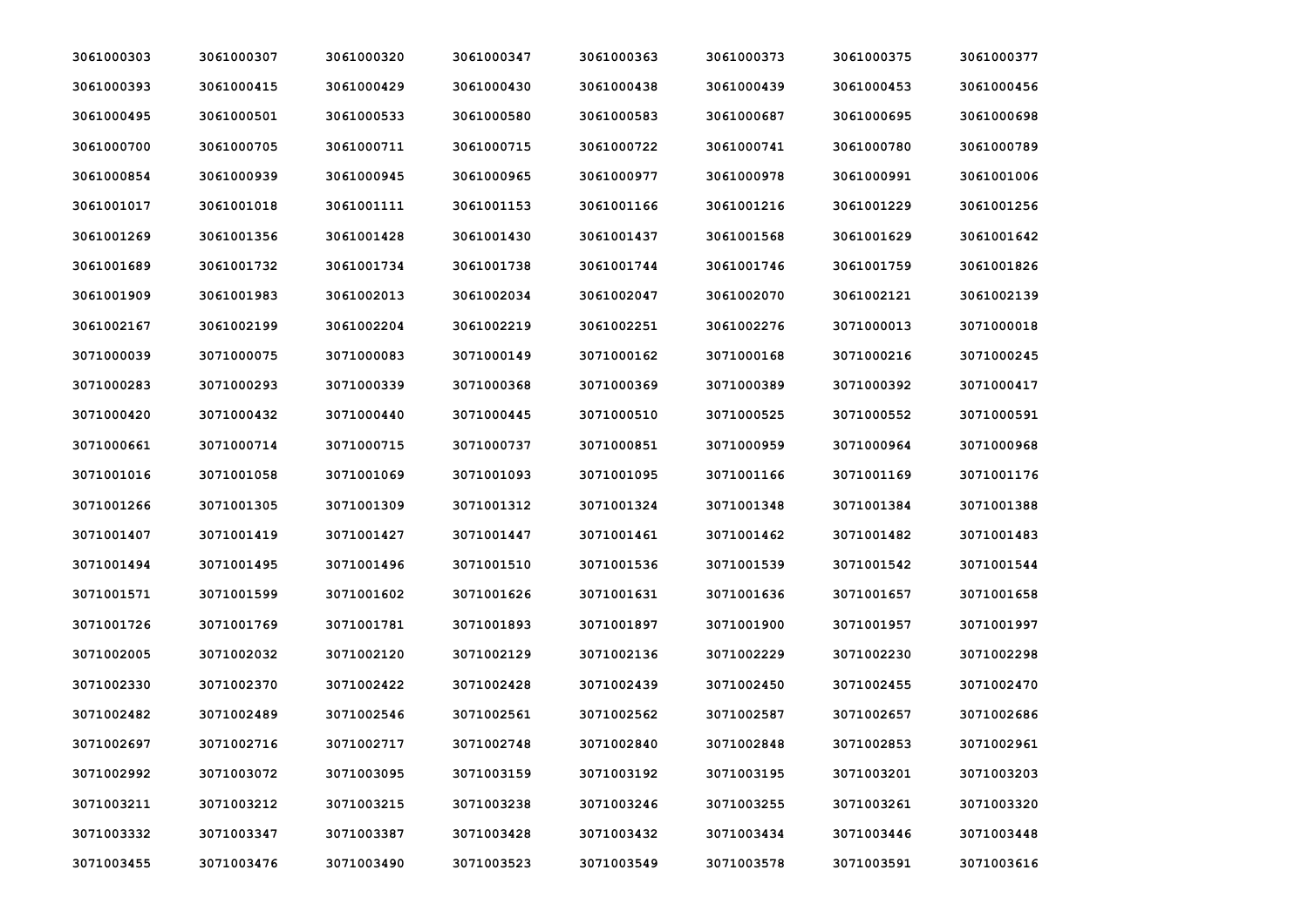| | | | | | | | |
|---|---|---|---|---|---|---|---|
| 3061000303 | 3061000307 | 3061000320 | 3061000347 | 3061000363 | 3061000373 | 3061000375 | 3061000377 |
| 3061000393 | 3061000415 | 3061000429 | 3061000430 | 3061000438 | 3061000439 | 3061000453 | 3061000456 |
| 3061000495 | 3061000501 | 3061000533 | 3061000580 | 3061000583 | 3061000687 | 3061000695 | 3061000698 |
| 3061000700 | 3061000705 | 3061000711 | 3061000715 | 3061000722 | 3061000741 | 3061000780 | 3061000789 |
| 3061000854 | 3061000939 | 3061000945 | 3061000965 | 3061000977 | 3061000978 | 3061000991 | 3061001006 |
| 3061001017 | 3061001018 | 3061001111 | 3061001153 | 3061001166 | 3061001216 | 3061001229 | 3061001256 |
| 3061001269 | 3061001356 | 3061001428 | 3061001430 | 3061001437 | 3061001568 | 3061001629 | 3061001642 |
| 3061001689 | 3061001732 | 3061001734 | 3061001738 | 3061001744 | 3061001746 | 3061001759 | 3061001826 |
| 3061001909 | 3061001983 | 3061002013 | 3061002034 | 3061002047 | 3061002070 | 3061002121 | 3061002139 |
| 3061002167 | 3061002199 | 3061002204 | 3061002219 | 3061002251 | 3061002276 | 3071000013 | 3071000018 |
| 3071000039 | 3071000075 | 3071000083 | 3071000149 | 3071000162 | 3071000168 | 3071000216 | 3071000245 |
| 3071000283 | 3071000293 | 3071000339 | 3071000368 | 3071000369 | 3071000389 | 3071000392 | 3071000417 |
| 3071000420 | 3071000432 | 3071000440 | 3071000445 | 3071000510 | 3071000525 | 3071000552 | 3071000591 |
| 3071000661 | 3071000714 | 3071000715 | 3071000737 | 3071000851 | 3071000959 | 3071000964 | 3071000968 |
| 3071001016 | 3071001058 | 3071001069 | 3071001093 | 3071001095 | 3071001166 | 3071001169 | 3071001176 |
| 3071001266 | 3071001305 | 3071001309 | 3071001312 | 3071001324 | 3071001348 | 3071001384 | 3071001388 |
| 3071001407 | 3071001419 | 3071001427 | 3071001447 | 3071001461 | 3071001462 | 3071001482 | 3071001483 |
| 3071001494 | 3071001495 | 3071001496 | 3071001510 | 3071001536 | 3071001539 | 3071001542 | 3071001544 |
| 3071001571 | 3071001599 | 3071001602 | 3071001626 | 3071001631 | 3071001636 | 3071001657 | 3071001658 |
| 3071001726 | 3071001769 | 3071001781 | 3071001893 | 3071001897 | 3071001900 | 3071001957 | 3071001997 |
| 3071002005 | 3071002032 | 3071002120 | 3071002129 | 3071002136 | 3071002229 | 3071002230 | 3071002298 |
| 3071002330 | 3071002370 | 3071002422 | 3071002428 | 3071002439 | 3071002450 | 3071002455 | 3071002470 |
| 3071002482 | 3071002489 | 3071002546 | 3071002561 | 3071002562 | 3071002587 | 3071002657 | 3071002686 |
| 3071002697 | 3071002716 | 3071002717 | 3071002748 | 3071002840 | 3071002848 | 3071002853 | 3071002961 |
| 3071002992 | 3071003072 | 3071003095 | 3071003159 | 3071003192 | 3071003195 | 3071003201 | 3071003203 |
| 3071003211 | 3071003212 | 3071003215 | 3071003238 | 3071003246 | 3071003255 | 3071003261 | 3071003320 |
| 3071003332 | 3071003347 | 3071003387 | 3071003428 | 3071003432 | 3071003434 | 3071003446 | 3071003448 |
| 3071003455 | 3071003476 | 3071003490 | 3071003523 | 3071003549 | 3071003578 | 3071003591 | 3071003616 |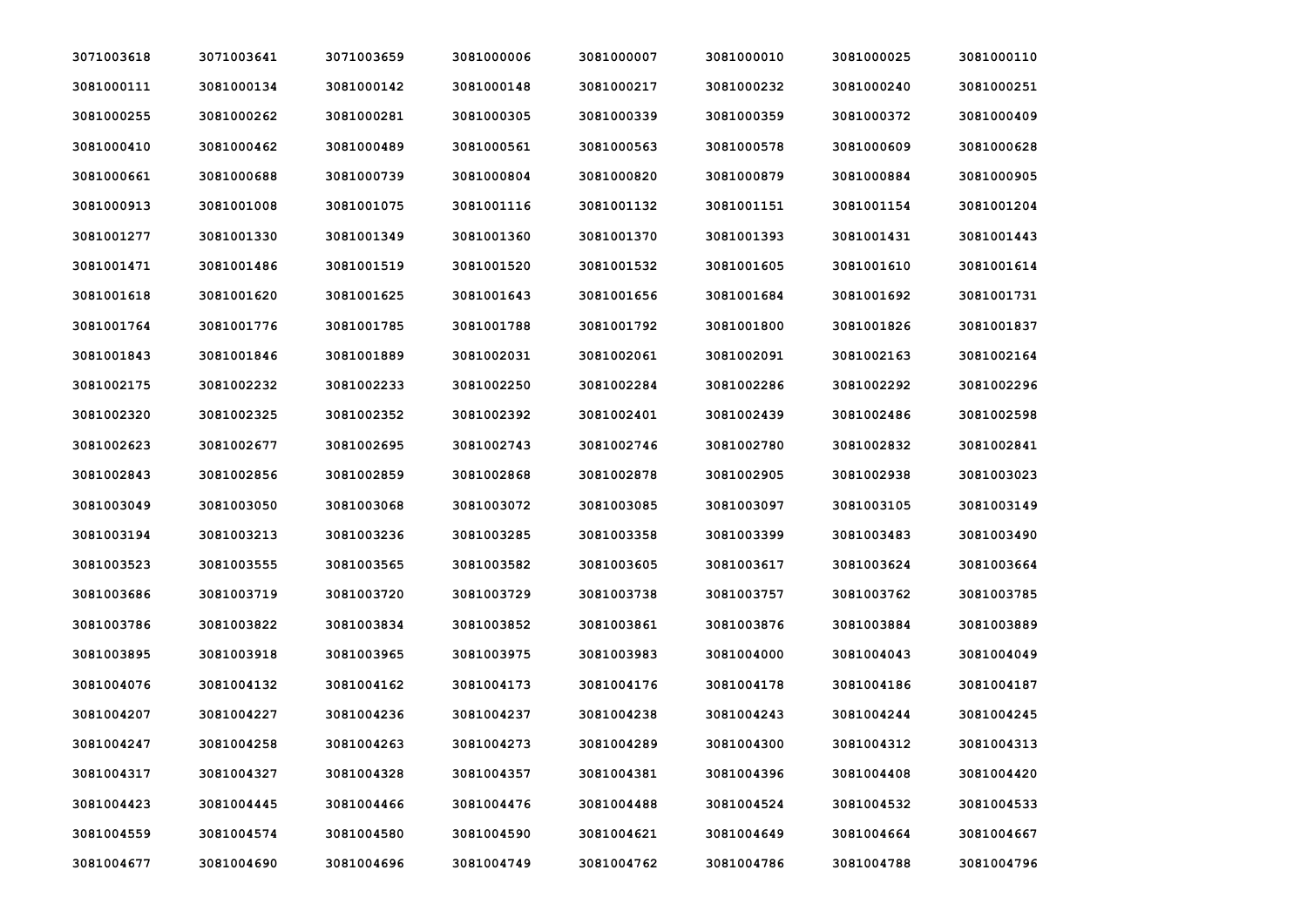| | | | | | | | |
|---|---|---|---|---|---|---|---|
| 3071003618 | 3071003641 | 3071003659 | 3081000006 | 3081000007 | 3081000010 | 3081000025 | 3081000110 |
| 3081000111 | 3081000134 | 3081000142 | 3081000148 | 3081000217 | 3081000232 | 3081000240 | 3081000251 |
| 3081000255 | 3081000262 | 3081000281 | 3081000305 | 3081000339 | 3081000359 | 3081000372 | 3081000409 |
| 3081000410 | 3081000462 | 3081000489 | 3081000561 | 3081000563 | 3081000578 | 3081000609 | 3081000628 |
| 3081000661 | 3081000688 | 3081000739 | 3081000804 | 3081000820 | 3081000879 | 3081000884 | 3081000905 |
| 3081000913 | 3081001008 | 3081001075 | 3081001116 | 3081001132 | 3081001151 | 3081001154 | 3081001204 |
| 3081001277 | 3081001330 | 3081001349 | 3081001360 | 3081001370 | 3081001393 | 3081001431 | 3081001443 |
| 3081001471 | 3081001486 | 3081001519 | 3081001520 | 3081001532 | 3081001605 | 3081001610 | 3081001614 |
| 3081001618 | 3081001620 | 3081001625 | 3081001643 | 3081001656 | 3081001684 | 3081001692 | 3081001731 |
| 3081001764 | 3081001776 | 3081001785 | 3081001788 | 3081001792 | 3081001800 | 3081001826 | 3081001837 |
| 3081001843 | 3081001846 | 3081001889 | 3081002031 | 3081002061 | 3081002091 | 3081002163 | 3081002164 |
| 3081002175 | 3081002232 | 3081002233 | 3081002250 | 3081002284 | 3081002286 | 3081002292 | 3081002296 |
| 3081002320 | 3081002325 | 3081002352 | 3081002392 | 3081002401 | 3081002439 | 3081002486 | 3081002598 |
| 3081002623 | 3081002677 | 3081002695 | 3081002743 | 3081002746 | 3081002780 | 3081002832 | 3081002841 |
| 3081002843 | 3081002856 | 3081002859 | 3081002868 | 3081002878 | 3081002905 | 3081002938 | 3081003023 |
| 3081003049 | 3081003050 | 3081003068 | 3081003072 | 3081003085 | 3081003097 | 3081003105 | 3081003149 |
| 3081003194 | 3081003213 | 3081003236 | 3081003285 | 3081003358 | 3081003399 | 3081003483 | 3081003490 |
| 3081003523 | 3081003555 | 3081003565 | 3081003582 | 3081003605 | 3081003617 | 3081003624 | 3081003664 |
| 3081003686 | 3081003719 | 3081003720 | 3081003729 | 3081003738 | 3081003757 | 3081003762 | 3081003785 |
| 3081003786 | 3081003822 | 3081003834 | 3081003852 | 3081003861 | 3081003876 | 3081003884 | 3081003889 |
| 3081003895 | 3081003918 | 3081003965 | 3081003975 | 3081003983 | 3081004000 | 3081004043 | 3081004049 |
| 3081004076 | 3081004132 | 3081004162 | 3081004173 | 3081004176 | 3081004178 | 3081004186 | 3081004187 |
| 3081004207 | 3081004227 | 3081004236 | 3081004237 | 3081004238 | 3081004243 | 3081004244 | 3081004245 |
| 3081004247 | 3081004258 | 3081004263 | 3081004273 | 3081004289 | 3081004300 | 3081004312 | 3081004313 |
| 3081004317 | 3081004327 | 3081004328 | 3081004357 | 3081004381 | 3081004396 | 3081004408 | 3081004420 |
| 3081004423 | 3081004445 | 3081004466 | 3081004476 | 3081004488 | 3081004524 | 3081004532 | 3081004533 |
| 3081004559 | 3081004574 | 3081004580 | 3081004590 | 3081004621 | 3081004649 | 3081004664 | 3081004667 |
| 3081004677 | 3081004690 | 3081004696 | 3081004749 | 3081004762 | 3081004786 | 3081004788 | 3081004796 |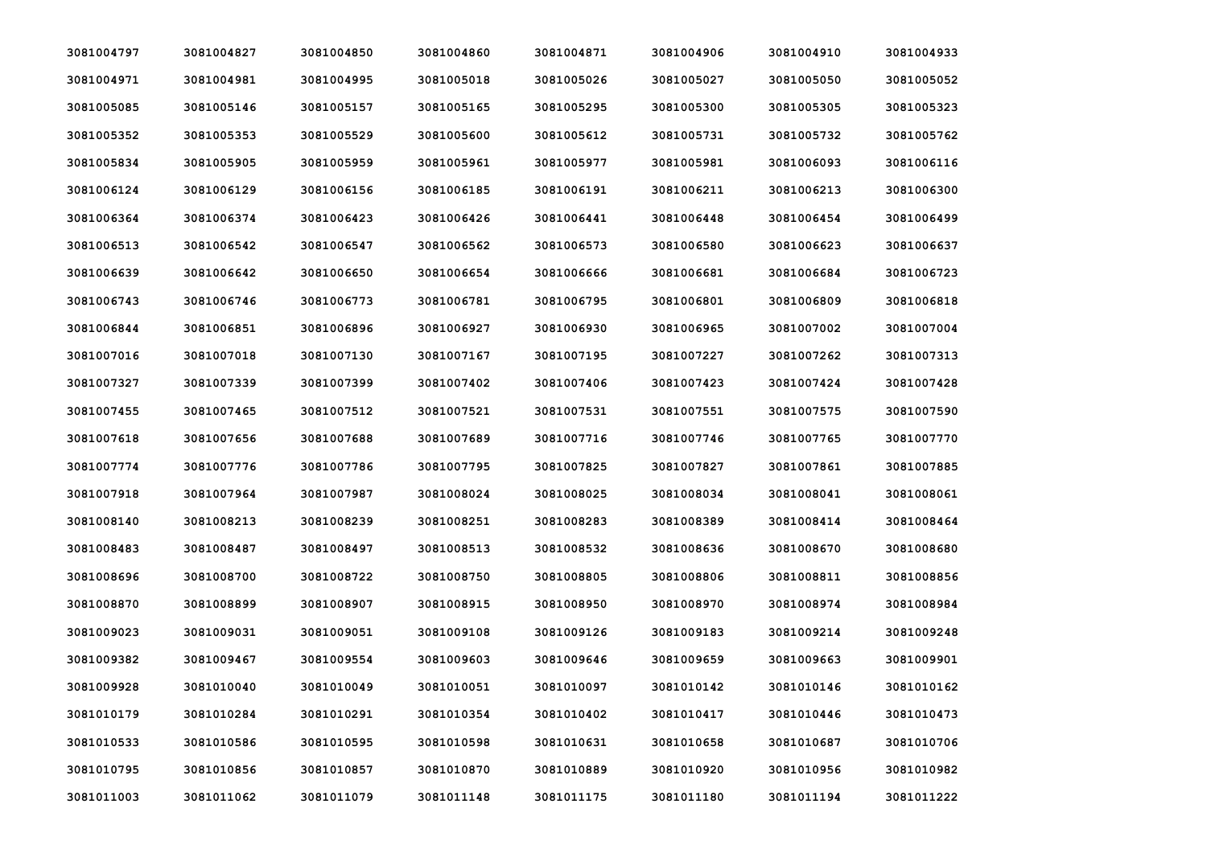| | | | | | | | |
|---|---|---|---|---|---|---|---|
| 3081004797 | 3081004827 | 3081004850 | 3081004860 | 3081004871 | 3081004906 | 3081004910 | 3081004933 |
| 3081004971 | 3081004981 | 3081004995 | 3081005018 | 3081005026 | 3081005027 | 3081005050 | 3081005052 |
| 3081005085 | 3081005146 | 3081005157 | 3081005165 | 3081005295 | 3081005300 | 3081005305 | 3081005323 |
| 3081005352 | 3081005353 | 3081005529 | 3081005600 | 3081005612 | 3081005731 | 3081005732 | 3081005762 |
| 3081005834 | 3081005905 | 3081005959 | 3081005961 | 3081005977 | 3081005981 | 3081006093 | 3081006116 |
| 3081006124 | 3081006129 | 3081006156 | 3081006185 | 3081006191 | 3081006211 | 3081006213 | 3081006300 |
| 3081006364 | 3081006374 | 3081006423 | 3081006426 | 3081006441 | 3081006448 | 3081006454 | 3081006499 |
| 3081006513 | 3081006542 | 3081006547 | 3081006562 | 3081006573 | 3081006580 | 3081006623 | 3081006637 |
| 3081006639 | 3081006642 | 3081006650 | 3081006654 | 3081006666 | 3081006681 | 3081006684 | 3081006723 |
| 3081006743 | 3081006746 | 3081006773 | 3081006781 | 3081006795 | 3081006801 | 3081006809 | 3081006818 |
| 3081006844 | 3081006851 | 3081006896 | 3081006927 | 3081006930 | 3081006965 | 3081007002 | 3081007004 |
| 3081007016 | 3081007018 | 3081007130 | 3081007167 | 3081007195 | 3081007227 | 3081007262 | 3081007313 |
| 3081007327 | 3081007339 | 3081007399 | 3081007402 | 3081007406 | 3081007423 | 3081007424 | 3081007428 |
| 3081007455 | 3081007465 | 3081007512 | 3081007521 | 3081007531 | 3081007551 | 3081007575 | 3081007590 |
| 3081007618 | 3081007656 | 3081007688 | 3081007689 | 3081007716 | 3081007746 | 3081007765 | 3081007770 |
| 3081007774 | 3081007776 | 3081007786 | 3081007795 | 3081007825 | 3081007827 | 3081007861 | 3081007885 |
| 3081007918 | 3081007964 | 3081007987 | 3081008024 | 3081008025 | 3081008034 | 3081008041 | 3081008061 |
| 3081008140 | 3081008213 | 3081008239 | 3081008251 | 3081008283 | 3081008389 | 3081008414 | 3081008464 |
| 3081008483 | 3081008487 | 3081008497 | 3081008513 | 3081008532 | 3081008636 | 3081008670 | 3081008680 |
| 3081008696 | 3081008700 | 3081008722 | 3081008750 | 3081008805 | 3081008806 | 3081008811 | 3081008856 |
| 3081008870 | 3081008899 | 3081008907 | 3081008915 | 3081008950 | 3081008970 | 3081008974 | 3081008984 |
| 3081009023 | 3081009031 | 3081009051 | 3081009108 | 3081009126 | 3081009183 | 3081009214 | 3081009248 |
| 3081009382 | 3081009467 | 3081009554 | 3081009603 | 3081009646 | 3081009659 | 3081009663 | 3081009901 |
| 3081009928 | 3081010040 | 3081010049 | 3081010051 | 3081010097 | 3081010142 | 3081010146 | 3081010162 |
| 3081010179 | 3081010284 | 3081010291 | 3081010354 | 3081010402 | 3081010417 | 3081010446 | 3081010473 |
| 3081010533 | 3081010586 | 3081010595 | 3081010598 | 3081010631 | 3081010658 | 3081010687 | 3081010706 |
| 3081010795 | 3081010856 | 3081010857 | 3081010870 | 3081010889 | 3081010920 | 3081010956 | 3081010982 |
| 3081011003 | 3081011062 | 3081011079 | 3081011148 | 3081011175 | 3081011180 | 3081011194 | 3081011222 |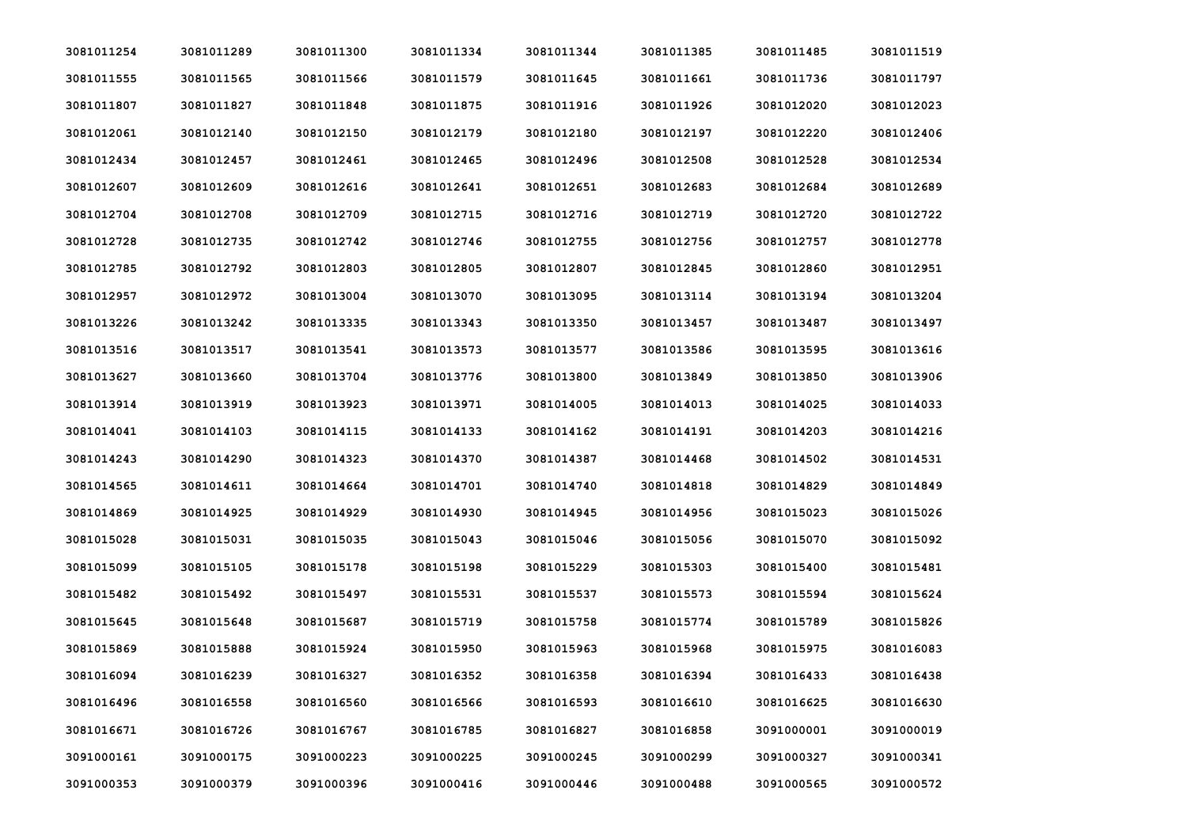| | | | | | | | |
|---|---|---|---|---|---|---|---|
| 3081011254 | 3081011289 | 3081011300 | 3081011334 | 3081011344 | 3081011385 | 3081011485 | 3081011519 |
| 3081011555 | 3081011565 | 3081011566 | 3081011579 | 3081011645 | 3081011661 | 3081011736 | 3081011797 |
| 3081011807 | 3081011827 | 3081011848 | 3081011875 | 3081011916 | 3081011926 | 3081012020 | 3081012023 |
| 3081012061 | 3081012140 | 3081012150 | 3081012179 | 3081012180 | 3081012197 | 3081012220 | 3081012406 |
| 3081012434 | 3081012457 | 3081012461 | 3081012465 | 3081012496 | 3081012508 | 3081012528 | 3081012534 |
| 3081012607 | 3081012609 | 3081012616 | 3081012641 | 3081012651 | 3081012683 | 3081012684 | 3081012689 |
| 3081012704 | 3081012708 | 3081012709 | 3081012715 | 3081012716 | 3081012719 | 3081012720 | 3081012722 |
| 3081012728 | 3081012735 | 3081012742 | 3081012746 | 3081012755 | 3081012756 | 3081012757 | 3081012778 |
| 3081012785 | 3081012792 | 3081012803 | 3081012805 | 3081012807 | 3081012845 | 3081012860 | 3081012951 |
| 3081012957 | 3081012972 | 3081013004 | 3081013070 | 3081013095 | 3081013114 | 3081013194 | 3081013204 |
| 3081013226 | 3081013242 | 3081013335 | 3081013343 | 3081013350 | 3081013457 | 3081013487 | 3081013497 |
| 3081013516 | 3081013517 | 3081013541 | 3081013573 | 3081013577 | 3081013586 | 3081013595 | 3081013616 |
| 3081013627 | 3081013660 | 3081013704 | 3081013776 | 3081013800 | 3081013849 | 3081013850 | 3081013906 |
| 3081013914 | 3081013919 | 3081013923 | 3081013971 | 3081014005 | 3081014013 | 3081014025 | 3081014033 |
| 3081014041 | 3081014103 | 3081014115 | 3081014133 | 3081014162 | 3081014191 | 3081014203 | 3081014216 |
| 3081014243 | 3081014290 | 3081014323 | 3081014370 | 3081014387 | 3081014468 | 3081014502 | 3081014531 |
| 3081014565 | 3081014611 | 3081014664 | 3081014701 | 3081014740 | 3081014818 | 3081014829 | 3081014849 |
| 3081014869 | 3081014925 | 3081014929 | 3081014930 | 3081014945 | 3081014956 | 3081015023 | 3081015026 |
| 3081015028 | 3081015031 | 3081015035 | 3081015043 | 3081015046 | 3081015056 | 3081015070 | 3081015092 |
| 3081015099 | 3081015105 | 3081015178 | 3081015198 | 3081015229 | 3081015303 | 3081015400 | 3081015481 |
| 3081015482 | 3081015492 | 3081015497 | 3081015531 | 3081015537 | 3081015573 | 3081015594 | 3081015624 |
| 3081015645 | 3081015648 | 3081015687 | 3081015719 | 3081015758 | 3081015774 | 3081015789 | 3081015826 |
| 3081015869 | 3081015888 | 3081015924 | 3081015950 | 3081015963 | 3081015968 | 3081015975 | 3081016083 |
| 3081016094 | 3081016239 | 3081016327 | 3081016352 | 3081016358 | 3081016394 | 3081016433 | 3081016438 |
| 3081016496 | 3081016558 | 3081016560 | 3081016566 | 3081016593 | 3081016610 | 3081016625 | 3081016630 |
| 3081016671 | 3081016726 | 3081016767 | 3081016785 | 3081016827 | 3081016858 | 3091000001 | 3091000019 |
| 3091000161 | 3091000175 | 3091000223 | 3091000225 | 3091000245 | 3091000299 | 3091000327 | 3091000341 |
| 3091000353 | 3091000379 | 3091000396 | 3091000416 | 3091000446 | 3091000488 | 3091000565 | 3091000572 |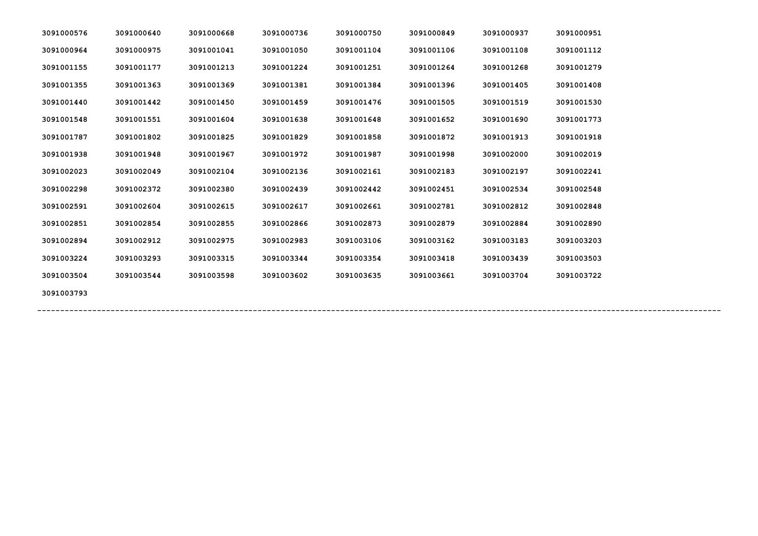| | | | | | | | |
|---|---|---|---|---|---|---|---|
| 3091000576 | 3091000640 | 3091000668 | 3091000736 | 3091000750 | 3091000849 | 3091000937 | 3091000951 |
| 3091000964 | 3091000975 | 3091001041 | 3091001050 | 3091001104 | 3091001106 | 3091001108 | 3091001112 |
| 3091001155 | 3091001177 | 3091001213 | 3091001224 | 3091001251 | 3091001264 | 3091001268 | 3091001279 |
| 3091001355 | 3091001363 | 3091001369 | 3091001381 | 3091001384 | 3091001396 | 3091001405 | 3091001408 |
| 3091001440 | 3091001442 | 3091001450 | 3091001459 | 3091001476 | 3091001505 | 3091001519 | 3091001530 |
| 3091001548 | 3091001551 | 3091001604 | 3091001638 | 3091001648 | 3091001652 | 3091001690 | 3091001773 |
| 3091001787 | 3091001802 | 3091001825 | 3091001829 | 3091001858 | 3091001872 | 3091001913 | 3091001918 |
| 3091001938 | 3091001948 | 3091001967 | 3091001972 | 3091001987 | 3091001998 | 3091002000 | 3091002019 |
| 3091002023 | 3091002049 | 3091002104 | 3091002136 | 3091002161 | 3091002183 | 3091002197 | 3091002241 |
| 3091002298 | 3091002372 | 3091002380 | 3091002439 | 3091002442 | 3091002451 | 3091002534 | 3091002548 |
| 3091002591 | 3091002604 | 3091002615 | 3091002617 | 3091002661 | 3091002781 | 3091002812 | 3091002848 |
| 3091002851 | 3091002854 | 3091002855 | 3091002866 | 3091002873 | 3091002879 | 3091002884 | 3091002890 |
| 3091002894 | 3091002912 | 3091002975 | 3091002983 | 3091003106 | 3091003162 | 3091003183 | 3091003203 |
| 3091003224 | 3091003293 | 3091003315 | 3091003344 | 3091003354 | 3091003418 | 3091003439 | 3091003503 |
| 3091003504 | 3091003544 | 3091003598 | 3091003602 | 3091003635 | 3091003661 | 3091003704 | 3091003722 |
| 3091003793 | | | | | | | |

---